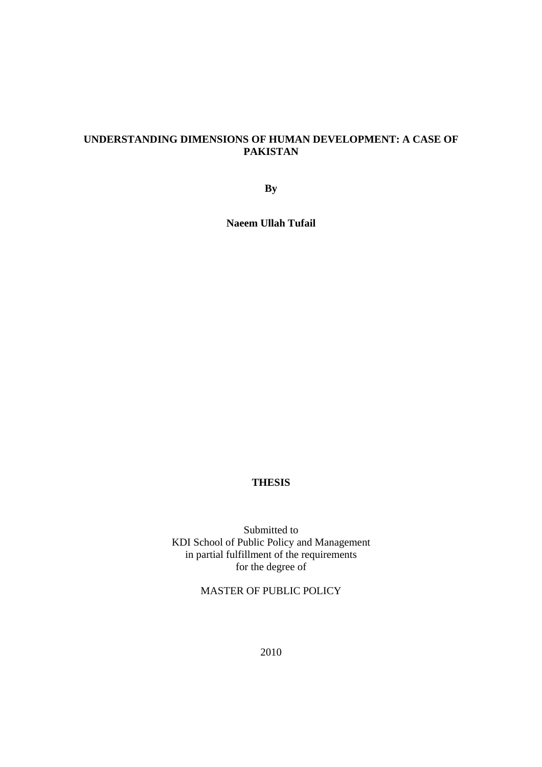# UNDERSTANDING DIMENSIONS OF HUMAN DEVELOPMENT: A CASE OF PAKISTAN

**By**

**Naeem Ullah Tufail**

**THESIS**

Submitted to
KDI School of Public Policy and Management
in partial fulfillment of the requirements
for the degree of

MASTER OF PUBLIC POLICY

2010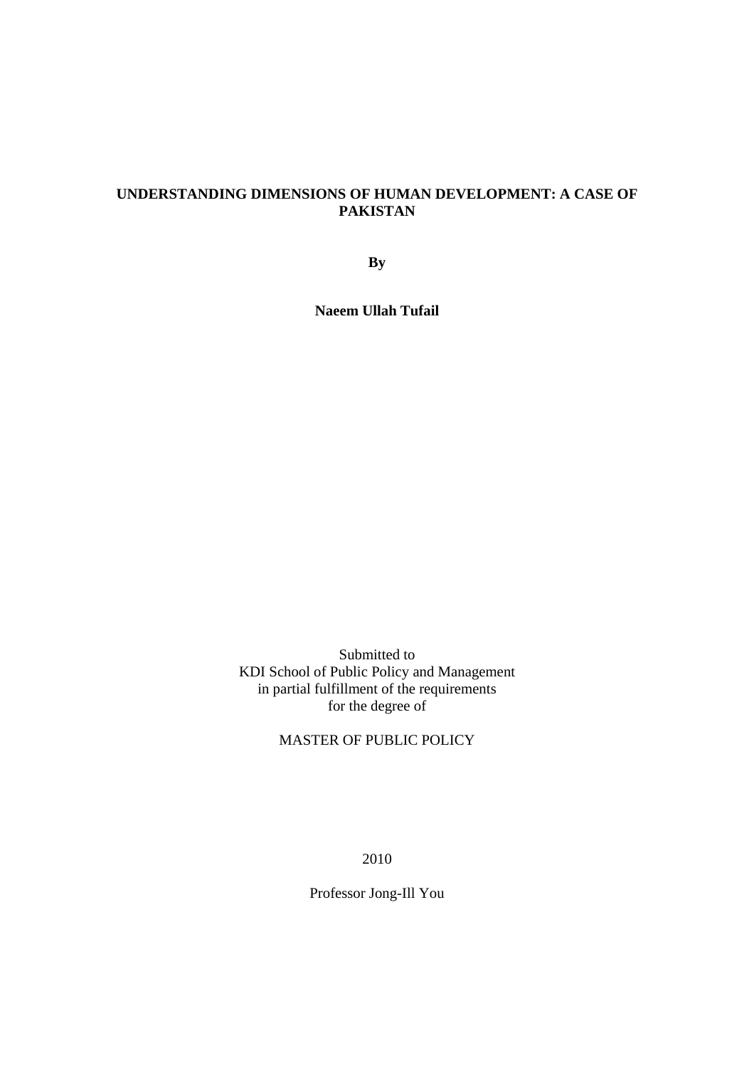**UNDERSTANDING DIMENSIONS OF HUMAN DEVELOPMENT: A CASE OF PAKISTAN**

**By**

**Naeem Ullah Tufail**

Submitted to
KDI School of Public Policy and Management
in partial fulfillment of the requirements
for the degree of

MASTER OF PUBLIC POLICY

2010

Professor Jong-Ill You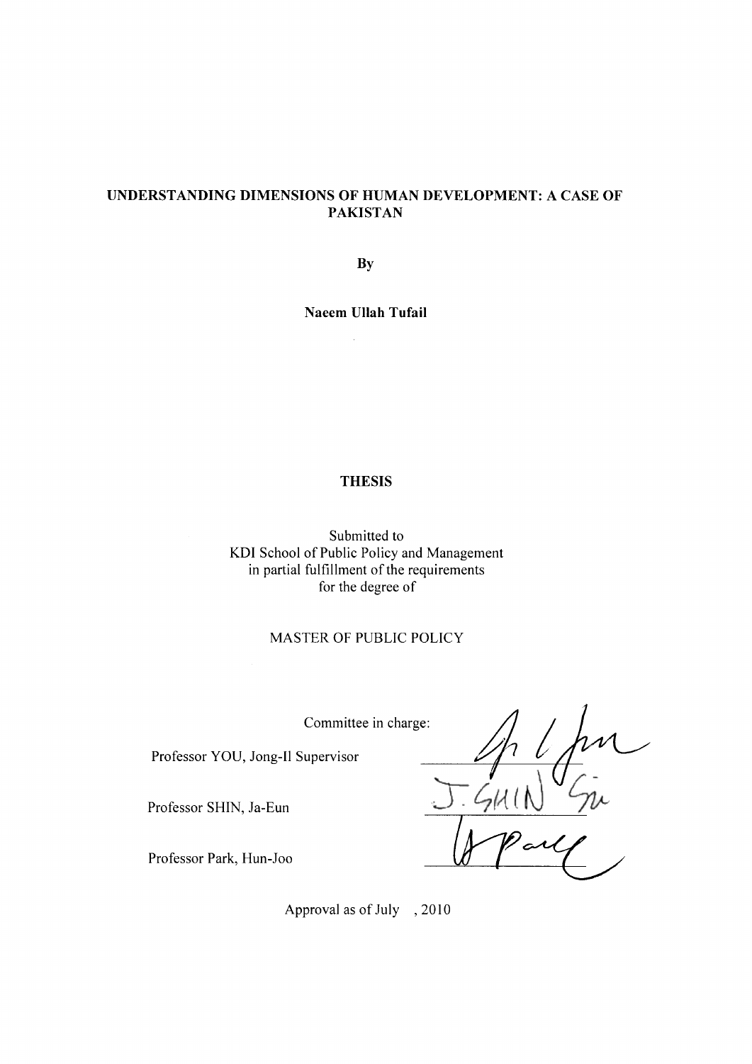**UNDERSTANDING DIMENSIONS OF HUMAN DEVELOPMENT: A CASE OF PAKISTAN**

By

**Naeem Ullah Tufail**

**THESIS**

Submitted to
KDI School of Public Policy and Management
in partial fulfillment of the requirements
for the degree of

MASTER OF PUBLIC POLICY

Committee in charge:

Professor YOU, Jong-Il Supervisor

Professor SHIN, Ja-Eun

Professor Park, Hun-Joo

Approval as of July , 2010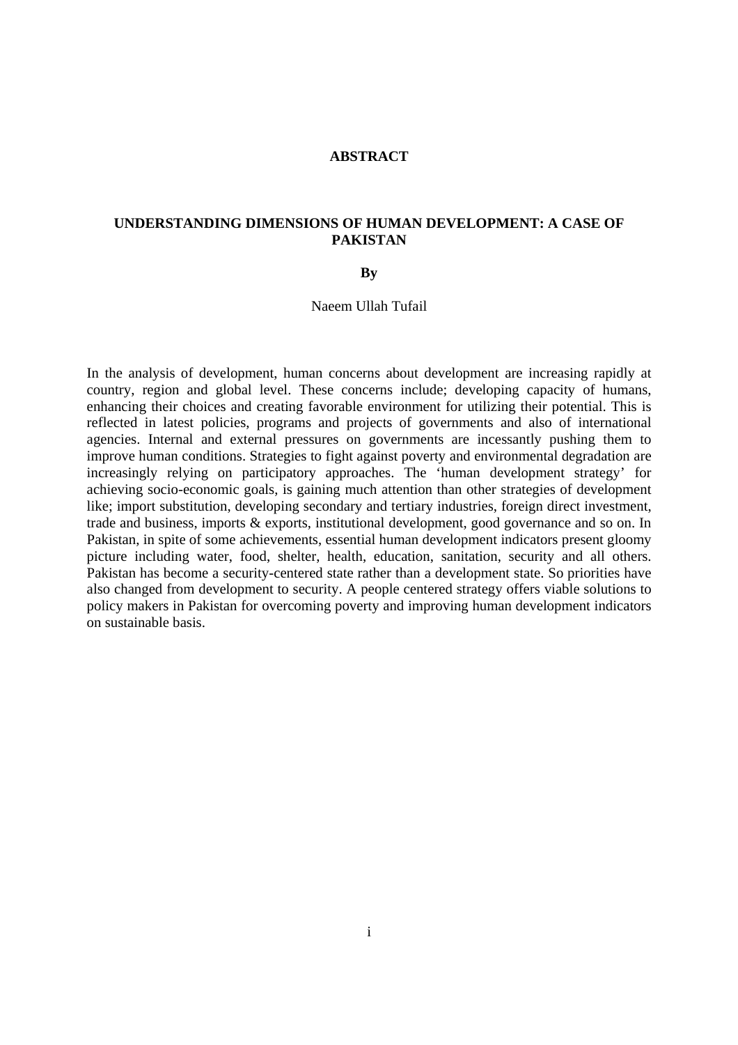# ABSTRACT

## UNDERSTANDING DIMENSIONS OF HUMAN DEVELOPMENT: A CASE OF PAKISTAN

**By**

Naeem Ullah Tufail

In the analysis of development, human concerns about development are increasing rapidly at country, region and global level. These concerns include; developing capacity of humans, enhancing their choices and creating favorable environment for utilizing their potential. This is reflected in latest policies, programs and projects of governments and also of international agencies. Internal and external pressures on governments are incessantly pushing them to improve human conditions. Strategies to fight against poverty and environmental degradation are increasingly relying on participatory approaches. The 'human development strategy' for achieving socio-economic goals, is gaining much attention than other strategies of development like; import substitution, developing secondary and tertiary industries, foreign direct investment, trade and business, imports & exports, institutional development, good governance and so on. In Pakistan, in spite of some achievements, essential human development indicators present gloomy picture including water, food, shelter, health, education, sanitation, security and all others. Pakistan has become a security-centered state rather than a development state. So priorities have also changed from development to security. A people centered strategy offers viable solutions to policy makers in Pakistan for overcoming poverty and improving human development indicators on sustainable basis.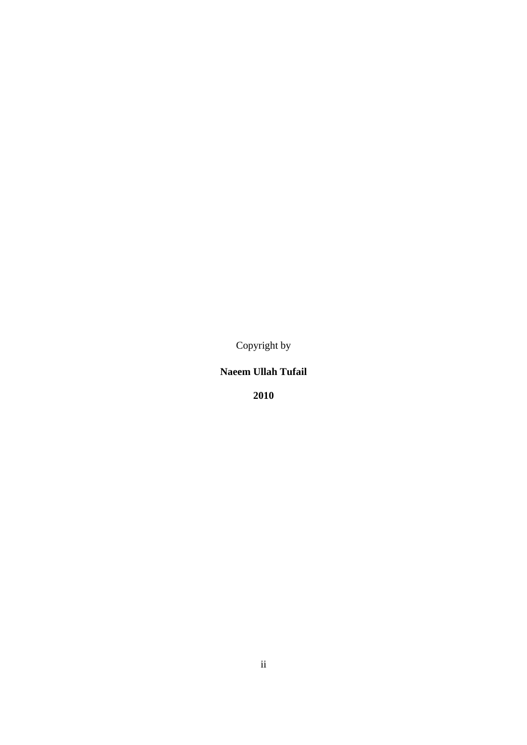Copyright by

**Naeem Ullah Tufail**

**2010**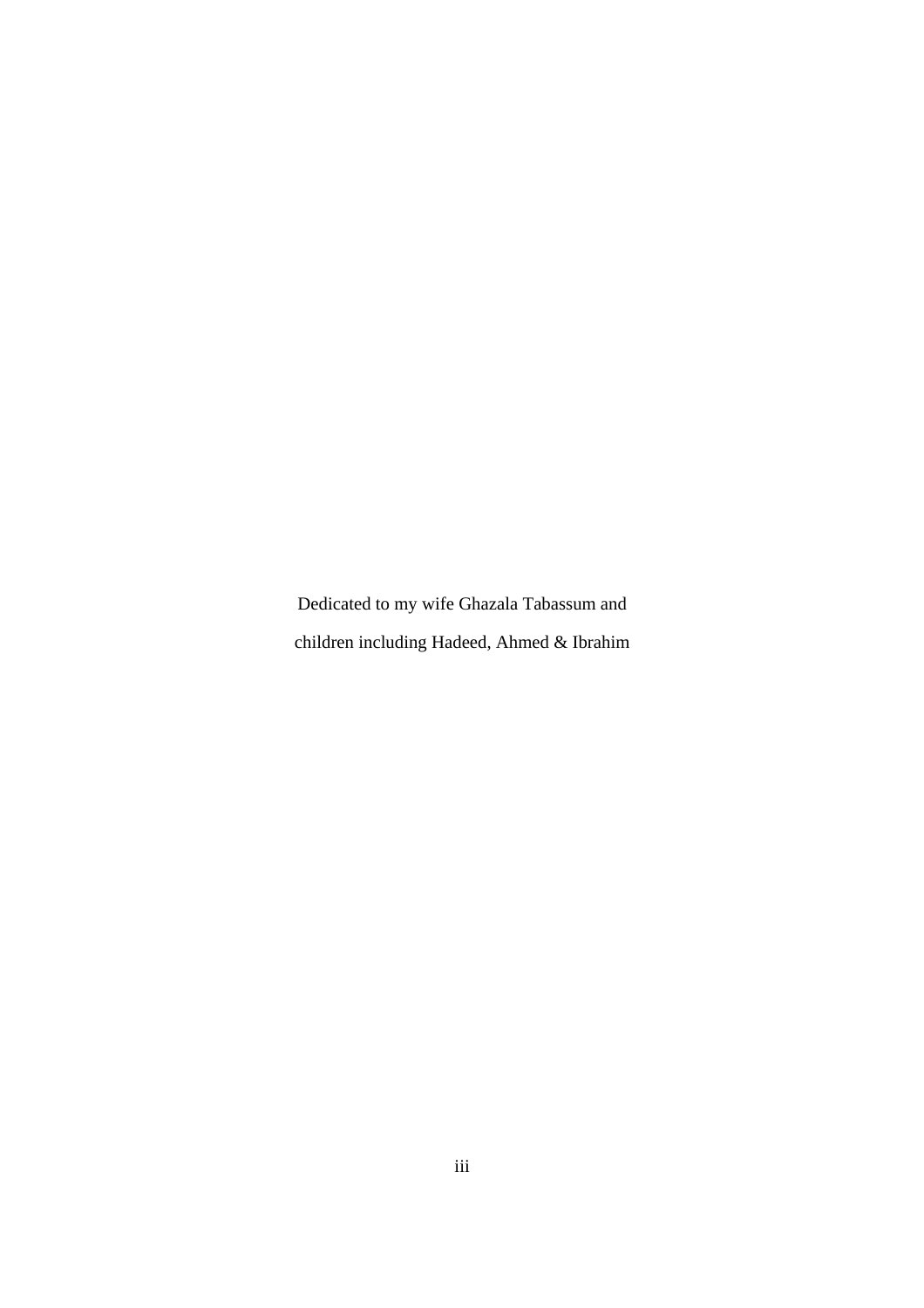Dedicated to my wife Ghazala Tabassum and

children including Hadeed, Ahmed & Ibrahim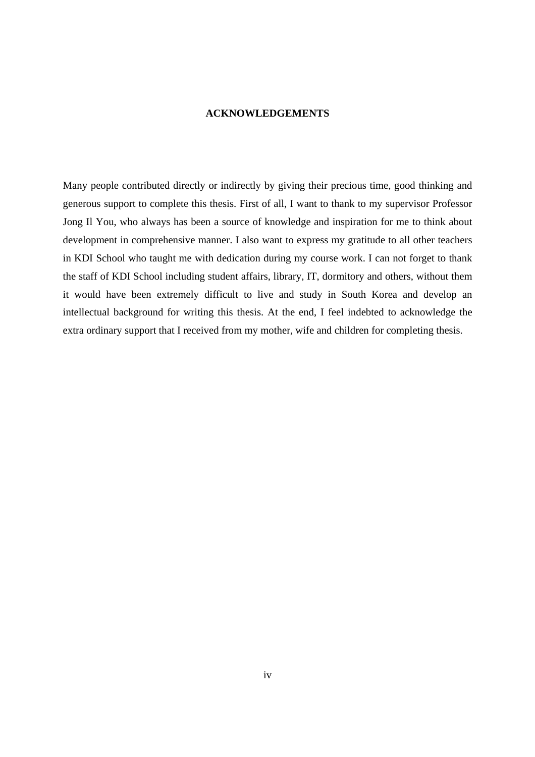# ACKNOWLEDGEMENTS

Many people contributed directly or indirectly by giving their precious time, good thinking and generous support to complete this thesis. First of all, I want to thank to my supervisor Professor Jong Il You, who always has been a source of knowledge and inspiration for me to think about development in comprehensive manner. I also want to express my gratitude to all other teachers in KDI School who taught me with dedication during my course work. I can not forget to thank the staff of KDI School including student affairs, library, IT, dormitory and others, without them it would have been extremely difficult to live and study in South Korea and develop an intellectual background for writing this thesis. At the end, I feel indebted to acknowledge the extra ordinary support that I received from my mother, wife and children for completing thesis.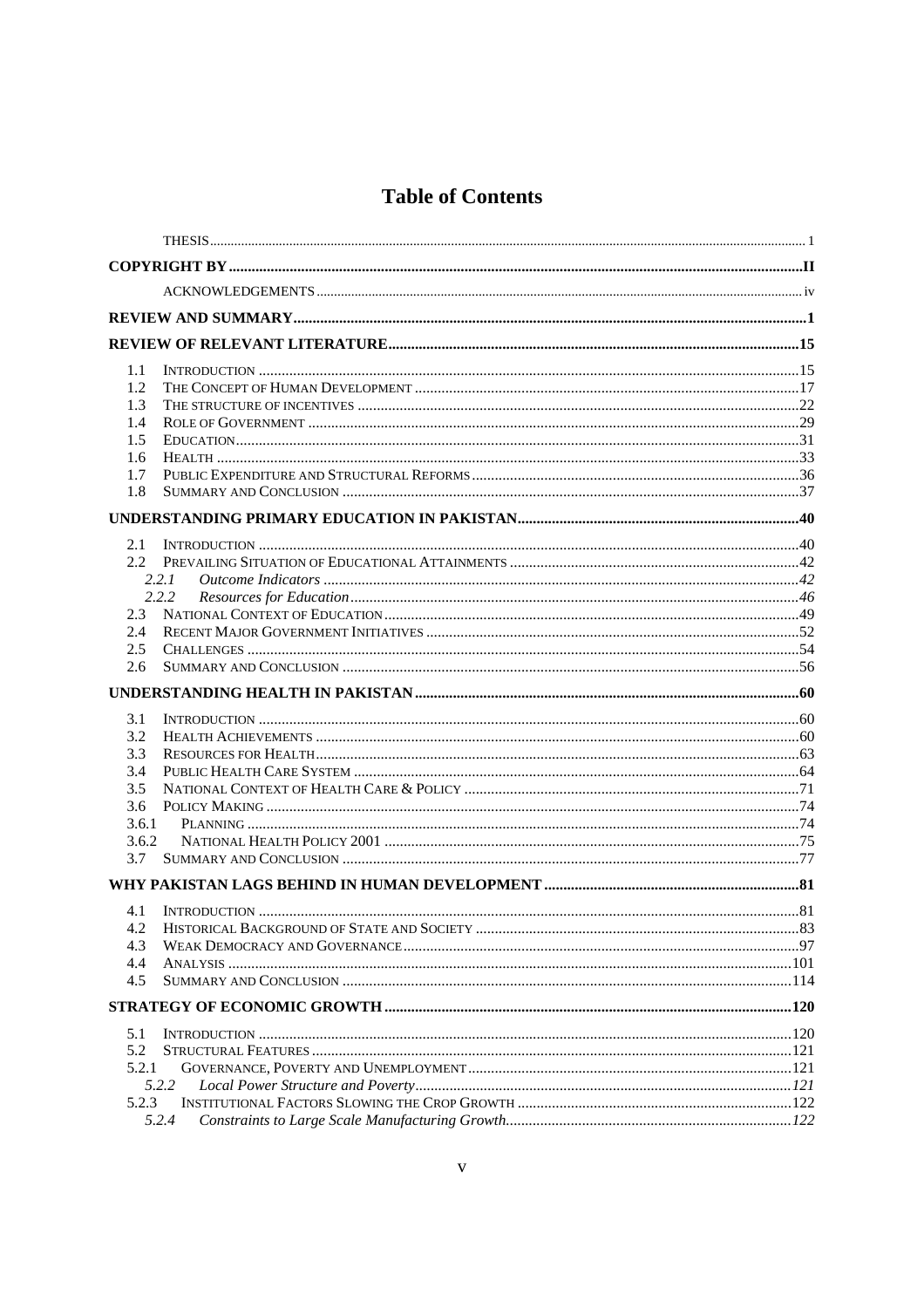# Table of Contents

THESIS ..... 1

**COPYRIGHT BY ..... II**

ACKNOWLEDGEMENTS ..... iv

**REVIEW AND SUMMARY ..... 1**

**REVIEW OF RELEVANT LITERATURE ..... 15**

1.1 INTRODUCTION ..... 15
1.2 THE CONCEPT OF HUMAN DEVELOPMENT ..... 17
1.3 THE STRUCTURE OF INCENTIVES ..... 22
1.4 ROLE OF GOVERNMENT ..... 29
1.5 EDUCATION ..... 31
1.6 HEALTH ..... 33
1.7 PUBLIC EXPENDITURE AND STRUCTURAL REFORMS ..... 36
1.8 SUMMARY AND CONCLUSION ..... 37

**UNDERSTANDING PRIMARY EDUCATION IN PAKISTAN ..... 40**

2.1 INTRODUCTION ..... 40
2.2 PREVAILING SITUATION OF EDUCATIONAL ATTAINMENTS ..... 42
*2.2.1 Outcome Indicators ..... 42*
*2.2.2 Resources for Education ..... 46*
2.3 NATIONAL CONTEXT OF EDUCATION ..... 49
2.4 RECENT MAJOR GOVERNMENT INITIATIVES ..... 52
2.5 CHALLENGES ..... 54
2.6 SUMMARY AND CONCLUSION ..... 56

**UNDERSTANDING HEALTH IN PAKISTAN ..... 60**

3.1 INTRODUCTION ..... 60
3.2 HEALTH ACHIEVEMENTS ..... 60
3.3 RESOURCES FOR HEALTH ..... 63
3.4 PUBLIC HEALTH CARE SYSTEM ..... 64
3.5 NATIONAL CONTEXT OF HEALTH CARE & POLICY ..... 71
3.6 POLICY MAKING ..... 74
3.6.1 PLANNING ..... 74
3.6.2 NATIONAL HEALTH POLICY 2001 ..... 75
3.7 SUMMARY AND CONCLUSION ..... 77

**WHY PAKISTAN LAGS BEHIND IN HUMAN DEVELOPMENT ..... 81**

4.1 INTRODUCTION ..... 81
4.2 HISTORICAL BACKGROUND OF STATE AND SOCIETY ..... 83
4.3 WEAK DEMOCRACY AND GOVERNANCE ..... 97
4.4 ANALYSIS ..... 101
4.5 SUMMARY AND CONCLUSION ..... 114

**STRATEGY OF ECONOMIC GROWTH ..... 120**

5.1 INTRODUCTION ..... 120
5.2 STRUCTURAL FEATURES ..... 121
5.2.1 GOVERNANCE, POVERTY AND UNEMPLOYMENT ..... 121
*5.2.2 Local Power Structure and Poverty ..... 121*
5.2.3 INSTITUTIONAL FACTORS SLOWING THE CROP GROWTH ..... 122
*5.2.4 Constraints to Large Scale Manufacturing Growth ..... 122*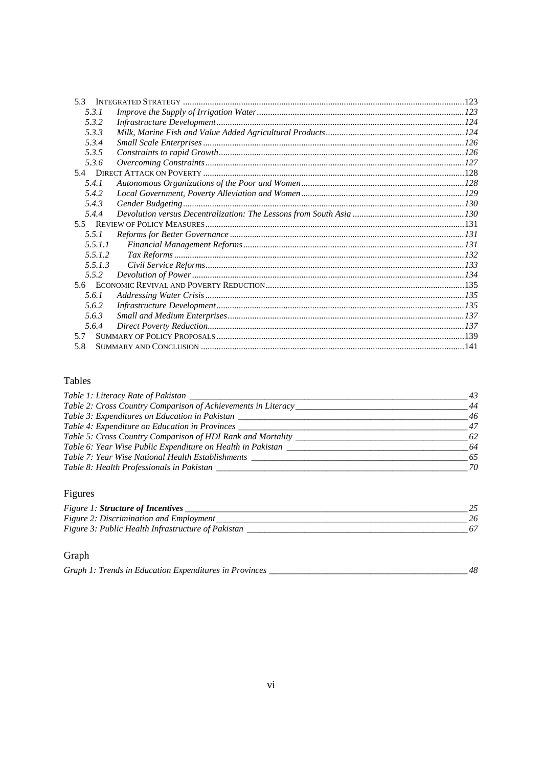5.3 INTEGRATED STRATEGY ............................................................................................................123
  5.3.1 *Improve the Supply of Irrigation Water* ..........................................................................123
  5.3.2 *Infrastructure Development* ............................................................................................124
  5.3.3 *Milk, Marine Fish and Value Added Agricultural Products* ............................................124
  5.3.4 *Small Scale Enterprises* ..................................................................................................126
  5.3.5 *Constraints to rapid Growth* ...........................................................................................126
  5.3.6 *Overcoming Constraints* .................................................................................................127
5.4 DIRECT ATTACK ON POVERTY .................................................................................................128
  5.4.1 *Autonomous Organizations of the Poor and Women* .......................................................128
  5.4.2 *Local Government, Poverty Alleviation and Women* .......................................................129
  5.4.3 *Gender Budgeting* ...........................................................................................................130
  5.4.4 *Devolution versus Decentralization: The Lessons from South Asia* ................................130
5.5 REVIEW OF POLICY MEASURES .................................................................................................131
  5.5.1 *Reforms for Better Governance* ......................................................................................131
  5.5.1.1 *Financial Management Reforms* ..................................................................................131
  5.5.1.2 *Tax Reforms* ................................................................................................................132
  5.5.1.3 *Civil Service Reforms* ..................................................................................................133
  5.5.2 *Devolution of Power* .......................................................................................................134
5.6 ECONOMIC REVIVAL AND POVERTY REDUCTION ......................................................................135
  5.6.1 *Addressing Water Crisis* .................................................................................................135
  5.6.2 *Infrastructure Development* ............................................................................................135
  5.6.3 *Small and Medium Enterprises* .......................................................................................137
  5.6.4 *Direct Poverty Reduction* ................................................................................................137
5.7 SUMMARY OF POLICY PROPOSALS ............................................................................................139
5.8 SUMMARY AND CONCLUSION ...................................................................................................141

## Tables

*Table 1: Literacy Rate of Pakistan* ____________________________________ 43
*Table 2: Cross Country Comparison of Achievements in Literacy* ______________ 44
*Table 3: Expenditures on Education in Pakistan* __________________________ 46
*Table 4: Expenditure on Education in Provinces* __________________________ 47
*Table 5: Cross Country Comparison of HDI Rank and Mortality* _______________ 62
*Table 6: Year Wise Public Expenditure on Health in Pakistan* ________________ 64
*Table 7: Year Wise National Health Establishments* ________________________ 65
*Table 8: Health Professionals in Pakistan* ________________________________ 70

## Figures

*Figure 1: **Structure of Incentives*** ____________________________________ 25
*Figure 2: Discrimination and Employment* _______________________________ 26
*Figure 3: Public Health Infrastructure of Pakistan* _________________________ 67

## Graph

*Graph 1: Trends in Education Expenditures in Provinces* ____________________ 48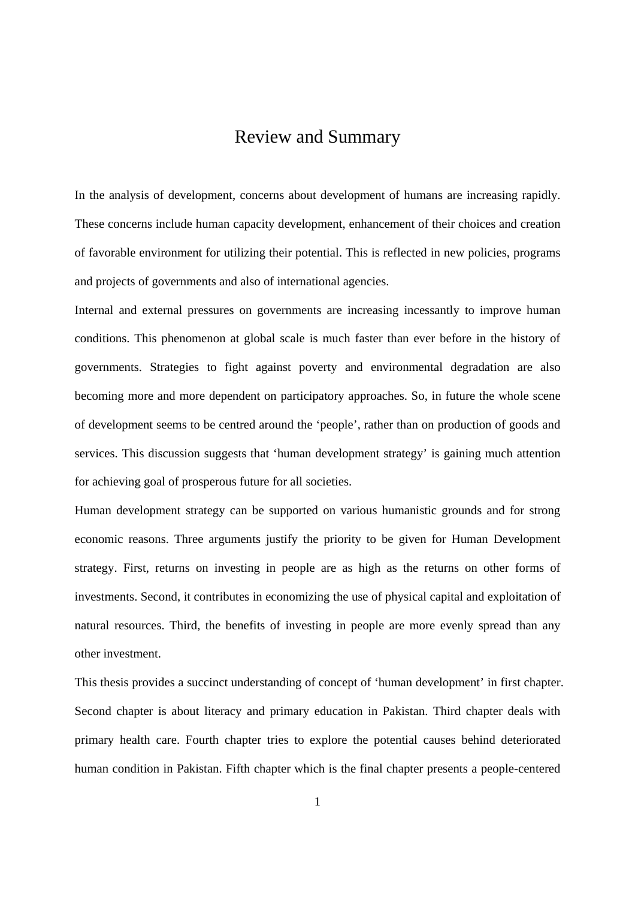# Review and Summary

In the analysis of development, concerns about development of humans are increasing rapidly. These concerns include human capacity development, enhancement of their choices and creation of favorable environment for utilizing their potential. This is reflected in new policies, programs and projects of governments and also of international agencies.

Internal and external pressures on governments are increasing incessantly to improve human conditions. This phenomenon at global scale is much faster than ever before in the history of governments. Strategies to fight against poverty and environmental degradation are also becoming more and more dependent on participatory approaches. So, in future the whole scene of development seems to be centred around the 'people', rather than on production of goods and services. This discussion suggests that 'human development strategy' is gaining much attention for achieving goal of prosperous future for all societies.

Human development strategy can be supported on various humanistic grounds and for strong economic reasons. Three arguments justify the priority to be given for Human Development strategy. First, returns on investing in people are as high as the returns on other forms of investments. Second, it contributes in economizing the use of physical capital and exploitation of natural resources. Third, the benefits of investing in people are more evenly spread than any other investment.

This thesis provides a succinct understanding of concept of 'human development' in first chapter. Second chapter is about literacy and primary education in Pakistan. Third chapter deals with primary health care. Fourth chapter tries to explore the potential causes behind deteriorated human condition in Pakistan. Fifth chapter which is the final chapter presents a people-centered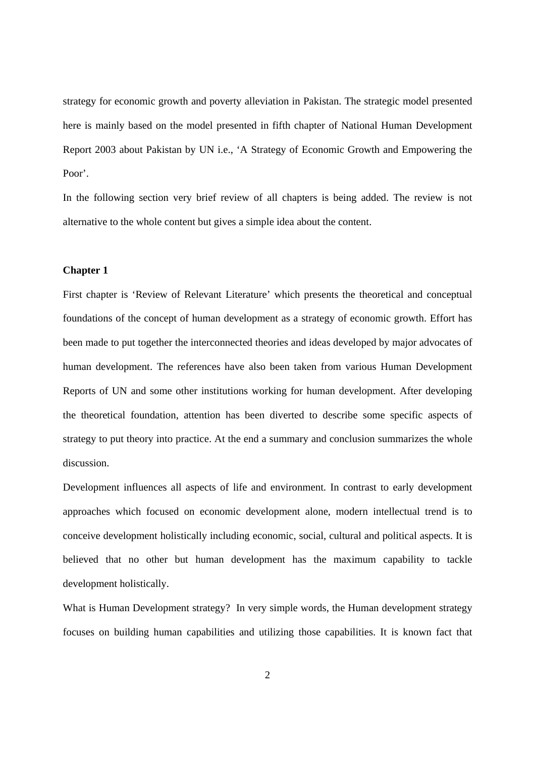strategy for economic growth and poverty alleviation in Pakistan. The strategic model presented here is mainly based on the model presented in fifth chapter of National Human Development Report 2003 about Pakistan by UN i.e., 'A Strategy of Economic Growth and Empowering the Poor'.

In the following section very brief review of all chapters is being added. The review is not alternative to the whole content but gives a simple idea about the content.

**Chapter 1**

First chapter is 'Review of Relevant Literature' which presents the theoretical and conceptual foundations of the concept of human development as a strategy of economic growth. Effort has been made to put together the interconnected theories and ideas developed by major advocates of human development. The references have also been taken from various Human Development Reports of UN and some other institutions working for human development. After developing the theoretical foundation, attention has been diverted to describe some specific aspects of strategy to put theory into practice. At the end a summary and conclusion summarizes the whole discussion.

Development influences all aspects of life and environment. In contrast to early development approaches which focused on economic development alone, modern intellectual trend is to conceive development holistically including economic, social, cultural and political aspects. It is believed that no other but human development has the maximum capability to tackle development holistically.

What is Human Development strategy? In very simple words, the Human development strategy focuses on building human capabilities and utilizing those capabilities. It is known fact that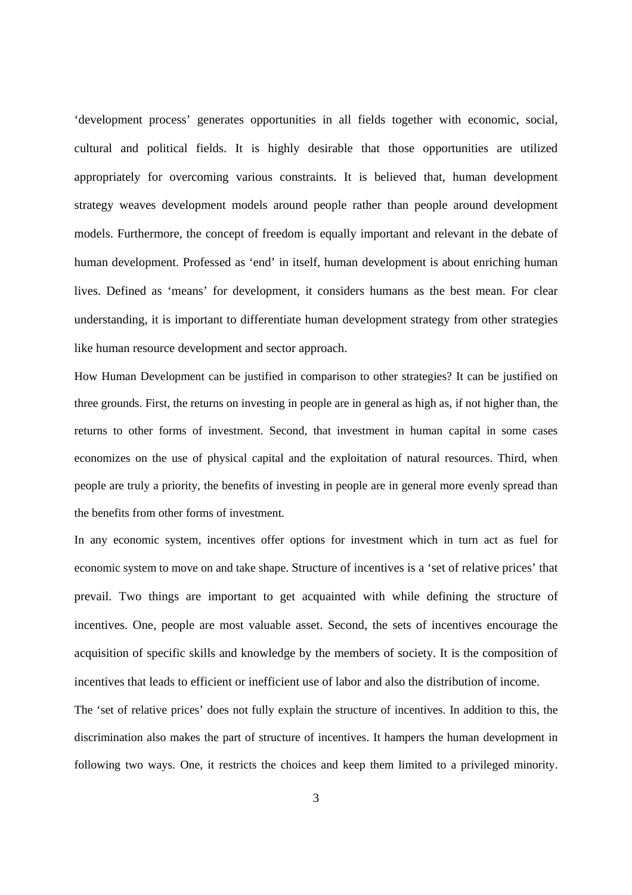‘development process’ generates opportunities in all fields together with economic, social, cultural and political fields. It is highly desirable that those opportunities are utilized appropriately for overcoming various constraints. It is believed that, human development strategy weaves development models around people rather than people around development models. Furthermore, the concept of freedom is equally important and relevant in the debate of human development. Professed as ‘end’ in itself, human development is about enriching human lives. Defined as ‘means’ for development, it considers humans as the best mean. For clear understanding, it is important to differentiate human development strategy from other strategies like human resource development and sector approach.

How Human Development can be justified in comparison to other strategies? It can be justified on three grounds. First, the returns on investing in people are in general as high as, if not higher than, the returns to other forms of investment. Second, that investment in human capital in some cases economizes on the use of physical capital and the exploitation of natural resources. Third, when people are truly a priority, the benefits of investing in people are in general more evenly spread than the benefits from other forms of investment.

In any economic system, incentives offer options for investment which in turn act as fuel for economic system to move on and take shape. Structure of incentives is a ‘set of relative prices’ that prevail. Two things are important to get acquainted with while defining the structure of incentives. One, people are most valuable asset. Second, the sets of incentives encourage the acquisition of specific skills and knowledge by the members of society. It is the composition of incentives that leads to efficient or inefficient use of labor and also the distribution of income.

The ‘set of relative prices’ does not fully explain the structure of incentives. In addition to this, the discrimination also makes the part of structure of incentives. It hampers the human development in following two ways. One, it restricts the choices and keep them limited to a privileged minority.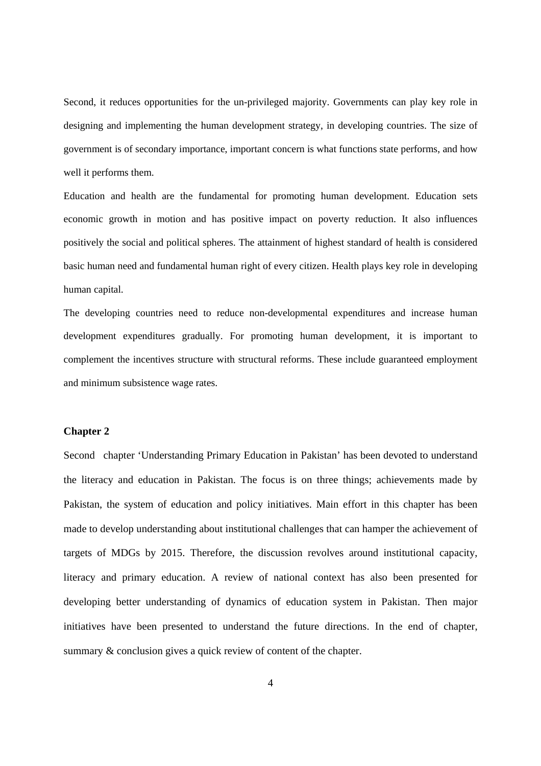Second, it reduces opportunities for the un-privileged majority. Governments can play key role in designing and implementing the human development strategy, in developing countries. The size of government is of secondary importance, important concern is what functions state performs, and how well it performs them.

Education and health are the fundamental for promoting human development. Education sets economic growth in motion and has positive impact on poverty reduction. It also influences positively the social and political spheres. The attainment of highest standard of health is considered basic human need and fundamental human right of every citizen. Health plays key role in developing human capital.

The developing countries need to reduce non-developmental expenditures and increase human development expenditures gradually. For promoting human development, it is important to complement the incentives structure with structural reforms. These include guaranteed employment and minimum subsistence wage rates.

**Chapter 2**

Second chapter 'Understanding Primary Education in Pakistan' has been devoted to understand the literacy and education in Pakistan. The focus is on three things; achievements made by Pakistan, the system of education and policy initiatives. Main effort in this chapter has been made to develop understanding about institutional challenges that can hamper the achievement of targets of MDGs by 2015. Therefore, the discussion revolves around institutional capacity, literacy and primary education. A review of national context has also been presented for developing better understanding of dynamics of education system in Pakistan. Then major initiatives have been presented to understand the future directions. In the end of chapter, summary & conclusion gives a quick review of content of the chapter.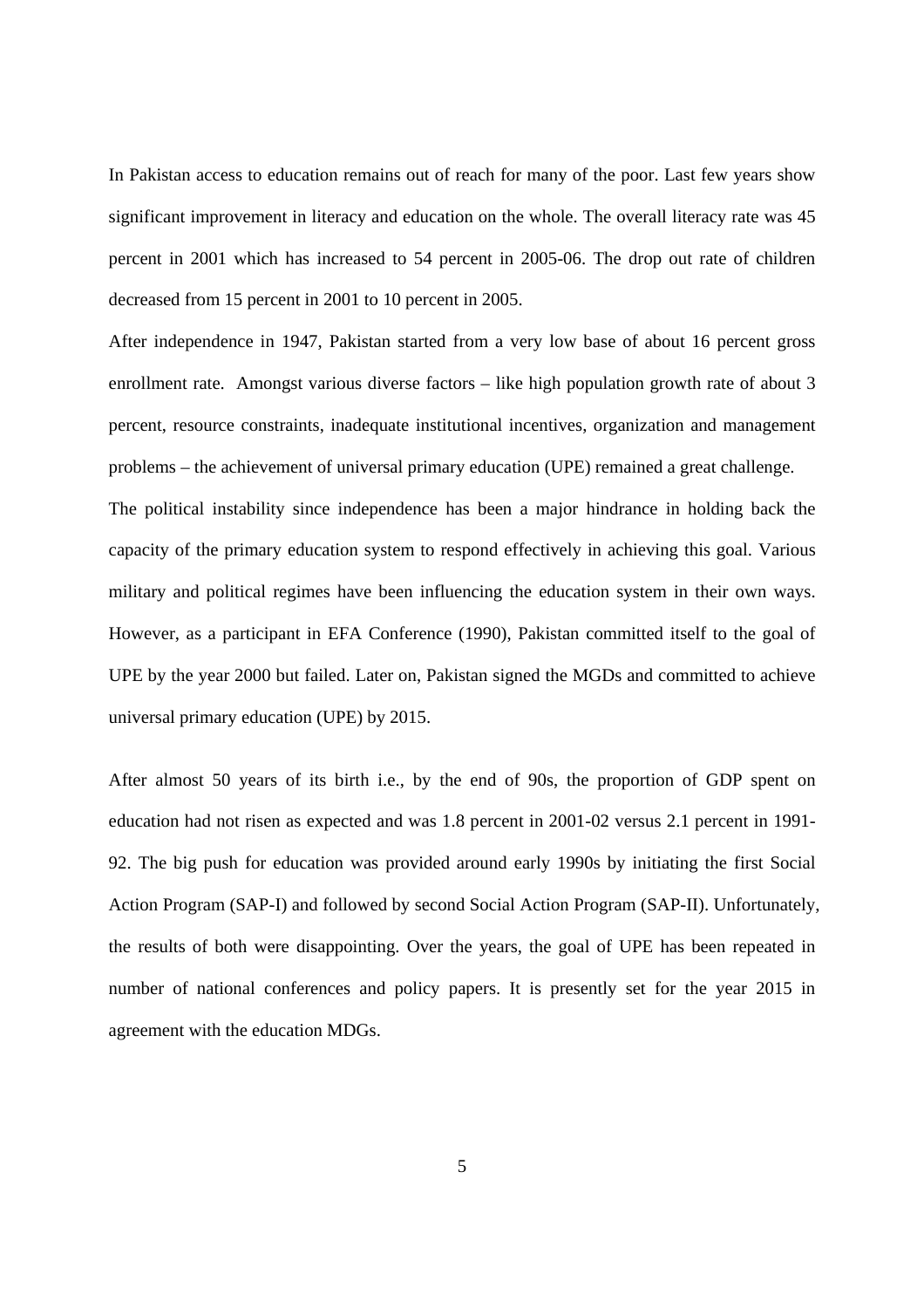In Pakistan access to education remains out of reach for many of the poor. Last few years show significant improvement in literacy and education on the whole. The overall literacy rate was 45 percent in 2001 which has increased to 54 percent in 2005-06. The drop out rate of children decreased from 15 percent in 2001 to 10 percent in 2005.

After independence in 1947, Pakistan started from a very low base of about 16 percent gross enrollment rate. Amongst various diverse factors – like high population growth rate of about 3 percent, resource constraints, inadequate institutional incentives, organization and management problems – the achievement of universal primary education (UPE) remained a great challenge.

The political instability since independence has been a major hindrance in holding back the capacity of the primary education system to respond effectively in achieving this goal. Various military and political regimes have been influencing the education system in their own ways. However, as a participant in EFA Conference (1990), Pakistan committed itself to the goal of UPE by the year 2000 but failed. Later on, Pakistan signed the MGDs and committed to achieve universal primary education (UPE) by 2015.

After almost 50 years of its birth i.e., by the end of 90s, the proportion of GDP spent on education had not risen as expected and was 1.8 percent in 2001-02 versus 2.1 percent in 1991-92. The big push for education was provided around early 1990s by initiating the first Social Action Program (SAP-I) and followed by second Social Action Program (SAP-II). Unfortunately, the results of both were disappointing. Over the years, the goal of UPE has been repeated in number of national conferences and policy papers. It is presently set for the year 2015 in agreement with the education MDGs.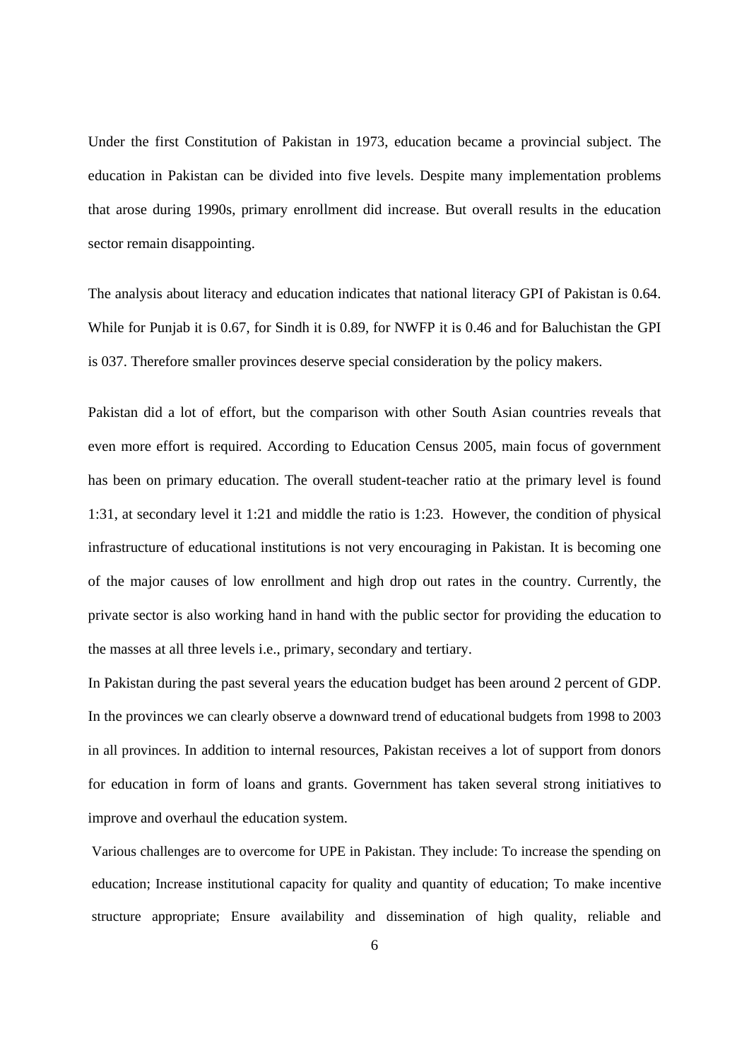Under the first Constitution of Pakistan in 1973, education became a provincial subject. The education in Pakistan can be divided into five levels. Despite many implementation problems that arose during 1990s, primary enrollment did increase. But overall results in the education sector remain disappointing.

The analysis about literacy and education indicates that national literacy GPI of Pakistan is 0.64. While for Punjab it is 0.67, for Sindh it is 0.89, for NWFP it is 0.46 and for Baluchistan the GPI is 037. Therefore smaller provinces deserve special consideration by the policy makers.

Pakistan did a lot of effort, but the comparison with other South Asian countries reveals that even more effort is required. According to Education Census 2005, main focus of government has been on primary education. The overall student-teacher ratio at the primary level is found 1:31, at secondary level it 1:21 and middle the ratio is 1:23. However, the condition of physical infrastructure of educational institutions is not very encouraging in Pakistan. It is becoming one of the major causes of low enrollment and high drop out rates in the country. Currently, the private sector is also working hand in hand with the public sector for providing the education to the masses at all three levels i.e., primary, secondary and tertiary.

In Pakistan during the past several years the education budget has been around 2 percent of GDP. In the provinces we can clearly observe a downward trend of educational budgets from 1998 to 2003 in all provinces. In addition to internal resources, Pakistan receives a lot of support from donors for education in form of loans and grants. Government has taken several strong initiatives to improve and overhaul the education system.

Various challenges are to overcome for UPE in Pakistan. They include: To increase the spending on education; Increase institutional capacity for quality and quantity of education; To make incentive structure appropriate; Ensure availability and dissemination of high quality, reliable and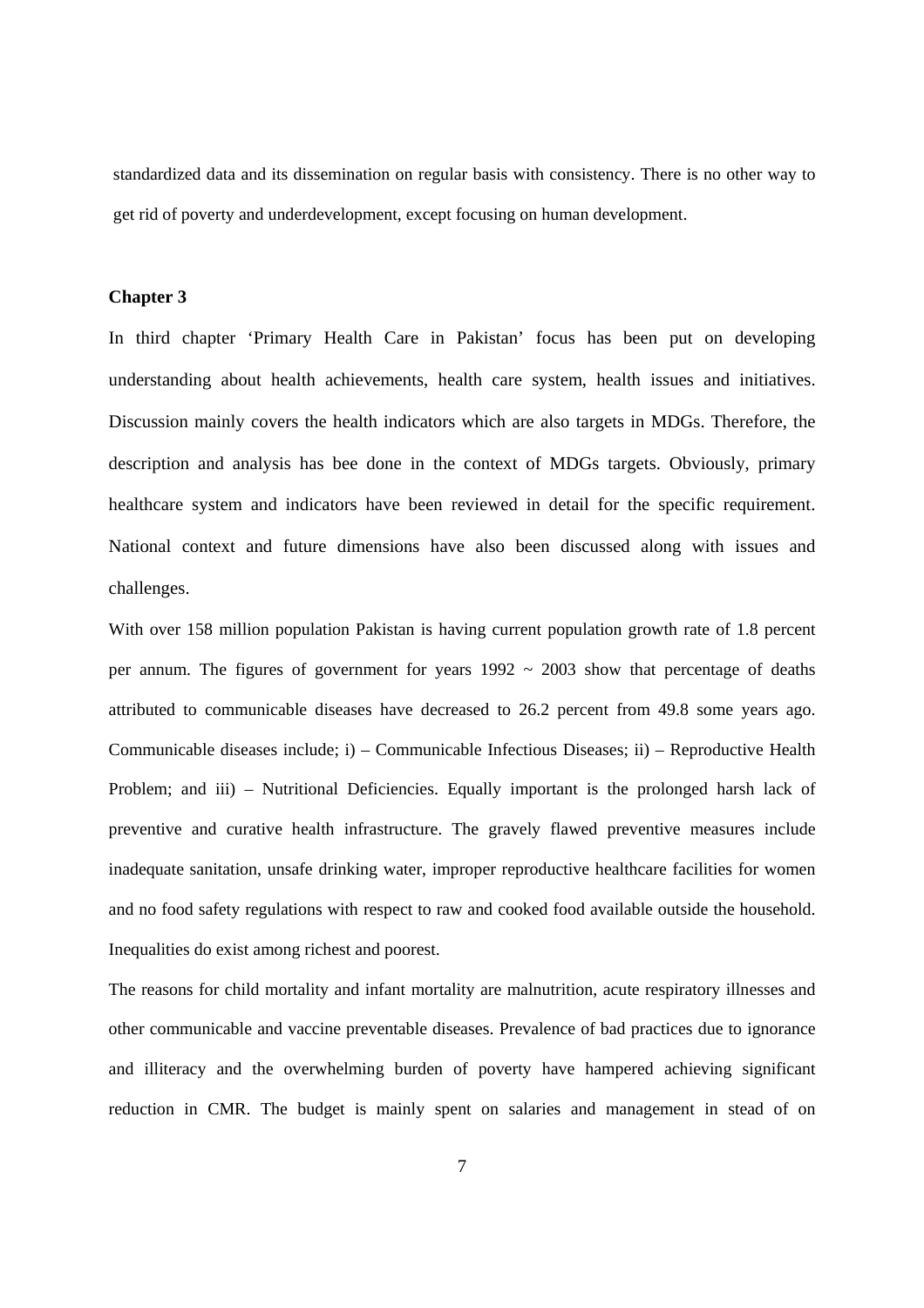standardized data and its dissemination on regular basis with consistency. There is no other way to get rid of poverty and underdevelopment, except focusing on human development.

**Chapter 3**

In third chapter 'Primary Health Care in Pakistan' focus has been put on developing understanding about health achievements, health care system, health issues and initiatives. Discussion mainly covers the health indicators which are also targets in MDGs. Therefore, the description and analysis has bee done in the context of MDGs targets. Obviously, primary healthcare system and indicators have been reviewed in detail for the specific requirement. National context and future dimensions have also been discussed along with issues and challenges.

With over 158 million population Pakistan is having current population growth rate of 1.8 percent per annum. The figures of government for years 1992 ~ 2003 show that percentage of deaths attributed to communicable diseases have decreased to 26.2 percent from 49.8 some years ago. Communicable diseases include; i) – Communicable Infectious Diseases; ii) – Reproductive Health Problem; and iii) – Nutritional Deficiencies. Equally important is the prolonged harsh lack of preventive and curative health infrastructure. The gravely flawed preventive measures include inadequate sanitation, unsafe drinking water, improper reproductive healthcare facilities for women and no food safety regulations with respect to raw and cooked food available outside the household. Inequalities do exist among richest and poorest.

The reasons for child mortality and infant mortality are malnutrition, acute respiratory illnesses and other communicable and vaccine preventable diseases. Prevalence of bad practices due to ignorance and illiteracy and the overwhelming burden of poverty have hampered achieving significant reduction in CMR. The budget is mainly spent on salaries and management in stead of on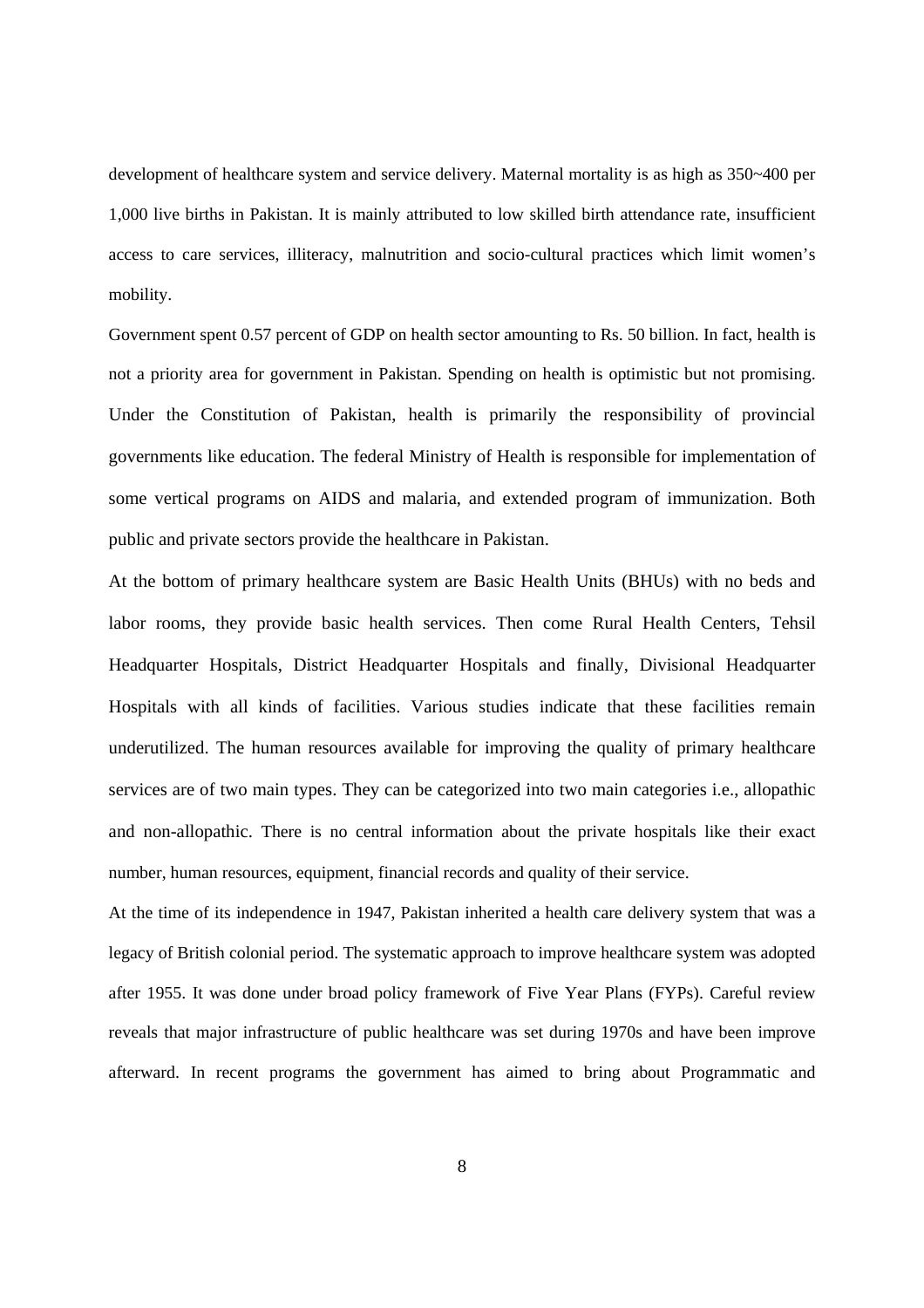development of healthcare system and service delivery. Maternal mortality is as high as 350~400 per 1,000 live births in Pakistan. It is mainly attributed to low skilled birth attendance rate, insufficient access to care services, illiteracy, malnutrition and socio-cultural practices which limit women's mobility.

Government spent 0.57 percent of GDP on health sector amounting to Rs. 50 billion. In fact, health is not a priority area for government in Pakistan. Spending on health is optimistic but not promising. Under the Constitution of Pakistan, health is primarily the responsibility of provincial governments like education. The federal Ministry of Health is responsible for implementation of some vertical programs on AIDS and malaria, and extended program of immunization. Both public and private sectors provide the healthcare in Pakistan.

At the bottom of primary healthcare system are Basic Health Units (BHUs) with no beds and labor rooms, they provide basic health services. Then come Rural Health Centers, Tehsil Headquarter Hospitals, District Headquarter Hospitals and finally, Divisional Headquarter Hospitals with all kinds of facilities. Various studies indicate that these facilities remain underutilized. The human resources available for improving the quality of primary healthcare services are of two main types. They can be categorized into two main categories i.e., allopathic and non-allopathic. There is no central information about the private hospitals like their exact number, human resources, equipment, financial records and quality of their service.

At the time of its independence in 1947, Pakistan inherited a health care delivery system that was a legacy of British colonial period. The systematic approach to improve healthcare system was adopted after 1955. It was done under broad policy framework of Five Year Plans (FYPs). Careful review reveals that major infrastructure of public healthcare was set during 1970s and have been improve afterward. In recent programs the government has aimed to bring about Programmatic and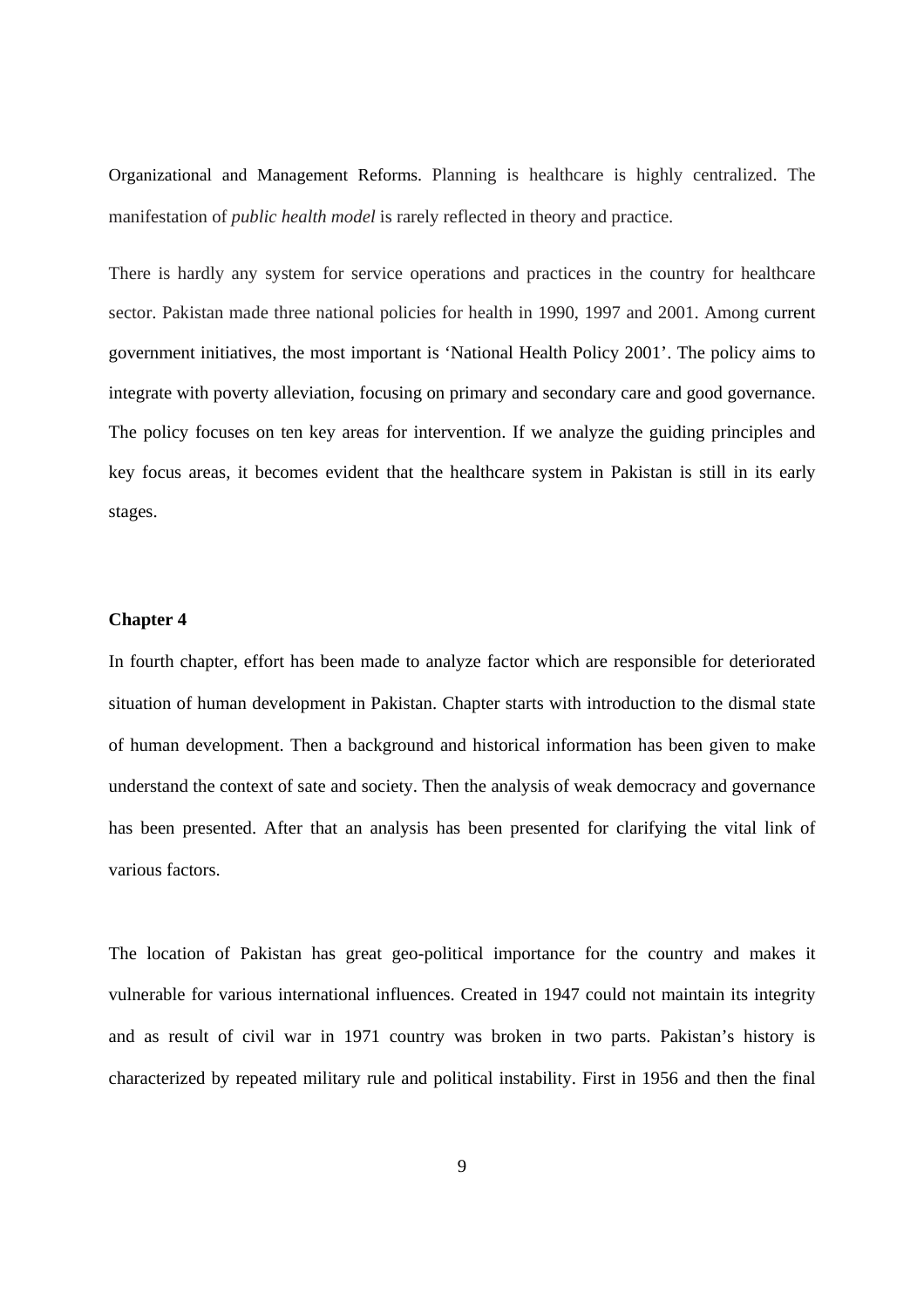Organizational and Management Reforms. Planning is healthcare is highly centralized. The manifestation of *public health model* is rarely reflected in theory and practice.

There is hardly any system for service operations and practices in the country for healthcare sector. Pakistan made three national policies for health in 1990, 1997 and 2001. Among current government initiatives, the most important is 'National Health Policy 2001'. The policy aims to integrate with poverty alleviation, focusing on primary and secondary care and good governance. The policy focuses on ten key areas for intervention. If we analyze the guiding principles and key focus areas, it becomes evident that the healthcare system in Pakistan is still in its early stages.

**Chapter 4**

In fourth chapter, effort has been made to analyze factor which are responsible for deteriorated situation of human development in Pakistan. Chapter starts with introduction to the dismal state of human development. Then a background and historical information has been given to make understand the context of sate and society. Then the analysis of weak democracy and governance has been presented. After that an analysis has been presented for clarifying the vital link of various factors.

The location of Pakistan has great geo-political importance for the country and makes it vulnerable for various international influences. Created in 1947 could not maintain its integrity and as result of civil war in 1971 country was broken in two parts. Pakistan's history is characterized by repeated military rule and political instability. First in 1956 and then the final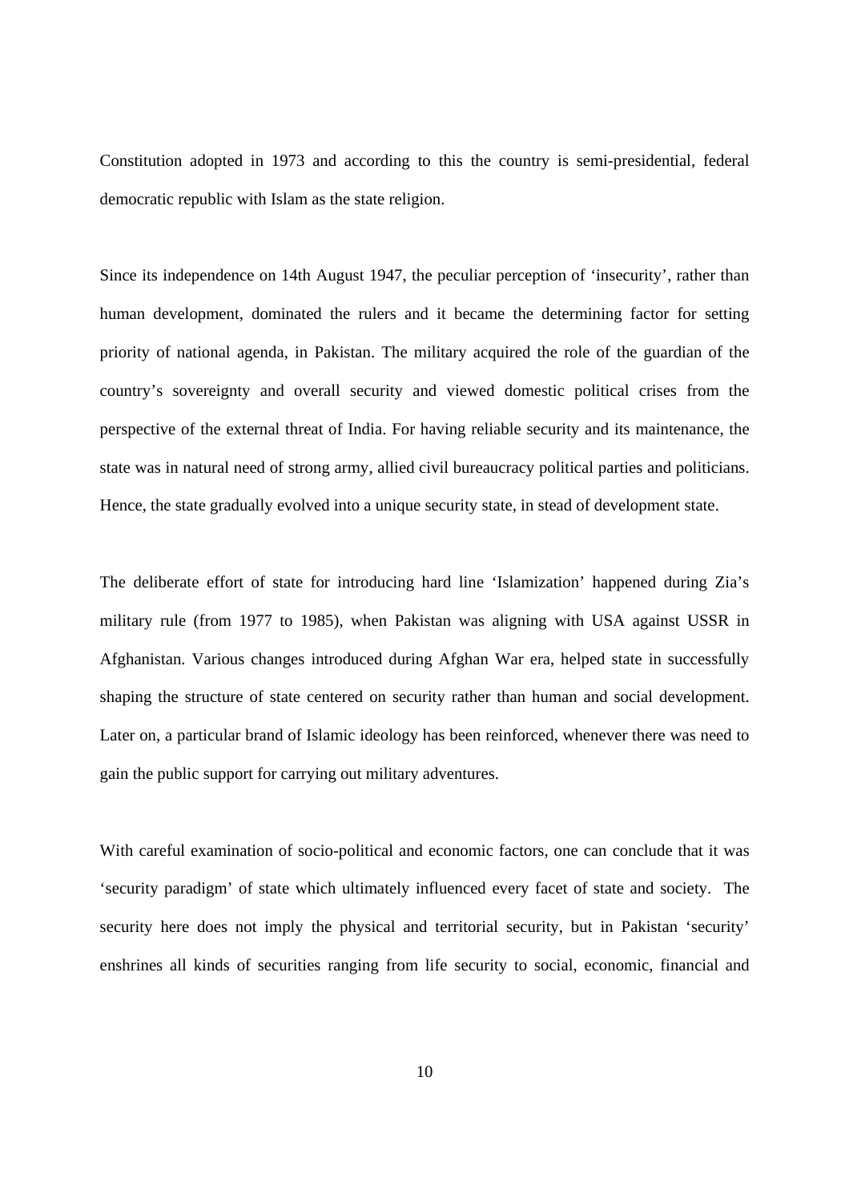Constitution adopted in 1973 and according to this the country is semi-presidential, federal democratic republic with Islam as the state religion.

Since its independence on 14th August 1947, the peculiar perception of 'insecurity', rather than human development, dominated the rulers and it became the determining factor for setting priority of national agenda, in Pakistan. The military acquired the role of the guardian of the country's sovereignty and overall security and viewed domestic political crises from the perspective of the external threat of India. For having reliable security and its maintenance, the state was in natural need of strong army, allied civil bureaucracy political parties and politicians. Hence, the state gradually evolved into a unique security state, in stead of development state.

The deliberate effort of state for introducing hard line 'Islamization' happened during Zia's military rule (from 1977 to 1985), when Pakistan was aligning with USA against USSR in Afghanistan. Various changes introduced during Afghan War era, helped state in successfully shaping the structure of state centered on security rather than human and social development. Later on, a particular brand of Islamic ideology has been reinforced, whenever there was need to gain the public support for carrying out military adventures.

With careful examination of socio-political and economic factors, one can conclude that it was 'security paradigm' of state which ultimately influenced every facet of state and society. The security here does not imply the physical and territorial security, but in Pakistan 'security' enshrines all kinds of securities ranging from life security to social, economic, financial and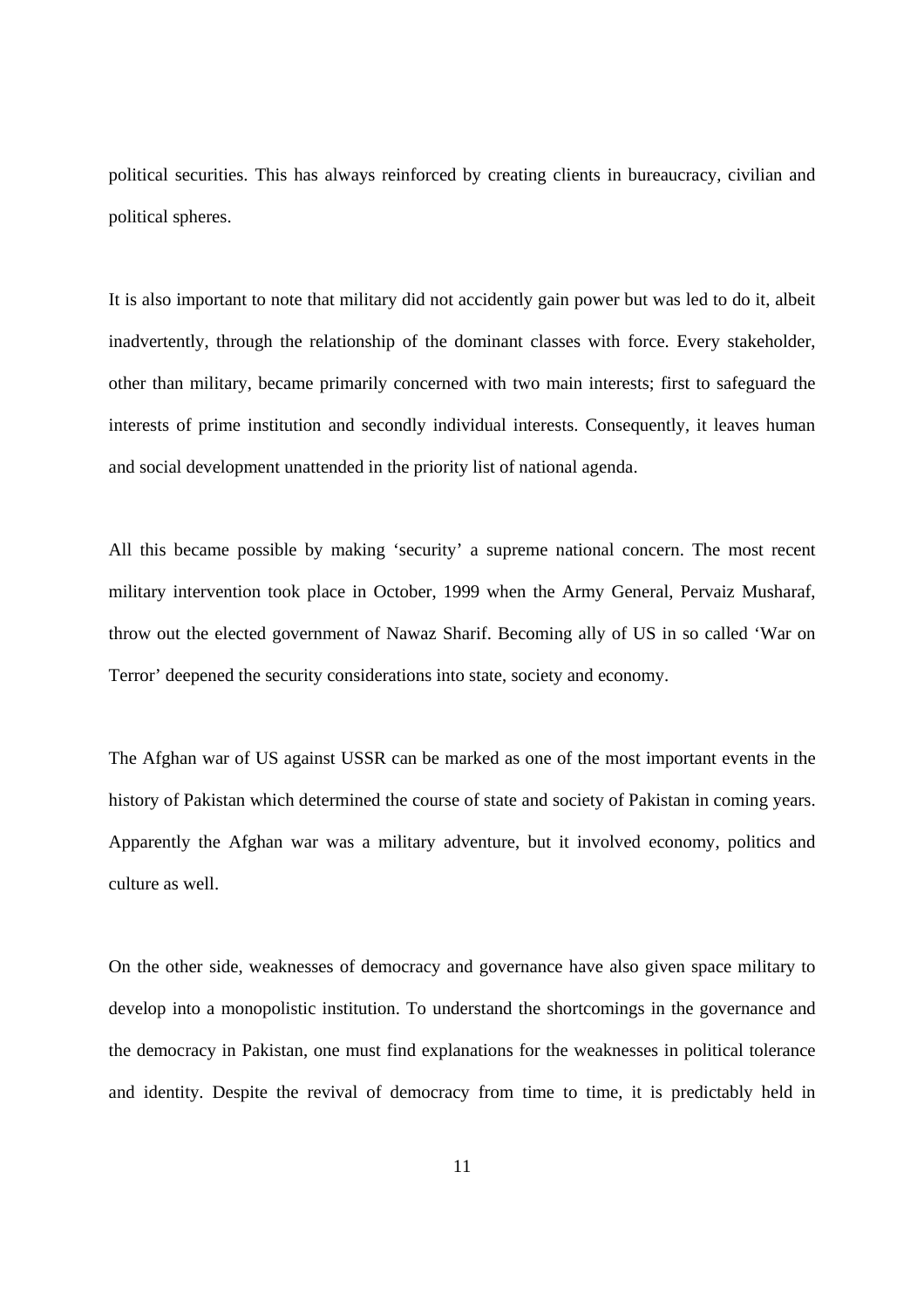political securities. This has always reinforced by creating clients in bureaucracy, civilian and political spheres.

It is also important to note that military did not accidently gain power but was led to do it, albeit inadvertently, through the relationship of the dominant classes with force. Every stakeholder, other than military, became primarily concerned with two main interests; first to safeguard the interests of prime institution and secondly individual interests. Consequently, it leaves human and social development unattended in the priority list of national agenda.

All this became possible by making 'security' a supreme national concern. The most recent military intervention took place in October, 1999 when the Army General, Pervaiz Musharaf, throw out the elected government of Nawaz Sharif. Becoming ally of US in so called 'War on Terror' deepened the security considerations into state, society and economy.

The Afghan war of US against USSR can be marked as one of the most important events in the history of Pakistan which determined the course of state and society of Pakistan in coming years. Apparently the Afghan war was a military adventure, but it involved economy, politics and culture as well.

On the other side, weaknesses of democracy and governance have also given space military to develop into a monopolistic institution. To understand the shortcomings in the governance and the democracy in Pakistan, one must find explanations for the weaknesses in political tolerance and identity. Despite the revival of democracy from time to time, it is predictably held in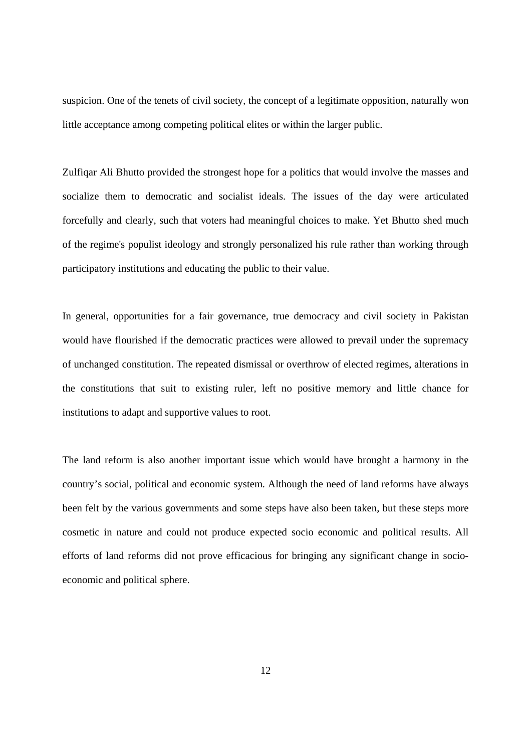suspicion. One of the tenets of civil society, the concept of a legitimate opposition, naturally won little acceptance among competing political elites or within the larger public.

Zulfiqar Ali Bhutto provided the strongest hope for a politics that would involve the masses and socialize them to democratic and socialist ideals. The issues of the day were articulated forcefully and clearly, such that voters had meaningful choices to make. Yet Bhutto shed much of the regime's populist ideology and strongly personalized his rule rather than working through participatory institutions and educating the public to their value.

In general, opportunities for a fair governance, true democracy and civil society in Pakistan would have flourished if the democratic practices were allowed to prevail under the supremacy of unchanged constitution. The repeated dismissal or overthrow of elected regimes, alterations in the constitutions that suit to existing ruler, left no positive memory and little chance for institutions to adapt and supportive values to root.

The land reform is also another important issue which would have brought a harmony in the country's social, political and economic system. Although the need of land reforms have always been felt by the various governments and some steps have also been taken, but these steps more cosmetic in nature and could not produce expected socio economic and political results. All efforts of land reforms did not prove efficacious for bringing any significant change in socio-economic and political sphere.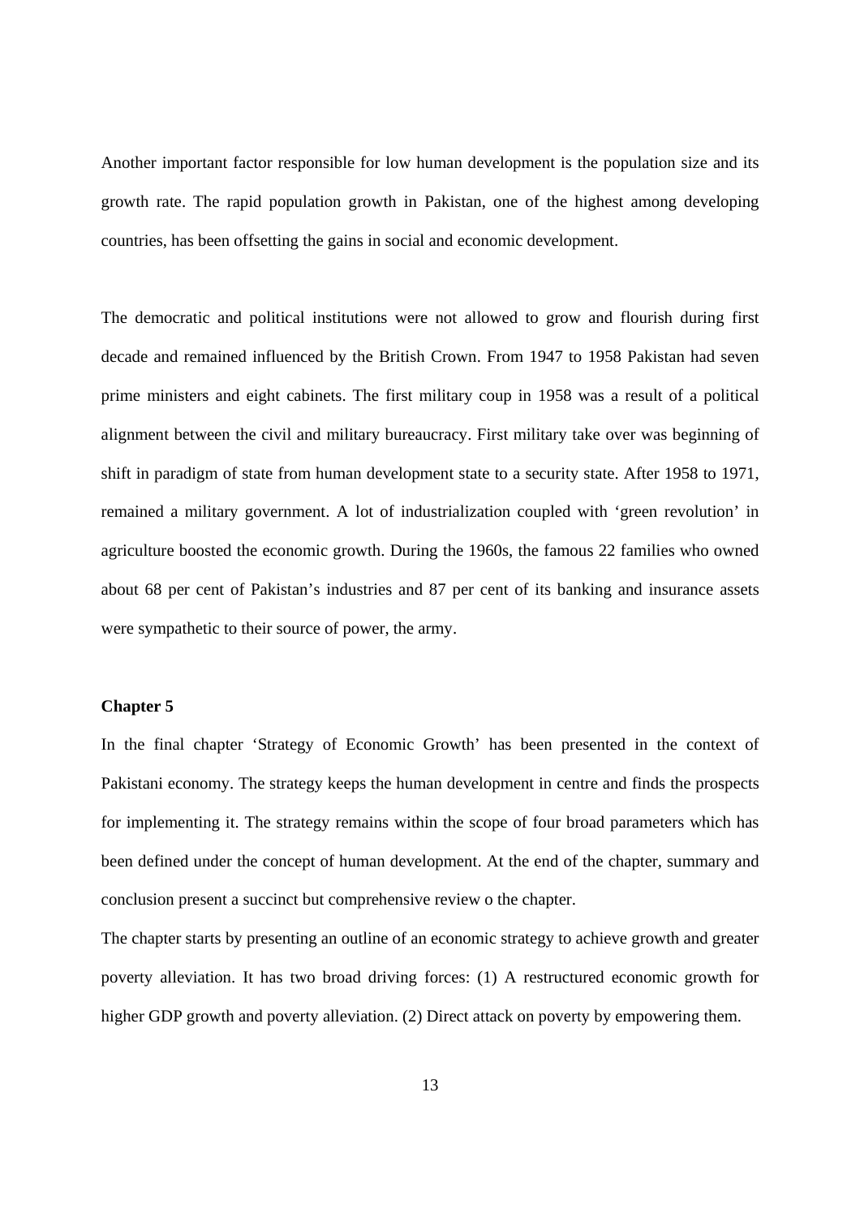Another important factor responsible for low human development is the population size and its growth rate. The rapid population growth in Pakistan, one of the highest among developing countries, has been offsetting the gains in social and economic development.

The democratic and political institutions were not allowed to grow and flourish during first decade and remained influenced by the British Crown. From 1947 to 1958 Pakistan had seven prime ministers and eight cabinets. The first military coup in 1958 was a result of a political alignment between the civil and military bureaucracy. First military take over was beginning of shift in paradigm of state from human development state to a security state. After 1958 to 1971, remained a military government. A lot of industrialization coupled with 'green revolution' in agriculture boosted the economic growth. During the 1960s, the famous 22 families who owned about 68 per cent of Pakistan's industries and 87 per cent of its banking and insurance assets were sympathetic to their source of power, the army.

**Chapter 5**

In the final chapter 'Strategy of Economic Growth' has been presented in the context of Pakistani economy. The strategy keeps the human development in centre and finds the prospects for implementing it. The strategy remains within the scope of four broad parameters which has been defined under the concept of human development. At the end of the chapter, summary and conclusion present a succinct but comprehensive review o the chapter.

The chapter starts by presenting an outline of an economic strategy to achieve growth and greater poverty alleviation. It has two broad driving forces: (1) A restructured economic growth for higher GDP growth and poverty alleviation. (2) Direct attack on poverty by empowering them.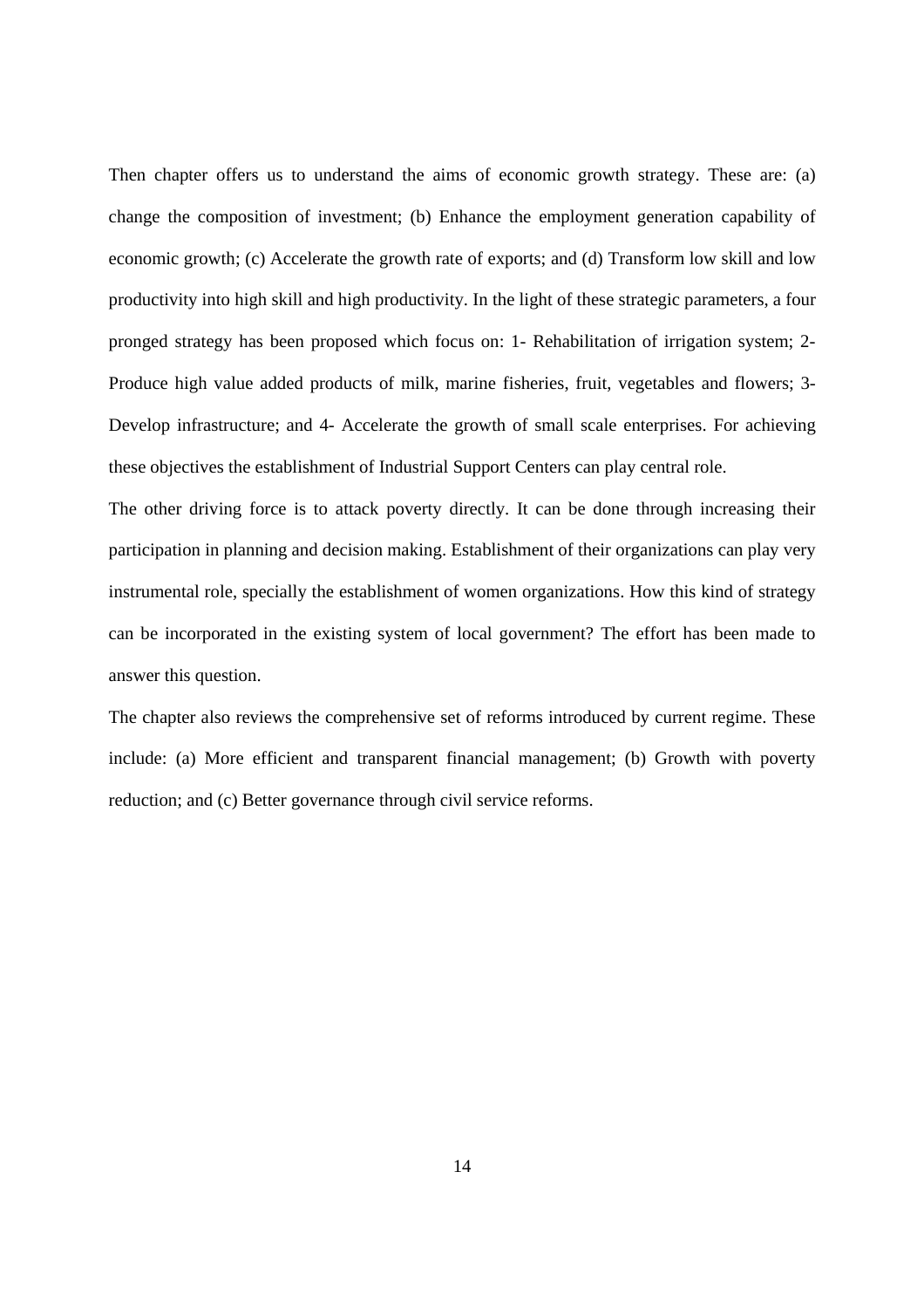Then chapter offers us to understand the aims of economic growth strategy. These are: (a) change the composition of investment; (b) Enhance the employment generation capability of economic growth; (c) Accelerate the growth rate of exports; and (d) Transform low skill and low productivity into high skill and high productivity. In the light of these strategic parameters, a four pronged strategy has been proposed which focus on: 1- Rehabilitation of irrigation system; 2- Produce high value added products of milk, marine fisheries, fruit, vegetables and flowers; 3- Develop infrastructure; and 4- Accelerate the growth of small scale enterprises. For achieving these objectives the establishment of Industrial Support Centers can play central role.

The other driving force is to attack poverty directly. It can be done through increasing their participation in planning and decision making. Establishment of their organizations can play very instrumental role, specially the establishment of women organizations. How this kind of strategy can be incorporated in the existing system of local government? The effort has been made to answer this question.

The chapter also reviews the comprehensive set of reforms introduced by current regime. These include: (a) More efficient and transparent financial management; (b) Growth with poverty reduction; and (c) Better governance through civil service reforms.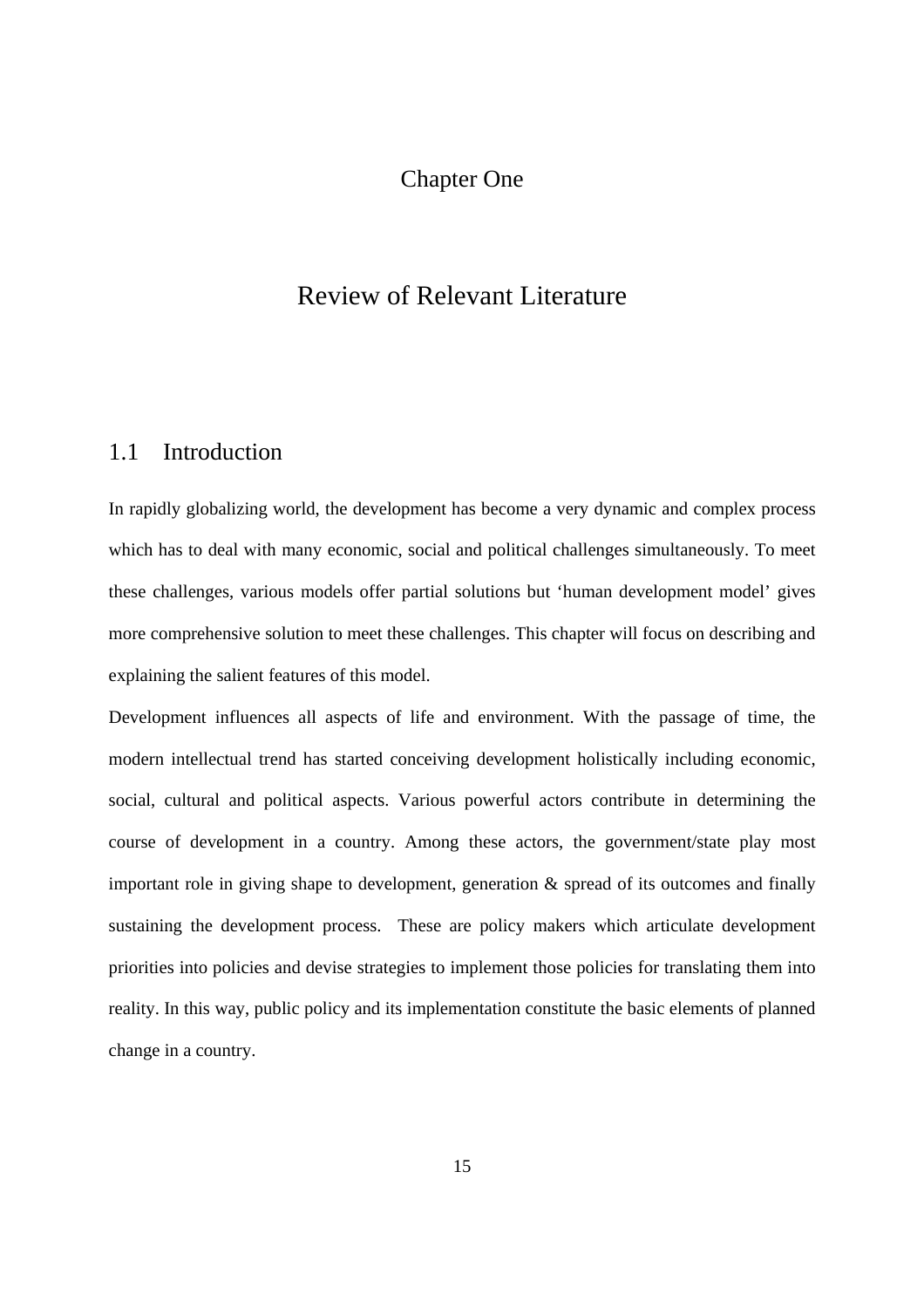# Chapter One

# Review of Relevant Literature

## 1.1 Introduction

In rapidly globalizing world, the development has become a very dynamic and complex process which has to deal with many economic, social and political challenges simultaneously. To meet these challenges, various models offer partial solutions but 'human development model' gives more comprehensive solution to meet these challenges. This chapter will focus on describing and explaining the salient features of this model.

Development influences all aspects of life and environment. With the passage of time, the modern intellectual trend has started conceiving development holistically including economic, social, cultural and political aspects. Various powerful actors contribute in determining the course of development in a country. Among these actors, the government/state play most important role in giving shape to development, generation & spread of its outcomes and finally sustaining the development process. These are policy makers which articulate development priorities into policies and devise strategies to implement those policies for translating them into reality. In this way, public policy and its implementation constitute the basic elements of planned change in a country.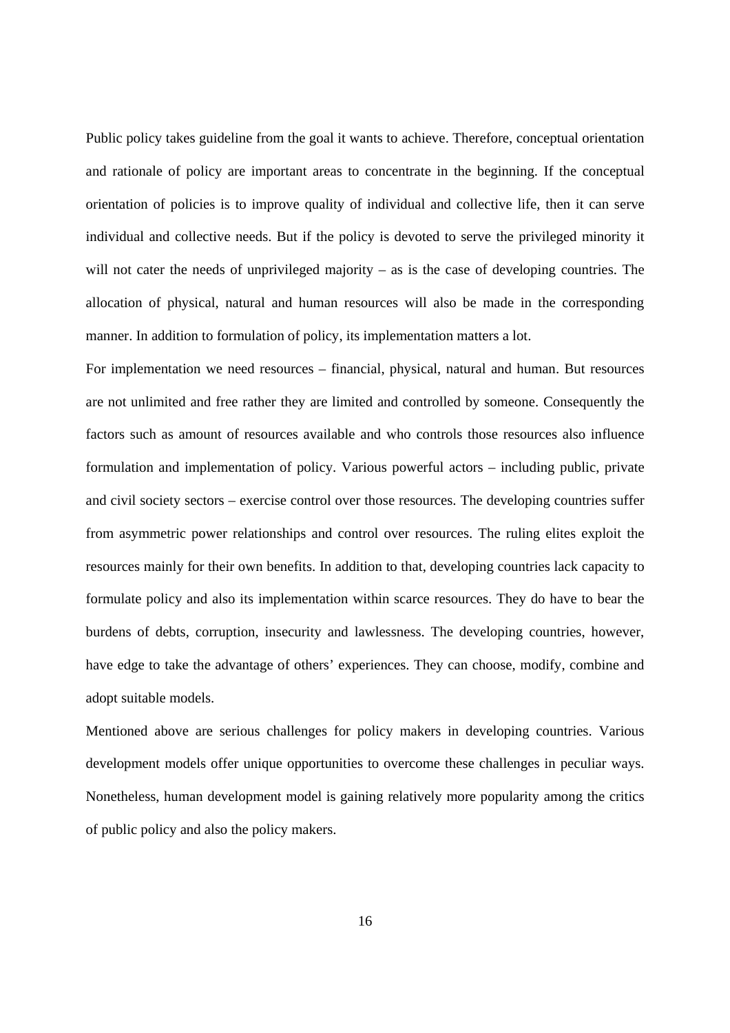Public policy takes guideline from the goal it wants to achieve. Therefore, conceptual orientation and rationale of policy are important areas to concentrate in the beginning. If the conceptual orientation of policies is to improve quality of individual and collective life, then it can serve individual and collective needs. But if the policy is devoted to serve the privileged minority it will not cater the needs of unprivileged majority – as is the case of developing countries. The allocation of physical, natural and human resources will also be made in the corresponding manner. In addition to formulation of policy, its implementation matters a lot.

For implementation we need resources – financial, physical, natural and human. But resources are not unlimited and free rather they are limited and controlled by someone. Consequently the factors such as amount of resources available and who controls those resources also influence formulation and implementation of policy. Various powerful actors – including public, private and civil society sectors – exercise control over those resources. The developing countries suffer from asymmetric power relationships and control over resources. The ruling elites exploit the resources mainly for their own benefits. In addition to that, developing countries lack capacity to formulate policy and also its implementation within scarce resources. They do have to bear the burdens of debts, corruption, insecurity and lawlessness. The developing countries, however, have edge to take the advantage of others' experiences. They can choose, modify, combine and adopt suitable models.

Mentioned above are serious challenges for policy makers in developing countries. Various development models offer unique opportunities to overcome these challenges in peculiar ways. Nonetheless, human development model is gaining relatively more popularity among the critics of public policy and also the policy makers.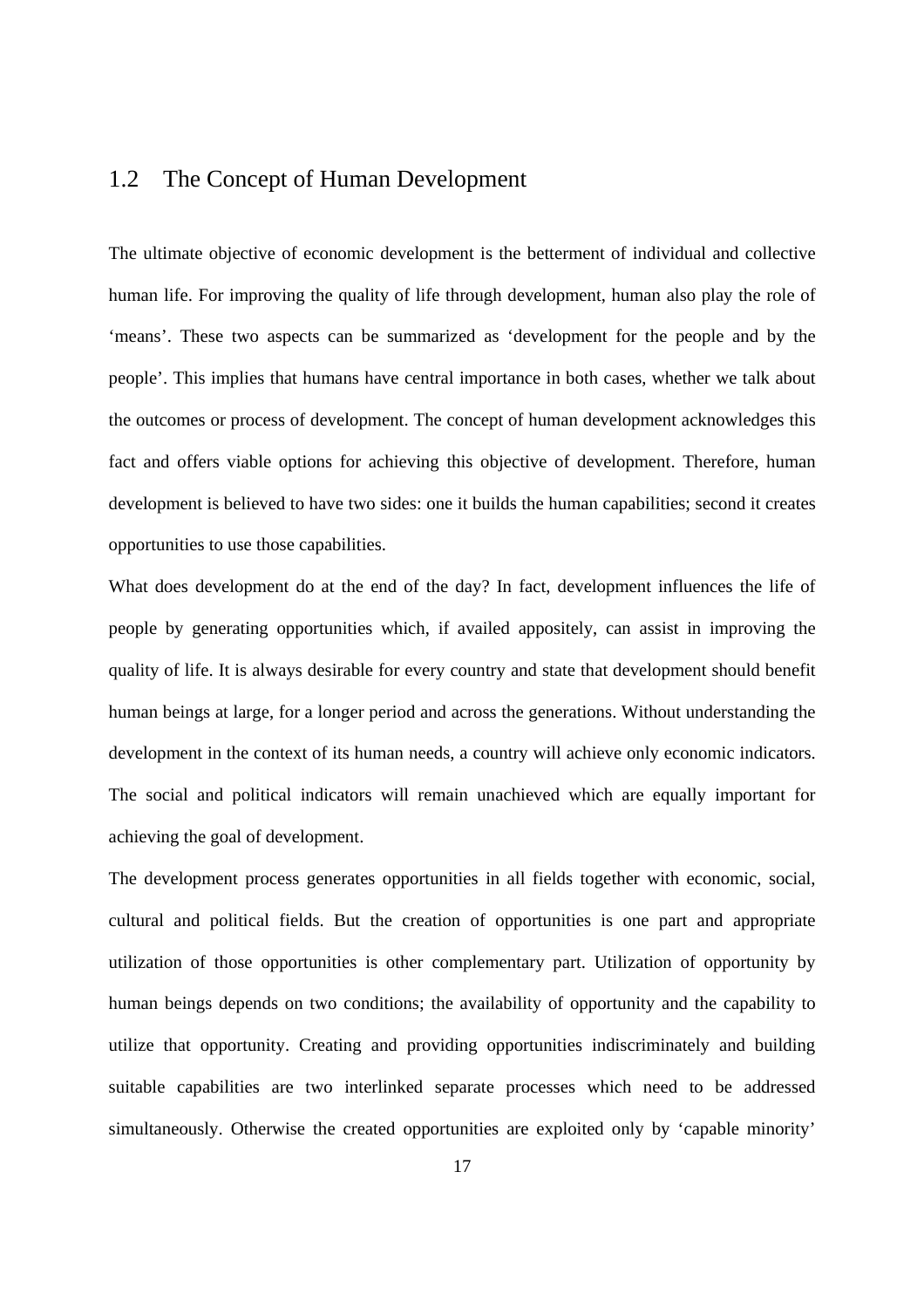## 1.2 The Concept of Human Development

The ultimate objective of economic development is the betterment of individual and collective human life. For improving the quality of life through development, human also play the role of 'means'. These two aspects can be summarized as 'development for the people and by the people'. This implies that humans have central importance in both cases, whether we talk about the outcomes or process of development. The concept of human development acknowledges this fact and offers viable options for achieving this objective of development. Therefore, human development is believed to have two sides: one it builds the human capabilities; second it creates opportunities to use those capabilities.

What does development do at the end of the day? In fact, development influences the life of people by generating opportunities which, if availed appositely, can assist in improving the quality of life. It is always desirable for every country and state that development should benefit human beings at large, for a longer period and across the generations. Without understanding the development in the context of its human needs, a country will achieve only economic indicators. The social and political indicators will remain unachieved which are equally important for achieving the goal of development.

The development process generates opportunities in all fields together with economic, social, cultural and political fields. But the creation of opportunities is one part and appropriate utilization of those opportunities is other complementary part. Utilization of opportunity by human beings depends on two conditions; the availability of opportunity and the capability to utilize that opportunity. Creating and providing opportunities indiscriminately and building suitable capabilities are two interlinked separate processes which need to be addressed simultaneously. Otherwise the created opportunities are exploited only by 'capable minority'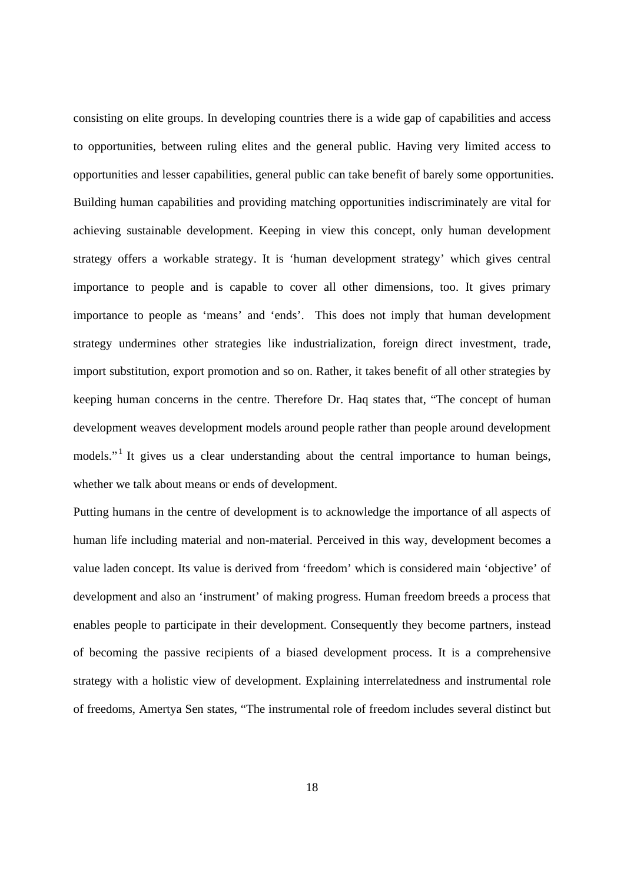consisting on elite groups. In developing countries there is a wide gap of capabilities and access to opportunities, between ruling elites and the general public. Having very limited access to opportunities and lesser capabilities, general public can take benefit of barely some opportunities. Building human capabilities and providing matching opportunities indiscriminately are vital for achieving sustainable development. Keeping in view this concept, only human development strategy offers a workable strategy. It is 'human development strategy' which gives central importance to people and is capable to cover all other dimensions, too. It gives primary importance to people as 'means' and 'ends'. This does not imply that human development strategy undermines other strategies like industrialization, foreign direct investment, trade, import substitution, export promotion and so on. Rather, it takes benefit of all other strategies by keeping human concerns in the centre. Therefore Dr. Haq states that, "The concept of human development weaves development models around people rather than people around development models."[1] It gives us a clear understanding about the central importance to human beings, whether we talk about means or ends of development.

Putting humans in the centre of development is to acknowledge the importance of all aspects of human life including material and non-material. Perceived in this way, development becomes a value laden concept. Its value is derived from 'freedom' which is considered main 'objective' of development and also an 'instrument' of making progress. Human freedom breeds a process that enables people to participate in their development. Consequently they become partners, instead of becoming the passive recipients of a biased development process. It is a comprehensive strategy with a holistic view of development. Explaining interrelatedness and instrumental role of freedoms, Amertya Sen states, "The instrumental role of freedom includes several distinct but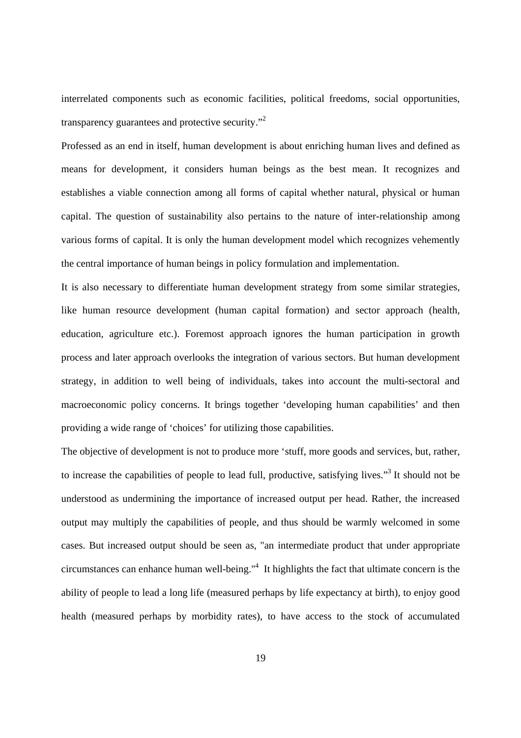interrelated components such as economic facilities, political freedoms, social opportunities, transparency guarantees and protective security."[2]

Professed as an end in itself, human development is about enriching human lives and defined as means for development, it considers human beings as the best mean. It recognizes and establishes a viable connection among all forms of capital whether natural, physical or human capital. The question of sustainability also pertains to the nature of inter-relationship among various forms of capital. It is only the human development model which recognizes vehemently the central importance of human beings in policy formulation and implementation.

It is also necessary to differentiate human development strategy from some similar strategies, like human resource development (human capital formation) and sector approach (health, education, agriculture etc.). Foremost approach ignores the human participation in growth process and later approach overlooks the integration of various sectors. But human development strategy, in addition to well being of individuals, takes into account the multi-sectoral and macroeconomic policy concerns. It brings together 'developing human capabilities' and then providing a wide range of 'choices' for utilizing those capabilities.

The objective of development is not to produce more 'stuff, more goods and services, but, rather, to increase the capabilities of people to lead full, productive, satisfying lives."[3] It should not be understood as undermining the importance of increased output per head. Rather, the increased output may multiply the capabilities of people, and thus should be warmly welcomed in some cases. But increased output should be seen as, "an intermediate product that under appropriate circumstances can enhance human well-being."[4] It highlights the fact that ultimate concern is the ability of people to lead a long life (measured perhaps by life expectancy at birth), to enjoy good health (measured perhaps by morbidity rates), to have access to the stock of accumulated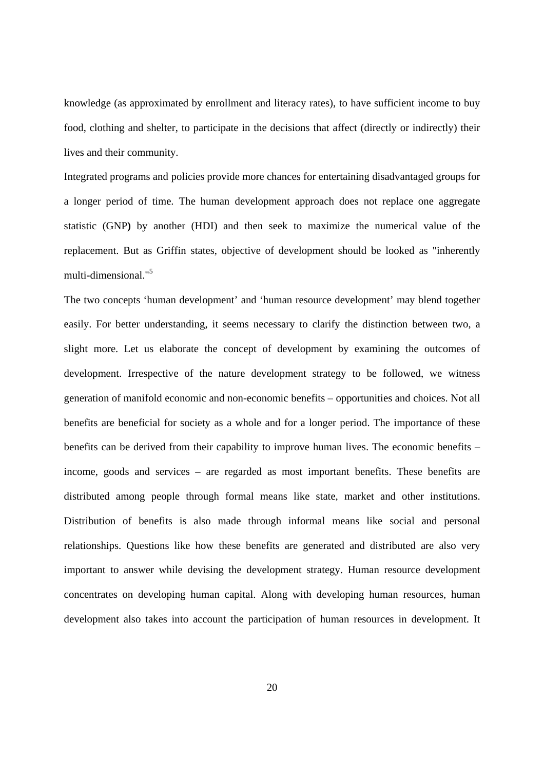knowledge (as approximated by enrollment and literacy rates), to have sufficient income to buy food, clothing and shelter, to participate in the decisions that affect (directly or indirectly) their lives and their community.

Integrated programs and policies provide more chances for entertaining disadvantaged groups for a longer period of time. The human development approach does not replace one aggregate statistic (GNP**)** by another (HDI) and then seek to maximize the numerical value of the replacement. But as Griffin states, objective of development should be looked as "inherently multi-dimensional."[5]

The two concepts 'human development' and 'human resource development' may blend together easily. For better understanding, it seems necessary to clarify the distinction between two, a slight more. Let us elaborate the concept of development by examining the outcomes of development. Irrespective of the nature development strategy to be followed, we witness generation of manifold economic and non-economic benefits – opportunities and choices. Not all benefits are beneficial for society as a whole and for a longer period. The importance of these benefits can be derived from their capability to improve human lives. The economic benefits – income, goods and services – are regarded as most important benefits. These benefits are distributed among people through formal means like state, market and other institutions. Distribution of benefits is also made through informal means like social and personal relationships. Questions like how these benefits are generated and distributed are also very important to answer while devising the development strategy. Human resource development concentrates on developing human capital. Along with developing human resources, human development also takes into account the participation of human resources in development. It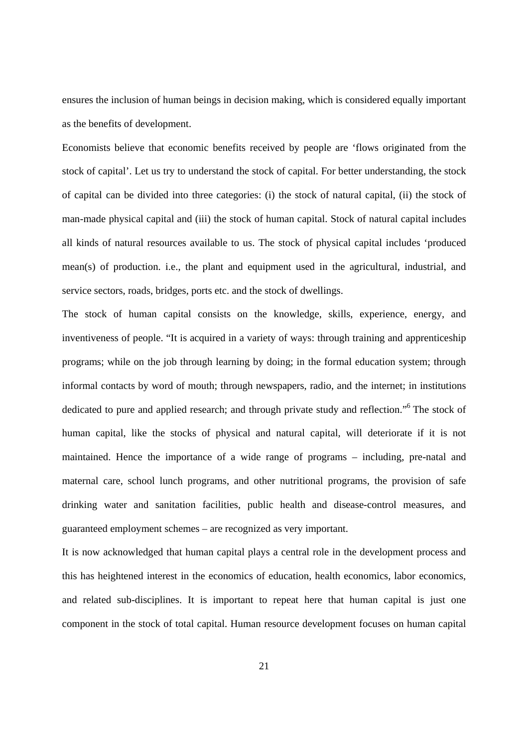ensures the inclusion of human beings in decision making, which is considered equally important as the benefits of development.

Economists believe that economic benefits received by people are ‘flows originated from the stock of capital’. Let us try to understand the stock of capital. For better understanding, the stock of capital can be divided into three categories: (i) the stock of natural capital, (ii) the stock of man-made physical capital and (iii) the stock of human capital. Stock of natural capital includes all kinds of natural resources available to us. The stock of physical capital includes ‘produced mean(s) of production. i.e., the plant and equipment used in the agricultural, industrial, and service sectors, roads, bridges, ports etc. and the stock of dwellings.

The stock of human capital consists on the knowledge, skills, experience, energy, and inventiveness of people. “It is acquired in a variety of ways: through training and apprenticeship programs; while on the job through learning by doing; in the formal education system; through informal contacts by word of mouth; through newspapers, radio, and the internet; in institutions dedicated to pure and applied research; and through private study and reflection.”[6] The stock of human capital, like the stocks of physical and natural capital, will deteriorate if it is not maintained. Hence the importance of a wide range of programs – including, pre-natal and maternal care, school lunch programs, and other nutritional programs, the provision of safe drinking water and sanitation facilities, public health and disease-control measures, and guaranteed employment schemes – are recognized as very important.

It is now acknowledged that human capital plays a central role in the development process and this has heightened interest in the economics of education, health economics, labor economics, and related sub-disciplines. It is important to repeat here that human capital is just one component in the stock of total capital. Human resource development focuses on human capital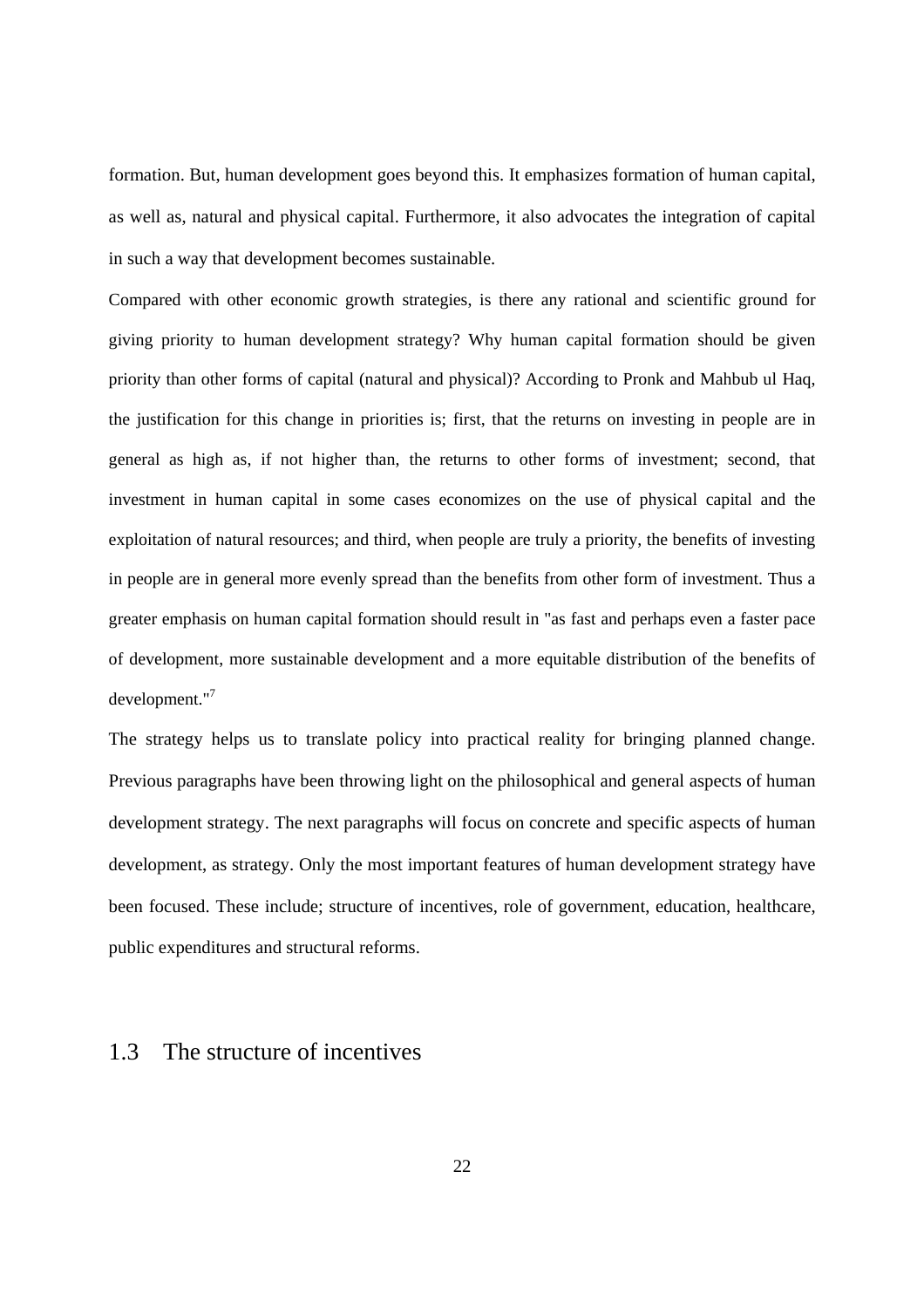formation. But, human development goes beyond this. It emphasizes formation of human capital, as well as, natural and physical capital. Furthermore, it also advocates the integration of capital in such a way that development becomes sustainable.

Compared with other economic growth strategies, is there any rational and scientific ground for giving priority to human development strategy? Why human capital formation should be given priority than other forms of capital (natural and physical)? According to Pronk and Mahbub ul Haq, the justification for this change in priorities is; first, that the returns on investing in people are in general as high as, if not higher than, the returns to other forms of investment; second, that investment in human capital in some cases economizes on the use of physical capital and the exploitation of natural resources; and third, when people are truly a priority, the benefits of investing in people are in general more evenly spread than the benefits from other form of investment. Thus a greater emphasis on human capital formation should result in "as fast and perhaps even a faster pace of development, more sustainable development and a more equitable distribution of the benefits of development."[7]

The strategy helps us to translate policy into practical reality for bringing planned change. Previous paragraphs have been throwing light on the philosophical and general aspects of human development strategy. The next paragraphs will focus on concrete and specific aspects of human development, as strategy. Only the most important features of human development strategy have been focused. These include; structure of incentives, role of government, education, healthcare, public expenditures and structural reforms.

## 1.3 The structure of incentives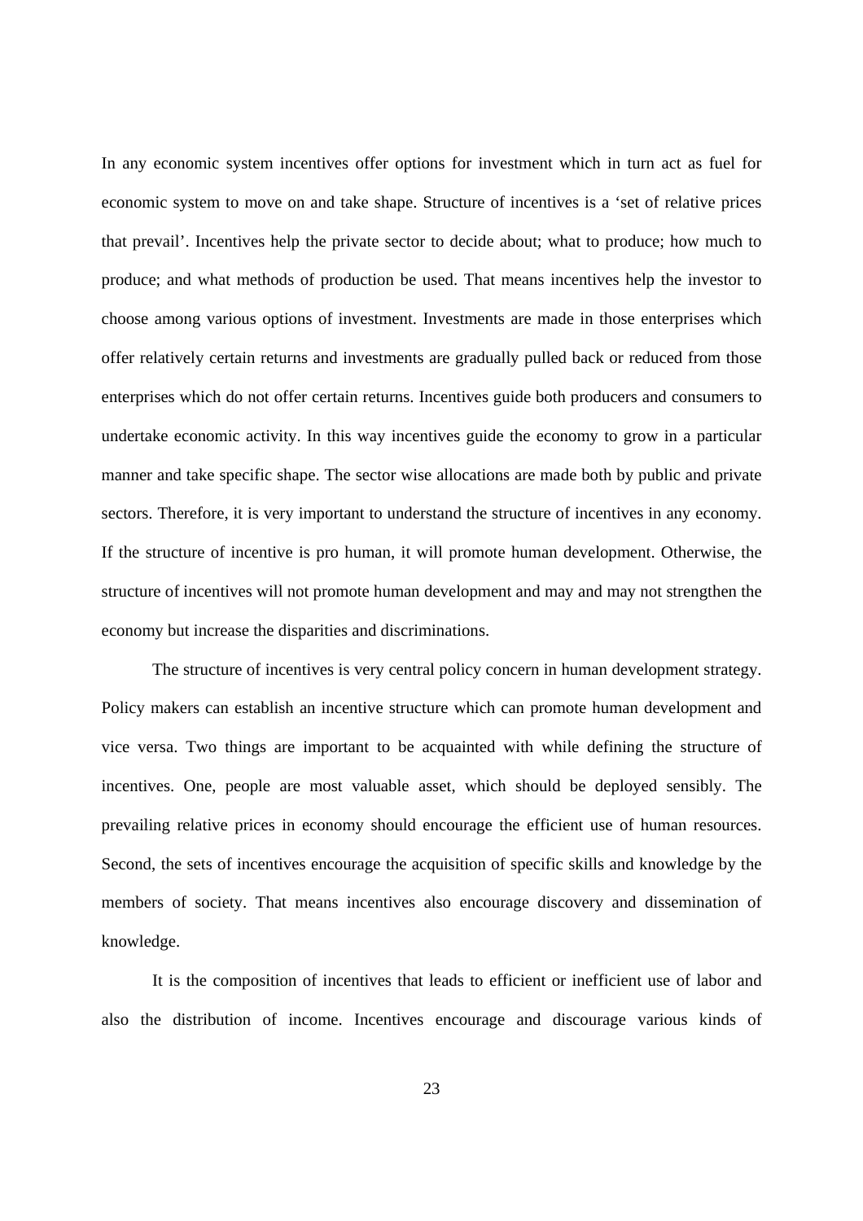In any economic system incentives offer options for investment which in turn act as fuel for economic system to move on and take shape. Structure of incentives is a 'set of relative prices that prevail'. Incentives help the private sector to decide about; what to produce; how much to produce; and what methods of production be used. That means incentives help the investor to choose among various options of investment. Investments are made in those enterprises which offer relatively certain returns and investments are gradually pulled back or reduced from those enterprises which do not offer certain returns. Incentives guide both producers and consumers to undertake economic activity. In this way incentives guide the economy to grow in a particular manner and take specific shape. The sector wise allocations are made both by public and private sectors. Therefore, it is very important to understand the structure of incentives in any economy. If the structure of incentive is pro human, it will promote human development. Otherwise, the structure of incentives will not promote human development and may and may not strengthen the economy but increase the disparities and discriminations.

The structure of incentives is very central policy concern in human development strategy. Policy makers can establish an incentive structure which can promote human development and vice versa. Two things are important to be acquainted with while defining the structure of incentives. One, people are most valuable asset, which should be deployed sensibly. The prevailing relative prices in economy should encourage the efficient use of human resources. Second, the sets of incentives encourage the acquisition of specific skills and knowledge by the members of society. That means incentives also encourage discovery and dissemination of knowledge.

It is the composition of incentives that leads to efficient or inefficient use of labor and also the distribution of income. Incentives encourage and discourage various kinds of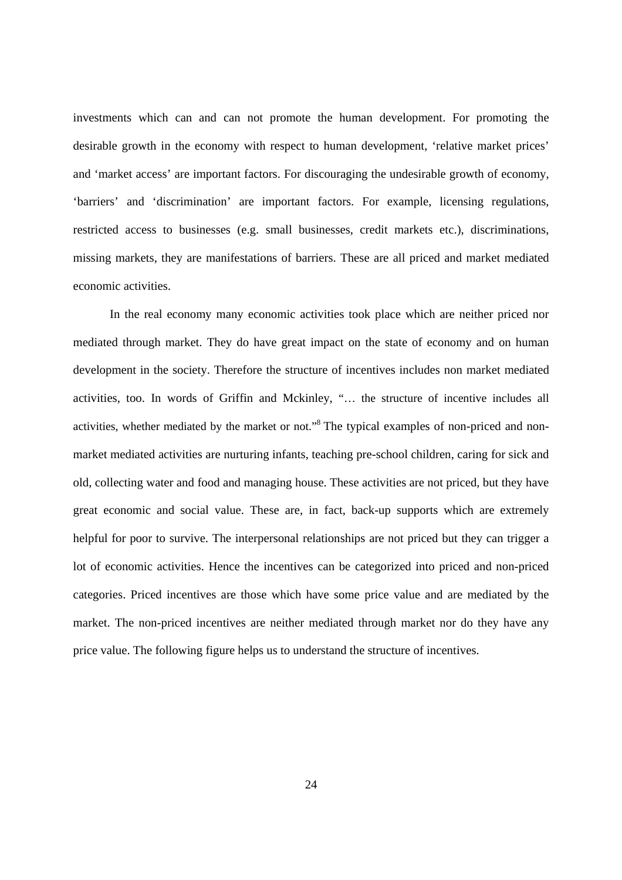investments which can and can not promote the human development. For promoting the desirable growth in the economy with respect to human development, 'relative market prices' and 'market access' are important factors. For discouraging the undesirable growth of economy, 'barriers' and 'discrimination' are important factors. For example, licensing regulations, restricted access to businesses (e.g. small businesses, credit markets etc.), discriminations, missing markets, they are manifestations of barriers. These are all priced and market mediated economic activities.

In the real economy many economic activities took place which are neither priced nor mediated through market. They do have great impact on the state of economy and on human development in the society. Therefore the structure of incentives includes non market mediated activities, too. In words of Griffin and Mckinley, "… the structure of incentive includes all activities, whether mediated by the market or not."[8] The typical examples of non-priced and non-market mediated activities are nurturing infants, teaching pre-school children, caring for sick and old, collecting water and food and managing house. These activities are not priced, but they have great economic and social value. These are, in fact, back-up supports which are extremely helpful for poor to survive. The interpersonal relationships are not priced but they can trigger a lot of economic activities. Hence the incentives can be categorized into priced and non-priced categories. Priced incentives are those which have some price value and are mediated by the market. The non-priced incentives are neither mediated through market nor do they have any price value. The following figure helps us to understand the structure of incentives.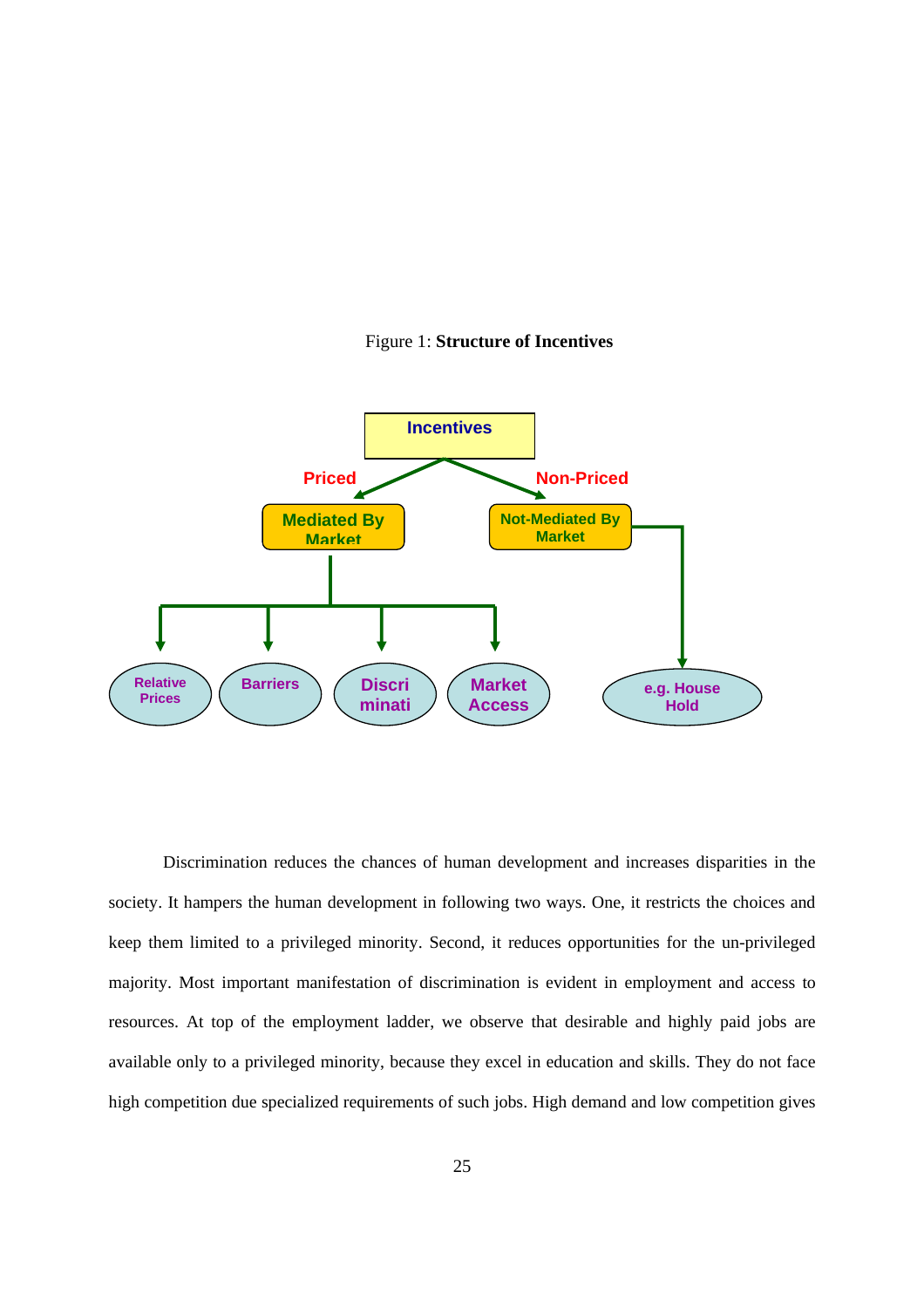Figure 1: **Structure of Incentives**

Incentives

Priced → Mediated By Market → Relative Prices, Barriers, Discrimination, Market Access

Non-Priced → Not-Mediated By Market → e.g. House Hold

Discrimination reduces the chances of human development and increases disparities in the society. It hampers the human development in following two ways. One, it restricts the choices and keep them limited to a privileged minority. Second, it reduces opportunities for the un-privileged majority. Most important manifestation of discrimination is evident in employment and access to resources. At top of the employment ladder, we observe that desirable and highly paid jobs are available only to a privileged minority, because they excel in education and skills. They do not face high competition due specialized requirements of such jobs. High demand and low competition gives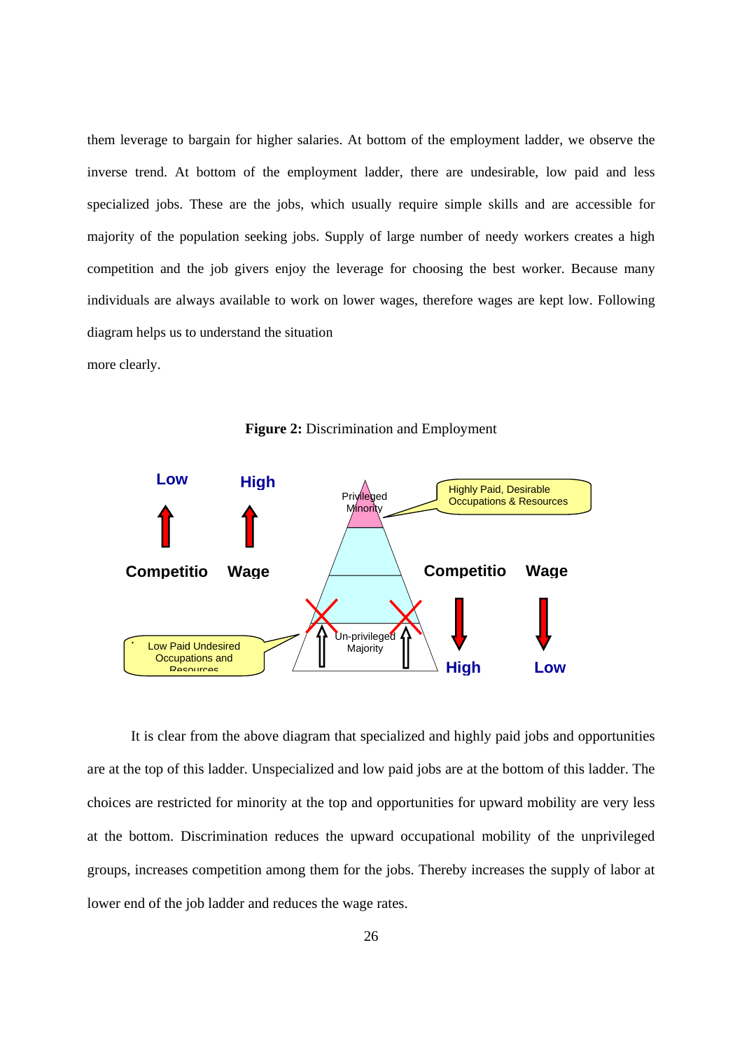them leverage to bargain for higher salaries. At bottom of the employment ladder, we observe the inverse trend. At bottom of the employment ladder, there are undesirable, low paid and less specialized jobs. These are the jobs, which usually require simple skills and are accessible for majority of the population seeking jobs. Supply of large number of needy workers creates a high competition and the job givers enjoy the leverage for choosing the best worker. Because many individuals are always available to work on lower wages, therefore wages are kept low. Following diagram helps us to understand the situation

more clearly.

**Figure 2:** Discrimination and Employment

Low High

Competitio Wage

Privileged Minority

Highly Paid, Desirable Occupations & Resources

Competitio Wage

High Low

Low Paid Undesired Occupations and Resources

Un-privileged Majority

It is clear from the above diagram that specialized and highly paid jobs and opportunities are at the top of this ladder. Unspecialized and low paid jobs are at the bottom of this ladder. The choices are restricted for minority at the top and opportunities for upward mobility are very less at the bottom. Discrimination reduces the upward occupational mobility of the unprivileged groups, increases competition among them for the jobs. Thereby increases the supply of labor at lower end of the job ladder and reduces the wage rates.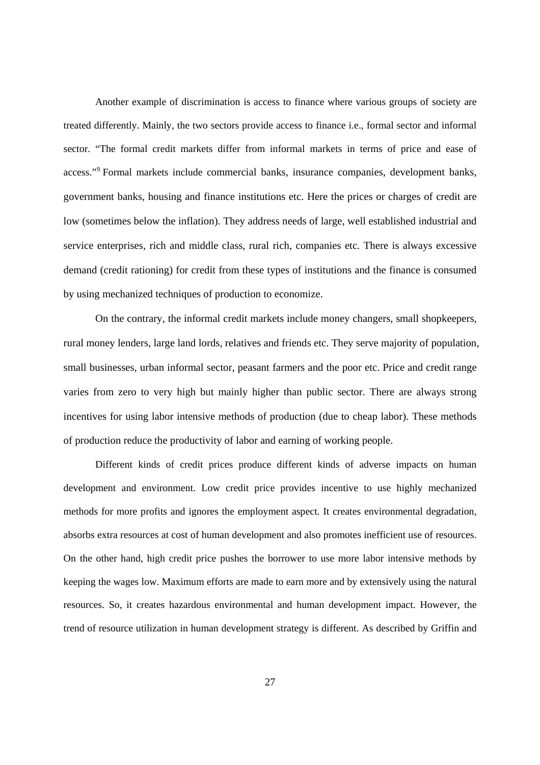Another example of discrimination is access to finance where various groups of society are treated differently. Mainly, the two sectors provide access to finance i.e., formal sector and informal sector. "The formal credit markets differ from informal markets in terms of price and ease of access."[9] Formal markets include commercial banks, insurance companies, development banks, government banks, housing and finance institutions etc. Here the prices or charges of credit are low (sometimes below the inflation). They address needs of large, well established industrial and service enterprises, rich and middle class, rural rich, companies etc. There is always excessive demand (credit rationing) for credit from these types of institutions and the finance is consumed by using mechanized techniques of production to economize.

On the contrary, the informal credit markets include money changers, small shopkeepers, rural money lenders, large land lords, relatives and friends etc. They serve majority of population, small businesses, urban informal sector, peasant farmers and the poor etc. Price and credit range varies from zero to very high but mainly higher than public sector. There are always strong incentives for using labor intensive methods of production (due to cheap labor). These methods of production reduce the productivity of labor and earning of working people.

Different kinds of credit prices produce different kinds of adverse impacts on human development and environment. Low credit price provides incentive to use highly mechanized methods for more profits and ignores the employment aspect. It creates environmental degradation, absorbs extra resources at cost of human development and also promotes inefficient use of resources. On the other hand, high credit price pushes the borrower to use more labor intensive methods by keeping the wages low. Maximum efforts are made to earn more and by extensively using the natural resources. So, it creates hazardous environmental and human development impact. However, the trend of resource utilization in human development strategy is different. As described by Griffin and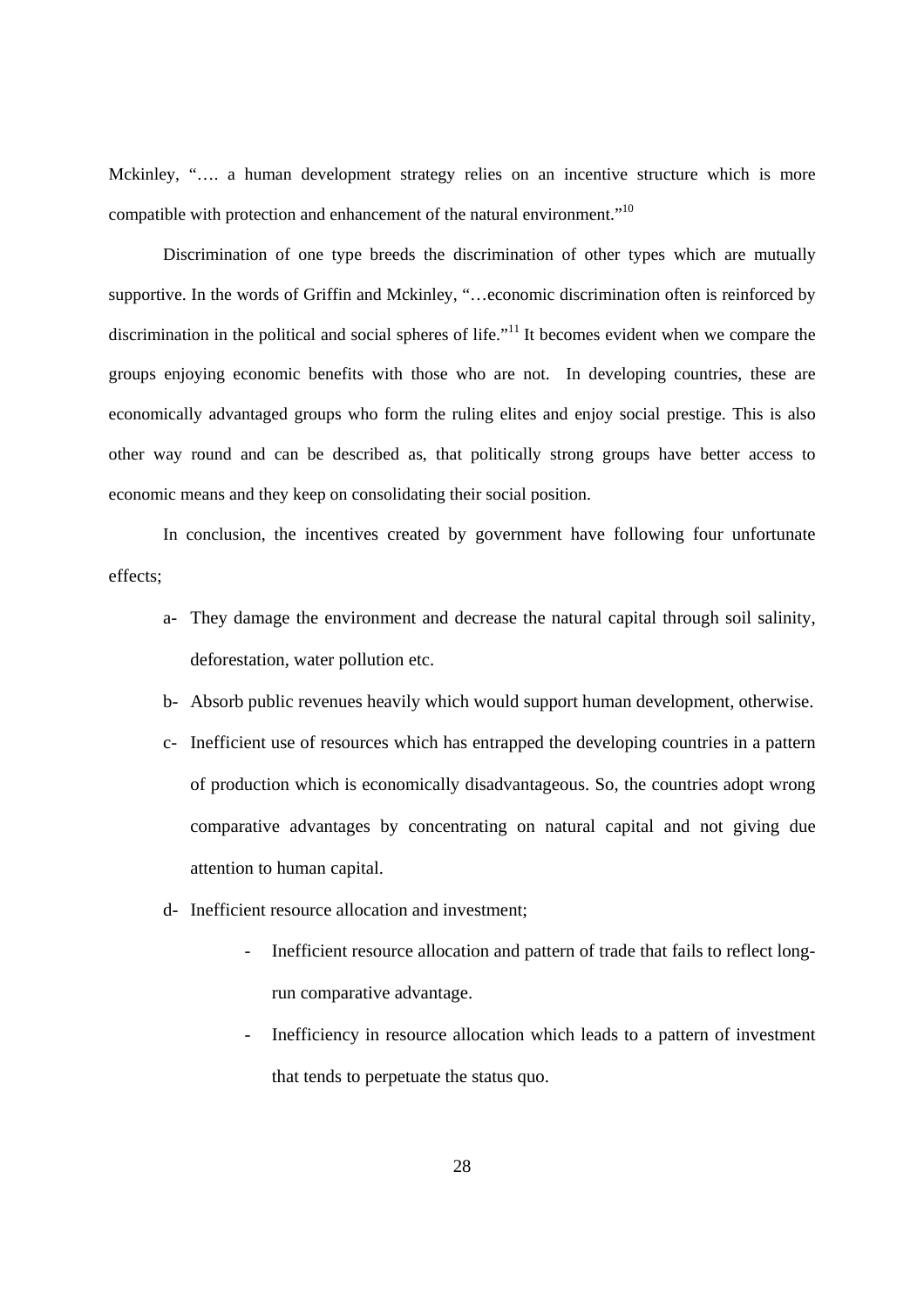Mckinley, "…. a human development strategy relies on an incentive structure which is more compatible with protection and enhancement of the natural environment."[10]

Discrimination of one type breeds the discrimination of other types which are mutually supportive. In the words of Griffin and Mckinley, "…economic discrimination often is reinforced by discrimination in the political and social spheres of life."[11] It becomes evident when we compare the groups enjoying economic benefits with those who are not. In developing countries, these are economically advantaged groups who form the ruling elites and enjoy social prestige. This is also other way round and can be described as, that politically strong groups have better access to economic means and they keep on consolidating their social position.

In conclusion, the incentives created by government have following four unfortunate effects;

a- They damage the environment and decrease the natural capital through soil salinity, deforestation, water pollution etc.

b- Absorb public revenues heavily which would support human development, otherwise.

c- Inefficient use of resources which has entrapped the developing countries in a pattern of production which is economically disadvantageous. So, the countries adopt wrong comparative advantages by concentrating on natural capital and not giving due attention to human capital.

d- Inefficient resource allocation and investment;

  - Inefficient resource allocation and pattern of trade that fails to reflect long-run comparative advantage.
  - Inefficiency in resource allocation which leads to a pattern of investment that tends to perpetuate the status quo.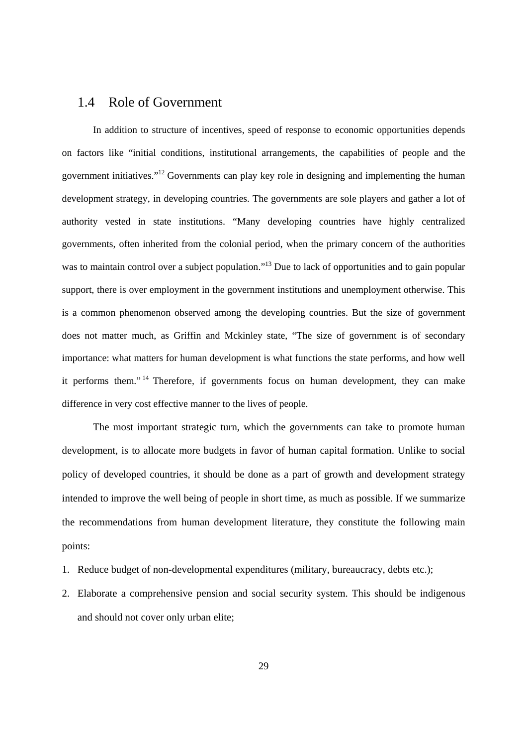## 1.4 Role of Government

In addition to structure of incentives, speed of response to economic opportunities depends on factors like "initial conditions, institutional arrangements, the capabilities of people and the government initiatives."[12] Governments can play key role in designing and implementing the human development strategy, in developing countries. The governments are sole players and gather a lot of authority vested in state institutions. "Many developing countries have highly centralized governments, often inherited from the colonial period, when the primary concern of the authorities was to maintain control over a subject population."[13] Due to lack of opportunities and to gain popular support, there is over employment in the government institutions and unemployment otherwise. This is a common phenomenon observed among the developing countries. But the size of government does not matter much, as Griffin and Mckinley state, "The size of government is of secondary importance: what matters for human development is what functions the state performs, and how well it performs them."[14] Therefore, if governments focus on human development, they can make difference in very cost effective manner to the lives of people.

The most important strategic turn, which the governments can take to promote human development, is to allocate more budgets in favor of human capital formation. Unlike to social policy of developed countries, it should be done as a part of growth and development strategy intended to improve the well being of people in short time, as much as possible. If we summarize the recommendations from human development literature, they constitute the following main points:

1. Reduce budget of non-developmental expenditures (military, bureaucracy, debts etc.);
2. Elaborate a comprehensive pension and social security system. This should be indigenous and should not cover only urban elite;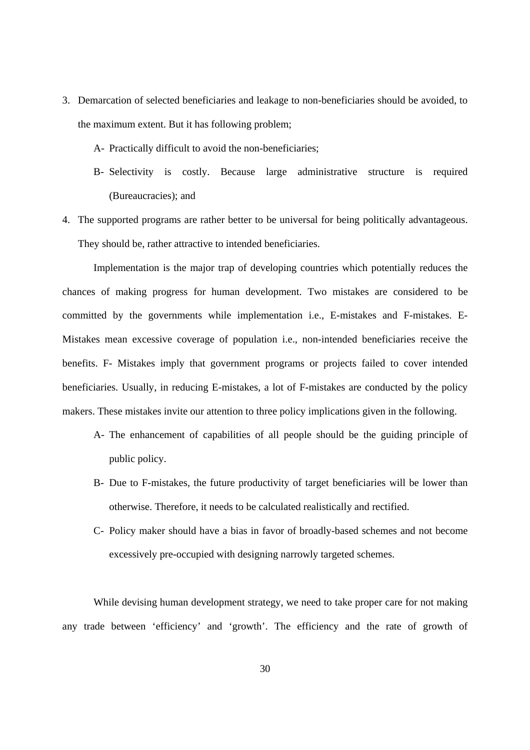3. Demarcation of selected beneficiaries and leakage to non-beneficiaries should be avoided, to the maximum extent. But it has following problem;

    A- Practically difficult to avoid the non-beneficiaries;

    B- Selectivity is costly. Because large administrative structure is required (Bureaucracies); and

4. The supported programs are rather better to be universal for being politically advantageous. They should be, rather attractive to intended beneficiaries.

Implementation is the major trap of developing countries which potentially reduces the chances of making progress for human development. Two mistakes are considered to be committed by the governments while implementation i.e., E-mistakes and F-mistakes. E-Mistakes mean excessive coverage of population i.e., non-intended beneficiaries receive the benefits. F- Mistakes imply that government programs or projects failed to cover intended beneficiaries. Usually, in reducing E-mistakes, a lot of F-mistakes are conducted by the policy makers. These mistakes invite our attention to three policy implications given in the following.

A- The enhancement of capabilities of all people should be the guiding principle of public policy.

B- Due to F-mistakes, the future productivity of target beneficiaries will be lower than otherwise. Therefore, it needs to be calculated realistically and rectified.

C- Policy maker should have a bias in favor of broadly-based schemes and not become excessively pre-occupied with designing narrowly targeted schemes.

While devising human development strategy, we need to take proper care for not making any trade between 'efficiency' and 'growth'. The efficiency and the rate of growth of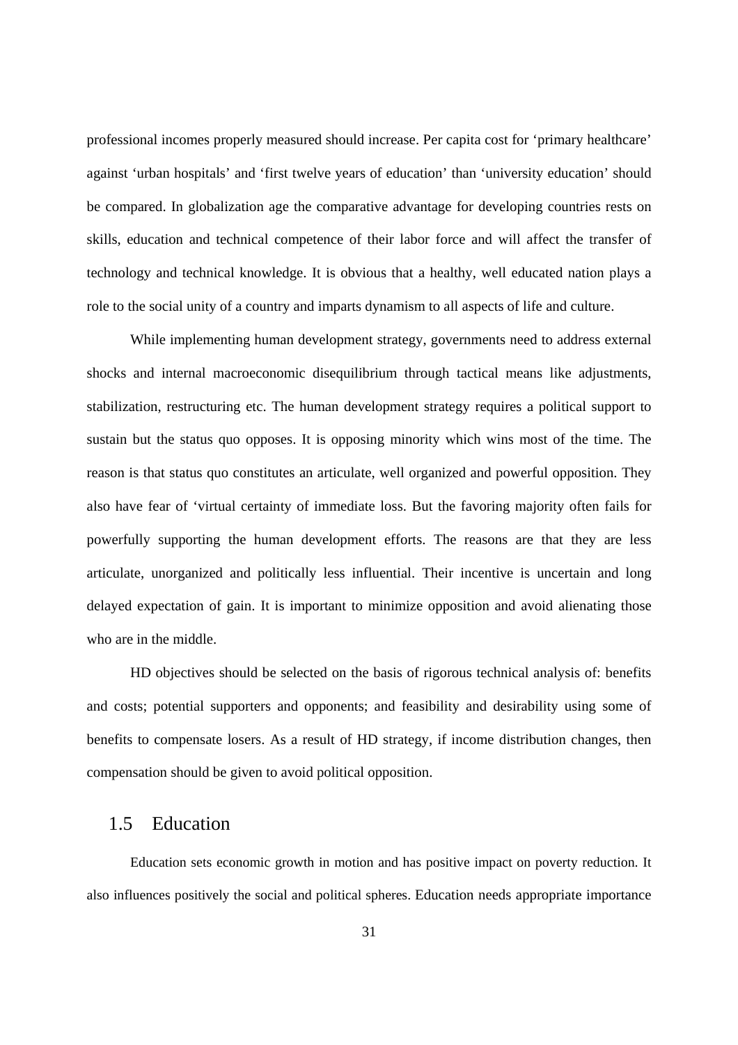professional incomes properly measured should increase. Per capita cost for 'primary healthcare' against 'urban hospitals' and 'first twelve years of education' than 'university education' should be compared. In globalization age the comparative advantage for developing countries rests on skills, education and technical competence of their labor force and will affect the transfer of technology and technical knowledge. It is obvious that a healthy, well educated nation plays a role to the social unity of a country and imparts dynamism to all aspects of life and culture.

While implementing human development strategy, governments need to address external shocks and internal macroeconomic disequilibrium through tactical means like adjustments, stabilization, restructuring etc. The human development strategy requires a political support to sustain but the status quo opposes. It is opposing minority which wins most of the time. The reason is that status quo constitutes an articulate, well organized and powerful opposition. They also have fear of 'virtual certainty of immediate loss. But the favoring majority often fails for powerfully supporting the human development efforts. The reasons are that they are less articulate, unorganized and politically less influential. Their incentive is uncertain and long delayed expectation of gain. It is important to minimize opposition and avoid alienating those who are in the middle.

HD objectives should be selected on the basis of rigorous technical analysis of: benefits and costs; potential supporters and opponents; and feasibility and desirability using some of benefits to compensate losers. As a result of HD strategy, if income distribution changes, then compensation should be given to avoid political opposition.

## 1.5 Education

Education sets economic growth in motion and has positive impact on poverty reduction. It also influences positively the social and political spheres. Education needs appropriate importance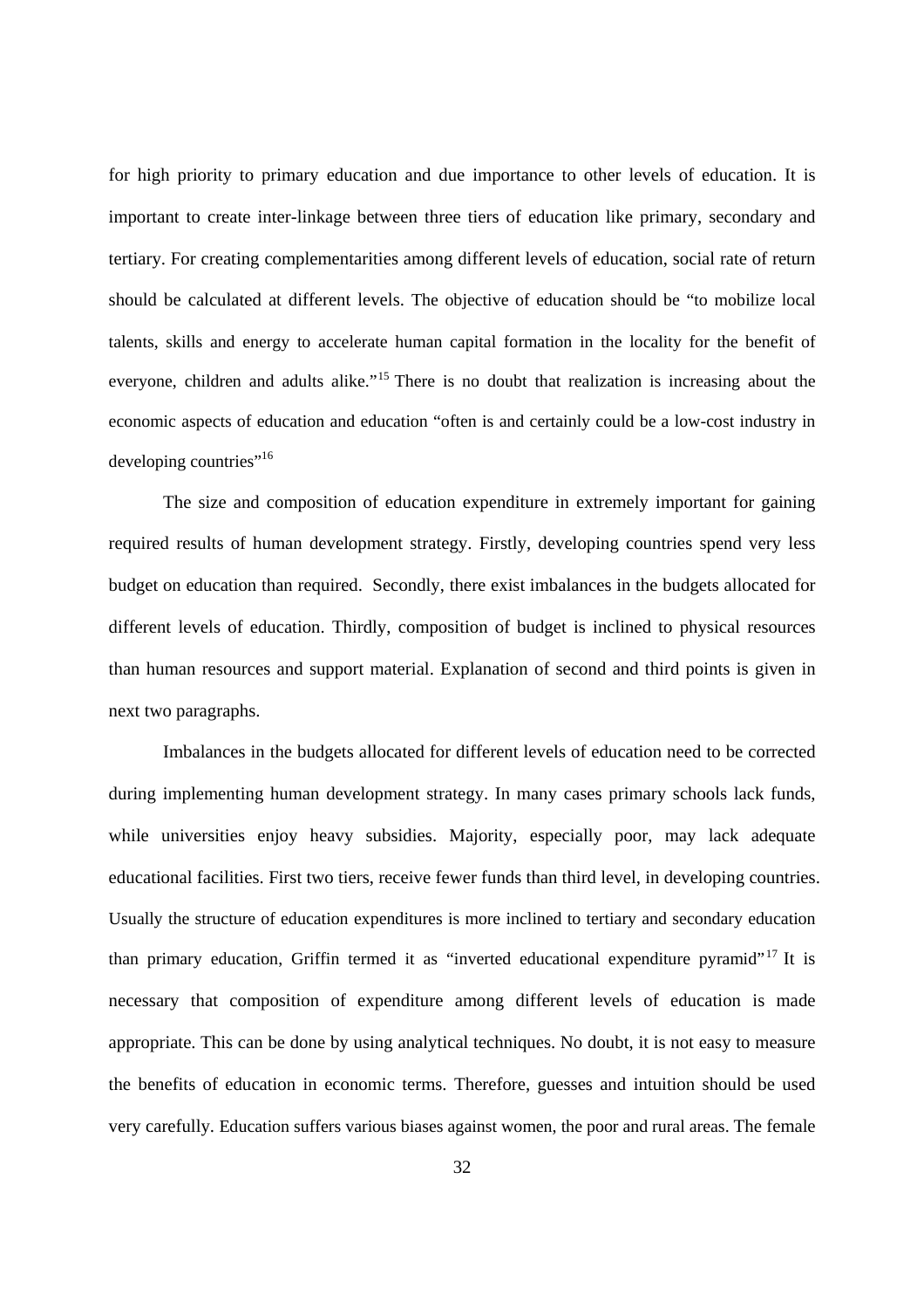for high priority to primary education and due importance to other levels of education. It is important to create inter-linkage between three tiers of education like primary, secondary and tertiary. For creating complementarities among different levels of education, social rate of return should be calculated at different levels. The objective of education should be "to mobilize local talents, skills and energy to accelerate human capital formation in the locality for the benefit of everyone, children and adults alike."[15] There is no doubt that realization is increasing about the economic aspects of education and education "often is and certainly could be a low-cost industry in developing countries"[16]

The size and composition of education expenditure in extremely important for gaining required results of human development strategy. Firstly, developing countries spend very less budget on education than required. Secondly, there exist imbalances in the budgets allocated for different levels of education. Thirdly, composition of budget is inclined to physical resources than human resources and support material. Explanation of second and third points is given in next two paragraphs.

Imbalances in the budgets allocated for different levels of education need to be corrected during implementing human development strategy. In many cases primary schools lack funds, while universities enjoy heavy subsidies. Majority, especially poor, may lack adequate educational facilities. First two tiers, receive fewer funds than third level, in developing countries. Usually the structure of education expenditures is more inclined to tertiary and secondary education than primary education, Griffin termed it as "inverted educational expenditure pyramid"[17] It is necessary that composition of expenditure among different levels of education is made appropriate. This can be done by using analytical techniques. No doubt, it is not easy to measure the benefits of education in economic terms. Therefore, guesses and intuition should be used very carefully. Education suffers various biases against women, the poor and rural areas. The female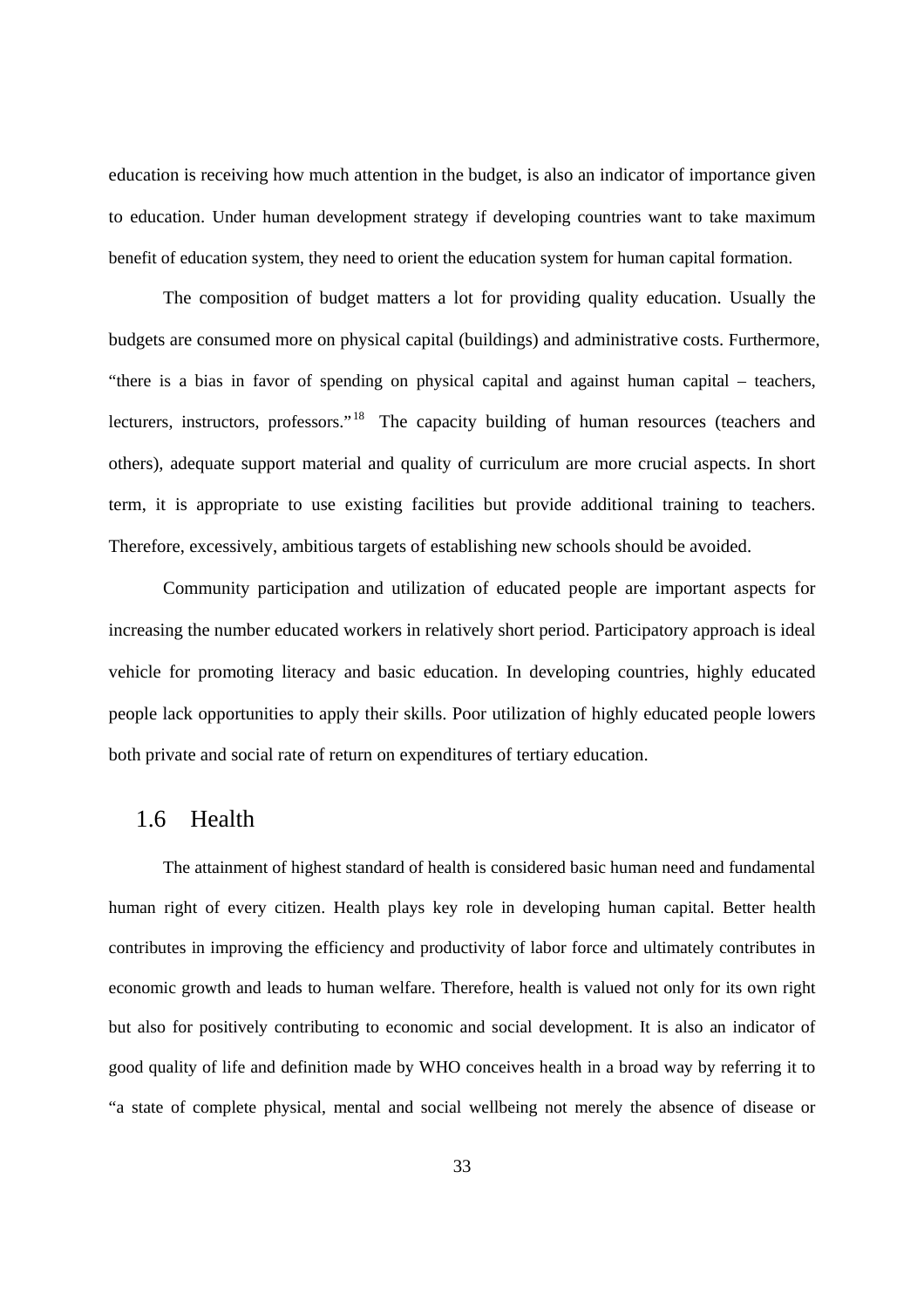education is receiving how much attention in the budget, is also an indicator of importance given to education. Under human development strategy if developing countries want to take maximum benefit of education system, they need to orient the education system for human capital formation.

The composition of budget matters a lot for providing quality education. Usually the budgets are consumed more on physical capital (buildings) and administrative costs. Furthermore, "there is a bias in favor of spending on physical capital and against human capital – teachers, lecturers, instructors, professors."[18] The capacity building of human resources (teachers and others), adequate support material and quality of curriculum are more crucial aspects. In short term, it is appropriate to use existing facilities but provide additional training to teachers. Therefore, excessively, ambitious targets of establishing new schools should be avoided.

Community participation and utilization of educated people are important aspects for increasing the number educated workers in relatively short period. Participatory approach is ideal vehicle for promoting literacy and basic education. In developing countries, highly educated people lack opportunities to apply their skills. Poor utilization of highly educated people lowers both private and social rate of return on expenditures of tertiary education.

## 1.6 Health

The attainment of highest standard of health is considered basic human need and fundamental human right of every citizen. Health plays key role in developing human capital. Better health contributes in improving the efficiency and productivity of labor force and ultimately contributes in economic growth and leads to human welfare. Therefore, health is valued not only for its own right but also for positively contributing to economic and social development. It is also an indicator of good quality of life and definition made by WHO conceives health in a broad way by referring it to "a state of complete physical, mental and social wellbeing not merely the absence of disease or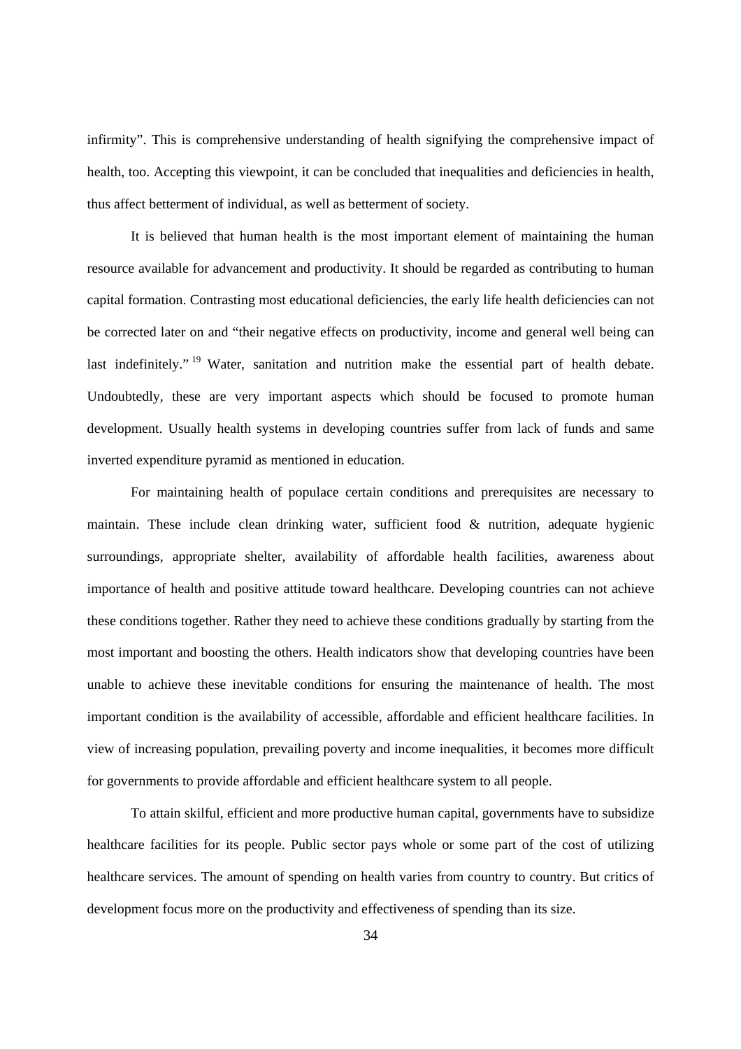infirmity". This is comprehensive understanding of health signifying the comprehensive impact of health, too. Accepting this viewpoint, it can be concluded that inequalities and deficiencies in health, thus affect betterment of individual, as well as betterment of society.

It is believed that human health is the most important element of maintaining the human resource available for advancement and productivity. It should be regarded as contributing to human capital formation. Contrasting most educational deficiencies, the early life health deficiencies can not be corrected later on and "their negative effects on productivity, income and general well being can last indefinitely." [19] Water, sanitation and nutrition make the essential part of health debate. Undoubtedly, these are very important aspects which should be focused to promote human development. Usually health systems in developing countries suffer from lack of funds and same inverted expenditure pyramid as mentioned in education.

For maintaining health of populace certain conditions and prerequisites are necessary to maintain. These include clean drinking water, sufficient food & nutrition, adequate hygienic surroundings, appropriate shelter, availability of affordable health facilities, awareness about importance of health and positive attitude toward healthcare. Developing countries can not achieve these conditions together. Rather they need to achieve these conditions gradually by starting from the most important and boosting the others. Health indicators show that developing countries have been unable to achieve these inevitable conditions for ensuring the maintenance of health. The most important condition is the availability of accessible, affordable and efficient healthcare facilities. In view of increasing population, prevailing poverty and income inequalities, it becomes more difficult for governments to provide affordable and efficient healthcare system to all people.

To attain skilful, efficient and more productive human capital, governments have to subsidize healthcare facilities for its people. Public sector pays whole or some part of the cost of utilizing healthcare services. The amount of spending on health varies from country to country. But critics of development focus more on the productivity and effectiveness of spending than its size.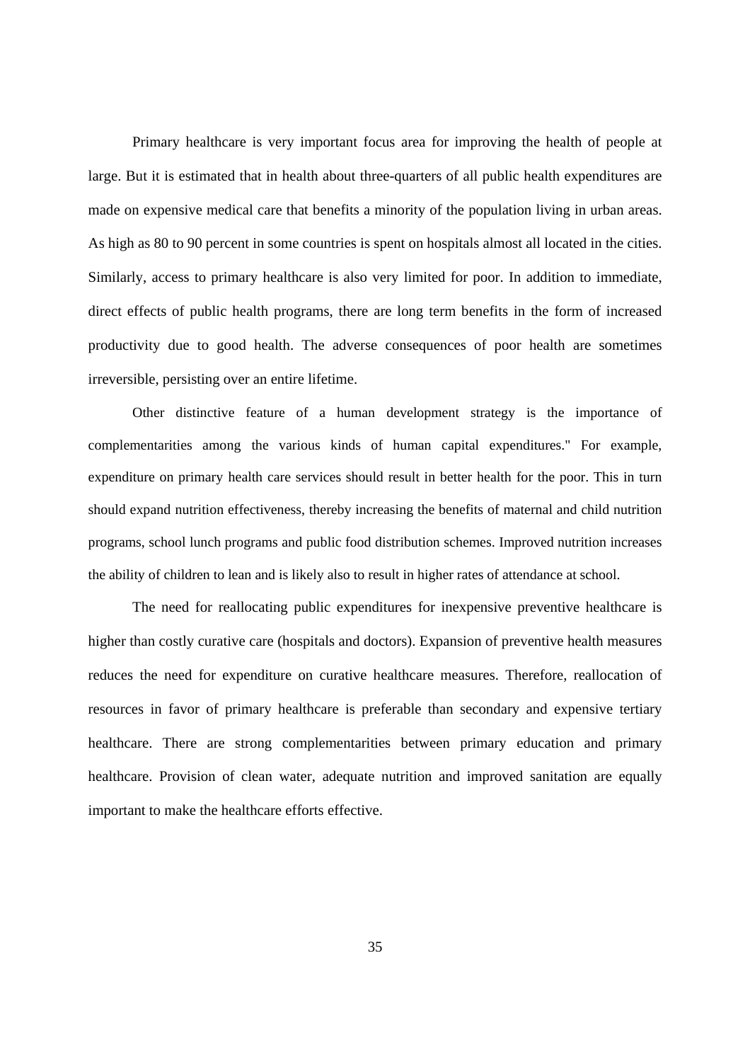Primary healthcare is very important focus area for improving the health of people at large. But it is estimated that in health about three-quarters of all public health expenditures are made on expensive medical care that benefits a minority of the population living in urban areas. As high as 80 to 90 percent in some countries is spent on hospitals almost all located in the cities. Similarly, access to primary healthcare is also very limited for poor. In addition to immediate, direct effects of public health programs, there are long term benefits in the form of increased productivity due to good health. The adverse consequences of poor health are sometimes irreversible, persisting over an entire lifetime.

Other distinctive feature of a human development strategy is the importance of complementarities among the various kinds of human capital expenditures." For example, expenditure on primary health care services should result in better health for the poor. This in turn should expand nutrition effectiveness, thereby increasing the benefits of maternal and child nutrition programs, school lunch programs and public food distribution schemes. Improved nutrition increases the ability of children to lean and is likely also to result in higher rates of attendance at school.

The need for reallocating public expenditures for inexpensive preventive healthcare is higher than costly curative care (hospitals and doctors). Expansion of preventive health measures reduces the need for expenditure on curative healthcare measures. Therefore, reallocation of resources in favor of primary healthcare is preferable than secondary and expensive tertiary healthcare. There are strong complementarities between primary education and primary healthcare. Provision of clean water, adequate nutrition and improved sanitation are equally important to make the healthcare efforts effective.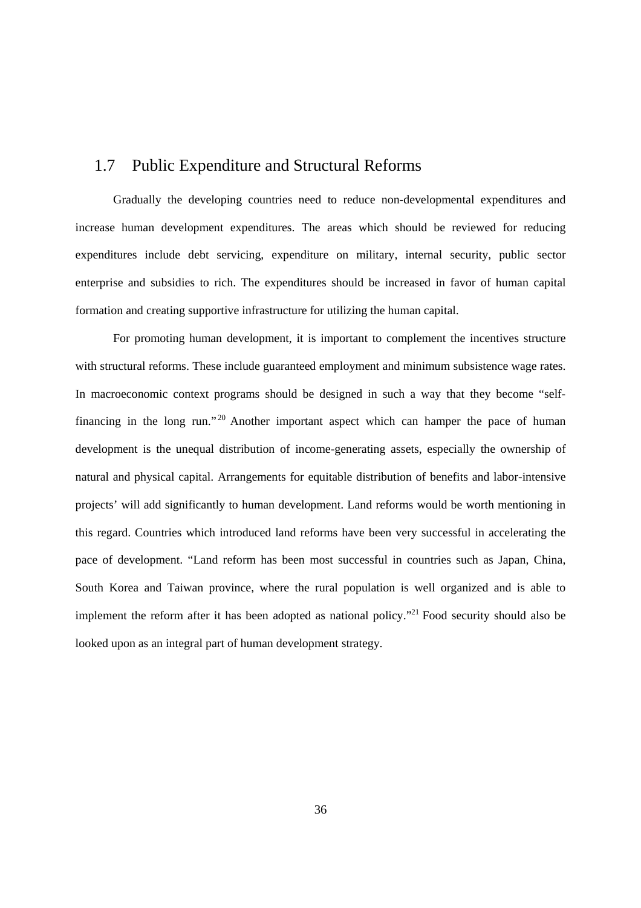## 1.7 Public Expenditure and Structural Reforms

Gradually the developing countries need to reduce non-developmental expenditures and increase human development expenditures. The areas which should be reviewed for reducing expenditures include debt servicing, expenditure on military, internal security, public sector enterprise and subsidies to rich. The expenditures should be increased in favor of human capital formation and creating supportive infrastructure for utilizing the human capital.

For promoting human development, it is important to complement the incentives structure with structural reforms. These include guaranteed employment and minimum subsistence wage rates. In macroeconomic context programs should be designed in such a way that they become "self-financing in the long run."[20] Another important aspect which can hamper the pace of human development is the unequal distribution of income-generating assets, especially the ownership of natural and physical capital. Arrangements for equitable distribution of benefits and labor-intensive projects' will add significantly to human development. Land reforms would be worth mentioning in this regard. Countries which introduced land reforms have been very successful in accelerating the pace of development. "Land reform has been most successful in countries such as Japan, China, South Korea and Taiwan province, where the rural population is well organized and is able to implement the reform after it has been adopted as national policy."[21] Food security should also be looked upon as an integral part of human development strategy.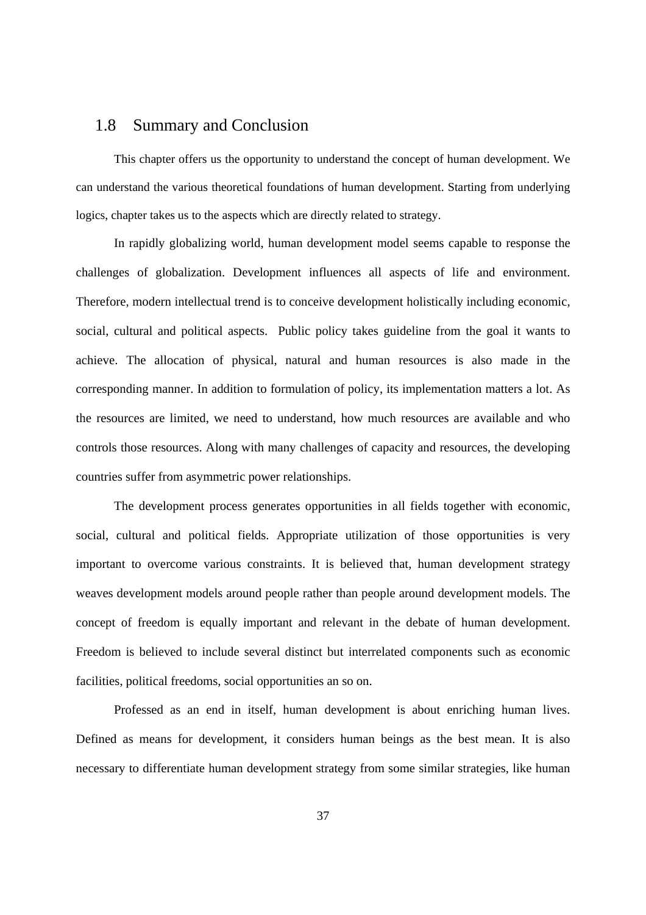## 1.8 Summary and Conclusion

This chapter offers us the opportunity to understand the concept of human development. We can understand the various theoretical foundations of human development. Starting from underlying logics, chapter takes us to the aspects which are directly related to strategy.

In rapidly globalizing world, human development model seems capable to response the challenges of globalization. Development influences all aspects of life and environment. Therefore, modern intellectual trend is to conceive development holistically including economic, social, cultural and political aspects. Public policy takes guideline from the goal it wants to achieve. The allocation of physical, natural and human resources is also made in the corresponding manner. In addition to formulation of policy, its implementation matters a lot. As the resources are limited, we need to understand, how much resources are available and who controls those resources. Along with many challenges of capacity and resources, the developing countries suffer from asymmetric power relationships.

The development process generates opportunities in all fields together with economic, social, cultural and political fields. Appropriate utilization of those opportunities is very important to overcome various constraints. It is believed that, human development strategy weaves development models around people rather than people around development models. The concept of freedom is equally important and relevant in the debate of human development. Freedom is believed to include several distinct but interrelated components such as economic facilities, political freedoms, social opportunities an so on.

Professed as an end in itself, human development is about enriching human lives. Defined as means for development, it considers human beings as the best mean. It is also necessary to differentiate human development strategy from some similar strategies, like human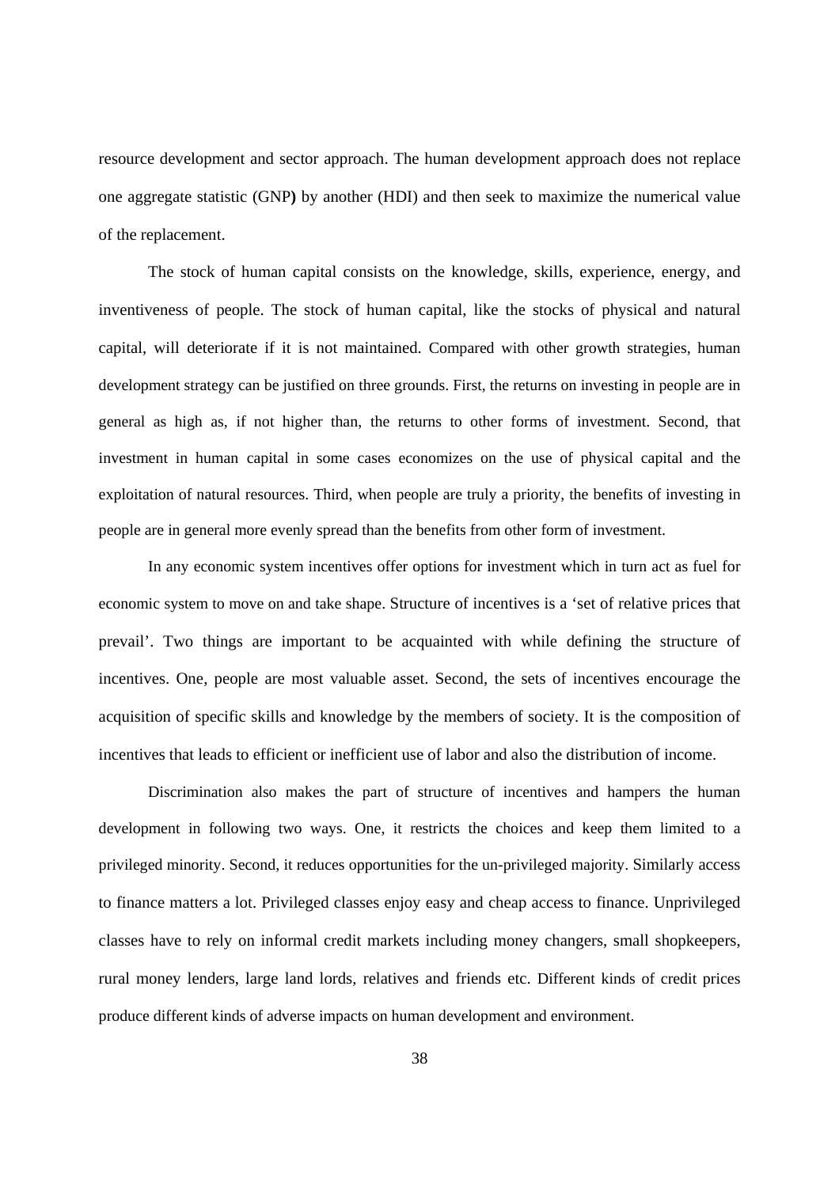resource development and sector approach. The human development approach does not replace one aggregate statistic (GNP**)** by another (HDI) and then seek to maximize the numerical value of the replacement.

The stock of human capital consists on the knowledge, skills, experience, energy, and inventiveness of people. The stock of human capital, like the stocks of physical and natural capital, will deteriorate if it is not maintained. Compared with other growth strategies, human development strategy can be justified on three grounds. First, the returns on investing in people are in general as high as, if not higher than, the returns to other forms of investment. Second, that investment in human capital in some cases economizes on the use of physical capital and the exploitation of natural resources. Third, when people are truly a priority, the benefits of investing in people are in general more evenly spread than the benefits from other form of investment.

In any economic system incentives offer options for investment which in turn act as fuel for economic system to move on and take shape. Structure of incentives is a 'set of relative prices that prevail'. Two things are important to be acquainted with while defining the structure of incentives. One, people are most valuable asset. Second, the sets of incentives encourage the acquisition of specific skills and knowledge by the members of society. It is the composition of incentives that leads to efficient or inefficient use of labor and also the distribution of income.

Discrimination also makes the part of structure of incentives and hampers the human development in following two ways. One, it restricts the choices and keep them limited to a privileged minority. Second, it reduces opportunities for the un-privileged majority. Similarly access to finance matters a lot. Privileged classes enjoy easy and cheap access to finance. Unprivileged classes have to rely on informal credit markets including money changers, small shopkeepers, rural money lenders, large land lords, relatives and friends etc. Different kinds of credit prices produce different kinds of adverse impacts on human development and environment.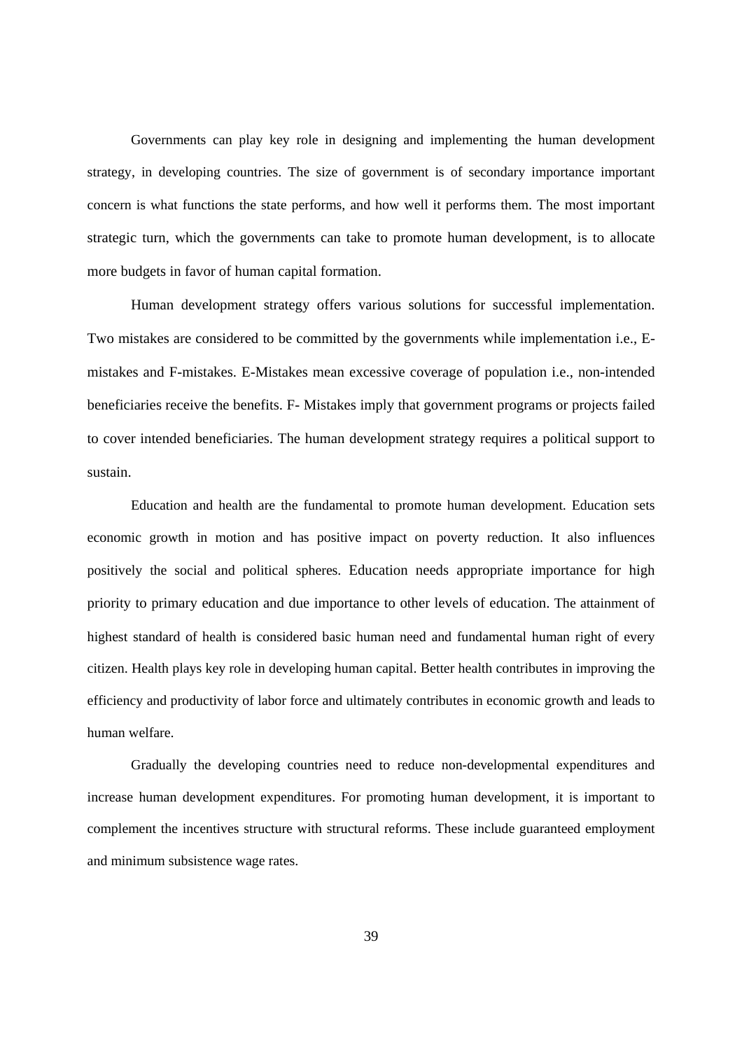Governments can play key role in designing and implementing the human development strategy, in developing countries. The size of government is of secondary importance important concern is what functions the state performs, and how well it performs them. The most important strategic turn, which the governments can take to promote human development, is to allocate more budgets in favor of human capital formation.

Human development strategy offers various solutions for successful implementation. Two mistakes are considered to be committed by the governments while implementation i.e., E-mistakes and F-mistakes. E-Mistakes mean excessive coverage of population i.e., non-intended beneficiaries receive the benefits. F- Mistakes imply that government programs or projects failed to cover intended beneficiaries. The human development strategy requires a political support to sustain.

Education and health are the fundamental to promote human development. Education sets economic growth in motion and has positive impact on poverty reduction. It also influences positively the social and political spheres. Education needs appropriate importance for high priority to primary education and due importance to other levels of education. The attainment of highest standard of health is considered basic human need and fundamental human right of every citizen. Health plays key role in developing human capital. Better health contributes in improving the efficiency and productivity of labor force and ultimately contributes in economic growth and leads to human welfare.

Gradually the developing countries need to reduce non-developmental expenditures and increase human development expenditures. For promoting human development, it is important to complement the incentives structure with structural reforms. These include guaranteed employment and minimum subsistence wage rates.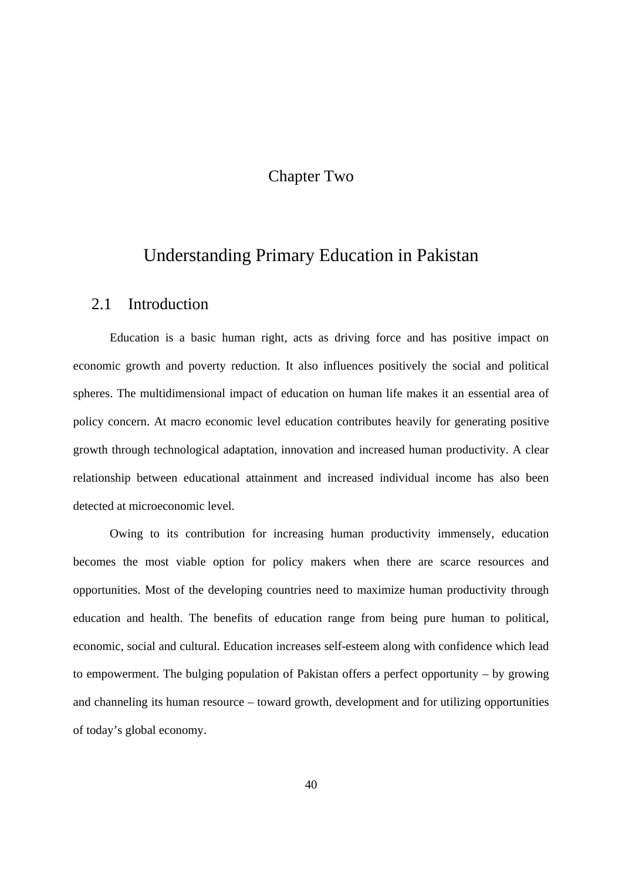# Chapter Two

# Understanding Primary Education in Pakistan

## 2.1 Introduction

Education is a basic human right, acts as driving force and has positive impact on economic growth and poverty reduction. It also influences positively the social and political spheres. The multidimensional impact of education on human life makes it an essential area of policy concern. At macro economic level education contributes heavily for generating positive growth through technological adaptation, innovation and increased human productivity. A clear relationship between educational attainment and increased individual income has also been detected at microeconomic level.

Owing to its contribution for increasing human productivity immensely, education becomes the most viable option for policy makers when there are scarce resources and opportunities. Most of the developing countries need to maximize human productivity through education and health. The benefits of education range from being pure human to political, economic, social and cultural. Education increases self-esteem along with confidence which lead to empowerment. The bulging population of Pakistan offers a perfect opportunity – by growing and channeling its human resource – toward growth, development and for utilizing opportunities of today's global economy.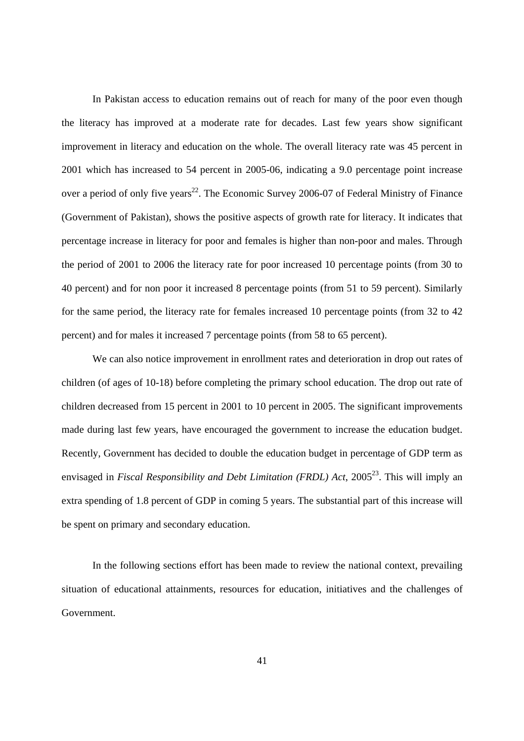In Pakistan access to education remains out of reach for many of the poor even though the literacy has improved at a moderate rate for decades. Last few years show significant improvement in literacy and education on the whole. The overall literacy rate was 45 percent in 2001 which has increased to 54 percent in 2005-06, indicating a 9.0 percentage point increase over a period of only five years[22]. The Economic Survey 2006-07 of Federal Ministry of Finance (Government of Pakistan), shows the positive aspects of growth rate for literacy. It indicates that percentage increase in literacy for poor and females is higher than non-poor and males. Through the period of 2001 to 2006 the literacy rate for poor increased 10 percentage points (from 30 to 40 percent) and for non poor it increased 8 percentage points (from 51 to 59 percent). Similarly for the same period, the literacy rate for females increased 10 percentage points (from 32 to 42 percent) and for males it increased 7 percentage points (from 58 to 65 percent).

We can also notice improvement in enrollment rates and deterioration in drop out rates of children (of ages of 10-18) before completing the primary school education. The drop out rate of children decreased from 15 percent in 2001 to 10 percent in 2005. The significant improvements made during last few years, have encouraged the government to increase the education budget. Recently, Government has decided to double the education budget in percentage of GDP term as envisaged in *Fiscal Responsibility and Debt Limitation (FRDL) Act*, 2005[23]. This will imply an extra spending of 1.8 percent of GDP in coming 5 years. The substantial part of this increase will be spent on primary and secondary education.

In the following sections effort has been made to review the national context, prevailing situation of educational attainments, resources for education, initiatives and the challenges of Government.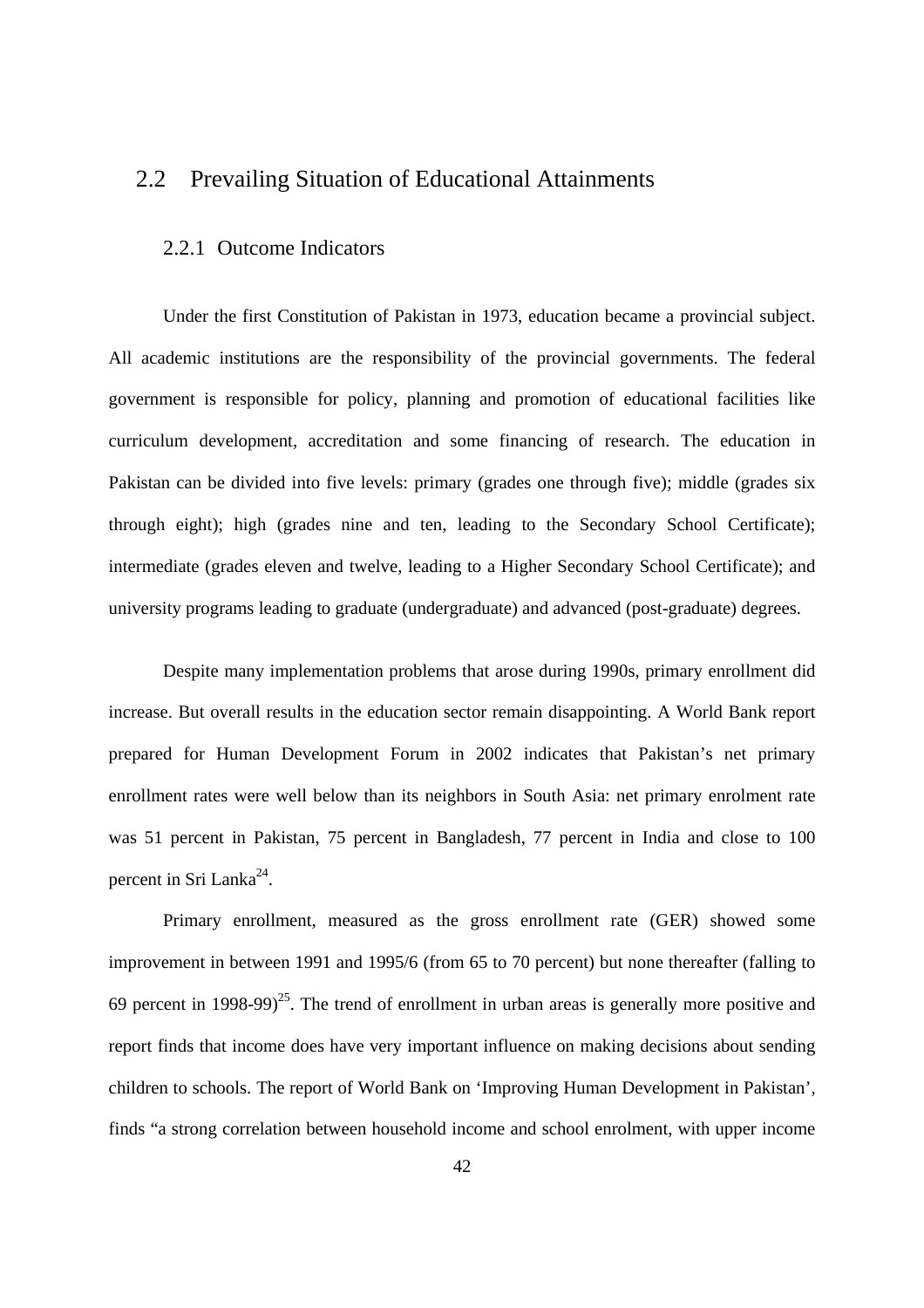## 2.2 Prevailing Situation of Educational Attainments

### 2.2.1 Outcome Indicators

Under the first Constitution of Pakistan in 1973, education became a provincial subject. All academic institutions are the responsibility of the provincial governments. The federal government is responsible for policy, planning and promotion of educational facilities like curriculum development, accreditation and some financing of research. The education in Pakistan can be divided into five levels: primary (grades one through five); middle (grades six through eight); high (grades nine and ten, leading to the Secondary School Certificate); intermediate (grades eleven and twelve, leading to a Higher Secondary School Certificate); and university programs leading to graduate (undergraduate) and advanced (post-graduate) degrees.

Despite many implementation problems that arose during 1990s, primary enrollment did increase. But overall results in the education sector remain disappointing. A World Bank report prepared for Human Development Forum in 2002 indicates that Pakistan's net primary enrollment rates were well below than its neighbors in South Asia: net primary enrolment rate was 51 percent in Pakistan, 75 percent in Bangladesh, 77 percent in India and close to 100 percent in Sri Lanka[24].

Primary enrollment, measured as the gross enrollment rate (GER) showed some improvement in between 1991 and 1995/6 (from 65 to 70 percent) but none thereafter (falling to 69 percent in 1998-99)[25]. The trend of enrollment in urban areas is generally more positive and report finds that income does have very important influence on making decisions about sending children to schools. The report of World Bank on 'Improving Human Development in Pakistan', finds "a strong correlation between household income and school enrolment, with upper income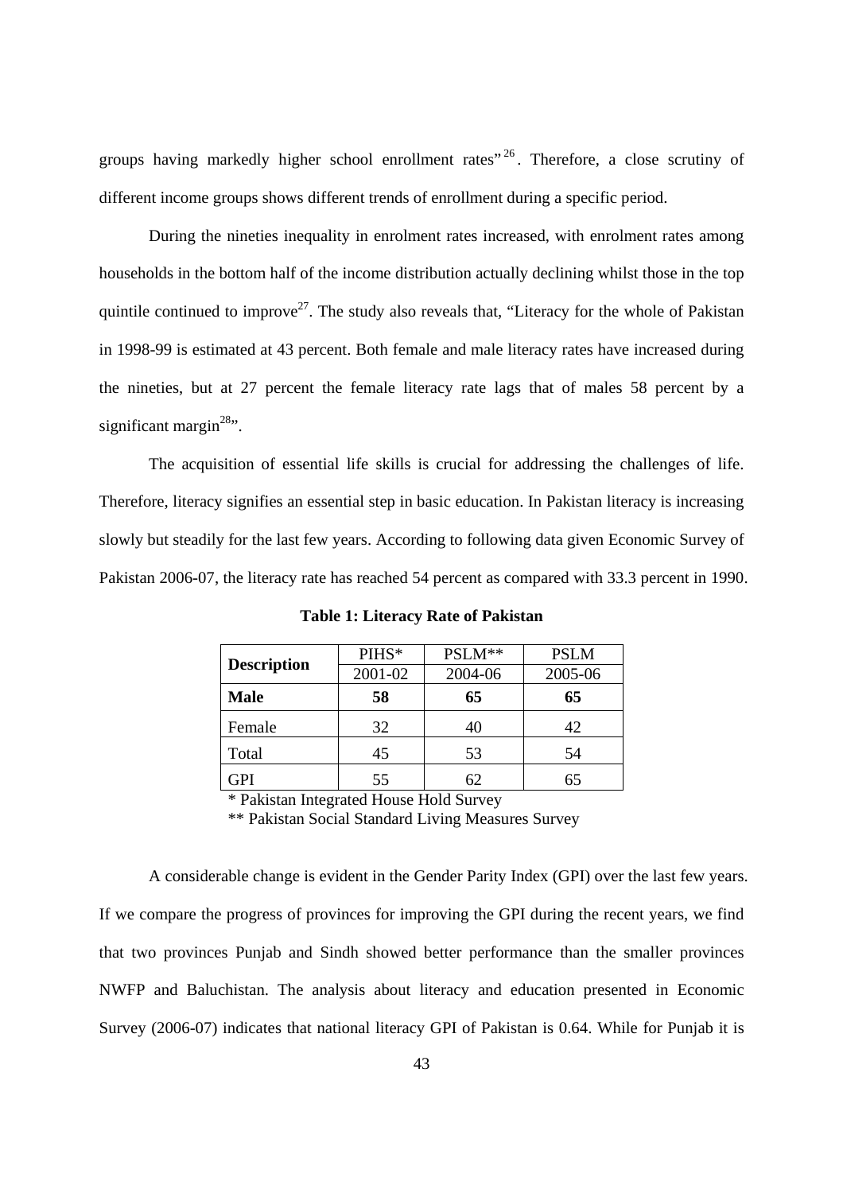groups having markedly higher school enrollment rates"[26]. Therefore, a close scrutiny of different income groups shows different trends of enrollment during a specific period.

During the nineties inequality in enrolment rates increased, with enrolment rates among households in the bottom half of the income distribution actually declining whilst those in the top quintile continued to improve[27]. The study also reveals that, "Literacy for the whole of Pakistan in 1998-99 is estimated at 43 percent. Both female and male literacy rates have increased during the nineties, but at 27 percent the female literacy rate lags that of males 58 percent by a significant margin[28]".

The acquisition of essential life skills is crucial for addressing the challenges of life. Therefore, literacy signifies an essential step in basic education. In Pakistan literacy is increasing slowly but steadily for the last few years. According to following data given Economic Survey of Pakistan 2006-07, the literacy rate has reached 54 percent as compared with 33.3 percent in 1990.

**Table 1: Literacy Rate of Pakistan**

| **Description** | PIHS* 2001-02 | PSLM** 2004-06 | PSLM 2005-06 |
|---|---|---|---|
| **Male** | **58** | **65** | **65** |
| Female | 32 | 40 | 42 |
| Total | 45 | 53 | 54 |
| GPI | 55 | 62 | 65 |

\* Pakistan Integrated House Hold Survey

\*\* Pakistan Social Standard Living Measures Survey

A considerable change is evident in the Gender Parity Index (GPI) over the last few years. If we compare the progress of provinces for improving the GPI during the recent years, we find that two provinces Punjab and Sindh showed better performance than the smaller provinces NWFP and Baluchistan. The analysis about literacy and education presented in Economic Survey (2006-07) indicates that national literacy GPI of Pakistan is 0.64. While for Punjab it is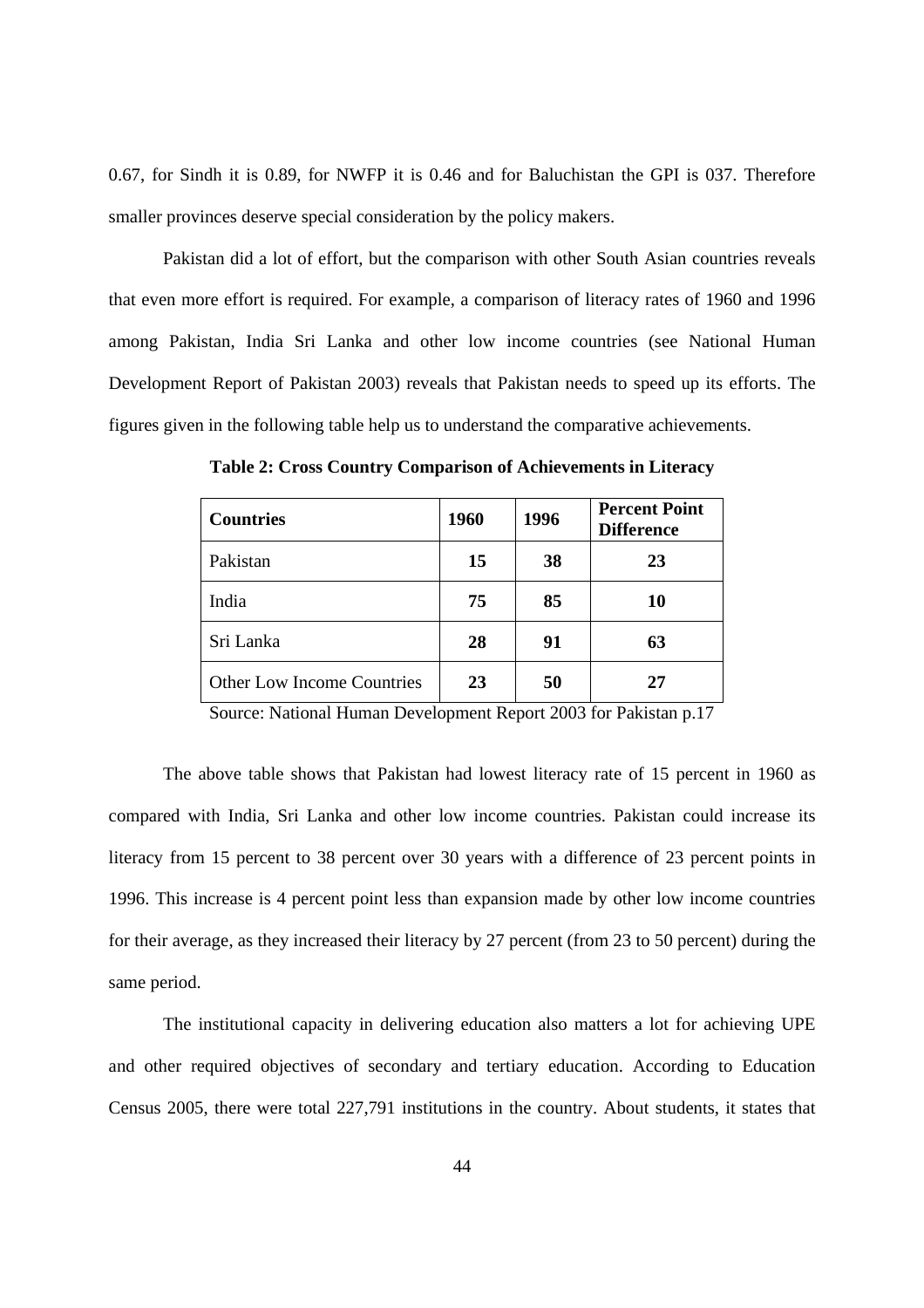0.67, for Sindh it is 0.89, for NWFP it is 0.46 and for Baluchistan the GPI is 037. Therefore smaller provinces deserve special consideration by the policy makers.

Pakistan did a lot of effort, but the comparison with other South Asian countries reveals that even more effort is required. For example, a comparison of literacy rates of 1960 and 1996 among Pakistan, India Sri Lanka and other low income countries (see National Human Development Report of Pakistan 2003) reveals that Pakistan needs to speed up its efforts. The figures given in the following table help us to understand the comparative achievements.

**Table 2: Cross Country Comparison of Achievements in Literacy**

| **Countries** | **1960** | **1996** | **Percent Point Difference** |
|---|---|---|---|
| Pakistan | **15** | **38** | **23** |
| India | **75** | **85** | **10** |
| Sri Lanka | **28** | **91** | **63** |
| Other Low Income Countries | **23** | **50** | **27** |

Source: National Human Development Report 2003 for Pakistan p.17

The above table shows that Pakistan had lowest literacy rate of 15 percent in 1960 as compared with India, Sri Lanka and other low income countries. Pakistan could increase its literacy from 15 percent to 38 percent over 30 years with a difference of 23 percent points in 1996. This increase is 4 percent point less than expansion made by other low income countries for their average, as they increased their literacy by 27 percent (from 23 to 50 percent) during the same period.

The institutional capacity in delivering education also matters a lot for achieving UPE and other required objectives of secondary and tertiary education. According to Education Census 2005, there were total 227,791 institutions in the country. About students, it states that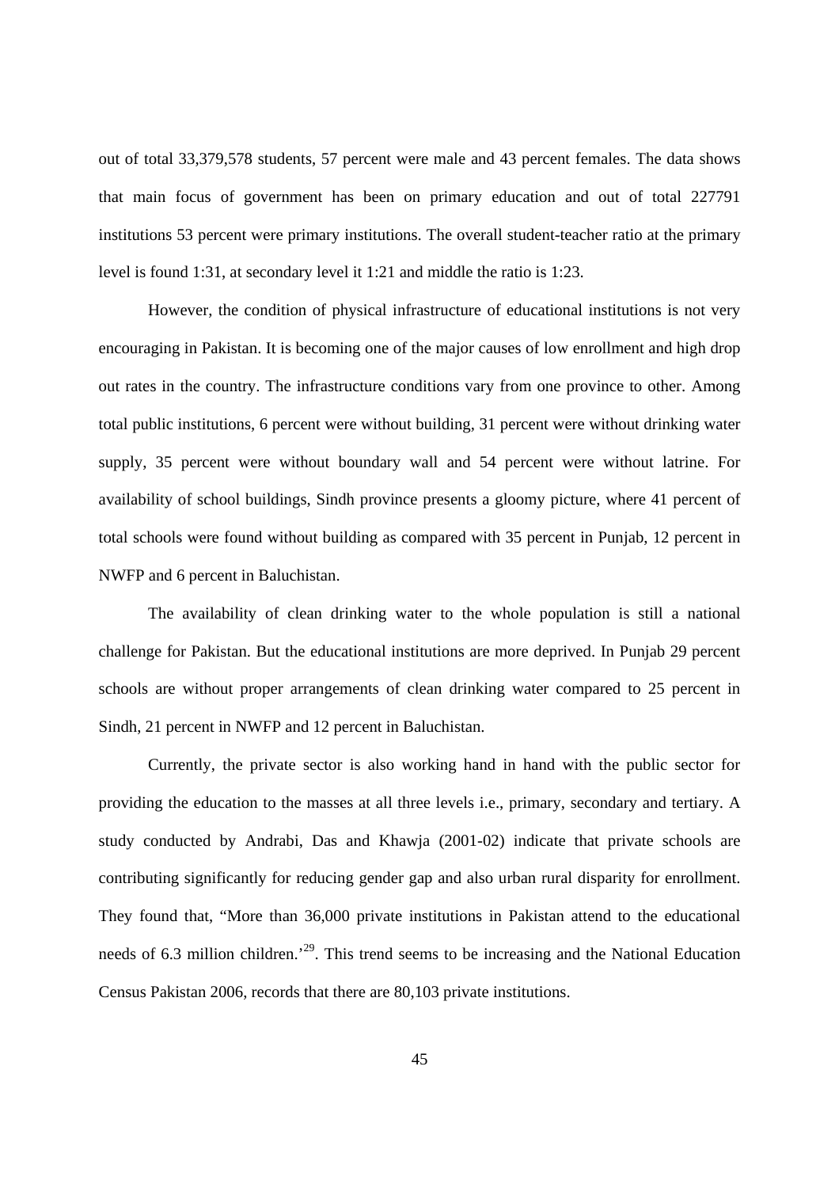out of total 33,379,578 students, 57 percent were male and 43 percent females. The data shows that main focus of government has been on primary education and out of total 227791 institutions 53 percent were primary institutions. The overall student-teacher ratio at the primary level is found 1:31, at secondary level it 1:21 and middle the ratio is 1:23.

However, the condition of physical infrastructure of educational institutions is not very encouraging in Pakistan. It is becoming one of the major causes of low enrollment and high drop out rates in the country. The infrastructure conditions vary from one province to other. Among total public institutions, 6 percent were without building, 31 percent were without drinking water supply, 35 percent were without boundary wall and 54 percent were without latrine. For availability of school buildings, Sindh province presents a gloomy picture, where 41 percent of total schools were found without building as compared with 35 percent in Punjab, 12 percent in NWFP and 6 percent in Baluchistan.

The availability of clean drinking water to the whole population is still a national challenge for Pakistan. But the educational institutions are more deprived. In Punjab 29 percent schools are without proper arrangements of clean drinking water compared to 25 percent in Sindh, 21 percent in NWFP and 12 percent in Baluchistan.

Currently, the private sector is also working hand in hand with the public sector for providing the education to the masses at all three levels i.e., primary, secondary and tertiary. A study conducted by Andrabi, Das and Khawja (2001-02) indicate that private schools are contributing significantly for reducing gender gap and also urban rural disparity for enrollment. They found that, "More than 36,000 private institutions in Pakistan attend to the educational needs of 6.3 million children.'[29]. This trend seems to be increasing and the National Education Census Pakistan 2006, records that there are 80,103 private institutions.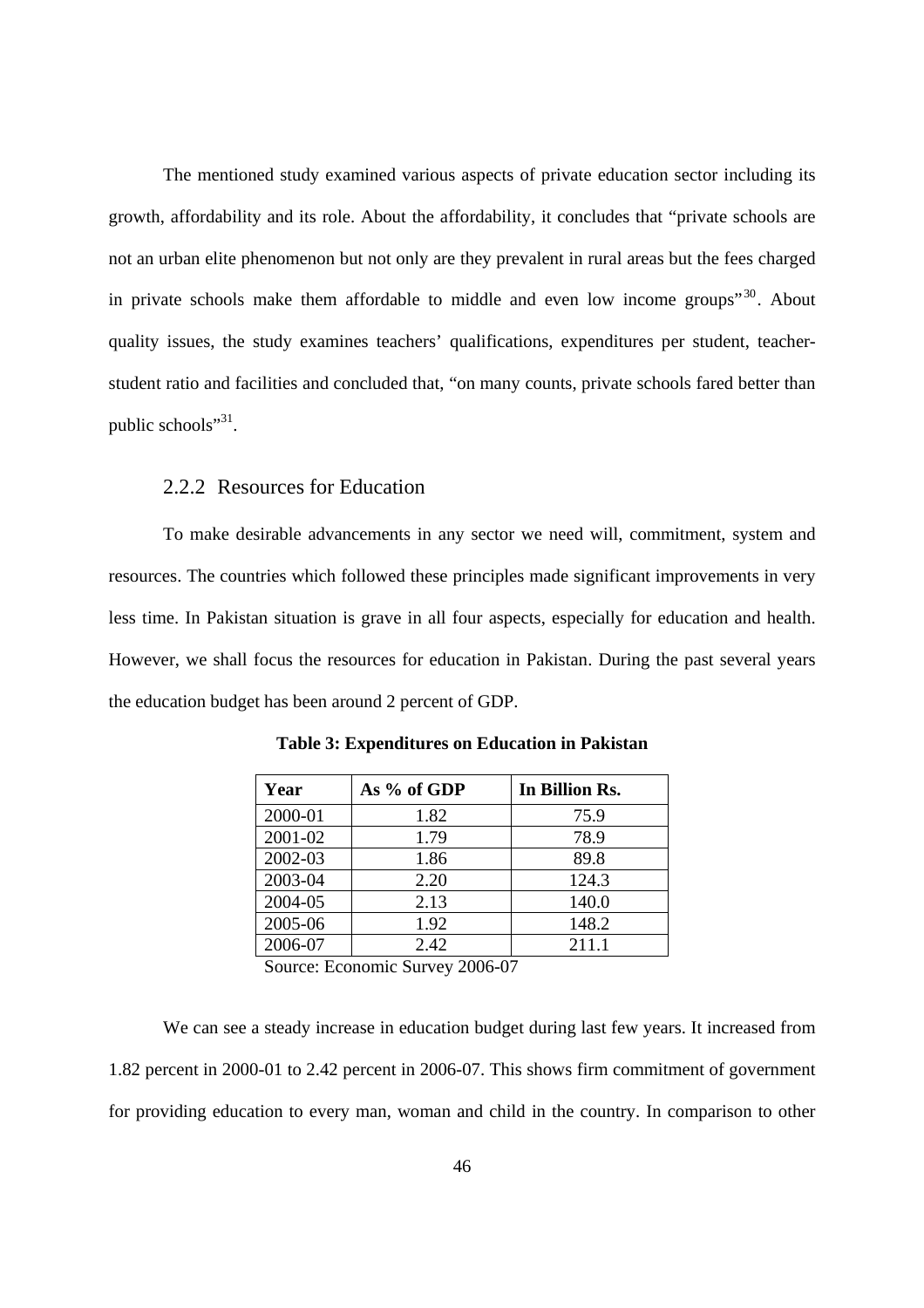The mentioned study examined various aspects of private education sector including its growth, affordability and its role. About the affordability, it concludes that "private schools are not an urban elite phenomenon but not only are they prevalent in rural areas but the fees charged in private schools make them affordable to middle and even low income groups"[30]. About quality issues, the study examines teachers' qualifications, expenditures per student, teacher-student ratio and facilities and concluded that, "on many counts, private schools fared better than public schools"[31].

### 2.2.2 Resources for Education

To make desirable advancements in any sector we need will, commitment, system and resources. The countries which followed these principles made significant improvements in very less time. In Pakistan situation is grave in all four aspects, especially for education and health. However, we shall focus the resources for education in Pakistan. During the past several years the education budget has been around 2 percent of GDP.

**Table 3: Expenditures on Education in Pakistan**

| Year | As % of GDP | In Billion Rs. |
|---|---|---|
| 2000-01 | 1.82 | 75.9 |
| 2001-02 | 1.79 | 78.9 |
| 2002-03 | 1.86 | 89.8 |
| 2003-04 | 2.20 | 124.3 |
| 2004-05 | 2.13 | 140.0 |
| 2005-06 | 1.92 | 148.2 |
| 2006-07 | 2.42 | 211.1 |

Source: Economic Survey 2006-07

We can see a steady increase in education budget during last few years. It increased from 1.82 percent in 2000-01 to 2.42 percent in 2006-07. This shows firm commitment of government for providing education to every man, woman and child in the country. In comparison to other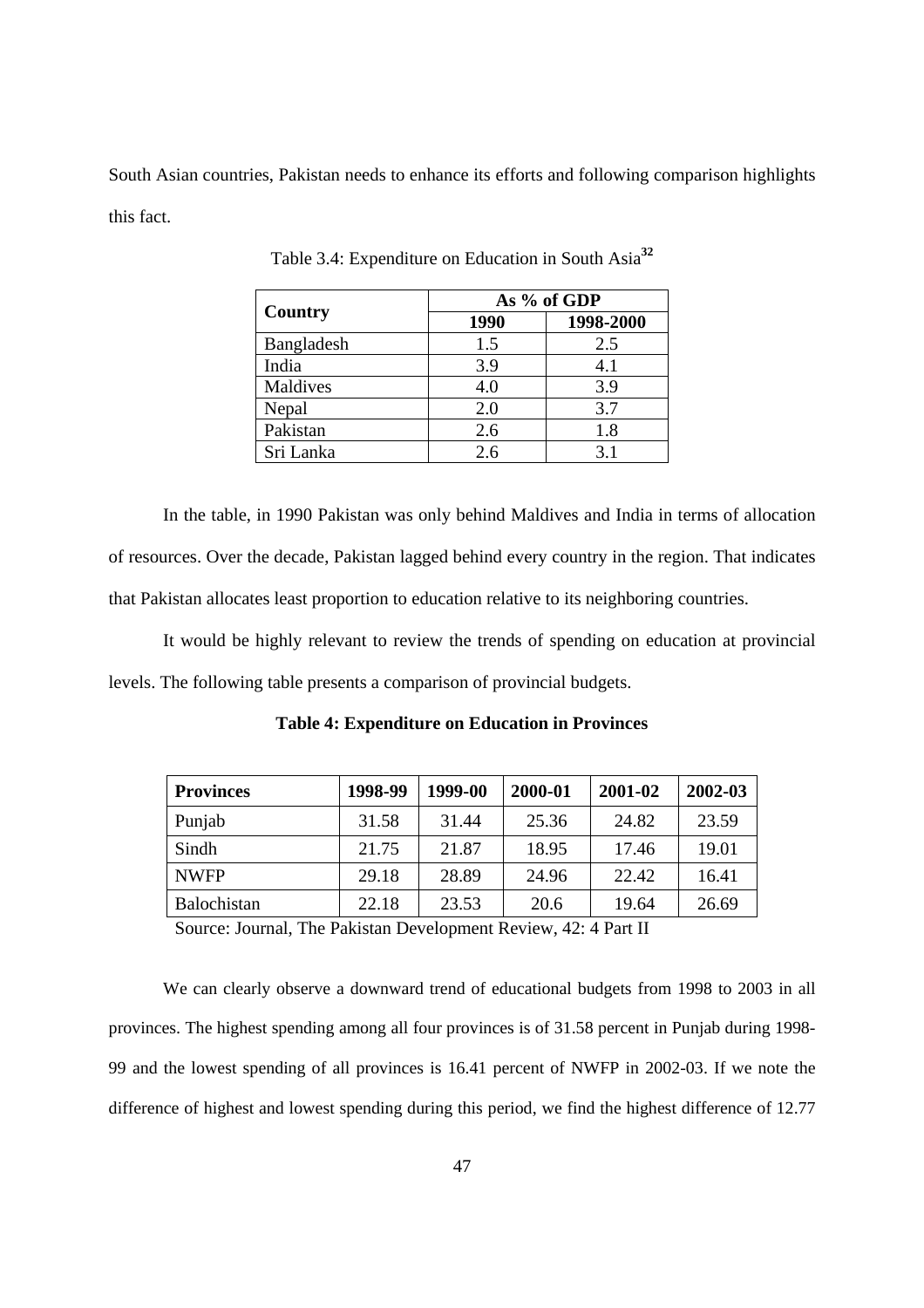South Asian countries, Pakistan needs to enhance its efforts and following comparison highlights this fact.

Table 3.4: Expenditure on Education in South Asia[32]

| Country | As % of GDP | |
|---|---|---|
| | 1990 | 1998-2000 |
| Bangladesh | 1.5 | 2.5 |
| India | 3.9 | 4.1 |
| Maldives | 4.0 | 3.9 |
| Nepal | 2.0 | 3.7 |
| Pakistan | 2.6 | 1.8 |
| Sri Lanka | 2.6 | 3.1 |

In the table, in 1990 Pakistan was only behind Maldives and India in terms of allocation of resources. Over the decade, Pakistan lagged behind every country in the region. That indicates that Pakistan allocates least proportion to education relative to its neighboring countries.

It would be highly relevant to review the trends of spending on education at provincial levels. The following table presents a comparison of provincial budgets.

**Table 4: Expenditure on Education in Provinces**

| Provinces | 1998-99 | 1999-00 | 2000-01 | 2001-02 | 2002-03 |
|---|---|---|---|---|---|
| Punjab | 31.58 | 31.44 | 25.36 | 24.82 | 23.59 |
| Sindh | 21.75 | 21.87 | 18.95 | 17.46 | 19.01 |
| NWFP | 29.18 | 28.89 | 24.96 | 22.42 | 16.41 |
| Balochistan | 22.18 | 23.53 | 20.6 | 19.64 | 26.69 |

Source: Journal, The Pakistan Development Review, 42: 4 Part II

We can clearly observe a downward trend of educational budgets from 1998 to 2003 in all provinces. The highest spending among all four provinces is of 31.58 percent in Punjab during 1998-99 and the lowest spending of all provinces is 16.41 percent of NWFP in 2002-03. If we note the difference of highest and lowest spending during this period, we find the highest difference of 12.77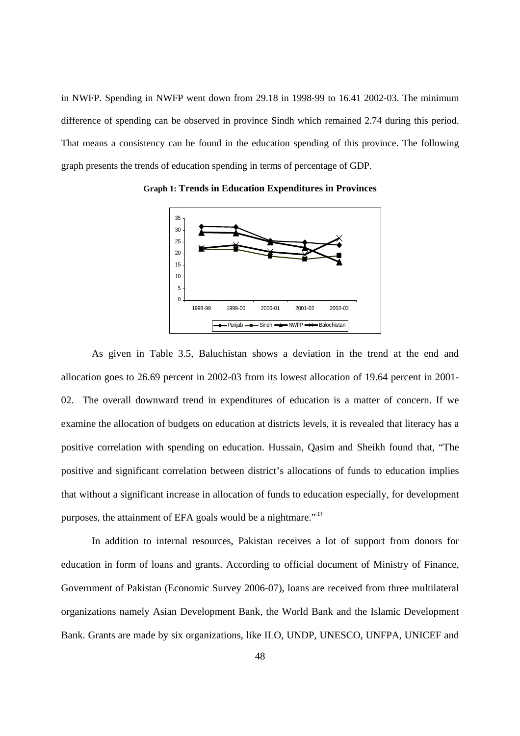in NWFP. Spending in NWFP went down from 29.18 in 1998-99 to 16.41 2002-03. The minimum difference of spending can be observed in province Sindh which remained 2.74 during this period. That means a consistency can be found in the education spending of this province. The following graph presents the trends of education spending in terms of percentage of GDP.

**Graph 1: Trends in Education Expenditures in Provinces**

As given in Table 3.5, Baluchistan shows a deviation in the trend at the end and allocation goes to 26.69 percent in 2002-03 from its lowest allocation of 19.64 percent in 2001-02. The overall downward trend in expenditures of education is a matter of concern. If we examine the allocation of budgets on education at districts levels, it is revealed that literacy has a positive correlation with spending on education. Hussain, Qasim and Sheikh found that, "The positive and significant correlation between district's allocations of funds to education implies that without a significant increase in allocation of funds to education especially, for development purposes, the attainment of EFA goals would be a nightmare."[33]

In addition to internal resources, Pakistan receives a lot of support from donors for education in form of loans and grants. According to official document of Ministry of Finance, Government of Pakistan (Economic Survey 2006-07), loans are received from three multilateral organizations namely Asian Development Bank, the World Bank and the Islamic Development Bank. Grants are made by six organizations, like ILO, UNDP, UNESCO, UNFPA, UNICEF and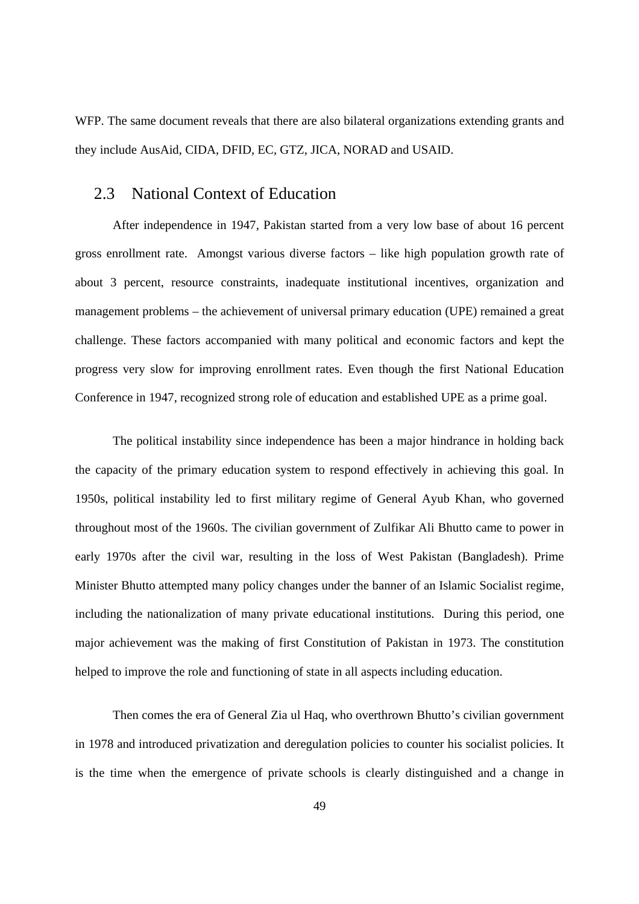WFP. The same document reveals that there are also bilateral organizations extending grants and they include AusAid, CIDA, DFID, EC, GTZ, JICA, NORAD and USAID.

## 2.3 National Context of Education

After independence in 1947, Pakistan started from a very low base of about 16 percent gross enrollment rate. Amongst various diverse factors – like high population growth rate of about 3 percent, resource constraints, inadequate institutional incentives, organization and management problems – the achievement of universal primary education (UPE) remained a great challenge. These factors accompanied with many political and economic factors and kept the progress very slow for improving enrollment rates. Even though the first National Education Conference in 1947, recognized strong role of education and established UPE as a prime goal.

The political instability since independence has been a major hindrance in holding back the capacity of the primary education system to respond effectively in achieving this goal. In 1950s, political instability led to first military regime of General Ayub Khan, who governed throughout most of the 1960s. The civilian government of Zulfikar Ali Bhutto came to power in early 1970s after the civil war, resulting in the loss of West Pakistan (Bangladesh). Prime Minister Bhutto attempted many policy changes under the banner of an Islamic Socialist regime, including the nationalization of many private educational institutions. During this period, one major achievement was the making of first Constitution of Pakistan in 1973. The constitution helped to improve the role and functioning of state in all aspects including education.

Then comes the era of General Zia ul Haq, who overthrown Bhutto's civilian government in 1978 and introduced privatization and deregulation policies to counter his socialist policies. It is the time when the emergence of private schools is clearly distinguished and a change in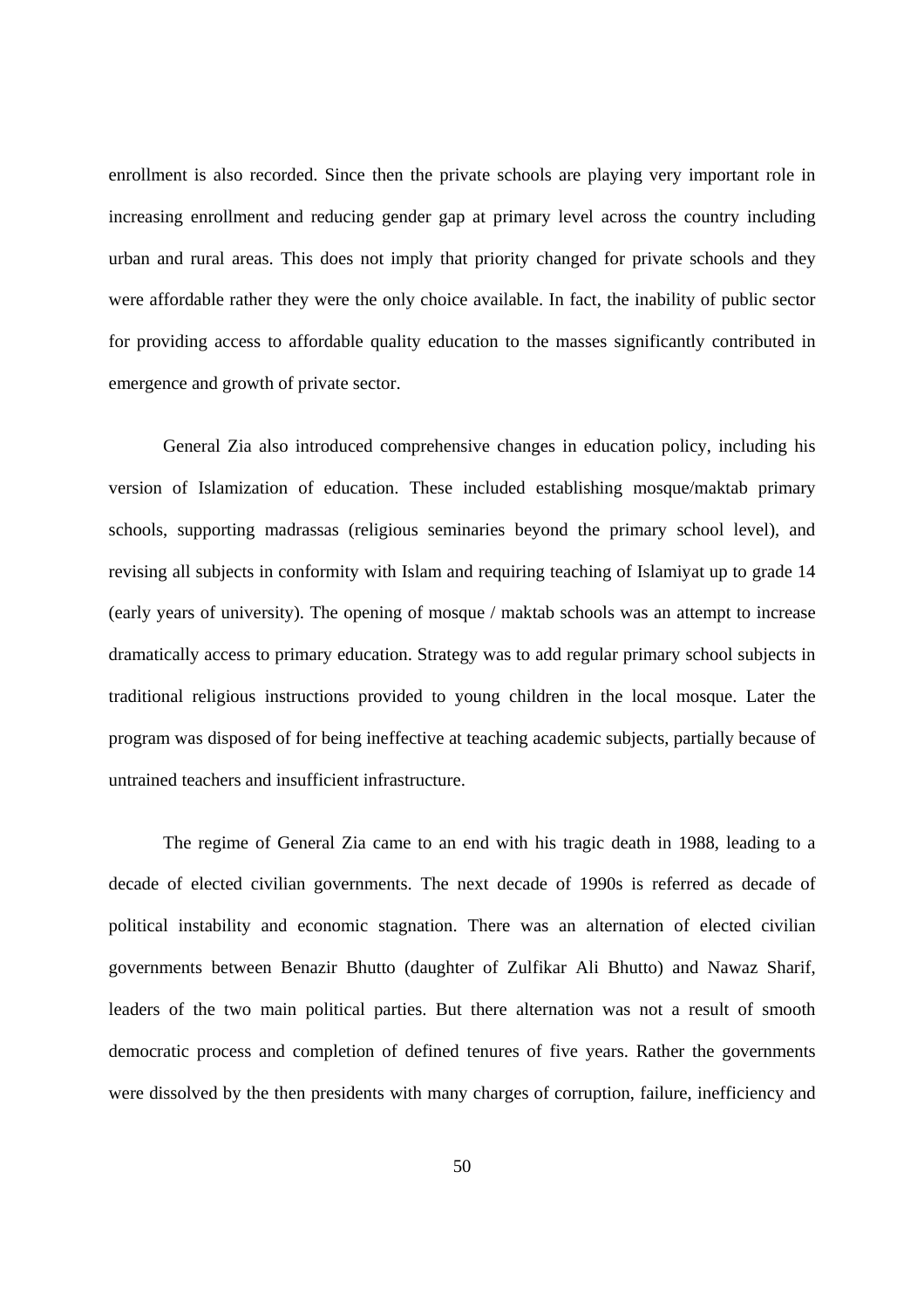enrollment is also recorded. Since then the private schools are playing very important role in increasing enrollment and reducing gender gap at primary level across the country including urban and rural areas. This does not imply that priority changed for private schools and they were affordable rather they were the only choice available. In fact, the inability of public sector for providing access to affordable quality education to the masses significantly contributed in emergence and growth of private sector.

General Zia also introduced comprehensive changes in education policy, including his version of Islamization of education. These included establishing mosque/maktab primary schools, supporting madrassas (religious seminaries beyond the primary school level), and revising all subjects in conformity with Islam and requiring teaching of Islamiyat up to grade 14 (early years of university). The opening of mosque / maktab schools was an attempt to increase dramatically access to primary education. Strategy was to add regular primary school subjects in traditional religious instructions provided to young children in the local mosque. Later the program was disposed of for being ineffective at teaching academic subjects, partially because of untrained teachers and insufficient infrastructure.

The regime of General Zia came to an end with his tragic death in 1988, leading to a decade of elected civilian governments. The next decade of 1990s is referred as decade of political instability and economic stagnation. There was an alternation of elected civilian governments between Benazir Bhutto (daughter of Zulfikar Ali Bhutto) and Nawaz Sharif, leaders of the two main political parties. But there alternation was not a result of smooth democratic process and completion of defined tenures of five years. Rather the governments were dissolved by the then presidents with many charges of corruption, failure, inefficiency and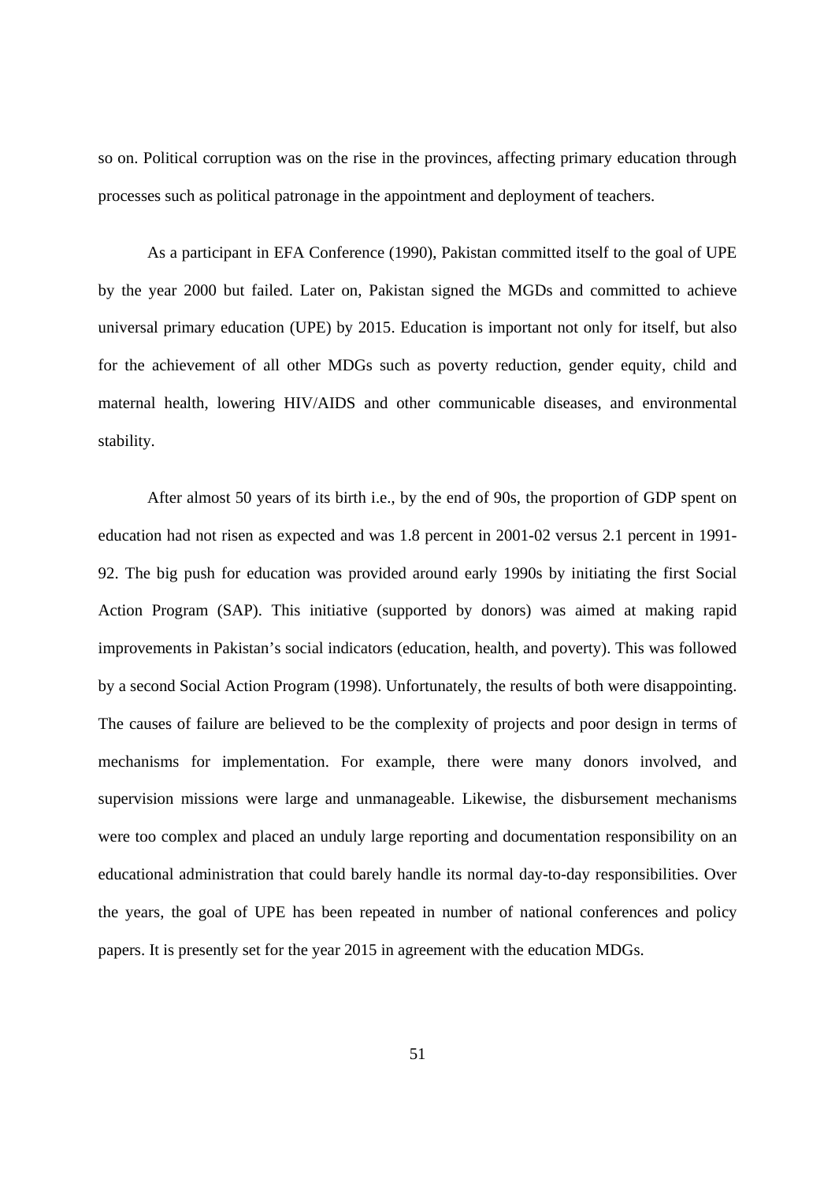so on. Political corruption was on the rise in the provinces, affecting primary education through processes such as political patronage in the appointment and deployment of teachers.

As a participant in EFA Conference (1990), Pakistan committed itself to the goal of UPE by the year 2000 but failed. Later on, Pakistan signed the MGDs and committed to achieve universal primary education (UPE) by 2015. Education is important not only for itself, but also for the achievement of all other MDGs such as poverty reduction, gender equity, child and maternal health, lowering HIV/AIDS and other communicable diseases, and environmental stability.

After almost 50 years of its birth i.e., by the end of 90s, the proportion of GDP spent on education had not risen as expected and was 1.8 percent in 2001-02 versus 2.1 percent in 1991-92. The big push for education was provided around early 1990s by initiating the first Social Action Program (SAP). This initiative (supported by donors) was aimed at making rapid improvements in Pakistan's social indicators (education, health, and poverty). This was followed by a second Social Action Program (1998). Unfortunately, the results of both were disappointing. The causes of failure are believed to be the complexity of projects and poor design in terms of mechanisms for implementation. For example, there were many donors involved, and supervision missions were large and unmanageable. Likewise, the disbursement mechanisms were too complex and placed an unduly large reporting and documentation responsibility on an educational administration that could barely handle its normal day-to-day responsibilities. Over the years, the goal of UPE has been repeated in number of national conferences and policy papers. It is presently set for the year 2015 in agreement with the education MDGs.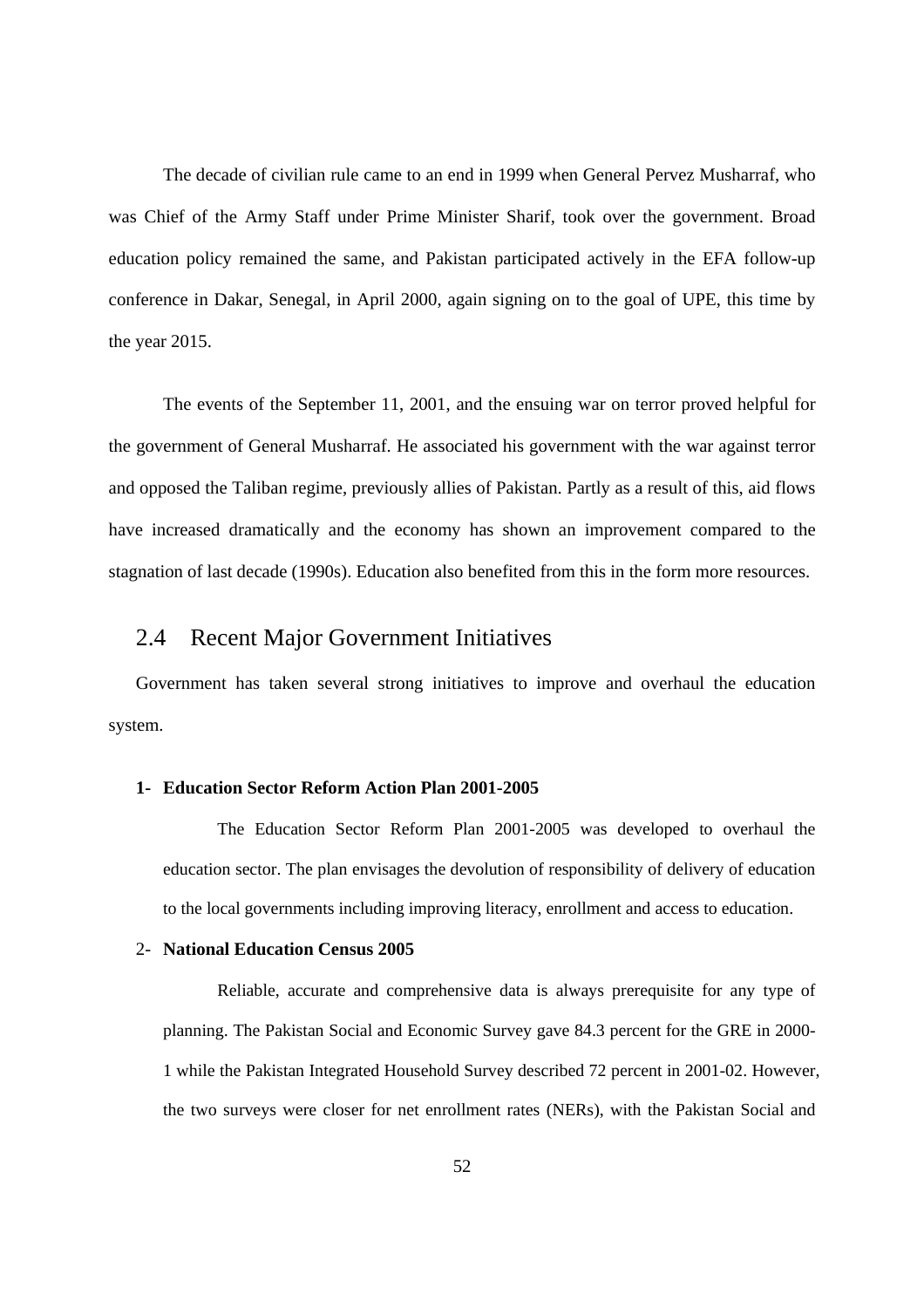The decade of civilian rule came to an end in 1999 when General Pervez Musharraf, who was Chief of the Army Staff under Prime Minister Sharif, took over the government. Broad education policy remained the same, and Pakistan participated actively in the EFA follow-up conference in Dakar, Senegal, in April 2000, again signing on to the goal of UPE, this time by the year 2015.

The events of the September 11, 2001, and the ensuing war on terror proved helpful for the government of General Musharraf. He associated his government with the war against terror and opposed the Taliban regime, previously allies of Pakistan. Partly as a result of this, aid flows have increased dramatically and the economy has shown an improvement compared to the stagnation of last decade (1990s). Education also benefited from this in the form more resources.

## 2.4 Recent Major Government Initiatives

Government has taken several strong initiatives to improve and overhaul the education system.

**1- Education Sector Reform Action Plan 2001-2005**

The Education Sector Reform Plan 2001-2005 was developed to overhaul the education sector. The plan envisages the devolution of responsibility of delivery of education to the local governments including improving literacy, enrollment and access to education.

2- **National Education Census 2005**

Reliable, accurate and comprehensive data is always prerequisite for any type of planning. The Pakistan Social and Economic Survey gave 84.3 percent for the GRE in 2000-1 while the Pakistan Integrated Household Survey described 72 percent in 2001-02. However, the two surveys were closer for net enrollment rates (NERs), with the Pakistan Social and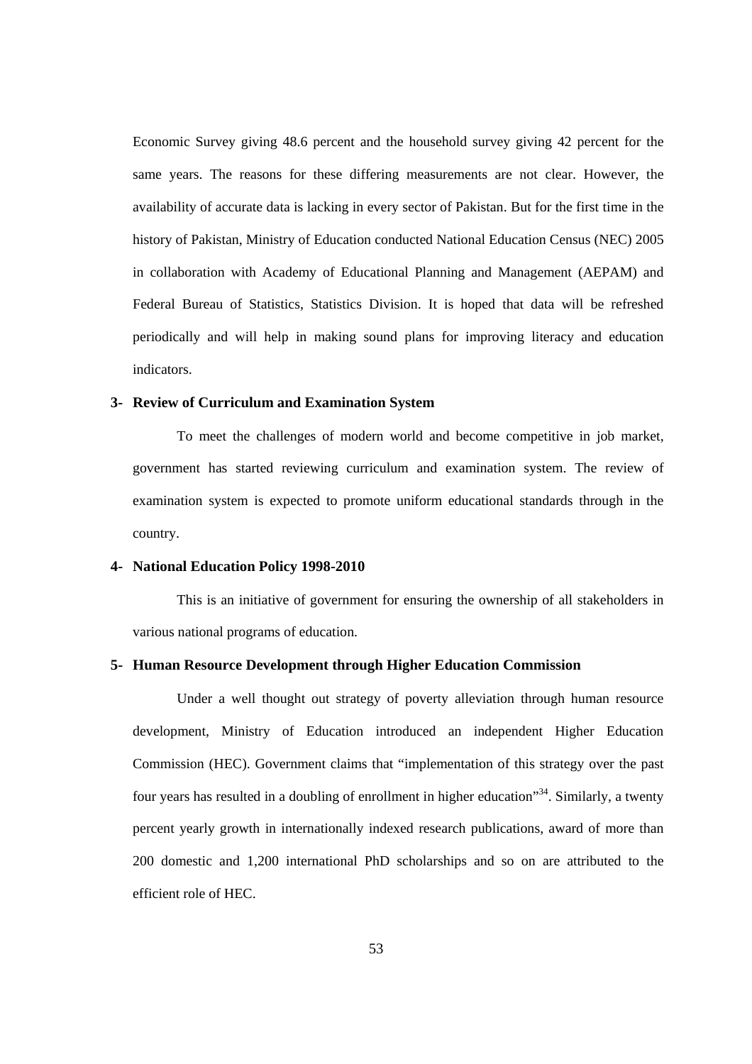Economic Survey giving 48.6 percent and the household survey giving 42 percent for the same years. The reasons for these differing measurements are not clear. However, the availability of accurate data is lacking in every sector of Pakistan. But for the first time in the history of Pakistan, Ministry of Education conducted National Education Census (NEC) 2005 in collaboration with Academy of Educational Planning and Management (AEPAM) and Federal Bureau of Statistics, Statistics Division. It is hoped that data will be refreshed periodically and will help in making sound plans for improving literacy and education indicators.

**3- Review of Curriculum and Examination System**

To meet the challenges of modern world and become competitive in job market, government has started reviewing curriculum and examination system. The review of examination system is expected to promote uniform educational standards through in the country.

**4- National Education Policy 1998-2010**

This is an initiative of government for ensuring the ownership of all stakeholders in various national programs of education.

**5- Human Resource Development through Higher Education Commission**

Under a well thought out strategy of poverty alleviation through human resource development, Ministry of Education introduced an independent Higher Education Commission (HEC). Government claims that "implementation of this strategy over the past four years has resulted in a doubling of enrollment in higher education"[34]. Similarly, a twenty percent yearly growth in internationally indexed research publications, award of more than 200 domestic and 1,200 international PhD scholarships and so on are attributed to the efficient role of HEC.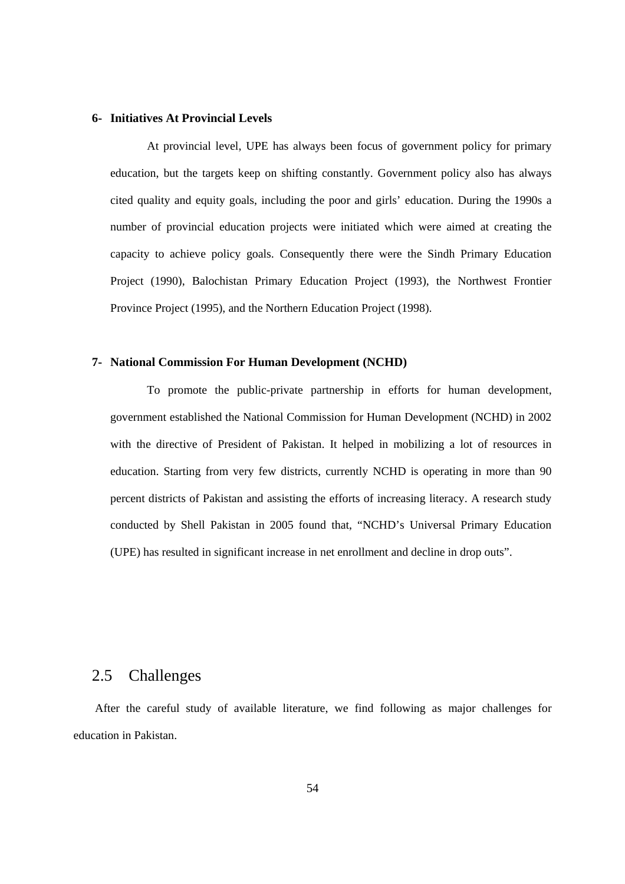**6- Initiatives At Provincial Levels**

At provincial level, UPE has always been focus of government policy for primary education, but the targets keep on shifting constantly. Government policy also has always cited quality and equity goals, including the poor and girls' education. During the 1990s a number of provincial education projects were initiated which were aimed at creating the capacity to achieve policy goals. Consequently there were the Sindh Primary Education Project (1990), Balochistan Primary Education Project (1993), the Northwest Frontier Province Project (1995), and the Northern Education Project (1998).

**7- National Commission For Human Development (NCHD)**

To promote the public-private partnership in efforts for human development, government established the National Commission for Human Development (NCHD) in 2002 with the directive of President of Pakistan. It helped in mobilizing a lot of resources in education. Starting from very few districts, currently NCHD is operating in more than 90 percent districts of Pakistan and assisting the efforts of increasing literacy. A research study conducted by Shell Pakistan in 2005 found that, "NCHD's Universal Primary Education (UPE) has resulted in significant increase in net enrollment and decline in drop outs".

## 2.5 Challenges

After the careful study of available literature, we find following as major challenges for education in Pakistan.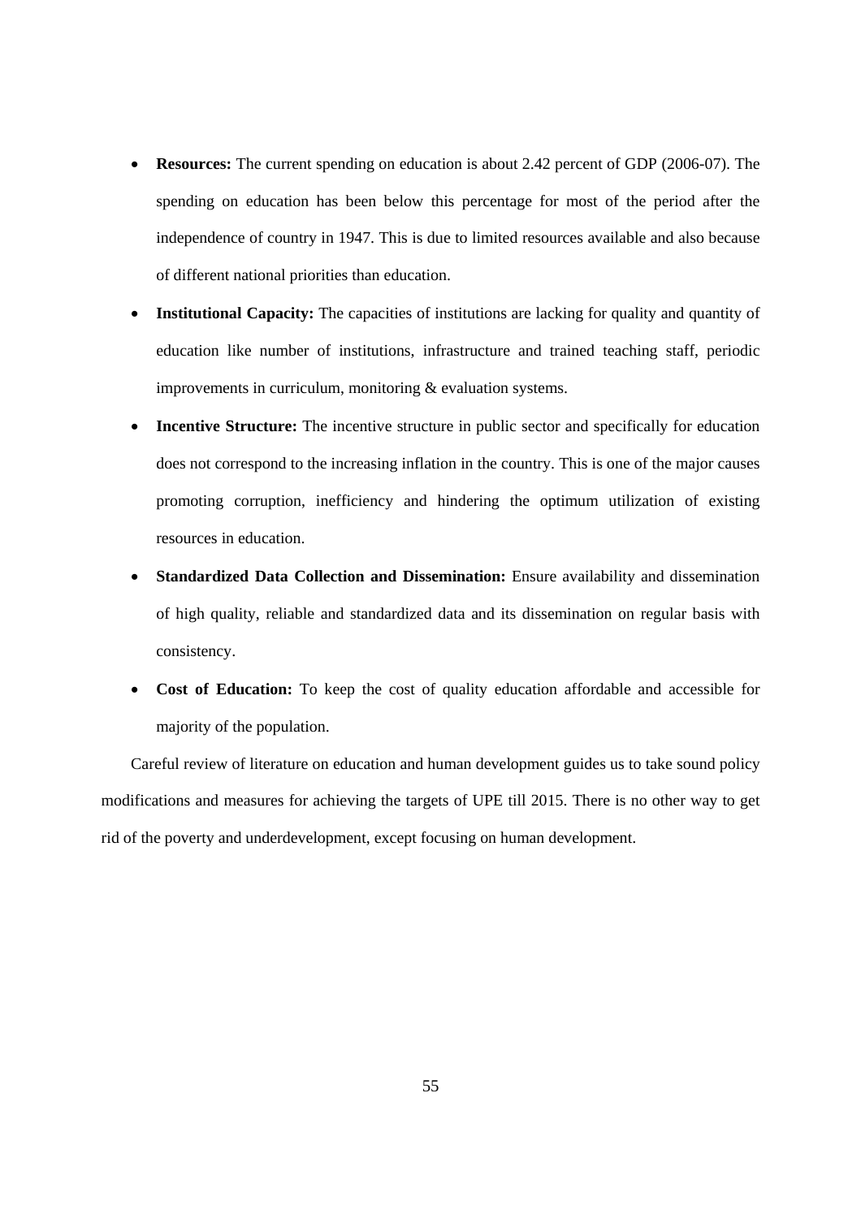- **Resources:** The current spending on education is about 2.42 percent of GDP (2006-07). The spending on education has been below this percentage for most of the period after the independence of country in 1947. This is due to limited resources available and also because of different national priorities than education.
- **Institutional Capacity:** The capacities of institutions are lacking for quality and quantity of education like number of institutions, infrastructure and trained teaching staff, periodic improvements in curriculum, monitoring & evaluation systems.
- **Incentive Structure:** The incentive structure in public sector and specifically for education does not correspond to the increasing inflation in the country. This is one of the major causes promoting corruption, inefficiency and hindering the optimum utilization of existing resources in education.
- **Standardized Data Collection and Dissemination:** Ensure availability and dissemination of high quality, reliable and standardized data and its dissemination on regular basis with consistency.
- **Cost of Education:** To keep the cost of quality education affordable and accessible for majority of the population.

Careful review of literature on education and human development guides us to take sound policy modifications and measures for achieving the targets of UPE till 2015. There is no other way to get rid of the poverty and underdevelopment, except focusing on human development.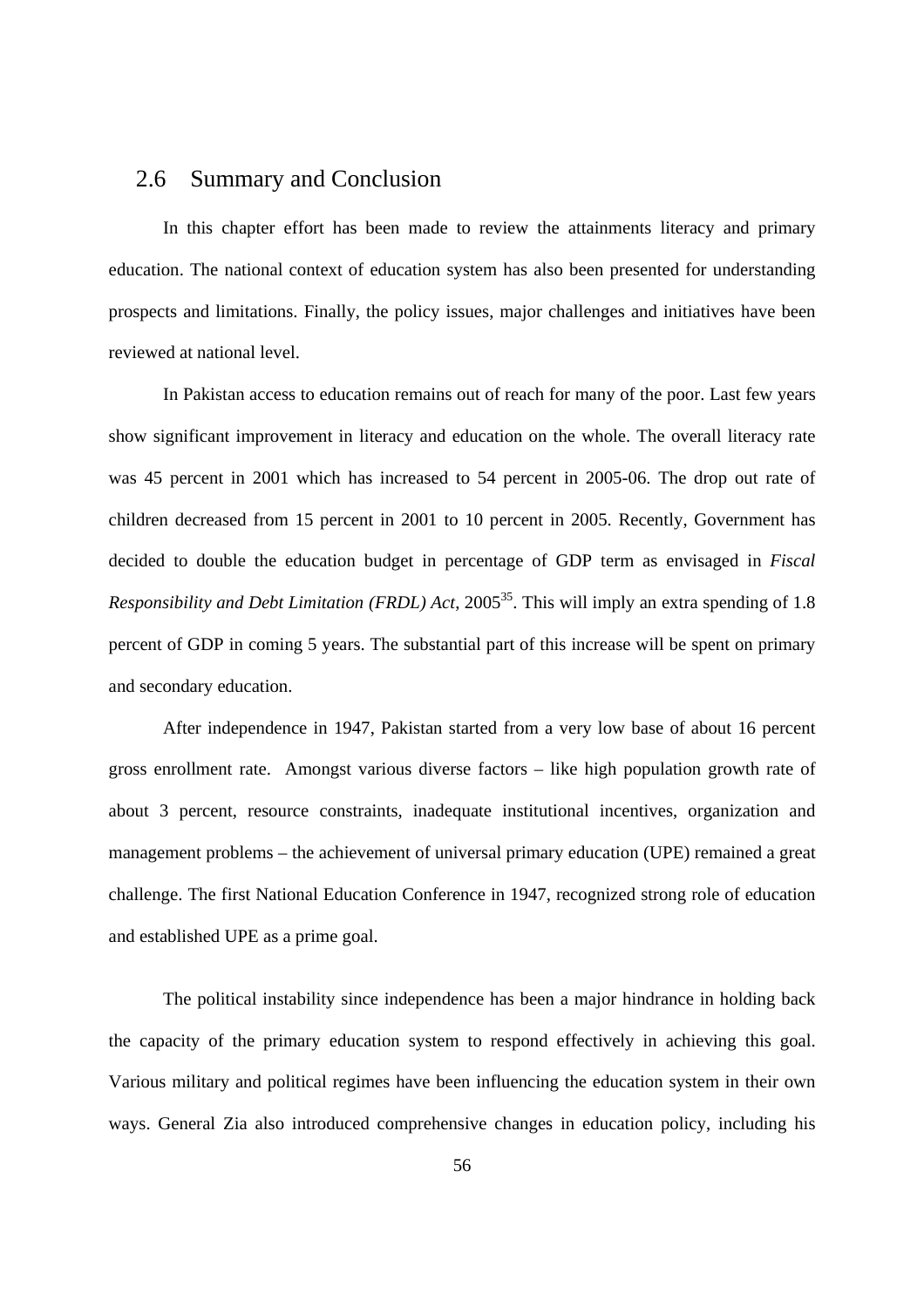## 2.6 Summary and Conclusion

In this chapter effort has been made to review the attainments literacy and primary education. The national context of education system has also been presented for understanding prospects and limitations. Finally, the policy issues, major challenges and initiatives have been reviewed at national level.

In Pakistan access to education remains out of reach for many of the poor. Last few years show significant improvement in literacy and education on the whole. The overall literacy rate was 45 percent in 2001 which has increased to 54 percent in 2005-06. The drop out rate of children decreased from 15 percent in 2001 to 10 percent in 2005. Recently, Government has decided to double the education budget in percentage of GDP term as envisaged in *Fiscal Responsibility and Debt Limitation (FRDL) Act*, 2005[35]. This will imply an extra spending of 1.8 percent of GDP in coming 5 years. The substantial part of this increase will be spent on primary and secondary education.

After independence in 1947, Pakistan started from a very low base of about 16 percent gross enrollment rate. Amongst various diverse factors – like high population growth rate of about 3 percent, resource constraints, inadequate institutional incentives, organization and management problems – the achievement of universal primary education (UPE) remained a great challenge. The first National Education Conference in 1947, recognized strong role of education and established UPE as a prime goal.

The political instability since independence has been a major hindrance in holding back the capacity of the primary education system to respond effectively in achieving this goal. Various military and political regimes have been influencing the education system in their own ways. General Zia also introduced comprehensive changes in education policy, including his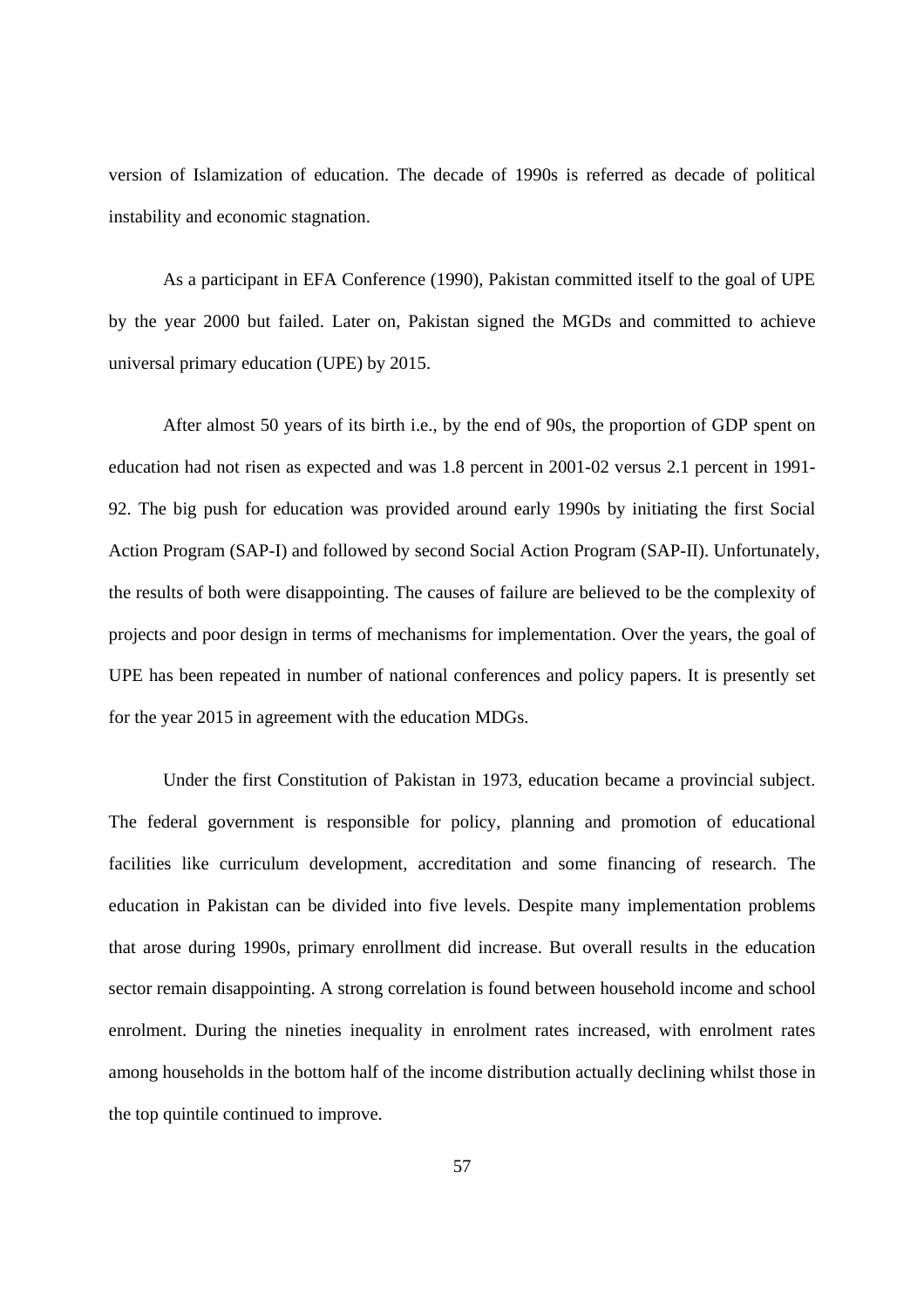version of Islamization of education. The decade of 1990s is referred as decade of political instability and economic stagnation.

As a participant in EFA Conference (1990), Pakistan committed itself to the goal of UPE by the year 2000 but failed. Later on, Pakistan signed the MGDs and committed to achieve universal primary education (UPE) by 2015.

After almost 50 years of its birth i.e., by the end of 90s, the proportion of GDP spent on education had not risen as expected and was 1.8 percent in 2001-02 versus 2.1 percent in 1991-92. The big push for education was provided around early 1990s by initiating the first Social Action Program (SAP-I) and followed by second Social Action Program (SAP-II). Unfortunately, the results of both were disappointing. The causes of failure are believed to be the complexity of projects and poor design in terms of mechanisms for implementation. Over the years, the goal of UPE has been repeated in number of national conferences and policy papers. It is presently set for the year 2015 in agreement with the education MDGs.

Under the first Constitution of Pakistan in 1973, education became a provincial subject. The federal government is responsible for policy, planning and promotion of educational facilities like curriculum development, accreditation and some financing of research. The education in Pakistan can be divided into five levels. Despite many implementation problems that arose during 1990s, primary enrollment did increase. But overall results in the education sector remain disappointing. A strong correlation is found between household income and school enrolment. During the nineties inequality in enrolment rates increased, with enrolment rates among households in the bottom half of the income distribution actually declining whilst those in the top quintile continued to improve.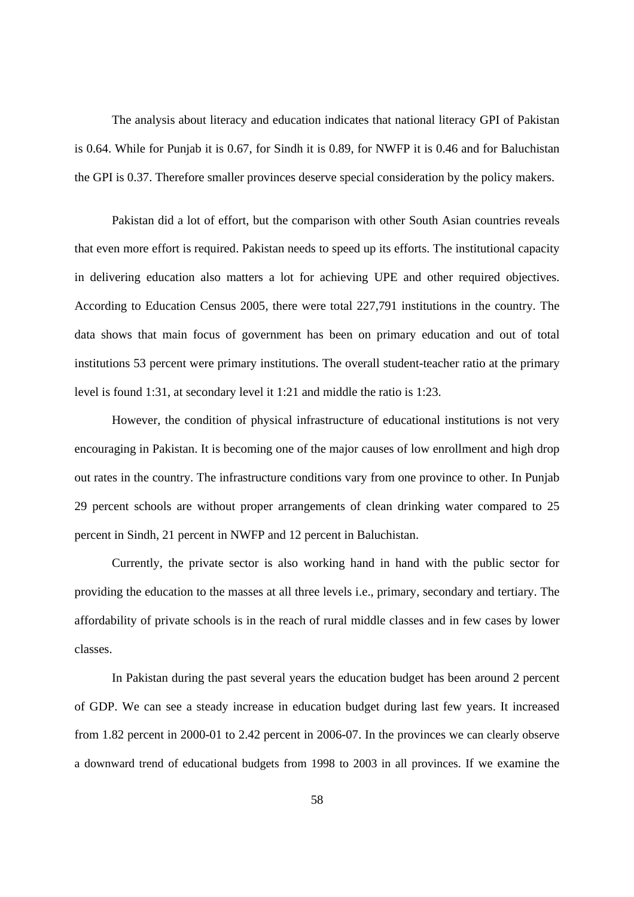The analysis about literacy and education indicates that national literacy GPI of Pakistan is 0.64. While for Punjab it is 0.67, for Sindh it is 0.89, for NWFP it is 0.46 and for Baluchistan the GPI is 0.37. Therefore smaller provinces deserve special consideration by the policy makers.

Pakistan did a lot of effort, but the comparison with other South Asian countries reveals that even more effort is required. Pakistan needs to speed up its efforts. The institutional capacity in delivering education also matters a lot for achieving UPE and other required objectives. According to Education Census 2005, there were total 227,791 institutions in the country. The data shows that main focus of government has been on primary education and out of total institutions 53 percent were primary institutions. The overall student-teacher ratio at the primary level is found 1:31, at secondary level it 1:21 and middle the ratio is 1:23.

However, the condition of physical infrastructure of educational institutions is not very encouraging in Pakistan. It is becoming one of the major causes of low enrollment and high drop out rates in the country. The infrastructure conditions vary from one province to other. In Punjab 29 percent schools are without proper arrangements of clean drinking water compared to 25 percent in Sindh, 21 percent in NWFP and 12 percent in Baluchistan.

Currently, the private sector is also working hand in hand with the public sector for providing the education to the masses at all three levels i.e., primary, secondary and tertiary. The affordability of private schools is in the reach of rural middle classes and in few cases by lower classes.

In Pakistan during the past several years the education budget has been around 2 percent of GDP. We can see a steady increase in education budget during last few years. It increased from 1.82 percent in 2000-01 to 2.42 percent in 2006-07. In the provinces we can clearly observe a downward trend of educational budgets from 1998 to 2003 in all provinces. If we examine the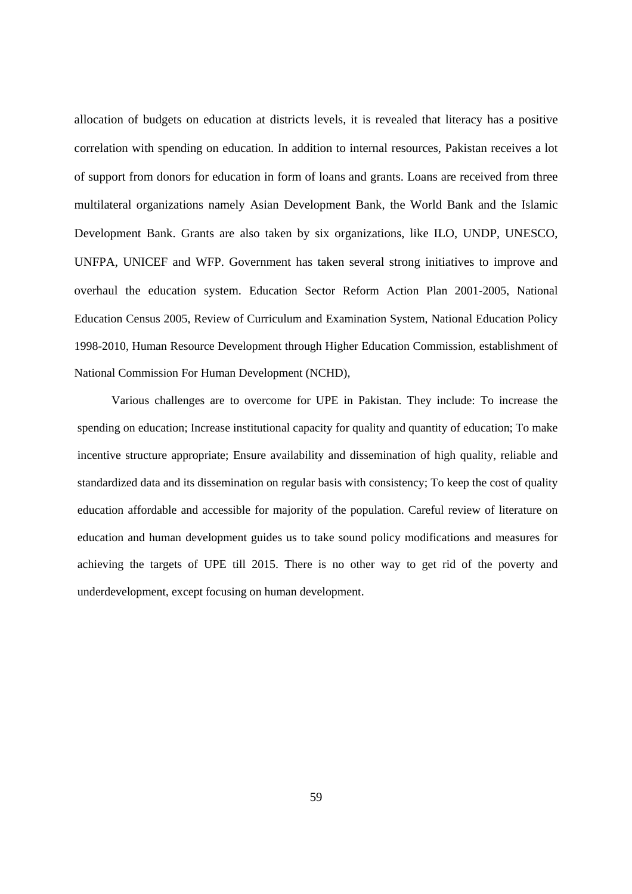allocation of budgets on education at districts levels, it is revealed that literacy has a positive correlation with spending on education. In addition to internal resources, Pakistan receives a lot of support from donors for education in form of loans and grants. Loans are received from three multilateral organizations namely Asian Development Bank, the World Bank and the Islamic Development Bank. Grants are also taken by six organizations, like ILO, UNDP, UNESCO, UNFPA, UNICEF and WFP. Government has taken several strong initiatives to improve and overhaul the education system. Education Sector Reform Action Plan 2001-2005, National Education Census 2005, Review of Curriculum and Examination System, National Education Policy 1998-2010, Human Resource Development through Higher Education Commission, establishment of National Commission For Human Development (NCHD),

Various challenges are to overcome for UPE in Pakistan. They include: To increase the spending on education; Increase institutional capacity for quality and quantity of education; To make incentive structure appropriate; Ensure availability and dissemination of high quality, reliable and standardized data and its dissemination on regular basis with consistency; To keep the cost of quality education affordable and accessible for majority of the population. Careful review of literature on education and human development guides us to take sound policy modifications and measures for achieving the targets of UPE till 2015. There is no other way to get rid of the poverty and underdevelopment, except focusing on human development.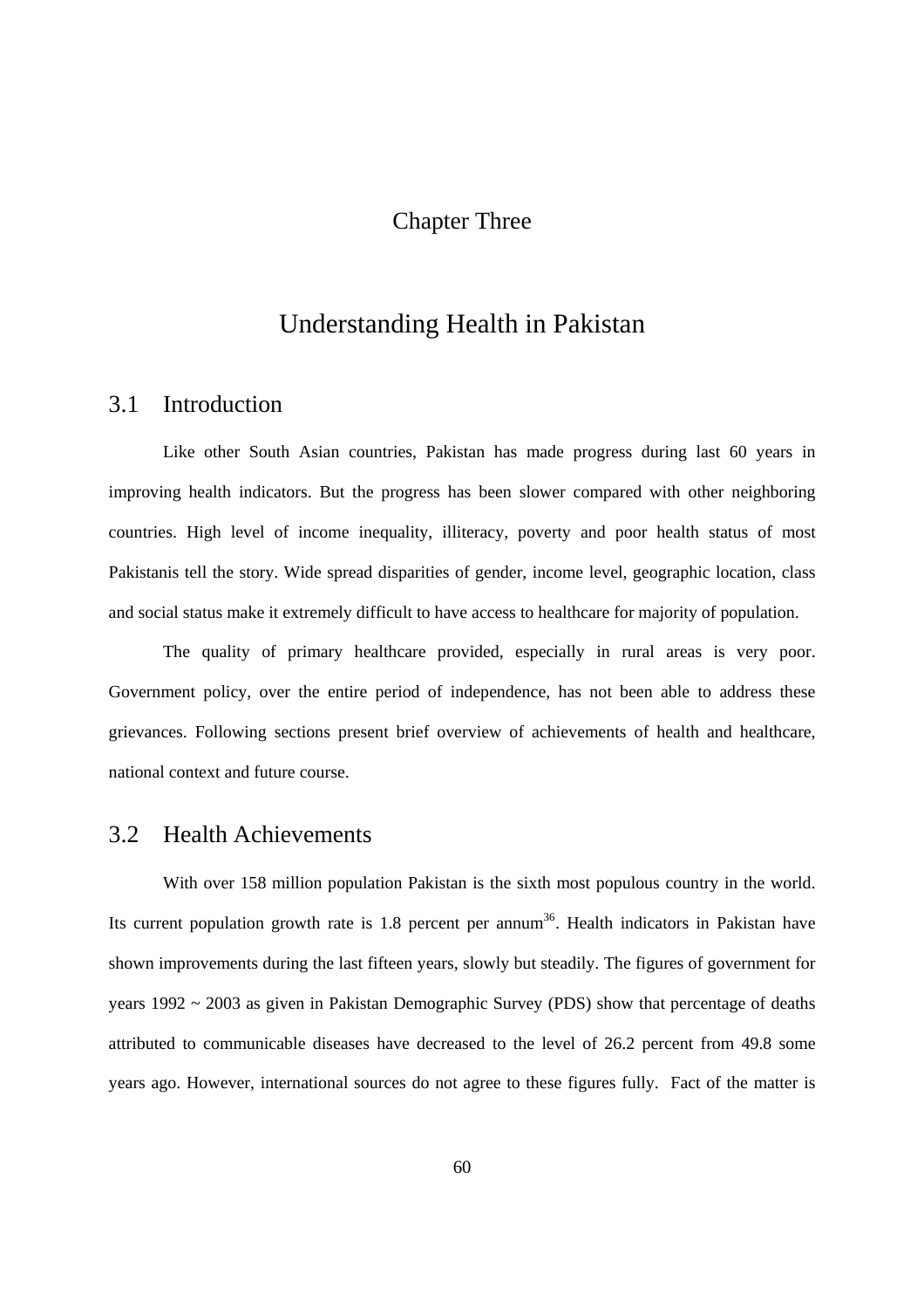# Chapter Three

# Understanding Health in Pakistan

## 3.1 Introduction

Like other South Asian countries, Pakistan has made progress during last 60 years in improving health indicators. But the progress has been slower compared with other neighboring countries. High level of income inequality, illiteracy, poverty and poor health status of most Pakistanis tell the story. Wide spread disparities of gender, income level, geographic location, class and social status make it extremely difficult to have access to healthcare for majority of population.

The quality of primary healthcare provided, especially in rural areas is very poor. Government policy, over the entire period of independence, has not been able to address these grievances. Following sections present brief overview of achievements of health and healthcare, national context and future course.

## 3.2 Health Achievements

With over 158 million population Pakistan is the sixth most populous country in the world. Its current population growth rate is 1.8 percent per annum[36]. Health indicators in Pakistan have shown improvements during the last fifteen years, slowly but steadily. The figures of government for years 1992 ~ 2003 as given in Pakistan Demographic Survey (PDS) show that percentage of deaths attributed to communicable diseases have decreased to the level of 26.2 percent from 49.8 some years ago. However, international sources do not agree to these figures fully. Fact of the matter is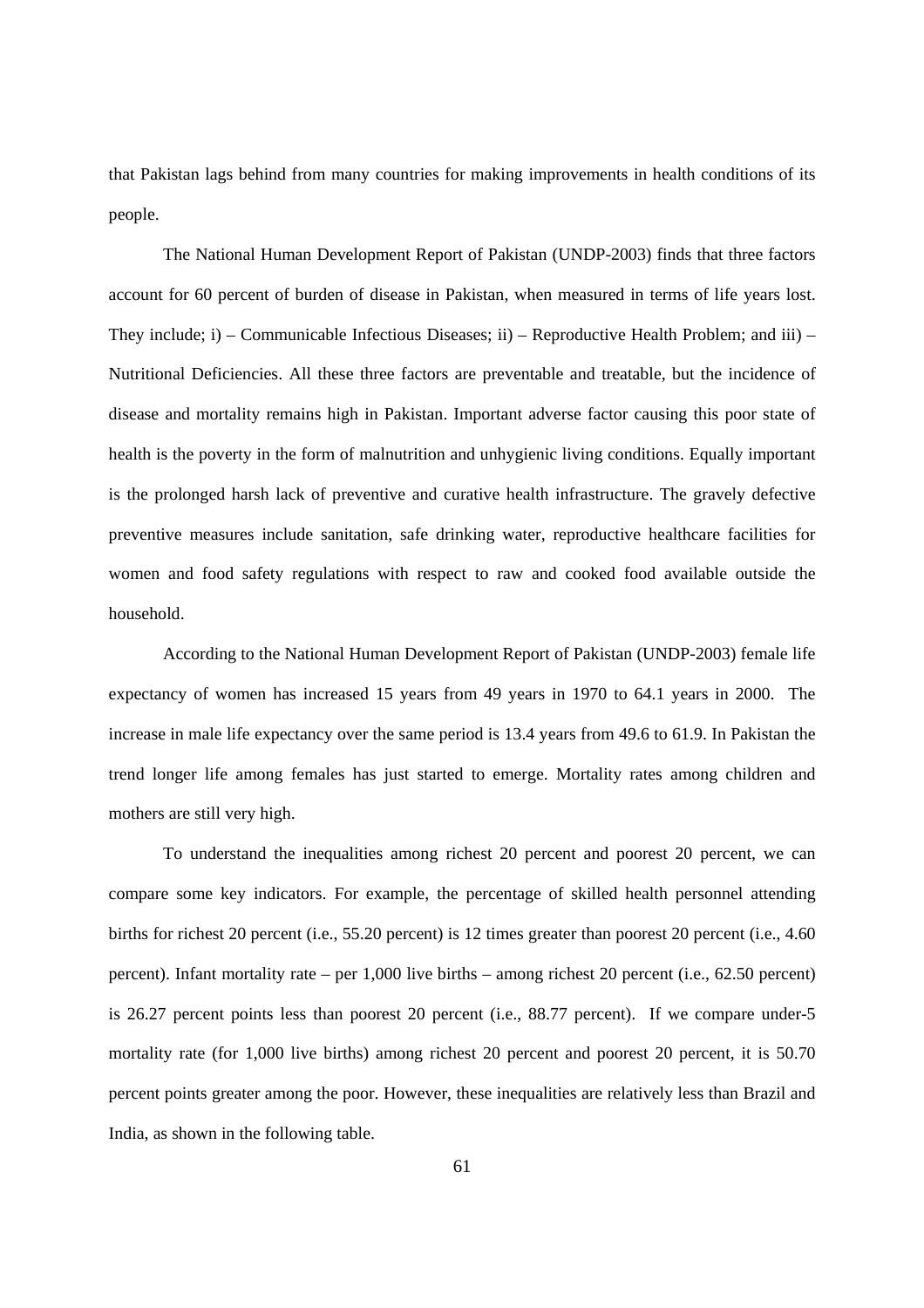that Pakistan lags behind from many countries for making improvements in health conditions of its people.

The National Human Development Report of Pakistan (UNDP-2003) finds that three factors account for 60 percent of burden of disease in Pakistan, when measured in terms of life years lost. They include; i) – Communicable Infectious Diseases; ii) – Reproductive Health Problem; and iii) – Nutritional Deficiencies. All these three factors are preventable and treatable, but the incidence of disease and mortality remains high in Pakistan. Important adverse factor causing this poor state of health is the poverty in the form of malnutrition and unhygienic living conditions. Equally important is the prolonged harsh lack of preventive and curative health infrastructure. The gravely defective preventive measures include sanitation, safe drinking water, reproductive healthcare facilities for women and food safety regulations with respect to raw and cooked food available outside the household.

According to the National Human Development Report of Pakistan (UNDP-2003) female life expectancy of women has increased 15 years from 49 years in 1970 to 64.1 years in 2000. The increase in male life expectancy over the same period is 13.4 years from 49.6 to 61.9. In Pakistan the trend longer life among females has just started to emerge. Mortality rates among children and mothers are still very high.

To understand the inequalities among richest 20 percent and poorest 20 percent, we can compare some key indicators. For example, the percentage of skilled health personnel attending births for richest 20 percent (i.e., 55.20 percent) is 12 times greater than poorest 20 percent (i.e., 4.60 percent). Infant mortality rate – per 1,000 live births – among richest 20 percent (i.e., 62.50 percent) is 26.27 percent points less than poorest 20 percent (i.e., 88.77 percent). If we compare under-5 mortality rate (for 1,000 live births) among richest 20 percent and poorest 20 percent, it is 50.70 percent points greater among the poor. However, these inequalities are relatively less than Brazil and India, as shown in the following table.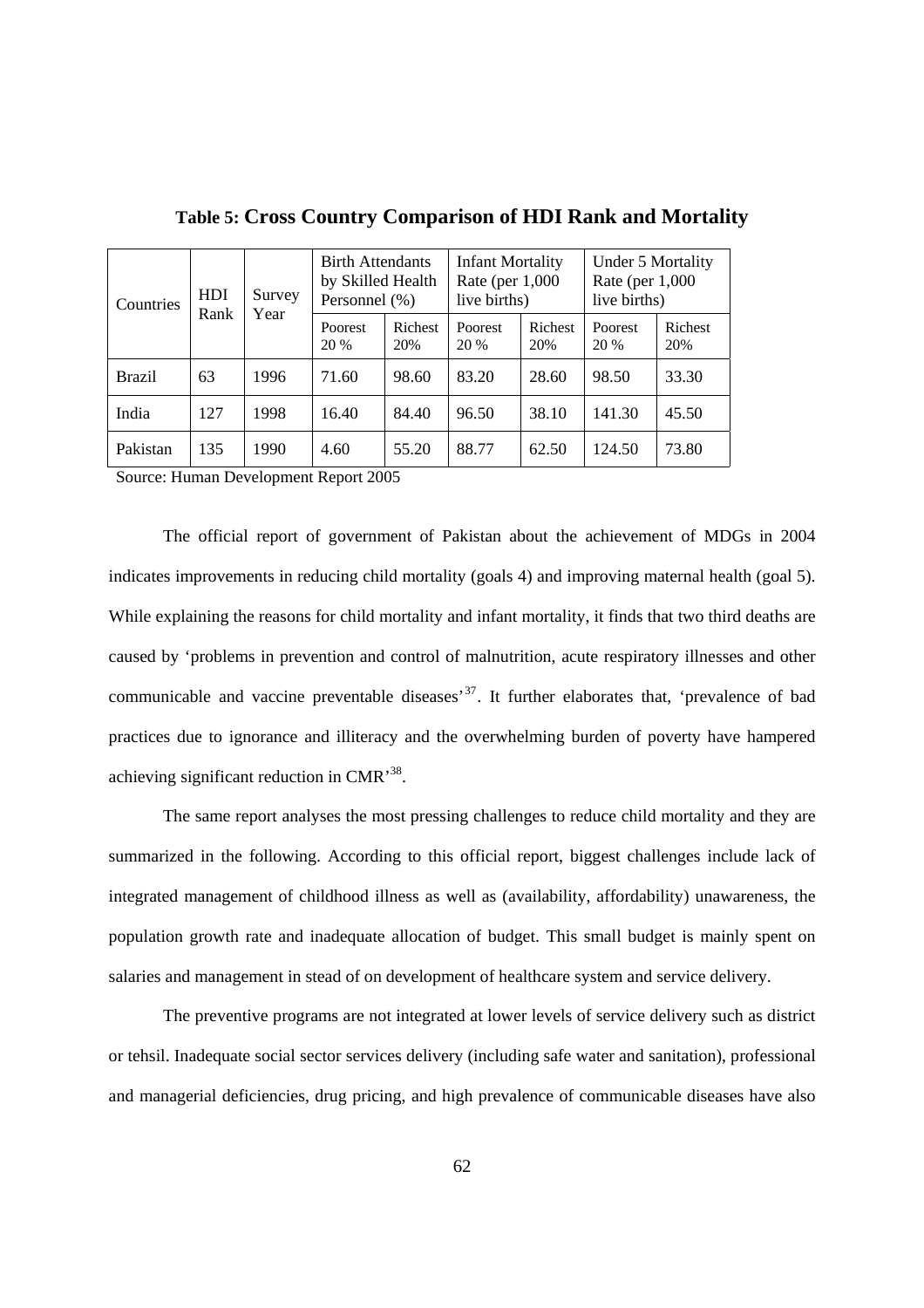**Table 5: Cross Country Comparison of HDI Rank and Mortality**

| Countries | HDI Rank | Survey Year | Birth Attendants by Skilled Health Personnel (%) | | Infant Mortality Rate (per 1,000 live births) | | Under 5 Mortality Rate (per 1,000 live births) | |
|---|---|---|---|---|---|---|---|---|
| | | | Poorest 20 % | Richest 20% | Poorest 20 % | Richest 20% | Poorest 20 % | Richest 20% |
| Brazil | 63 | 1996 | 71.60 | 98.60 | 83.20 | 28.60 | 98.50 | 33.30 |
| India | 127 | 1998 | 16.40 | 84.40 | 96.50 | 38.10 | 141.30 | 45.50 |
| Pakistan | 135 | 1990 | 4.60 | 55.20 | 88.77 | 62.50 | 124.50 | 73.80 |

Source: Human Development Report 2005

The official report of government of Pakistan about the achievement of MDGs in 2004 indicates improvements in reducing child mortality (goals 4) and improving maternal health (goal 5). While explaining the reasons for child mortality and infant mortality, it finds that two third deaths are caused by 'problems in prevention and control of malnutrition, acute respiratory illnesses and other communicable and vaccine preventable diseases'[37]. It further elaborates that, 'prevalence of bad practices due to ignorance and illiteracy and the overwhelming burden of poverty have hampered achieving significant reduction in CMR'[38].

The same report analyses the most pressing challenges to reduce child mortality and they are summarized in the following. According to this official report, biggest challenges include lack of integrated management of childhood illness as well as (availability, affordability) unawareness, the population growth rate and inadequate allocation of budget. This small budget is mainly spent on salaries and management in stead of on development of healthcare system and service delivery.

The preventive programs are not integrated at lower levels of service delivery such as district or tehsil. Inadequate social sector services delivery (including safe water and sanitation), professional and managerial deficiencies, drug pricing, and high prevalence of communicable diseases have also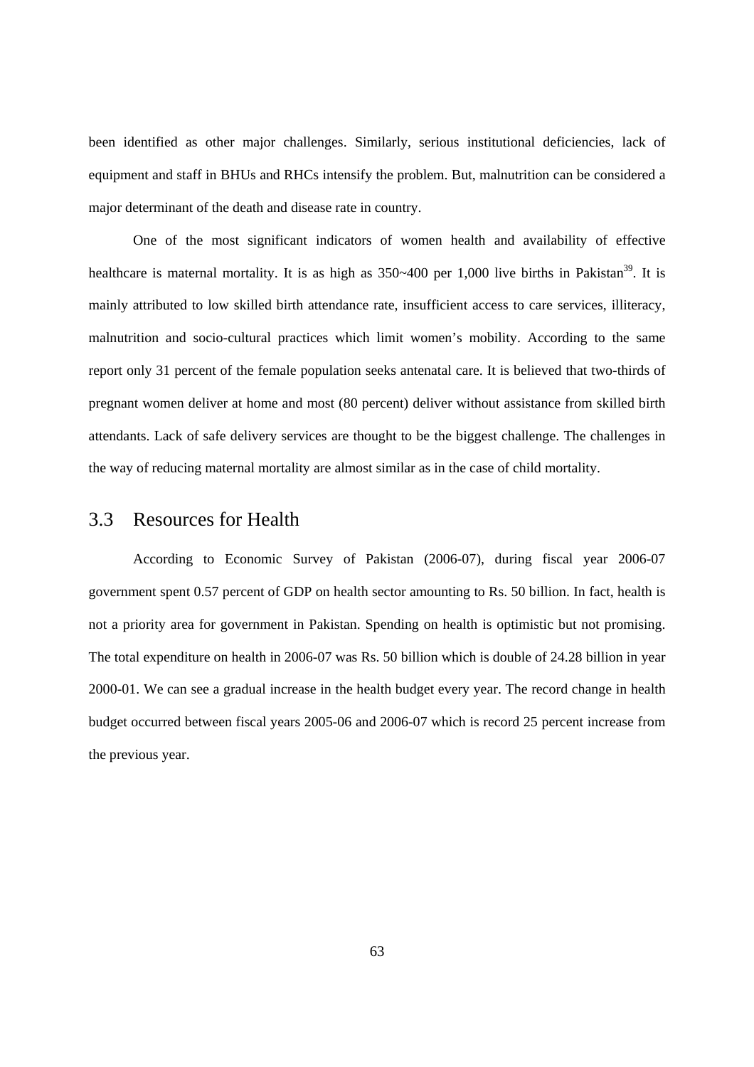been identified as other major challenges. Similarly, serious institutional deficiencies, lack of equipment and staff in BHUs and RHCs intensify the problem. But, malnutrition can be considered a major determinant of the death and disease rate in country.

One of the most significant indicators of women health and availability of effective healthcare is maternal mortality. It is as high as 350~400 per 1,000 live births in Pakistan[39]. It is mainly attributed to low skilled birth attendance rate, insufficient access to care services, illiteracy, malnutrition and socio-cultural practices which limit women's mobility. According to the same report only 31 percent of the female population seeks antenatal care. It is believed that two-thirds of pregnant women deliver at home and most (80 percent) deliver without assistance from skilled birth attendants. Lack of safe delivery services are thought to be the biggest challenge. The challenges in the way of reducing maternal mortality are almost similar as in the case of child mortality.

## 3.3 Resources for Health

According to Economic Survey of Pakistan (2006-07), during fiscal year 2006-07 government spent 0.57 percent of GDP on health sector amounting to Rs. 50 billion. In fact, health is not a priority area for government in Pakistan. Spending on health is optimistic but not promising. The total expenditure on health in 2006-07 was Rs. 50 billion which is double of 24.28 billion in year 2000-01. We can see a gradual increase in the health budget every year. The record change in health budget occurred between fiscal years 2005-06 and 2006-07 which is record 25 percent increase from the previous year.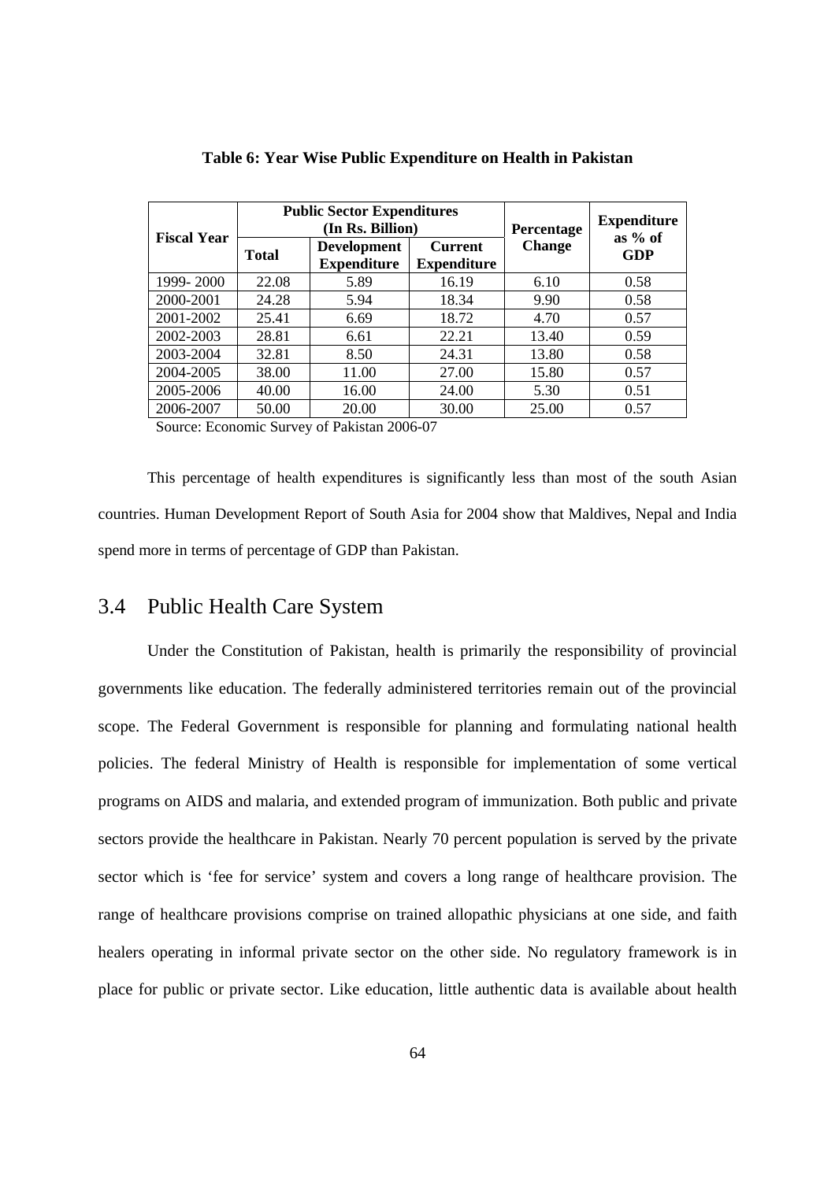**Table 6: Year Wise Public Expenditure on Health in Pakistan**

| Fiscal Year | Public Sector Expenditures (In Rs. Billion) | | | Percentage Change | Expenditure as % of GDP |
|---|---|---|---|---|---|
| | Total | Development Expenditure | Current Expenditure | | |
| 1999- 2000 | 22.08 | 5.89 | 16.19 | 6.10 | 0.58 |
| 2000-2001 | 24.28 | 5.94 | 18.34 | 9.90 | 0.58 |
| 2001-2002 | 25.41 | 6.69 | 18.72 | 4.70 | 0.57 |
| 2002-2003 | 28.81 | 6.61 | 22.21 | 13.40 | 0.59 |
| 2003-2004 | 32.81 | 8.50 | 24.31 | 13.80 | 0.58 |
| 2004-2005 | 38.00 | 11.00 | 27.00 | 15.80 | 0.57 |
| 2005-2006 | 40.00 | 16.00 | 24.00 | 5.30 | 0.51 |
| 2006-2007 | 50.00 | 20.00 | 30.00 | 25.00 | 0.57 |

Source: Economic Survey of Pakistan 2006-07

This percentage of health expenditures is significantly less than most of the south Asian countries. Human Development Report of South Asia for 2004 show that Maldives, Nepal and India spend more in terms of percentage of GDP than Pakistan.

## 3.4 Public Health Care System

Under the Constitution of Pakistan, health is primarily the responsibility of provincial governments like education. The federally administered territories remain out of the provincial scope. The Federal Government is responsible for planning and formulating national health policies. The federal Ministry of Health is responsible for implementation of some vertical programs on AIDS and malaria, and extended program of immunization. Both public and private sectors provide the healthcare in Pakistan. Nearly 70 percent population is served by the private sector which is 'fee for service' system and covers a long range of healthcare provision. The range of healthcare provisions comprise on trained allopathic physicians at one side, and faith healers operating in informal private sector on the other side. No regulatory framework is in place for public or private sector. Like education, little authentic data is available about health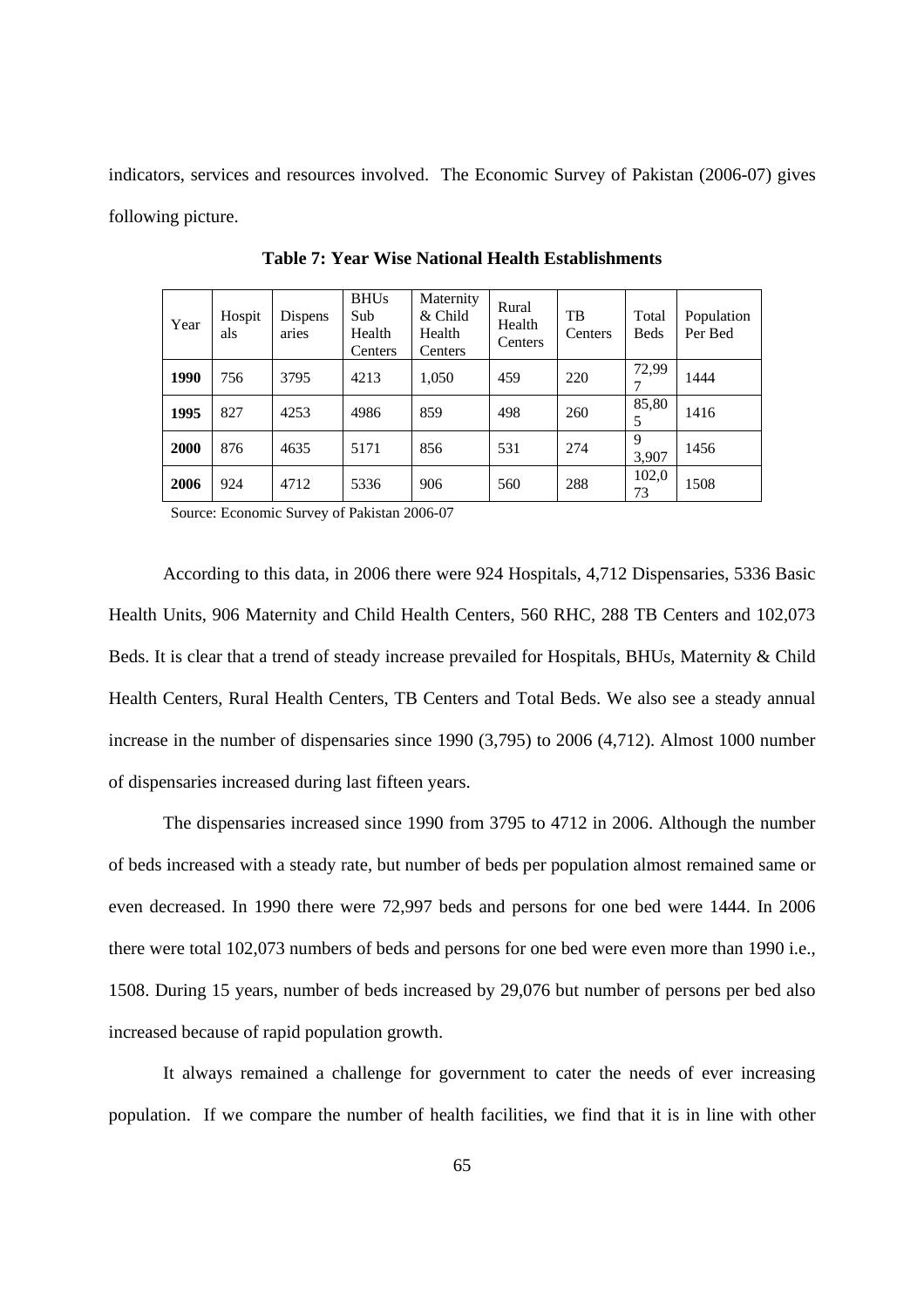indicators, services and resources involved. The Economic Survey of Pakistan (2006-07) gives following picture.

**Table 7: Year Wise National Health Establishments**

| Year | Hospitals | Dispensaries | BHUs Sub Health Centers | Maternity & Child Health Centers | Rural Health Centers | TB Centers | Total Beds | Population Per Bed |
|---|---|---|---|---|---|---|---|---|
| **1990** | 756 | 3795 | 4213 | 1,050 | 459 | 220 | 72,997 | 1444 |
| **1995** | 827 | 4253 | 4986 | 859 | 498 | 260 | 85,805 | 1416 |
| **2000** | 876 | 4635 | 5171 | 856 | 531 | 274 | 93,907 | 1456 |
| **2006** | 924 | 4712 | 5336 | 906 | 560 | 288 | 102,073 | 1508 |

Source: Economic Survey of Pakistan 2006-07

According to this data, in 2006 there were 924 Hospitals, 4,712 Dispensaries, 5336 Basic Health Units, 906 Maternity and Child Health Centers, 560 RHC, 288 TB Centers and 102,073 Beds. It is clear that a trend of steady increase prevailed for Hospitals, BHUs, Maternity & Child Health Centers, Rural Health Centers, TB Centers and Total Beds. We also see a steady annual increase in the number of dispensaries since 1990 (3,795) to 2006 (4,712). Almost 1000 number of dispensaries increased during last fifteen years.

The dispensaries increased since 1990 from 3795 to 4712 in 2006. Although the number of beds increased with a steady rate, but number of beds per population almost remained same or even decreased. In 1990 there were 72,997 beds and persons for one bed were 1444. In 2006 there were total 102,073 numbers of beds and persons for one bed were even more than 1990 i.e., 1508. During 15 years, number of beds increased by 29,076 but number of persons per bed also increased because of rapid population growth.

It always remained a challenge for government to cater the needs of ever increasing population. If we compare the number of health facilities, we find that it is in line with other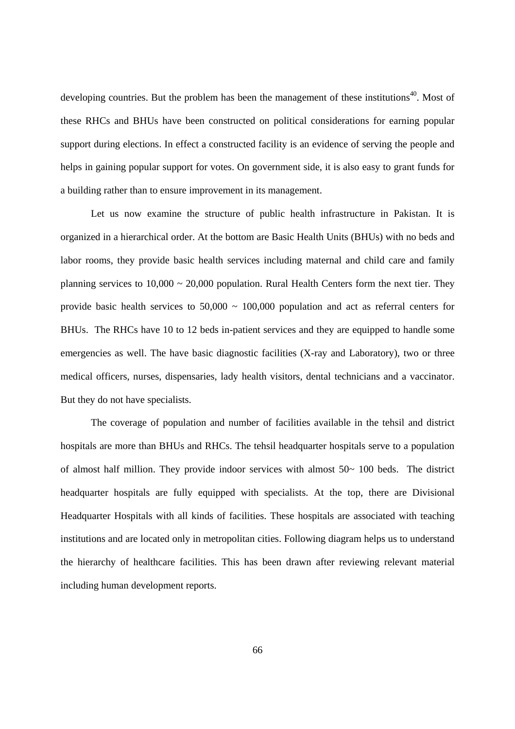developing countries. But the problem has been the management of these institutions[40]. Most of these RHCs and BHUs have been constructed on political considerations for earning popular support during elections. In effect a constructed facility is an evidence of serving the people and helps in gaining popular support for votes. On government side, it is also easy to grant funds for a building rather than to ensure improvement in its management.

Let us now examine the structure of public health infrastructure in Pakistan. It is organized in a hierarchical order. At the bottom are Basic Health Units (BHUs) with no beds and labor rooms, they provide basic health services including maternal and child care and family planning services to 10,000 ~ 20,000 population. Rural Health Centers form the next tier. They provide basic health services to 50,000 ~ 100,000 population and act as referral centers for BHUs. The RHCs have 10 to 12 beds in-patient services and they are equipped to handle some emergencies as well. The have basic diagnostic facilities (X-ray and Laboratory), two or three medical officers, nurses, dispensaries, lady health visitors, dental technicians and a vaccinator. But they do not have specialists.

The coverage of population and number of facilities available in the tehsil and district hospitals are more than BHUs and RHCs. The tehsil headquarter hospitals serve to a population of almost half million. They provide indoor services with almost 50~ 100 beds. The district headquarter hospitals are fully equipped with specialists. At the top, there are Divisional Headquarter Hospitals with all kinds of facilities. These hospitals are associated with teaching institutions and are located only in metropolitan cities. Following diagram helps us to understand the hierarchy of healthcare facilities. This has been drawn after reviewing relevant material including human development reports.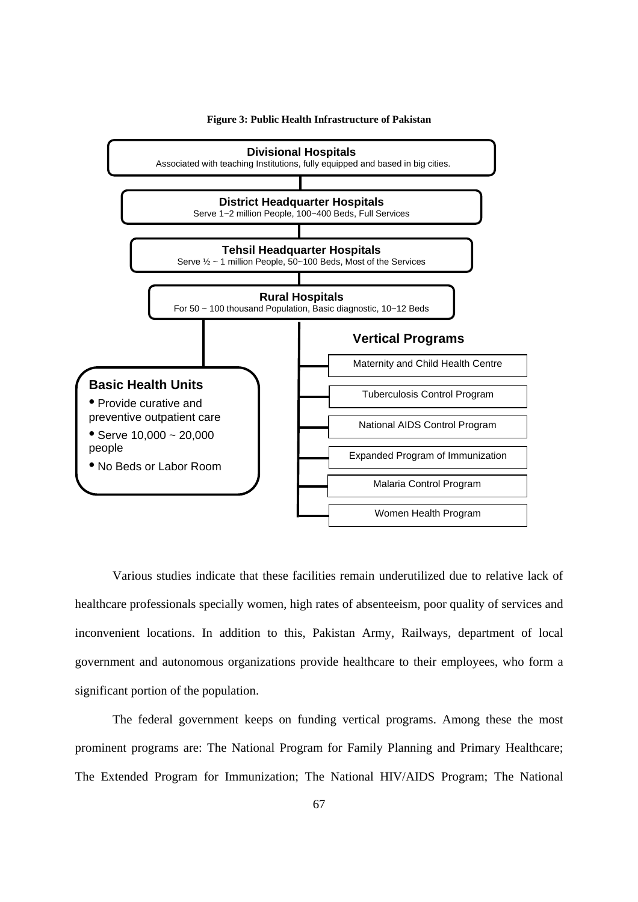**Figure 3: Public Health Infrastructure of Pakistan**

**Divisional Hospitals**
Associated with teaching Institutions, fully equipped and based in big cities.

**District Headquarter Hospitals**
Serve 1~2 million People, 100~400 Beds, Full Services

**Tehsil Headquarter Hospitals**
Serve ½ ~ 1 million People, 50~100 Beds, Most of the Services

**Rural Hospitals**
For 50 ~ 100 thousand Population, Basic diagnostic, 10~12 Beds

**Basic Health Units**
- Provide curative and preventive outpatient care
- Serve 10,000 ~ 20,000 people
- No Beds or Labor Room

**Vertical Programs**
- Maternity and Child Health Centre
- Tuberculosis Control Program
- National AIDS Control Program
- Expanded Program of Immunization
- Malaria Control Program
- Women Health Program

Various studies indicate that these facilities remain underutilized due to relative lack of healthcare professionals specially women, high rates of absenteeism, poor quality of services and inconvenient locations. In addition to this, Pakistan Army, Railways, department of local government and autonomous organizations provide healthcare to their employees, who form a significant portion of the population.

The federal government keeps on funding vertical programs. Among these the most prominent programs are: The National Program for Family Planning and Primary Healthcare; The Extended Program for Immunization; The National HIV/AIDS Program; The National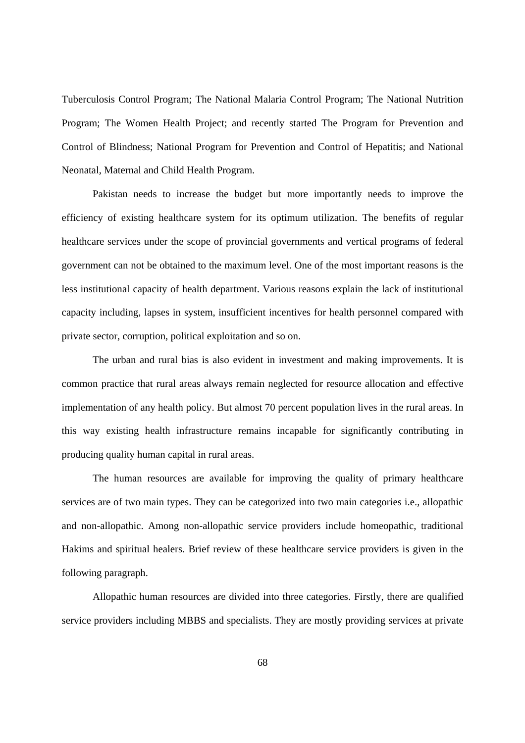Tuberculosis Control Program; The National Malaria Control Program; The National Nutrition Program; The Women Health Project; and recently started The Program for Prevention and Control of Blindness; National Program for Prevention and Control of Hepatitis; and National Neonatal, Maternal and Child Health Program.

Pakistan needs to increase the budget but more importantly needs to improve the efficiency of existing healthcare system for its optimum utilization. The benefits of regular healthcare services under the scope of provincial governments and vertical programs of federal government can not be obtained to the maximum level. One of the most important reasons is the less institutional capacity of health department. Various reasons explain the lack of institutional capacity including, lapses in system, insufficient incentives for health personnel compared with private sector, corruption, political exploitation and so on.

The urban and rural bias is also evident in investment and making improvements. It is common practice that rural areas always remain neglected for resource allocation and effective implementation of any health policy. But almost 70 percent population lives in the rural areas. In this way existing health infrastructure remains incapable for significantly contributing in producing quality human capital in rural areas.

The human resources are available for improving the quality of primary healthcare services are of two main types. They can be categorized into two main categories i.e., allopathic and non-allopathic. Among non-allopathic service providers include homeopathic, traditional Hakims and spiritual healers. Brief review of these healthcare service providers is given in the following paragraph.

Allopathic human resources are divided into three categories. Firstly, there are qualified service providers including MBBS and specialists. They are mostly providing services at private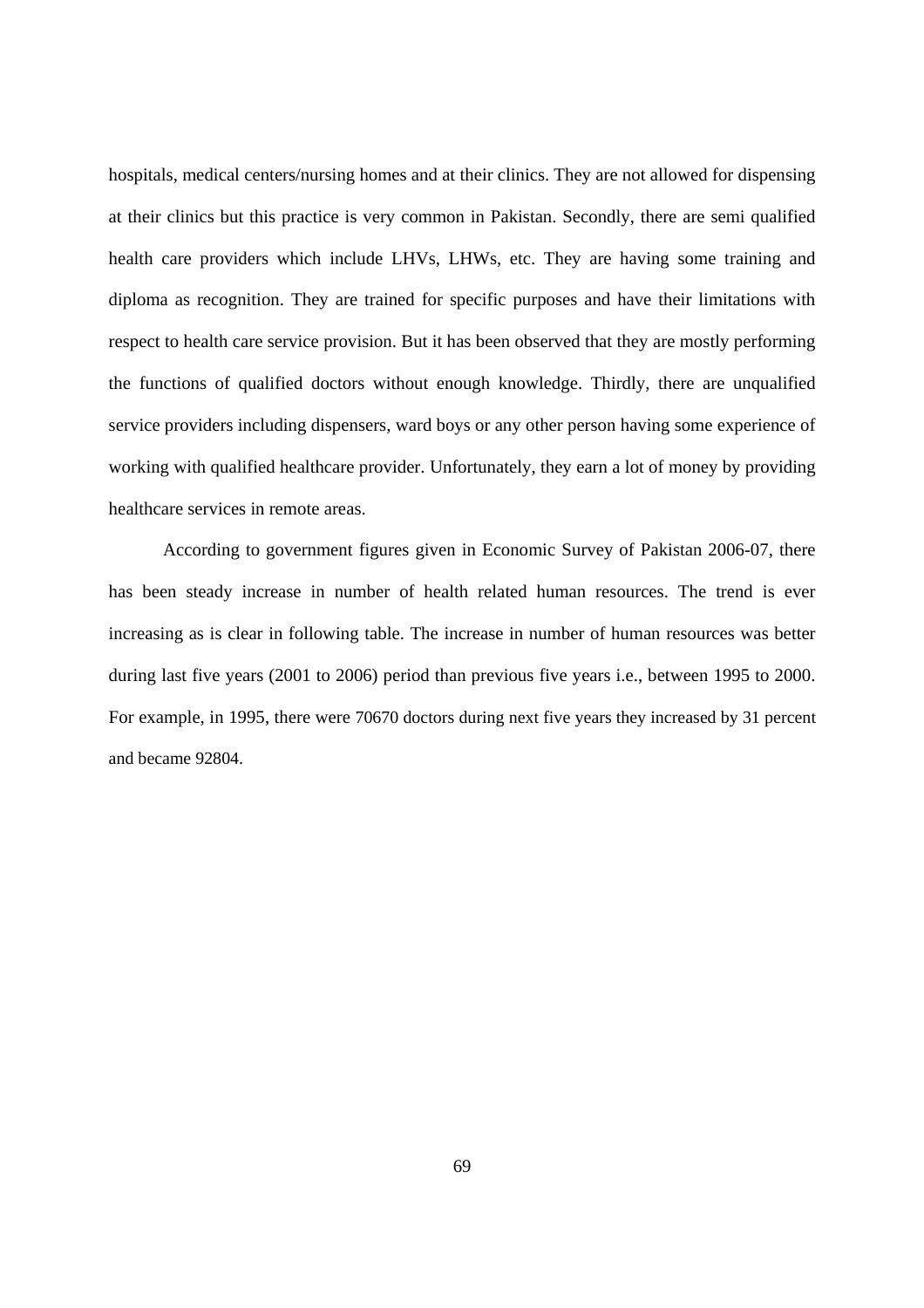hospitals, medical centers/nursing homes and at their clinics. They are not allowed for dispensing at their clinics but this practice is very common in Pakistan. Secondly, there are semi qualified health care providers which include LHVs, LHWs, etc. They are having some training and diploma as recognition. They are trained for specific purposes and have their limitations with respect to health care service provision. But it has been observed that they are mostly performing the functions of qualified doctors without enough knowledge. Thirdly, there are unqualified service providers including dispensers, ward boys or any other person having some experience of working with qualified healthcare provider. Unfortunately, they earn a lot of money by providing healthcare services in remote areas.

According to government figures given in Economic Survey of Pakistan 2006-07, there has been steady increase in number of health related human resources. The trend is ever increasing as is clear in following table. The increase in number of human resources was better during last five years (2001 to 2006) period than previous five years i.e., between 1995 to 2000. For example, in 1995, there were 70670 doctors during next five years they increased by 31 percent and became 92804.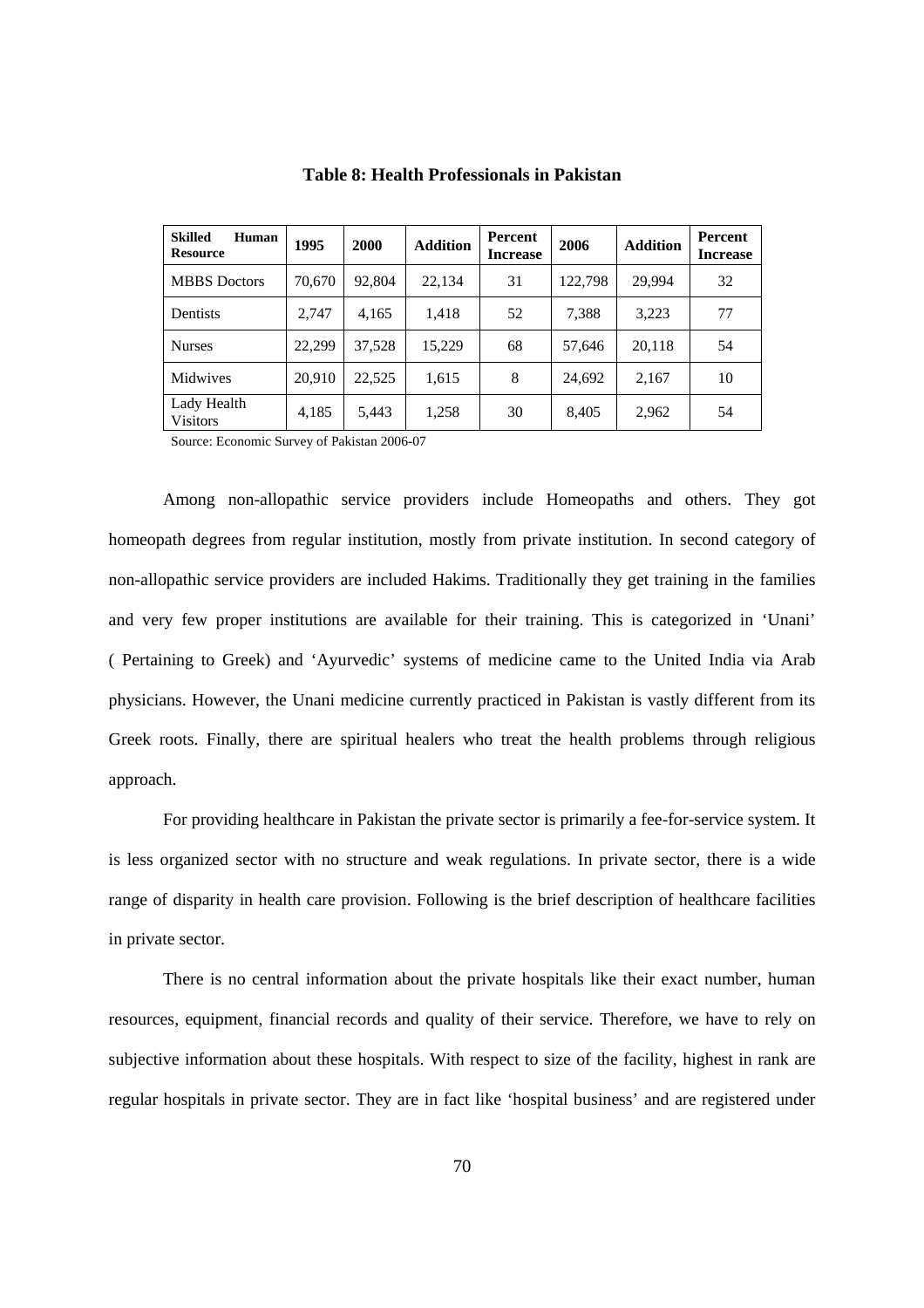**Table 8: Health Professionals in Pakistan**

| Skilled Human Resource | 1995 | 2000 | Addition | Percent Increase | 2006 | Addition | Percent Increase |
|---|---|---|---|---|---|---|---|
| MBBS Doctors | 70,670 | 92,804 | 22,134 | 31 | 122,798 | 29,994 | 32 |
| Dentists | 2,747 | 4,165 | 1,418 | 52 | 7,388 | 3,223 | 77 |
| Nurses | 22,299 | 37,528 | 15,229 | 68 | 57,646 | 20,118 | 54 |
| Midwives | 20,910 | 22,525 | 1,615 | 8 | 24,692 | 2,167 | 10 |
| Lady Health Visitors | 4,185 | 5,443 | 1,258 | 30 | 8,405 | 2,962 | 54 |

Source: Economic Survey of Pakistan 2006-07

Among non-allopathic service providers include Homeopaths and others. They got homeopath degrees from regular institution, mostly from private institution. In second category of non-allopathic service providers are included Hakims. Traditionally they get training in the families and very few proper institutions are available for their training. This is categorized in 'Unani' ( Pertaining to Greek) and 'Ayurvedic' systems of medicine came to the United India via Arab physicians. However, the Unani medicine currently practiced in Pakistan is vastly different from its Greek roots. Finally, there are spiritual healers who treat the health problems through religious approach.

For providing healthcare in Pakistan the private sector is primarily a fee-for-service system. It is less organized sector with no structure and weak regulations. In private sector, there is a wide range of disparity in health care provision. Following is the brief description of healthcare facilities in private sector.

There is no central information about the private hospitals like their exact number, human resources, equipment, financial records and quality of their service. Therefore, we have to rely on subjective information about these hospitals. With respect to size of the facility, highest in rank are regular hospitals in private sector. They are in fact like 'hospital business' and are registered under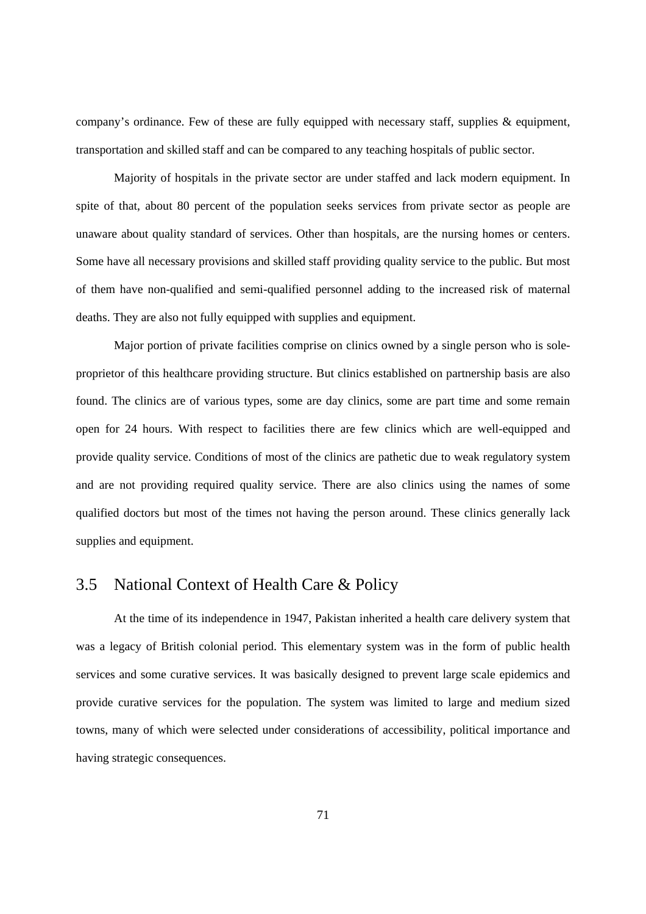company's ordinance. Few of these are fully equipped with necessary staff, supplies & equipment, transportation and skilled staff and can be compared to any teaching hospitals of public sector.

Majority of hospitals in the private sector are under staffed and lack modern equipment. In spite of that, about 80 percent of the population seeks services from private sector as people are unaware about quality standard of services. Other than hospitals, are the nursing homes or centers. Some have all necessary provisions and skilled staff providing quality service to the public. But most of them have non-qualified and semi-qualified personnel adding to the increased risk of maternal deaths. They are also not fully equipped with supplies and equipment.

Major portion of private facilities comprise on clinics owned by a single person who is sole-proprietor of this healthcare providing structure. But clinics established on partnership basis are also found. The clinics are of various types, some are day clinics, some are part time and some remain open for 24 hours. With respect to facilities there are few clinics which are well-equipped and provide quality service. Conditions of most of the clinics are pathetic due to weak regulatory system and are not providing required quality service. There are also clinics using the names of some qualified doctors but most of the times not having the person around. These clinics generally lack supplies and equipment.

## 3.5 National Context of Health Care & Policy

At the time of its independence in 1947, Pakistan inherited a health care delivery system that was a legacy of British colonial period. This elementary system was in the form of public health services and some curative services. It was basically designed to prevent large scale epidemics and provide curative services for the population. The system was limited to large and medium sized towns, many of which were selected under considerations of accessibility, political importance and having strategic consequences.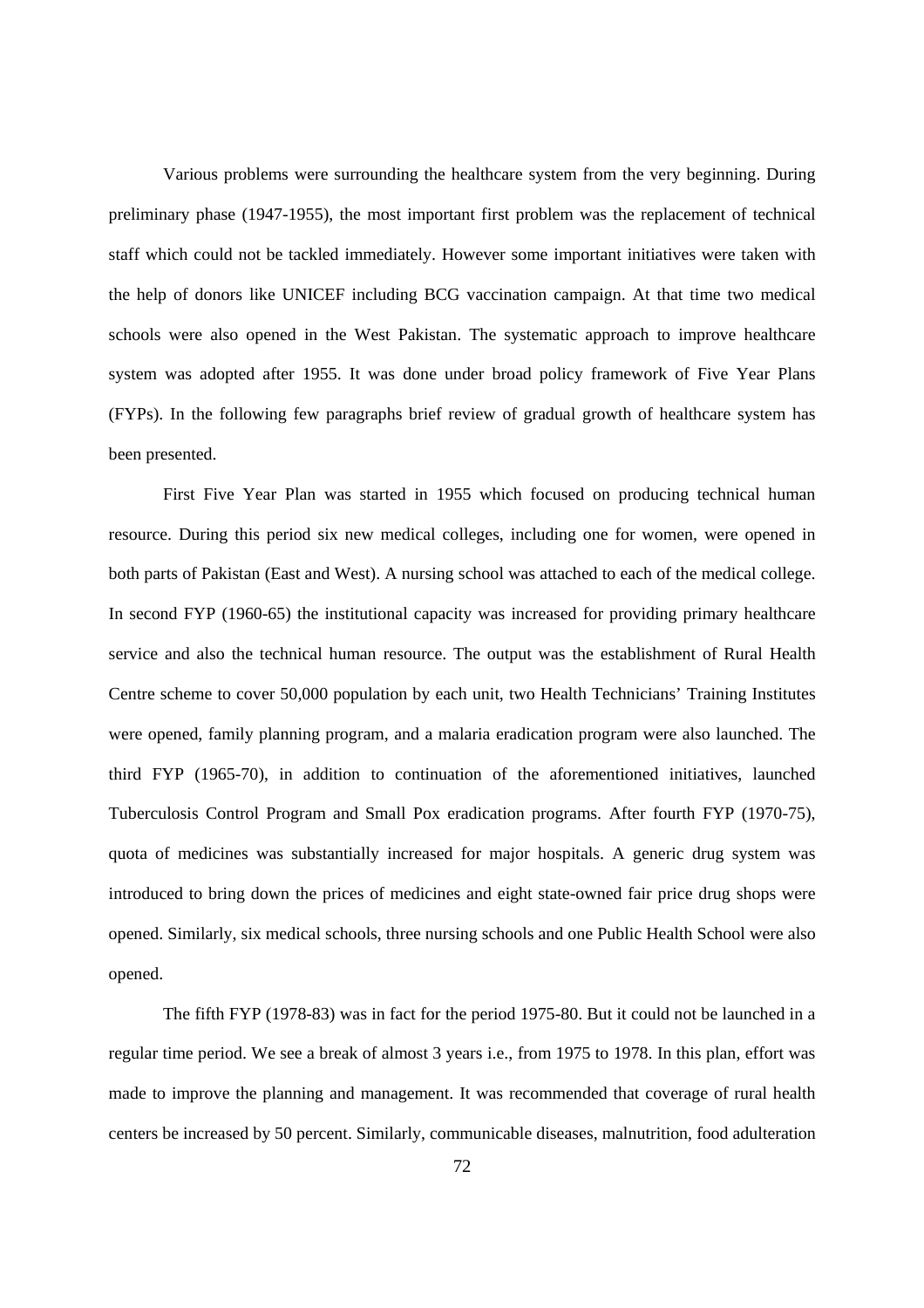Various problems were surrounding the healthcare system from the very beginning. During preliminary phase (1947-1955), the most important first problem was the replacement of technical staff which could not be tackled immediately. However some important initiatives were taken with the help of donors like UNICEF including BCG vaccination campaign. At that time two medical schools were also opened in the West Pakistan. The systematic approach to improve healthcare system was adopted after 1955. It was done under broad policy framework of Five Year Plans (FYPs). In the following few paragraphs brief review of gradual growth of healthcare system has been presented.

First Five Year Plan was started in 1955 which focused on producing technical human resource. During this period six new medical colleges, including one for women, were opened in both parts of Pakistan (East and West). A nursing school was attached to each of the medical college. In second FYP (1960-65) the institutional capacity was increased for providing primary healthcare service and also the technical human resource. The output was the establishment of Rural Health Centre scheme to cover 50,000 population by each unit, two Health Technicians' Training Institutes were opened, family planning program, and a malaria eradication program were also launched. The third FYP (1965-70), in addition to continuation of the aforementioned initiatives, launched Tuberculosis Control Program and Small Pox eradication programs. After fourth FYP (1970-75), quota of medicines was substantially increased for major hospitals. A generic drug system was introduced to bring down the prices of medicines and eight state-owned fair price drug shops were opened. Similarly, six medical schools, three nursing schools and one Public Health School were also opened.

The fifth FYP (1978-83) was in fact for the period 1975-80. But it could not be launched in a regular time period. We see a break of almost 3 years i.e., from 1975 to 1978. In this plan, effort was made to improve the planning and management. It was recommended that coverage of rural health centers be increased by 50 percent. Similarly, communicable diseases, malnutrition, food adulteration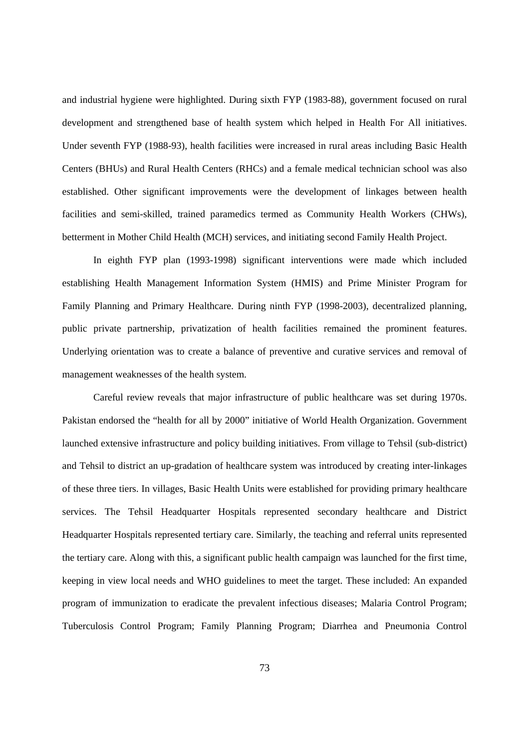and industrial hygiene were highlighted. During sixth FYP (1983-88), government focused on rural development and strengthened base of health system which helped in Health For All initiatives. Under seventh FYP (1988-93), health facilities were increased in rural areas including Basic Health Centers (BHUs) and Rural Health Centers (RHCs) and a female medical technician school was also established. Other significant improvements were the development of linkages between health facilities and semi-skilled, trained paramedics termed as Community Health Workers (CHWs), betterment in Mother Child Health (MCH) services, and initiating second Family Health Project.

In eighth FYP plan (1993-1998) significant interventions were made which included establishing Health Management Information System (HMIS) and Prime Minister Program for Family Planning and Primary Healthcare. During ninth FYP (1998-2003), decentralized planning, public private partnership, privatization of health facilities remained the prominent features. Underlying orientation was to create a balance of preventive and curative services and removal of management weaknesses of the health system.

Careful review reveals that major infrastructure of public healthcare was set during 1970s. Pakistan endorsed the "health for all by 2000" initiative of World Health Organization. Government launched extensive infrastructure and policy building initiatives. From village to Tehsil (sub-district) and Tehsil to district an up-gradation of healthcare system was introduced by creating inter-linkages of these three tiers. In villages, Basic Health Units were established for providing primary healthcare services. The Tehsil Headquarter Hospitals represented secondary healthcare and District Headquarter Hospitals represented tertiary care. Similarly, the teaching and referral units represented the tertiary care. Along with this, a significant public health campaign was launched for the first time, keeping in view local needs and WHO guidelines to meet the target. These included: An expanded program of immunization to eradicate the prevalent infectious diseases; Malaria Control Program; Tuberculosis Control Program; Family Planning Program; Diarrhea and Pneumonia Control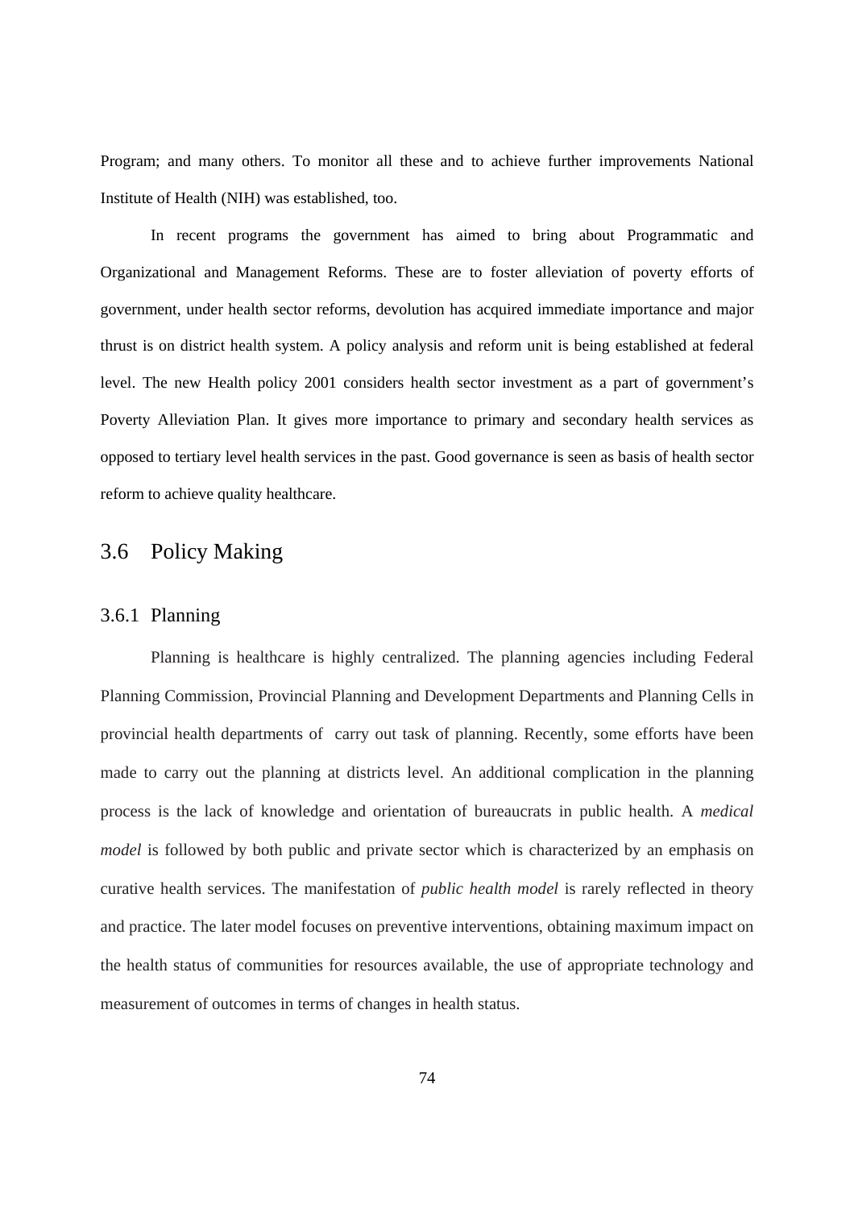Program; and many others. To monitor all these and to achieve further improvements National Institute of Health (NIH) was established, too.

In recent programs the government has aimed to bring about Programmatic and Organizational and Management Reforms. These are to foster alleviation of poverty efforts of government, under health sector reforms, devolution has acquired immediate importance and major thrust is on district health system. A policy analysis and reform unit is being established at federal level. The new Health policy 2001 considers health sector investment as a part of government's Poverty Alleviation Plan. It gives more importance to primary and secondary health services as opposed to tertiary level health services in the past. Good governance is seen as basis of health sector reform to achieve quality healthcare.

## 3.6 Policy Making

### 3.6.1 Planning

Planning is healthcare is highly centralized. The planning agencies including Federal Planning Commission, Provincial Planning and Development Departments and Planning Cells in provincial health departments of carry out task of planning. Recently, some efforts have been made to carry out the planning at districts level. An additional complication in the planning process is the lack of knowledge and orientation of bureaucrats in public health. A *medical model* is followed by both public and private sector which is characterized by an emphasis on curative health services. The manifestation of *public health model* is rarely reflected in theory and practice. The later model focuses on preventive interventions, obtaining maximum impact on the health status of communities for resources available, the use of appropriate technology and measurement of outcomes in terms of changes in health status.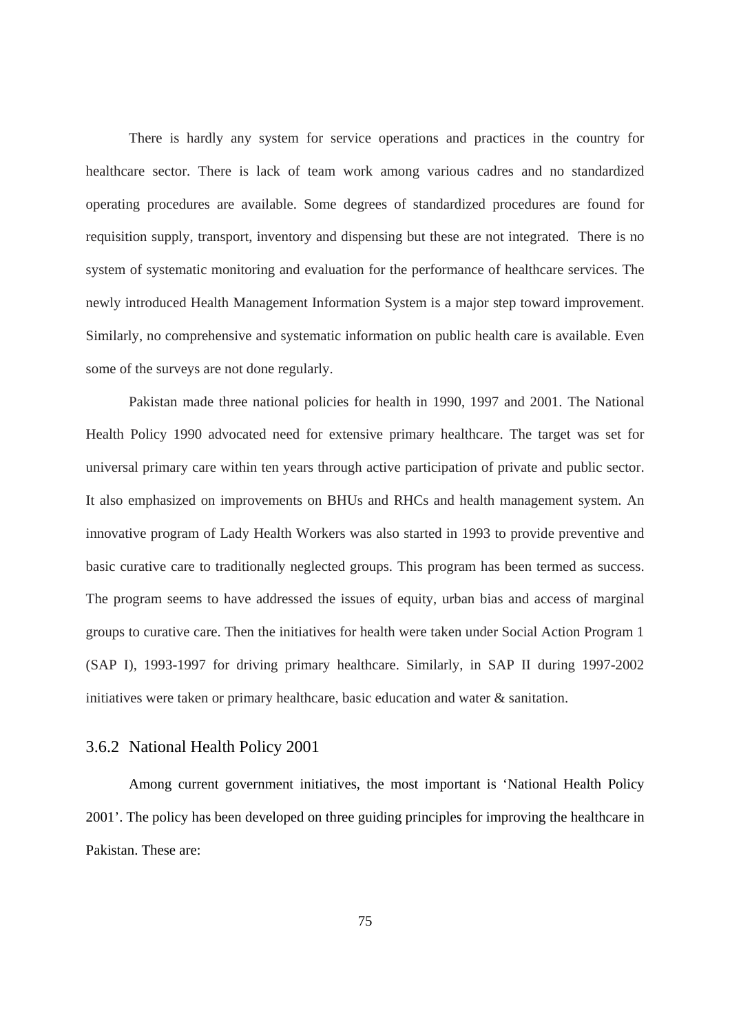There is hardly any system for service operations and practices in the country for healthcare sector. There is lack of team work among various cadres and no standardized operating procedures are available. Some degrees of standardized procedures are found for requisition supply, transport, inventory and dispensing but these are not integrated. There is no system of systematic monitoring and evaluation for the performance of healthcare services. The newly introduced Health Management Information System is a major step toward improvement. Similarly, no comprehensive and systematic information on public health care is available. Even some of the surveys are not done regularly.

Pakistan made three national policies for health in 1990, 1997 and 2001. The National Health Policy 1990 advocated need for extensive primary healthcare. The target was set for universal primary care within ten years through active participation of private and public sector. It also emphasized on improvements on BHUs and RHCs and health management system. An innovative program of Lady Health Workers was also started in 1993 to provide preventive and basic curative care to traditionally neglected groups. This program has been termed as success. The program seems to have addressed the issues of equity, urban bias and access of marginal groups to curative care. Then the initiatives for health were taken under Social Action Program 1 (SAP I), 1993-1997 for driving primary healthcare. Similarly, in SAP II during 1997-2002 initiatives were taken or primary healthcare, basic education and water & sanitation.

### 3.6.2 National Health Policy 2001

Among current government initiatives, the most important is 'National Health Policy 2001'. The policy has been developed on three guiding principles for improving the healthcare in Pakistan. These are: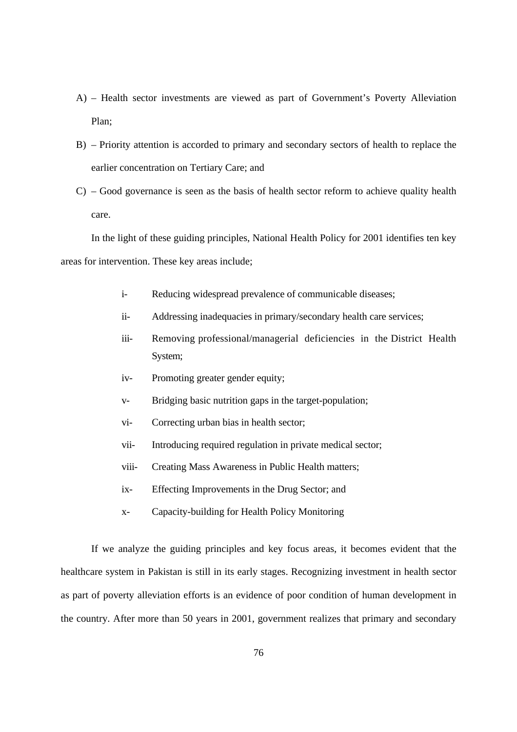A) – Health sector investments are viewed as part of Government's Poverty Alleviation Plan;

B) – Priority attention is accorded to primary and secondary sectors of health to replace the earlier concentration on Tertiary Care; and

C) – Good governance is seen as the basis of health sector reform to achieve quality health care.

In the light of these guiding principles, National Health Policy for 2001 identifies ten key areas for intervention. These key areas include;

- i- Reducing widespread prevalence of communicable diseases;
- ii- Addressing inadequacies in primary/secondary health care services;
- iii- Removing professional/managerial deficiencies in the District Health System;
- iv- Promoting greater gender equity;
- v- Bridging basic nutrition gaps in the target-population;
- vi- Correcting urban bias in health sector;
- vii- Introducing required regulation in private medical sector;
- viii- Creating Mass Awareness in Public Health matters;
- ix- Effecting Improvements in the Drug Sector; and
- x- Capacity-building for Health Policy Monitoring

If we analyze the guiding principles and key focus areas, it becomes evident that the healthcare system in Pakistan is still in its early stages. Recognizing investment in health sector as part of poverty alleviation efforts is an evidence of poor condition of human development in the country. After more than 50 years in 2001, government realizes that primary and secondary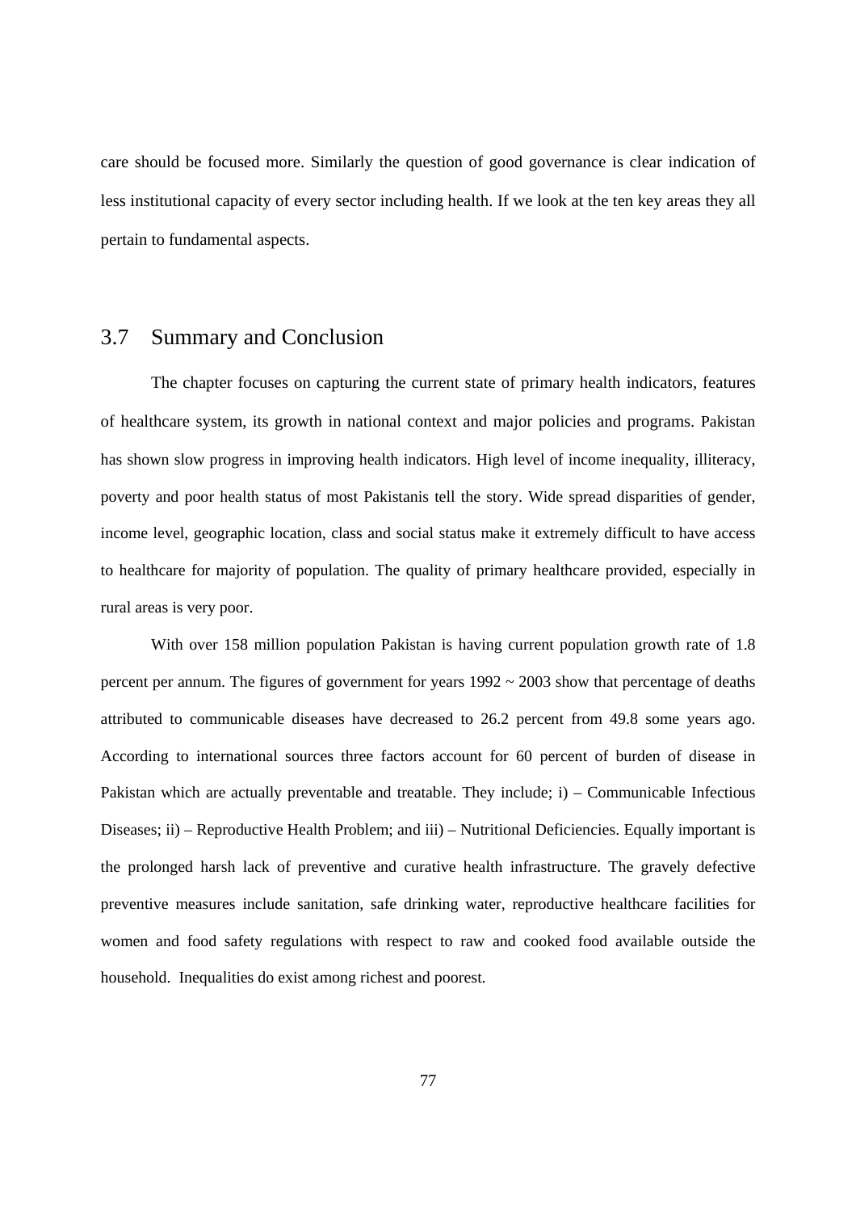care should be focused more. Similarly the question of good governance is clear indication of less institutional capacity of every sector including health. If we look at the ten key areas they all pertain to fundamental aspects.

## 3.7 Summary and Conclusion

The chapter focuses on capturing the current state of primary health indicators, features of healthcare system, its growth in national context and major policies and programs. Pakistan has shown slow progress in improving health indicators. High level of income inequality, illiteracy, poverty and poor health status of most Pakistanis tell the story. Wide spread disparities of gender, income level, geographic location, class and social status make it extremely difficult to have access to healthcare for majority of population. The quality of primary healthcare provided, especially in rural areas is very poor.

With over 158 million population Pakistan is having current population growth rate of 1.8 percent per annum. The figures of government for years 1992 ~ 2003 show that percentage of deaths attributed to communicable diseases have decreased to 26.2 percent from 49.8 some years ago. According to international sources three factors account for 60 percent of burden of disease in Pakistan which are actually preventable and treatable. They include; i) – Communicable Infectious Diseases; ii) – Reproductive Health Problem; and iii) – Nutritional Deficiencies. Equally important is the prolonged harsh lack of preventive and curative health infrastructure. The gravely defective preventive measures include sanitation, safe drinking water, reproductive healthcare facilities for women and food safety regulations with respect to raw and cooked food available outside the household. Inequalities do exist among richest and poorest.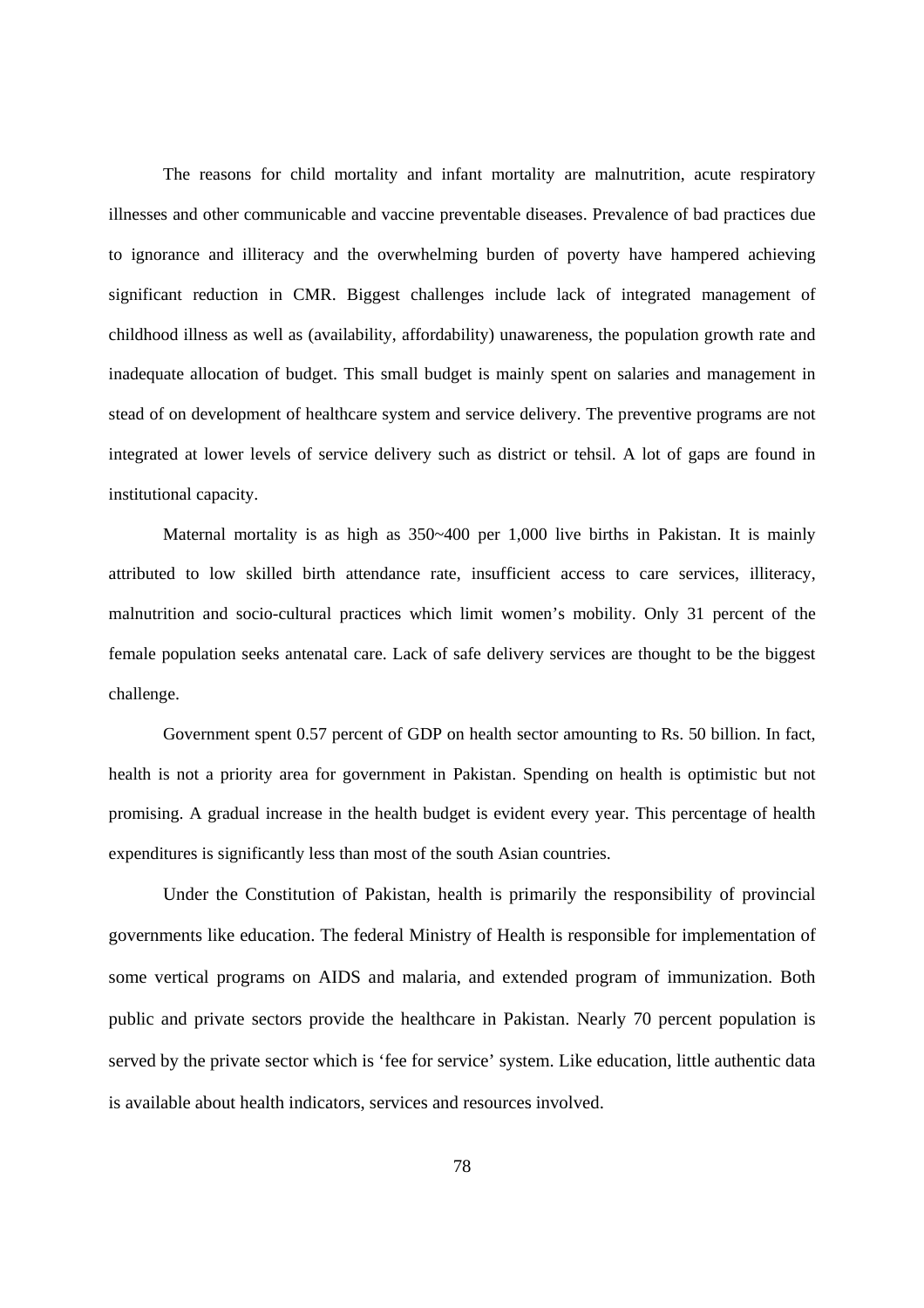The reasons for child mortality and infant mortality are malnutrition, acute respiratory illnesses and other communicable and vaccine preventable diseases. Prevalence of bad practices due to ignorance and illiteracy and the overwhelming burden of poverty have hampered achieving significant reduction in CMR. Biggest challenges include lack of integrated management of childhood illness as well as (availability, affordability) unawareness, the population growth rate and inadequate allocation of budget. This small budget is mainly spent on salaries and management in stead of on development of healthcare system and service delivery. The preventive programs are not integrated at lower levels of service delivery such as district or tehsil. A lot of gaps are found in institutional capacity.

Maternal mortality is as high as 350~400 per 1,000 live births in Pakistan. It is mainly attributed to low skilled birth attendance rate, insufficient access to care services, illiteracy, malnutrition and socio-cultural practices which limit women's mobility. Only 31 percent of the female population seeks antenatal care. Lack of safe delivery services are thought to be the biggest challenge.

Government spent 0.57 percent of GDP on health sector amounting to Rs. 50 billion. In fact, health is not a priority area for government in Pakistan. Spending on health is optimistic but not promising. A gradual increase in the health budget is evident every year. This percentage of health expenditures is significantly less than most of the south Asian countries.

Under the Constitution of Pakistan, health is primarily the responsibility of provincial governments like education. The federal Ministry of Health is responsible for implementation of some vertical programs on AIDS and malaria, and extended program of immunization. Both public and private sectors provide the healthcare in Pakistan. Nearly 70 percent population is served by the private sector which is 'fee for service' system. Like education, little authentic data is available about health indicators, services and resources involved.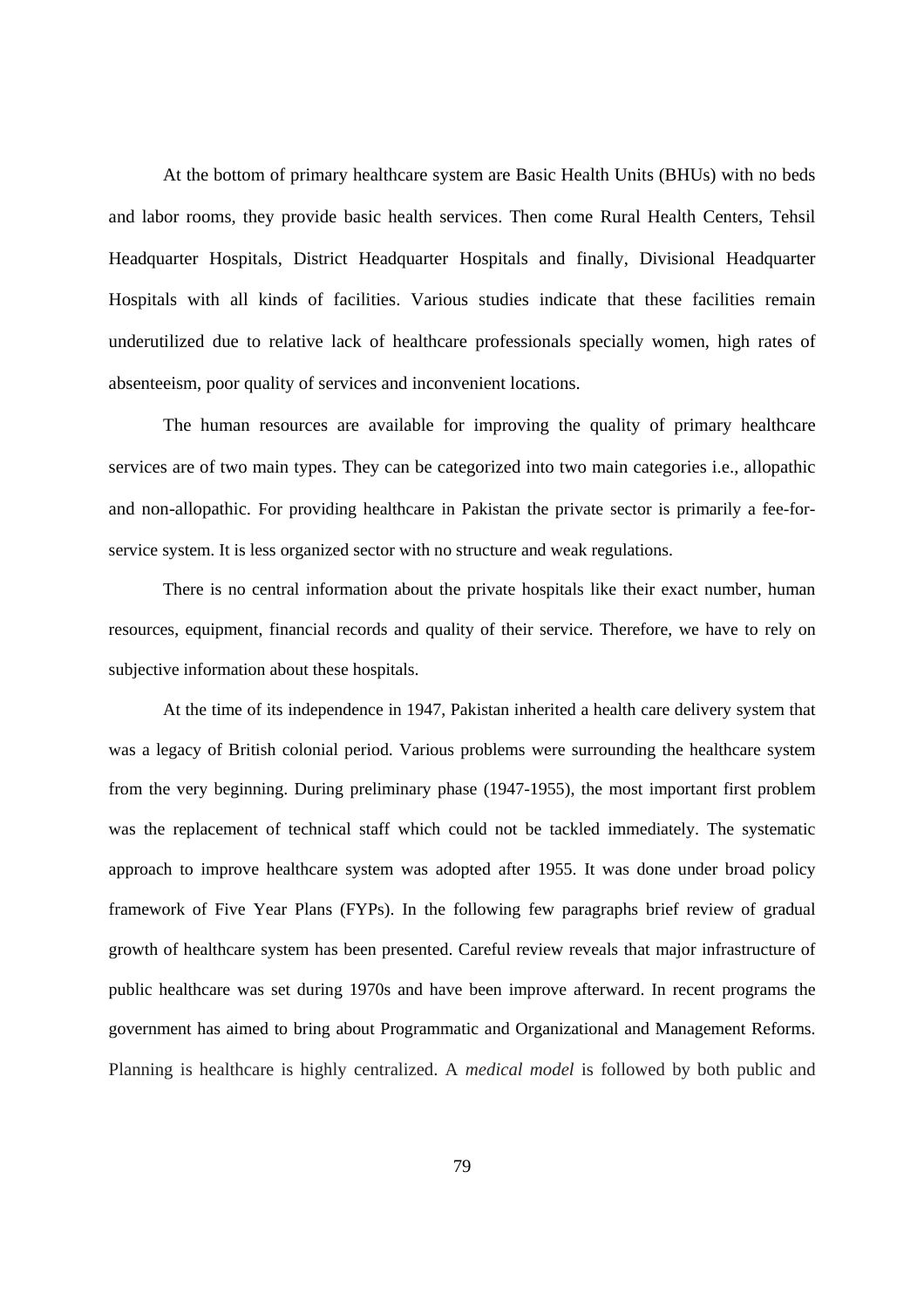At the bottom of primary healthcare system are Basic Health Units (BHUs) with no beds and labor rooms, they provide basic health services. Then come Rural Health Centers, Tehsil Headquarter Hospitals, District Headquarter Hospitals and finally, Divisional Headquarter Hospitals with all kinds of facilities. Various studies indicate that these facilities remain underutilized due to relative lack of healthcare professionals specially women, high rates of absenteeism, poor quality of services and inconvenient locations.

The human resources are available for improving the quality of primary healthcare services are of two main types. They can be categorized into two main categories i.e., allopathic and non-allopathic. For providing healthcare in Pakistan the private sector is primarily a fee-for-service system. It is less organized sector with no structure and weak regulations.

There is no central information about the private hospitals like their exact number, human resources, equipment, financial records and quality of their service. Therefore, we have to rely on subjective information about these hospitals.

At the time of its independence in 1947, Pakistan inherited a health care delivery system that was a legacy of British colonial period. Various problems were surrounding the healthcare system from the very beginning. During preliminary phase (1947-1955), the most important first problem was the replacement of technical staff which could not be tackled immediately. The systematic approach to improve healthcare system was adopted after 1955. It was done under broad policy framework of Five Year Plans (FYPs). In the following few paragraphs brief review of gradual growth of healthcare system has been presented. Careful review reveals that major infrastructure of public healthcare was set during 1970s and have been improve afterward. In recent programs the government has aimed to bring about Programmatic and Organizational and Management Reforms. Planning is healthcare is highly centralized. A *medical model* is followed by both public and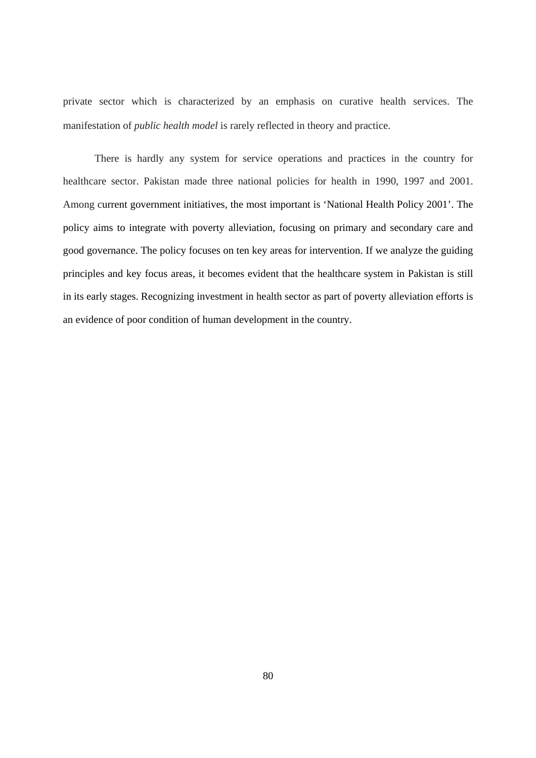private sector which is characterized by an emphasis on curative health services. The manifestation of *public health model* is rarely reflected in theory and practice.

There is hardly any system for service operations and practices in the country for healthcare sector. Pakistan made three national policies for health in 1990, 1997 and 2001. Among current government initiatives, the most important is 'National Health Policy 2001'. The policy aims to integrate with poverty alleviation, focusing on primary and secondary care and good governance. The policy focuses on ten key areas for intervention. If we analyze the guiding principles and key focus areas, it becomes evident that the healthcare system in Pakistan is still in its early stages. Recognizing investment in health sector as part of poverty alleviation efforts is an evidence of poor condition of human development in the country.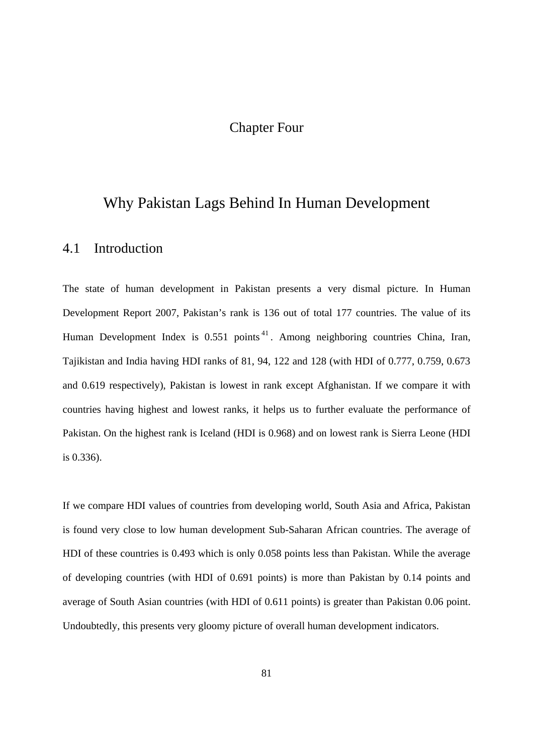# Chapter Four

# Why Pakistan Lags Behind In Human Development

## 4.1 Introduction

The state of human development in Pakistan presents a very dismal picture. In Human Development Report 2007, Pakistan's rank is 136 out of total 177 countries. The value of its Human Development Index is 0.551 points[41]. Among neighboring countries China, Iran, Tajikistan and India having HDI ranks of 81, 94, 122 and 128 (with HDI of 0.777, 0.759, 0.673 and 0.619 respectively), Pakistan is lowest in rank except Afghanistan. If we compare it with countries having highest and lowest ranks, it helps us to further evaluate the performance of Pakistan. On the highest rank is Iceland (HDI is 0.968) and on lowest rank is Sierra Leone (HDI is 0.336).

If we compare HDI values of countries from developing world, South Asia and Africa, Pakistan is found very close to low human development Sub-Saharan African countries. The average of HDI of these countries is 0.493 which is only 0.058 points less than Pakistan. While the average of developing countries (with HDI of 0.691 points) is more than Pakistan by 0.14 points and average of South Asian countries (with HDI of 0.611 points) is greater than Pakistan 0.06 point. Undoubtedly, this presents very gloomy picture of overall human development indicators.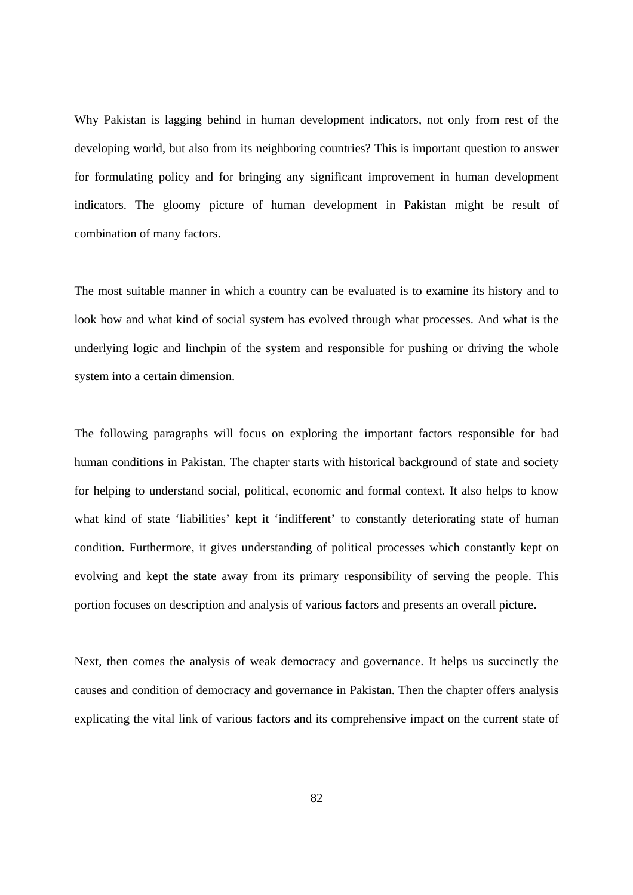Why Pakistan is lagging behind in human development indicators, not only from rest of the developing world, but also from its neighboring countries? This is important question to answer for formulating policy and for bringing any significant improvement in human development indicators. The gloomy picture of human development in Pakistan might be result of combination of many factors.

The most suitable manner in which a country can be evaluated is to examine its history and to look how and what kind of social system has evolved through what processes. And what is the underlying logic and linchpin of the system and responsible for pushing or driving the whole system into a certain dimension.

The following paragraphs will focus on exploring the important factors responsible for bad human conditions in Pakistan. The chapter starts with historical background of state and society for helping to understand social, political, economic and formal context. It also helps to know what kind of state 'liabilities' kept it 'indifferent' to constantly deteriorating state of human condition. Furthermore, it gives understanding of political processes which constantly kept on evolving and kept the state away from its primary responsibility of serving the people. This portion focuses on description and analysis of various factors and presents an overall picture.

Next, then comes the analysis of weak democracy and governance. It helps us succinctly the causes and condition of democracy and governance in Pakistan. Then the chapter offers analysis explicating the vital link of various factors and its comprehensive impact on the current state of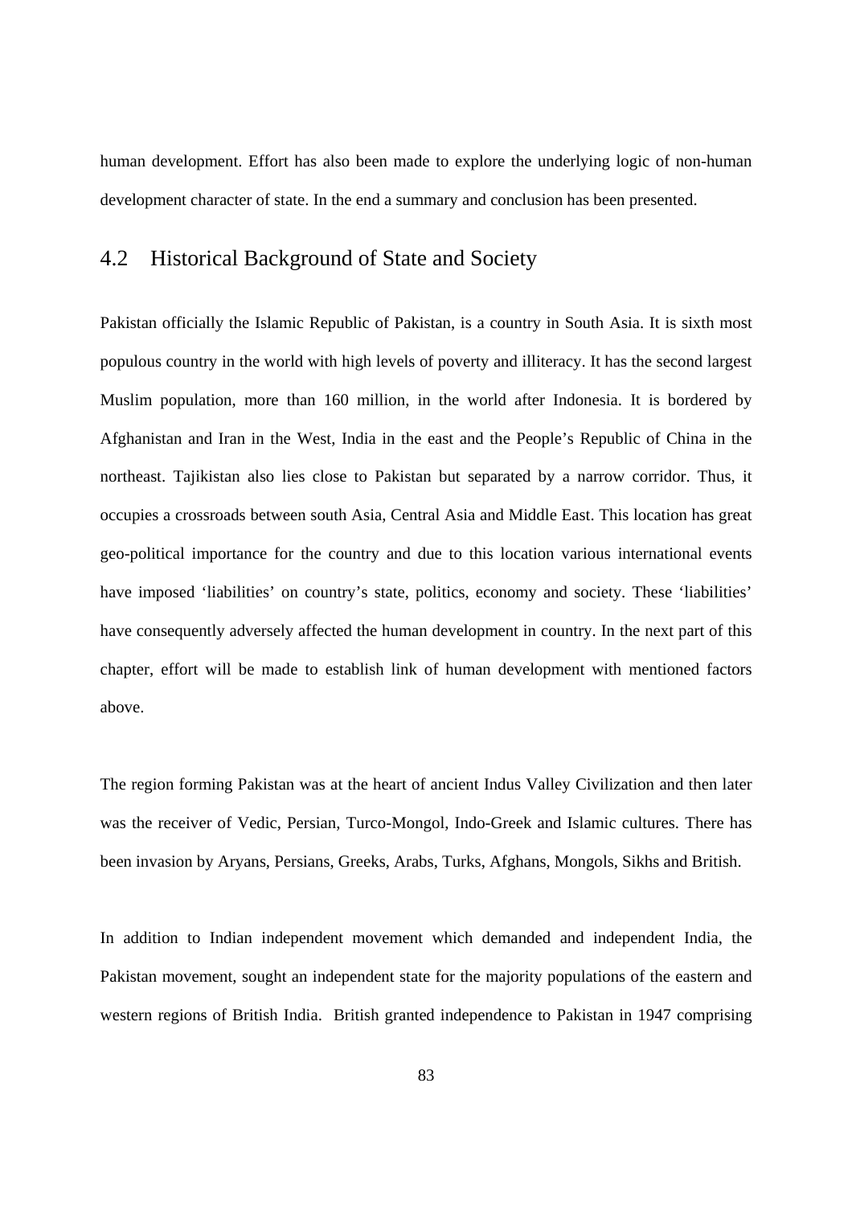human development. Effort has also been made to explore the underlying logic of non-human development character of state. In the end a summary and conclusion has been presented.

## 4.2 Historical Background of State and Society

Pakistan officially the Islamic Republic of Pakistan, is a country in South Asia. It is sixth most populous country in the world with high levels of poverty and illiteracy. It has the second largest Muslim population, more than 160 million, in the world after Indonesia. It is bordered by Afghanistan and Iran in the West, India in the east and the People's Republic of China in the northeast. Tajikistan also lies close to Pakistan but separated by a narrow corridor. Thus, it occupies a crossroads between south Asia, Central Asia and Middle East. This location has great geo-political importance for the country and due to this location various international events have imposed 'liabilities' on country's state, politics, economy and society. These 'liabilities' have consequently adversely affected the human development in country. In the next part of this chapter, effort will be made to establish link of human development with mentioned factors above.

The region forming Pakistan was at the heart of ancient Indus Valley Civilization and then later was the receiver of Vedic, Persian, Turco-Mongol, Indo-Greek and Islamic cultures. There has been invasion by Aryans, Persians, Greeks, Arabs, Turks, Afghans, Mongols, Sikhs and British.

In addition to Indian independent movement which demanded and independent India, the Pakistan movement, sought an independent state for the majority populations of the eastern and western regions of British India. British granted independence to Pakistan in 1947 comprising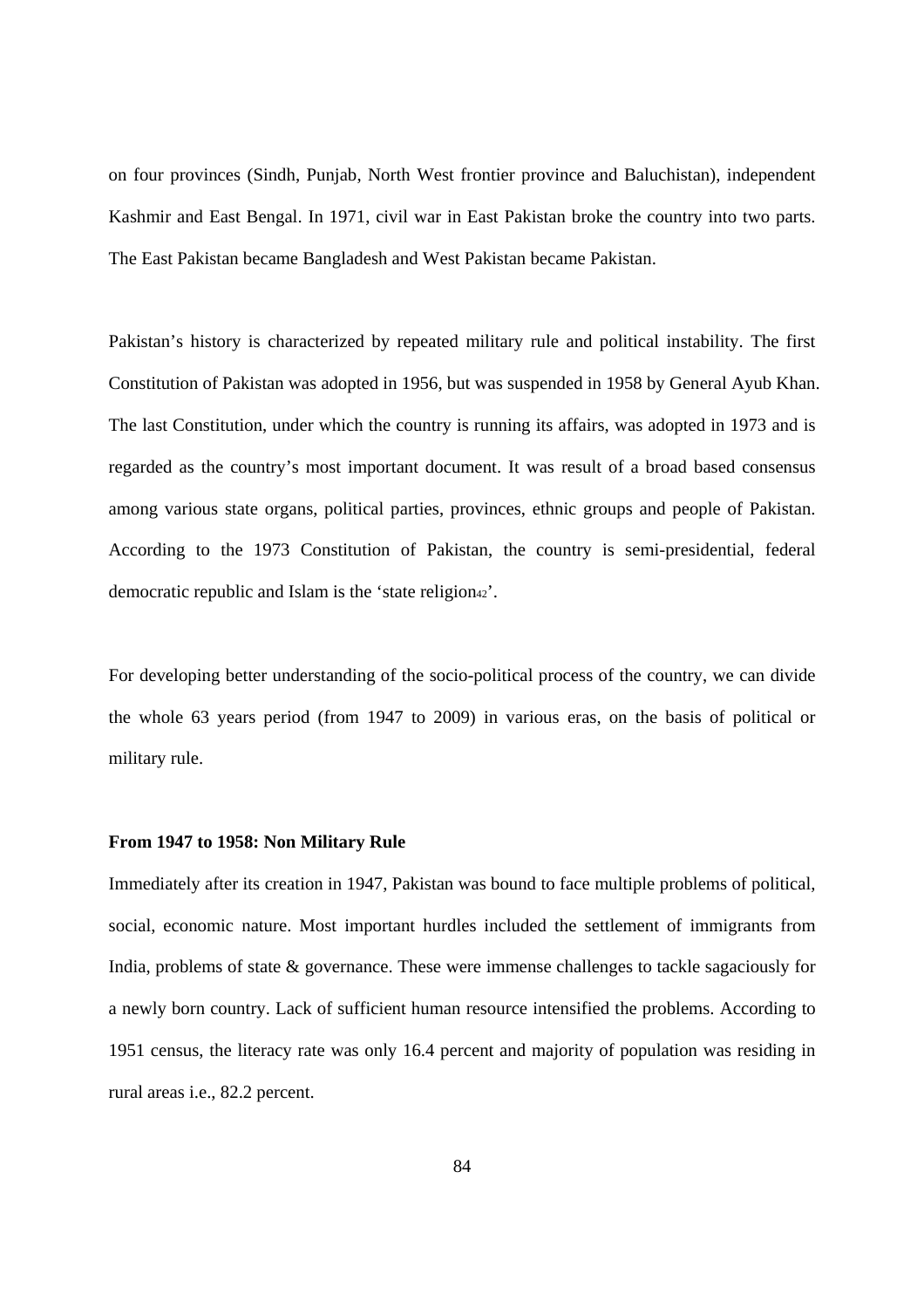on four provinces (Sindh, Punjab, North West frontier province and Baluchistan), independent Kashmir and East Bengal. In 1971, civil war in East Pakistan broke the country into two parts. The East Pakistan became Bangladesh and West Pakistan became Pakistan.

Pakistan's history is characterized by repeated military rule and political instability. The first Constitution of Pakistan was adopted in 1956, but was suspended in 1958 by General Ayub Khan. The last Constitution, under which the country is running its affairs, was adopted in 1973 and is regarded as the country's most important document. It was result of a broad based consensus among various state organs, political parties, provinces, ethnic groups and people of Pakistan. According to the 1973 Constitution of Pakistan, the country is semi-presidential, federal democratic republic and Islam is the 'state religion[42]'.

For developing better understanding of the socio-political process of the country, we can divide the whole 63 years period (from 1947 to 2009) in various eras, on the basis of political or military rule.

**From 1947 to 1958: Non Military Rule**

Immediately after its creation in 1947, Pakistan was bound to face multiple problems of political, social, economic nature. Most important hurdles included the settlement of immigrants from India, problems of state & governance. These were immense challenges to tackle sagaciously for a newly born country. Lack of sufficient human resource intensified the problems. According to 1951 census, the literacy rate was only 16.4 percent and majority of population was residing in rural areas i.e., 82.2 percent.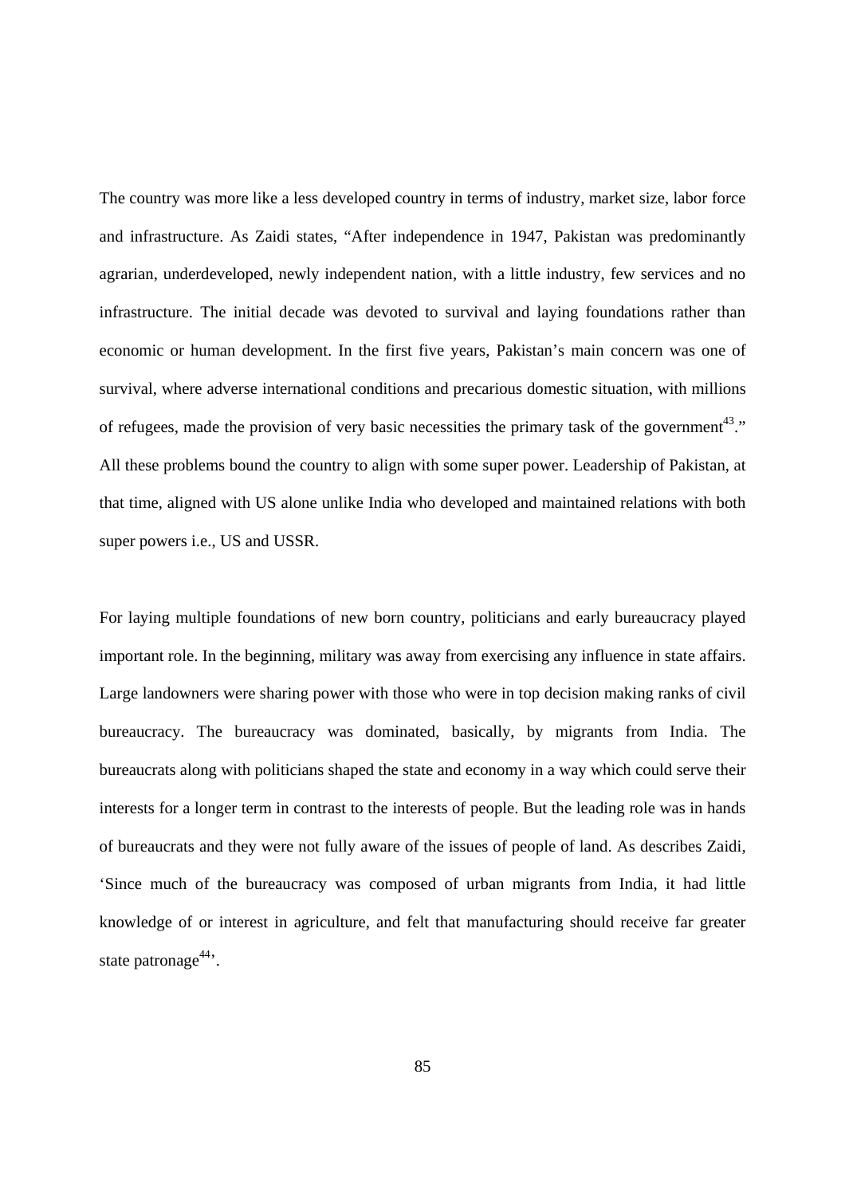The country was more like a less developed country in terms of industry, market size, labor force and infrastructure. As Zaidi states, "After independence in 1947, Pakistan was predominantly agrarian, underdeveloped, newly independent nation, with a little industry, few services and no infrastructure. The initial decade was devoted to survival and laying foundations rather than economic or human development. In the first five years, Pakistan's main concern was one of survival, where adverse international conditions and precarious domestic situation, with millions of refugees, made the provision of very basic necessities the primary task of the government[43]." All these problems bound the country to align with some super power. Leadership of Pakistan, at that time, aligned with US alone unlike India who developed and maintained relations with both super powers i.e., US and USSR.

For laying multiple foundations of new born country, politicians and early bureaucracy played important role. In the beginning, military was away from exercising any influence in state affairs. Large landowners were sharing power with those who were in top decision making ranks of civil bureaucracy. The bureaucracy was dominated, basically, by migrants from India. The bureaucrats along with politicians shaped the state and economy in a way which could serve their interests for a longer term in contrast to the interests of people. But the leading role was in hands of bureaucrats and they were not fully aware of the issues of people of land. As describes Zaidi, 'Since much of the bureaucracy was composed of urban migrants from India, it had little knowledge of or interest in agriculture, and felt that manufacturing should receive far greater state patronage[44]'.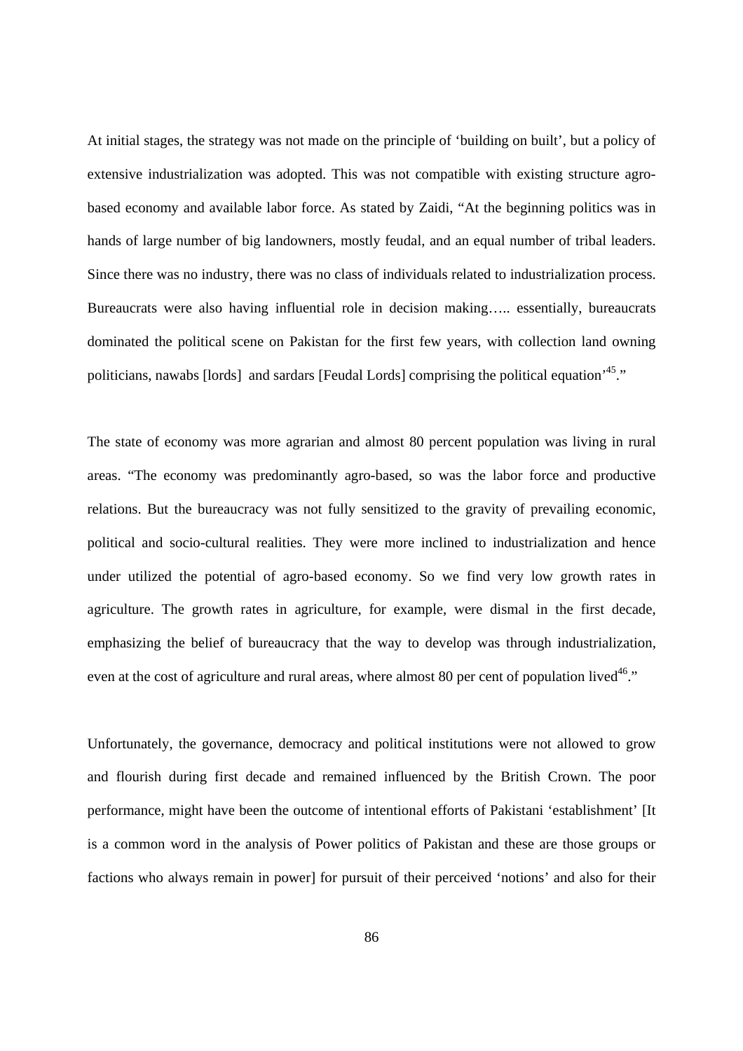At initial stages, the strategy was not made on the principle of 'building on built', but a policy of extensive industrialization was adopted. This was not compatible with existing structure agro-based economy and available labor force. As stated by Zaidi, "At the beginning politics was in hands of large number of big landowners, mostly feudal, and an equal number of tribal leaders. Since there was no industry, there was no class of individuals related to industrialization process. Bureaucrats were also having influential role in decision making….. essentially, bureaucrats dominated the political scene on Pakistan for the first few years, with collection land owning politicians, nawabs [lords] and sardars [Feudal Lords] comprising the political equation'[45]."

The state of economy was more agrarian and almost 80 percent population was living in rural areas. "The economy was predominantly agro-based, so was the labor force and productive relations. But the bureaucracy was not fully sensitized to the gravity of prevailing economic, political and socio-cultural realities. They were more inclined to industrialization and hence under utilized the potential of agro-based economy. So we find very low growth rates in agriculture. The growth rates in agriculture, for example, were dismal in the first decade, emphasizing the belief of bureaucracy that the way to develop was through industrialization, even at the cost of agriculture and rural areas, where almost 80 per cent of population lived[46]."

Unfortunately, the governance, democracy and political institutions were not allowed to grow and flourish during first decade and remained influenced by the British Crown. The poor performance, might have been the outcome of intentional efforts of Pakistani 'establishment' [It is a common word in the analysis of Power politics of Pakistan and these are those groups or factions who always remain in power] for pursuit of their perceived 'notions' and also for their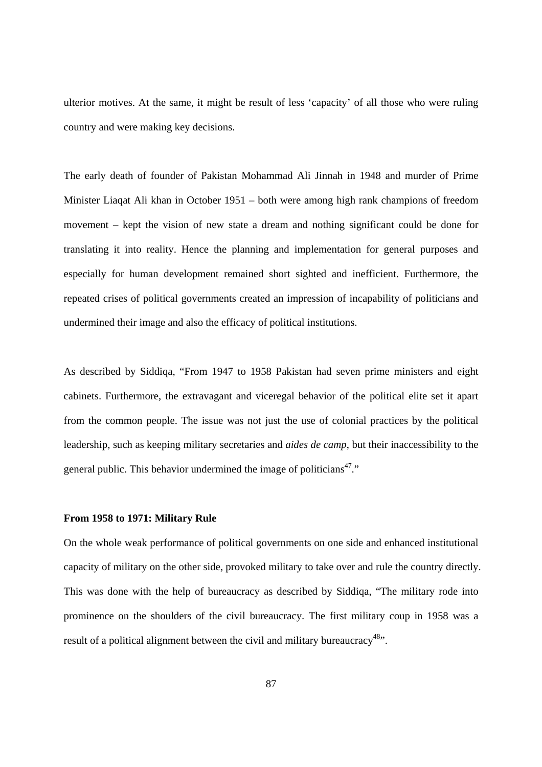ulterior motives. At the same, it might be result of less 'capacity' of all those who were ruling country and were making key decisions.

The early death of founder of Pakistan Mohammad Ali Jinnah in 1948 and murder of Prime Minister Liaqat Ali khan in October 1951 – both were among high rank champions of freedom movement – kept the vision of new state a dream and nothing significant could be done for translating it into reality. Hence the planning and implementation for general purposes and especially for human development remained short sighted and inefficient. Furthermore, the repeated crises of political governments created an impression of incapability of politicians and undermined their image and also the efficacy of political institutions.

As described by Siddiqa, "From 1947 to 1958 Pakistan had seven prime ministers and eight cabinets. Furthermore, the extravagant and viceregal behavior of the political elite set it apart from the common people. The issue was not just the use of colonial practices by the political leadership, such as keeping military secretaries and *aides de camp*, but their inaccessibility to the general public. This behavior undermined the image of politicians[47]."

**From 1958 to 1971: Military Rule**

On the whole weak performance of political governments on one side and enhanced institutional capacity of military on the other side, provoked military to take over and rule the country directly. This was done with the help of bureaucracy as described by Siddiqa, "The military rode into prominence on the shoulders of the civil bureaucracy. The first military coup in 1958 was a result of a political alignment between the civil and military bureaucracy[48]".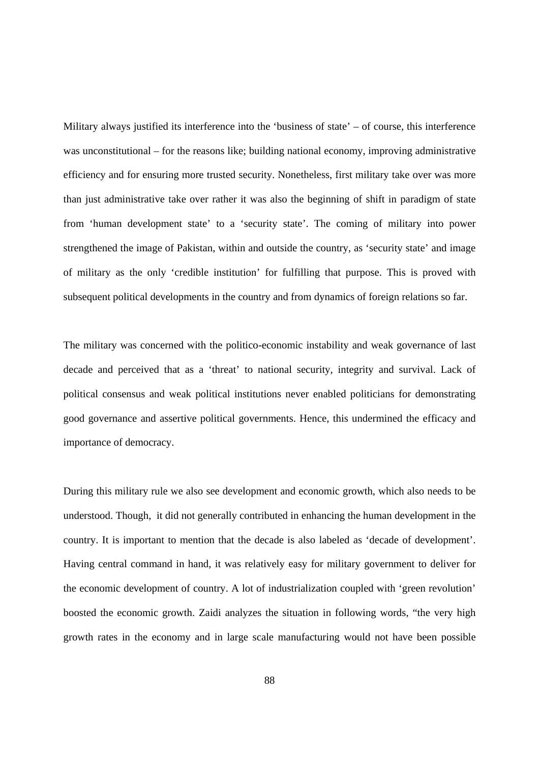Military always justified its interference into the 'business of state' – of course, this interference was unconstitutional – for the reasons like; building national economy, improving administrative efficiency and for ensuring more trusted security. Nonetheless, first military take over was more than just administrative take over rather it was also the beginning of shift in paradigm of state from 'human development state' to a 'security state'. The coming of military into power strengthened the image of Pakistan, within and outside the country, as 'security state' and image of military as the only 'credible institution' for fulfilling that purpose. This is proved with subsequent political developments in the country and from dynamics of foreign relations so far.

The military was concerned with the politico-economic instability and weak governance of last decade and perceived that as a 'threat' to national security, integrity and survival. Lack of political consensus and weak political institutions never enabled politicians for demonstrating good governance and assertive political governments. Hence, this undermined the efficacy and importance of democracy.

During this military rule we also see development and economic growth, which also needs to be understood. Though, it did not generally contributed in enhancing the human development in the country. It is important to mention that the decade is also labeled as 'decade of development'. Having central command in hand, it was relatively easy for military government to deliver for the economic development of country. A lot of industrialization coupled with 'green revolution' boosted the economic growth. Zaidi analyzes the situation in following words, "the very high growth rates in the economy and in large scale manufacturing would not have been possible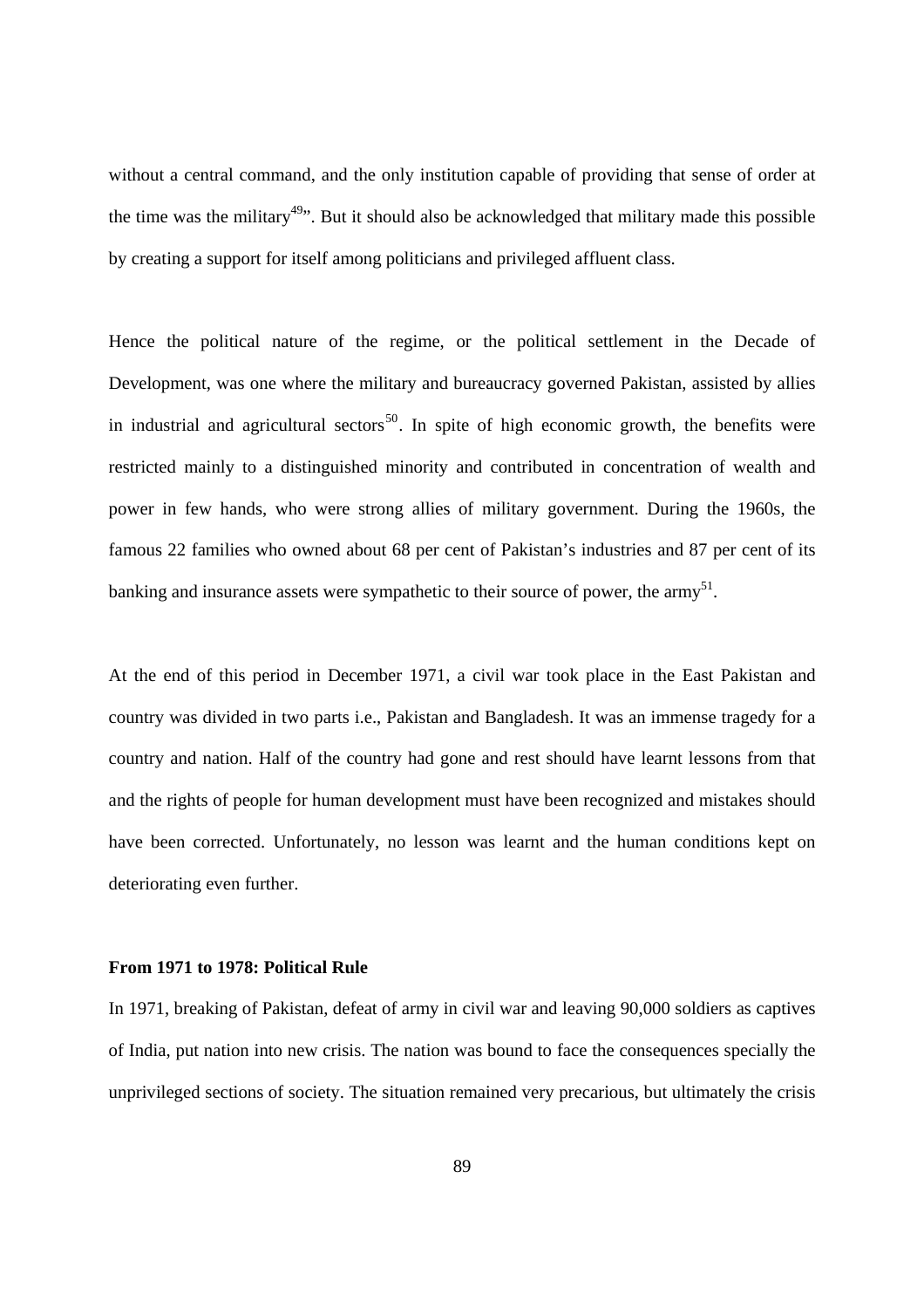without a central command, and the only institution capable of providing that sense of order at the time was the military[49]". But it should also be acknowledged that military made this possible by creating a support for itself among politicians and privileged affluent class.

Hence the political nature of the regime, or the political settlement in the Decade of Development, was one where the military and bureaucracy governed Pakistan, assisted by allies in industrial and agricultural sectors[50]. In spite of high economic growth, the benefits were restricted mainly to a distinguished minority and contributed in concentration of wealth and power in few hands, who were strong allies of military government. During the 1960s, the famous 22 families who owned about 68 per cent of Pakistan's industries and 87 per cent of its banking and insurance assets were sympathetic to their source of power, the army[51].

At the end of this period in December 1971, a civil war took place in the East Pakistan and country was divided in two parts i.e., Pakistan and Bangladesh. It was an immense tragedy for a country and nation. Half of the country had gone and rest should have learnt lessons from that and the rights of people for human development must have been recognized and mistakes should have been corrected. Unfortunately, no lesson was learnt and the human conditions kept on deteriorating even further.

**From 1971 to 1978: Political Rule**

In 1971, breaking of Pakistan, defeat of army in civil war and leaving 90,000 soldiers as captives of India, put nation into new crisis. The nation was bound to face the consequences specially the unprivileged sections of society. The situation remained very precarious, but ultimately the crisis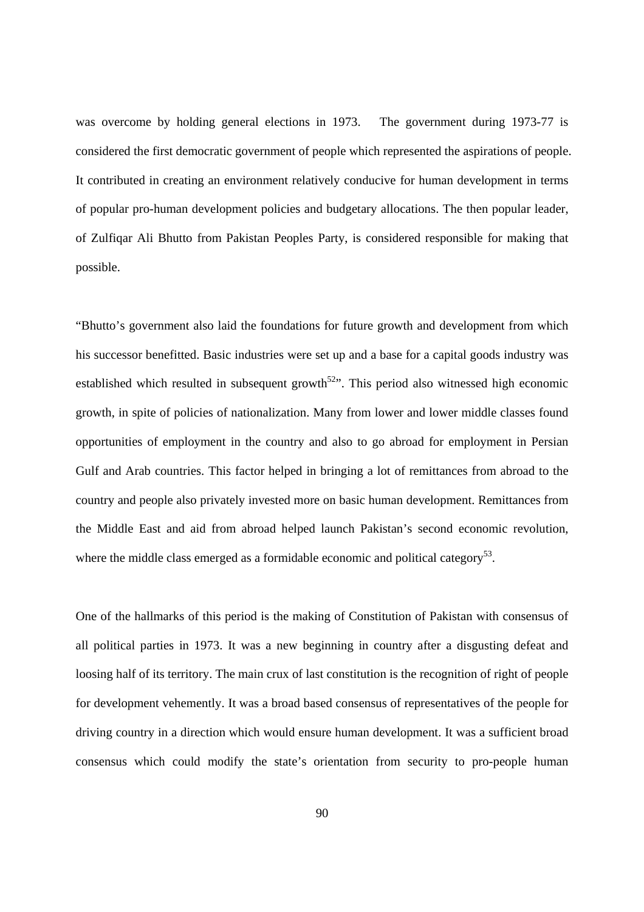was overcome by holding general elections in 1973. The government during 1973-77 is considered the first democratic government of people which represented the aspirations of people. It contributed in creating an environment relatively conducive for human development in terms of popular pro-human development policies and budgetary allocations. The then popular leader, of Zulfiqar Ali Bhutto from Pakistan Peoples Party, is considered responsible for making that possible.

"Bhutto's government also laid the foundations for future growth and development from which his successor benefitted. Basic industries were set up and a base for a capital goods industry was established which resulted in subsequent growth[52]". This period also witnessed high economic growth, in spite of policies of nationalization. Many from lower and lower middle classes found opportunities of employment in the country and also to go abroad for employment in Persian Gulf and Arab countries. This factor helped in bringing a lot of remittances from abroad to the country and people also privately invested more on basic human development. Remittances from the Middle East and aid from abroad helped launch Pakistan's second economic revolution, where the middle class emerged as a formidable economic and political category[53].

One of the hallmarks of this period is the making of Constitution of Pakistan with consensus of all political parties in 1973. It was a new beginning in country after a disgusting defeat and loosing half of its territory. The main crux of last constitution is the recognition of right of people for development vehemently. It was a broad based consensus of representatives of the people for driving country in a direction which would ensure human development. It was a sufficient broad consensus which could modify the state's orientation from security to pro-people human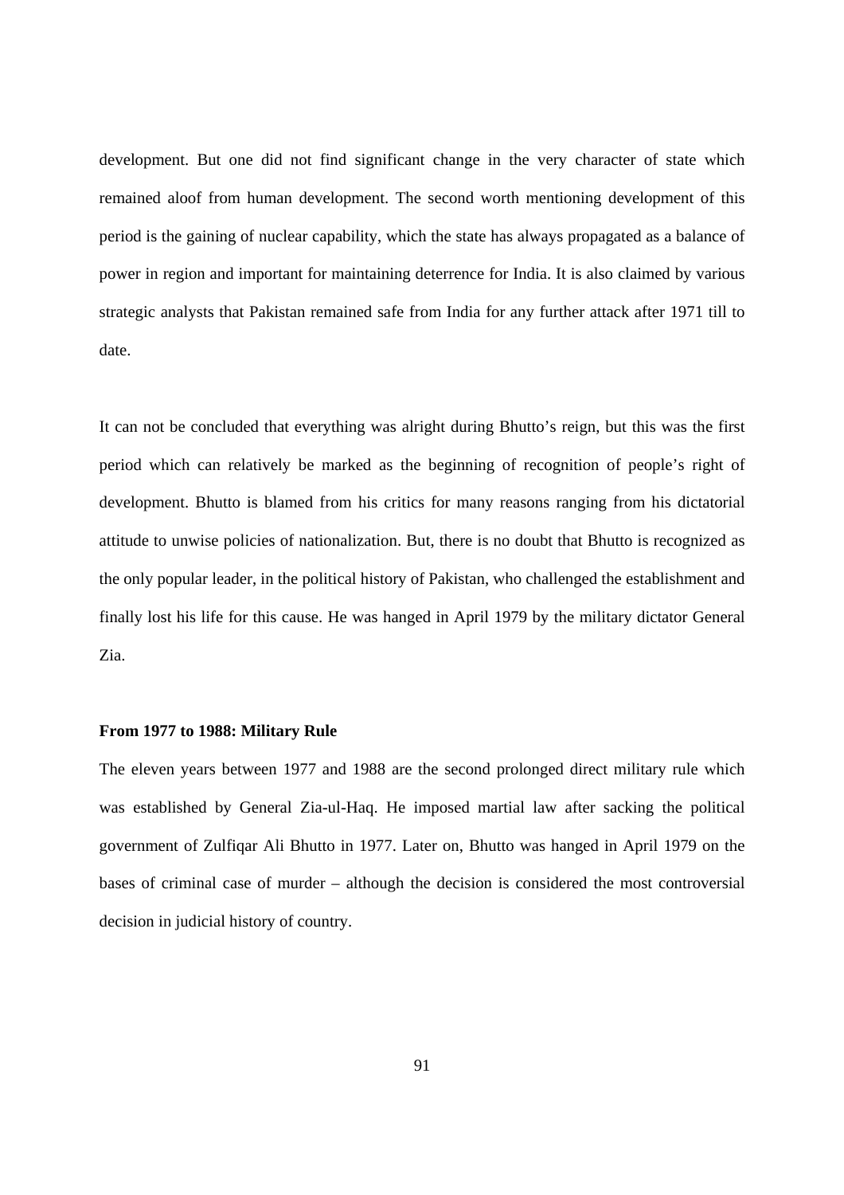development. But one did not find significant change in the very character of state which remained aloof from human development. The second worth mentioning development of this period is the gaining of nuclear capability, which the state has always propagated as a balance of power in region and important for maintaining deterrence for India. It is also claimed by various strategic analysts that Pakistan remained safe from India for any further attack after 1971 till to date.

It can not be concluded that everything was alright during Bhutto's reign, but this was the first period which can relatively be marked as the beginning of recognition of people's right of development. Bhutto is blamed from his critics for many reasons ranging from his dictatorial attitude to unwise policies of nationalization. But, there is no doubt that Bhutto is recognized as the only popular leader, in the political history of Pakistan, who challenged the establishment and finally lost his life for this cause. He was hanged in April 1979 by the military dictator General Zia.

**From 1977 to 1988: Military Rule**

The eleven years between 1977 and 1988 are the second prolonged direct military rule which was established by General Zia-ul-Haq. He imposed martial law after sacking the political government of Zulfiqar Ali Bhutto in 1977. Later on, Bhutto was hanged in April 1979 on the bases of criminal case of murder – although the decision is considered the most controversial decision in judicial history of country.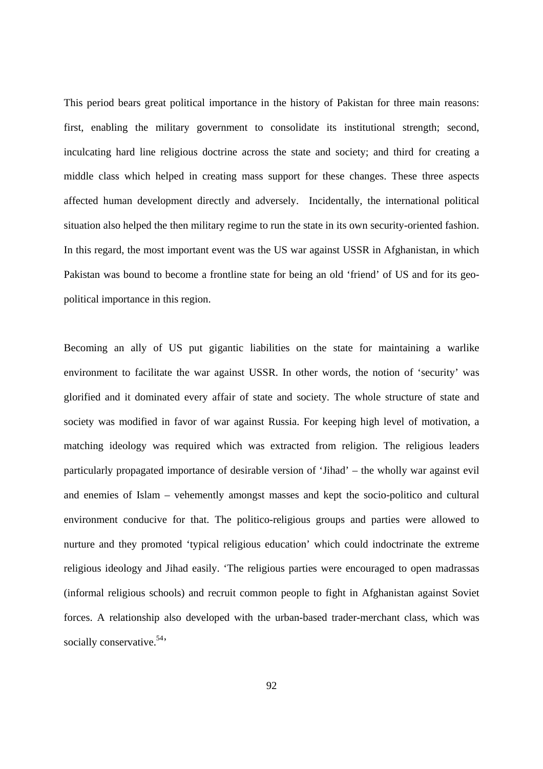This period bears great political importance in the history of Pakistan for three main reasons: first, enabling the military government to consolidate its institutional strength; second, inculcating hard line religious doctrine across the state and society; and third for creating a middle class which helped in creating mass support for these changes. These three aspects affected human development directly and adversely. Incidentally, the international political situation also helped the then military regime to run the state in its own security-oriented fashion. In this regard, the most important event was the US war against USSR in Afghanistan, in which Pakistan was bound to become a frontline state for being an old 'friend' of US and for its geo-political importance in this region.

Becoming an ally of US put gigantic liabilities on the state for maintaining a warlike environment to facilitate the war against USSR. In other words, the notion of 'security' was glorified and it dominated every affair of state and society. The whole structure of state and society was modified in favor of war against Russia. For keeping high level of motivation, a matching ideology was required which was extracted from religion. The religious leaders particularly propagated importance of desirable version of 'Jihad' – the wholly war against evil and enemies of Islam – vehemently amongst masses and kept the socio-politico and cultural environment conducive for that. The politico-religious groups and parties were allowed to nurture and they promoted 'typical religious education' which could indoctrinate the extreme religious ideology and Jihad easily. 'The religious parties were encouraged to open madrassas (informal religious schools) and recruit common people to fight in Afghanistan against Soviet forces. A relationship also developed with the urban-based trader-merchant class, which was socially conservative.[54]'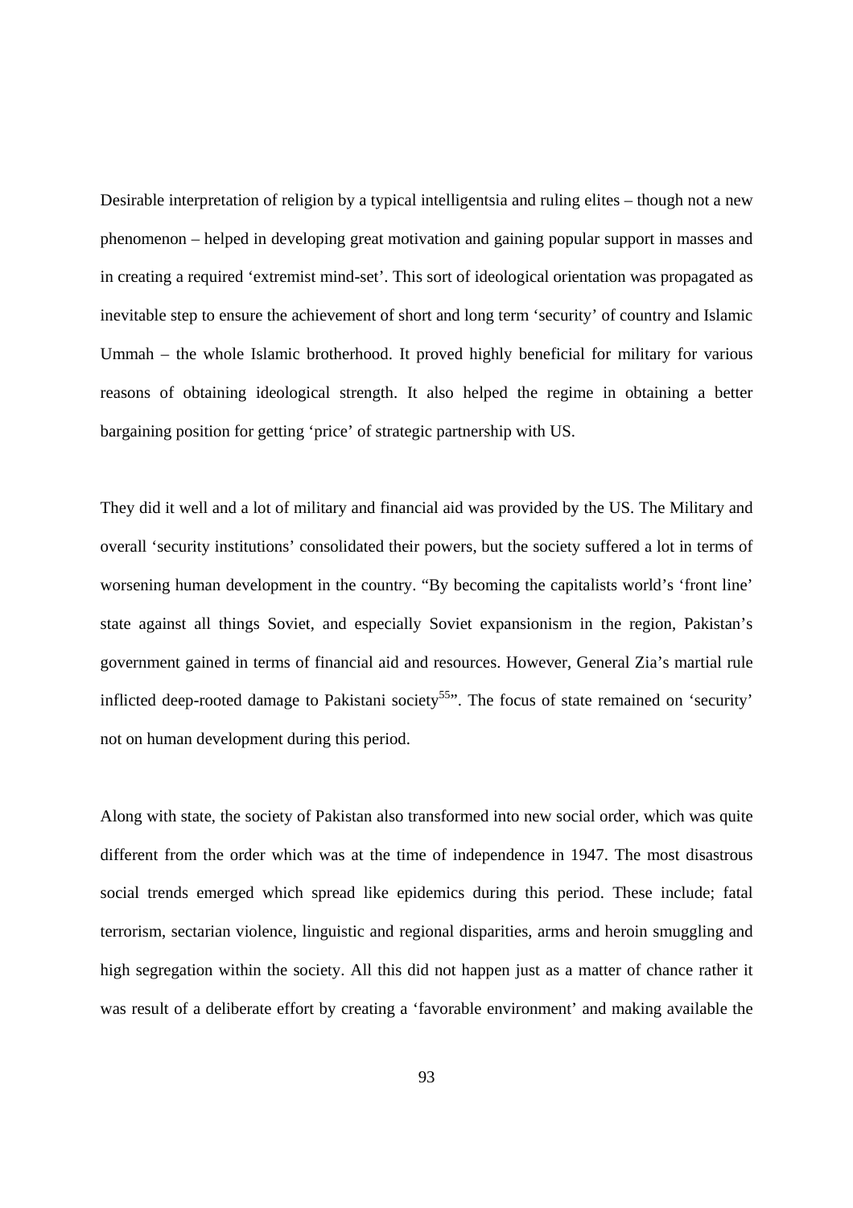Desirable interpretation of religion by a typical intelligentsia and ruling elites – though not a new phenomenon – helped in developing great motivation and gaining popular support in masses and in creating a required 'extremist mind-set'. This sort of ideological orientation was propagated as inevitable step to ensure the achievement of short and long term 'security' of country and Islamic Ummah – the whole Islamic brotherhood. It proved highly beneficial for military for various reasons of obtaining ideological strength. It also helped the regime in obtaining a better bargaining position for getting 'price' of strategic partnership with US.

They did it well and a lot of military and financial aid was provided by the US. The Military and overall 'security institutions' consolidated their powers, but the society suffered a lot in terms of worsening human development in the country. "By becoming the capitalists world's 'front line' state against all things Soviet, and especially Soviet expansionism in the region, Pakistan's government gained in terms of financial aid and resources. However, General Zia's martial rule inflicted deep-rooted damage to Pakistani society[55]". The focus of state remained on 'security' not on human development during this period.

Along with state, the society of Pakistan also transformed into new social order, which was quite different from the order which was at the time of independence in 1947. The most disastrous social trends emerged which spread like epidemics during this period. These include; fatal terrorism, sectarian violence, linguistic and regional disparities, arms and heroin smuggling and high segregation within the society. All this did not happen just as a matter of chance rather it was result of a deliberate effort by creating a 'favorable environment' and making available the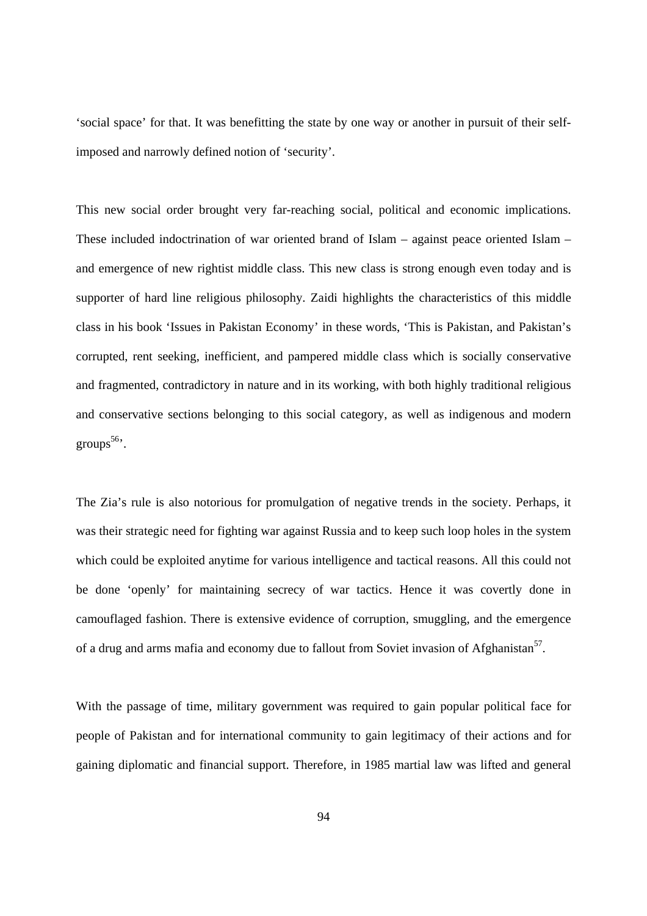'social space' for that. It was benefitting the state by one way or another in pursuit of their self-imposed and narrowly defined notion of 'security'.

This new social order brought very far-reaching social, political and economic implications. These included indoctrination of war oriented brand of Islam – against peace oriented Islam – and emergence of new rightist middle class. This new class is strong enough even today and is supporter of hard line religious philosophy. Zaidi highlights the characteristics of this middle class in his book 'Issues in Pakistan Economy' in these words, 'This is Pakistan, and Pakistan's corrupted, rent seeking, inefficient, and pampered middle class which is socially conservative and fragmented, contradictory in nature and in its working, with both highly traditional religious and conservative sections belonging to this social category, as well as indigenous and modern groups[56]'.

The Zia's rule is also notorious for promulgation of negative trends in the society. Perhaps, it was their strategic need for fighting war against Russia and to keep such loop holes in the system which could be exploited anytime for various intelligence and tactical reasons. All this could not be done 'openly' for maintaining secrecy of war tactics. Hence it was covertly done in camouflaged fashion. There is extensive evidence of corruption, smuggling, and the emergence of a drug and arms mafia and economy due to fallout from Soviet invasion of Afghanistan[57].

With the passage of time, military government was required to gain popular political face for people of Pakistan and for international community to gain legitimacy of their actions and for gaining diplomatic and financial support. Therefore, in 1985 martial law was lifted and general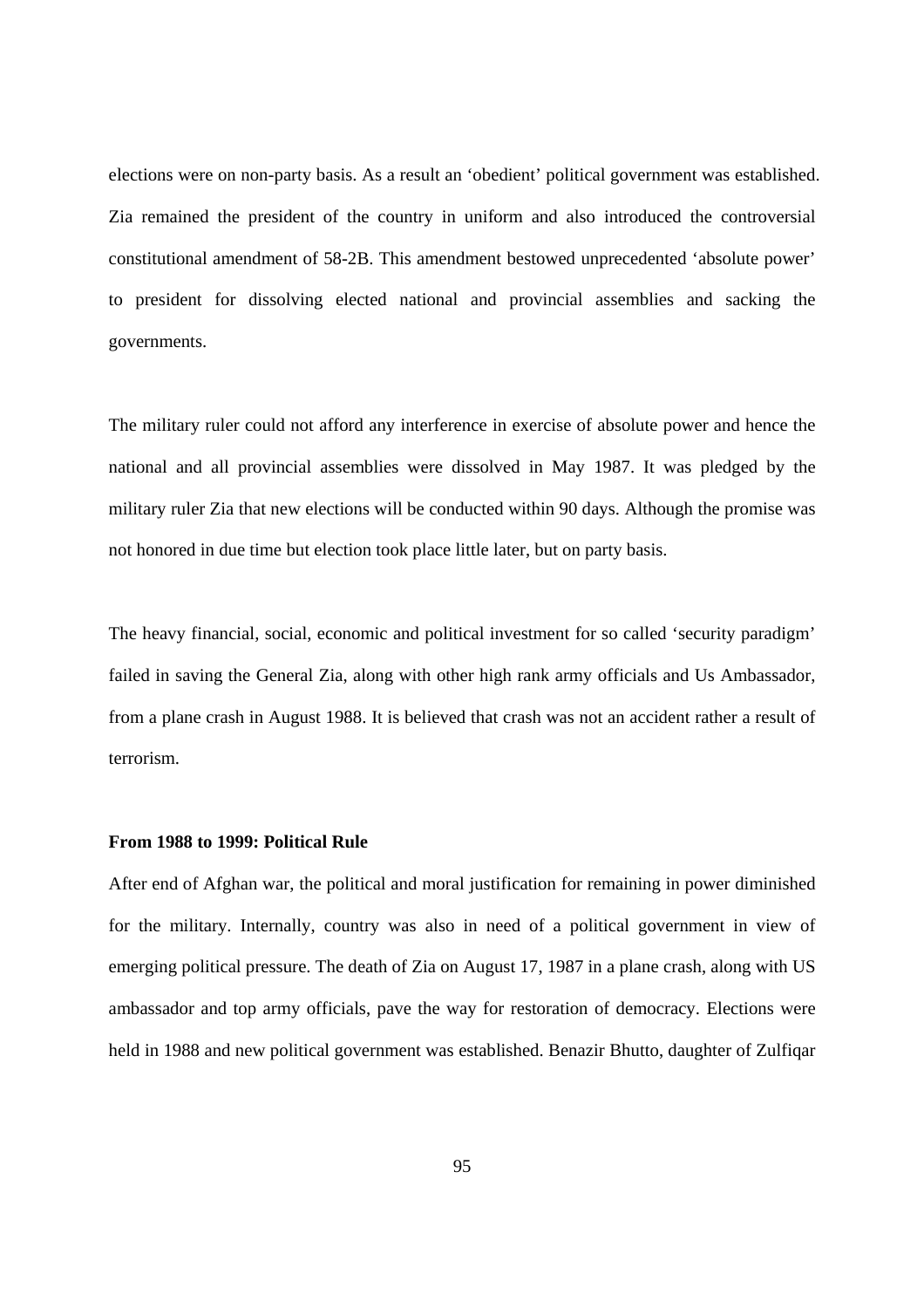elections were on non-party basis. As a result an ‘obedient’ political government was established. Zia remained the president of the country in uniform and also introduced the controversial constitutional amendment of 58-2B. This amendment bestowed unprecedented ‘absolute power’ to president for dissolving elected national and provincial assemblies and sacking the governments.

The military ruler could not afford any interference in exercise of absolute power and hence the national and all provincial assemblies were dissolved in May 1987. It was pledged by the military ruler Zia that new elections will be conducted within 90 days. Although the promise was not honored in due time but election took place little later, but on party basis.

The heavy financial, social, economic and political investment for so called ‘security paradigm’ failed in saving the General Zia, along with other high rank army officials and Us Ambassador, from a plane crash in August 1988. It is believed that crash was not an accident rather a result of terrorism.

**From 1988 to 1999: Political Rule**

After end of Afghan war, the political and moral justification for remaining in power diminished for the military. Internally, country was also in need of a political government in view of emerging political pressure. The death of Zia on August 17, 1987 in a plane crash, along with US ambassador and top army officials, pave the way for restoration of democracy. Elections were held in 1988 and new political government was established. Benazir Bhutto, daughter of Zulfiqar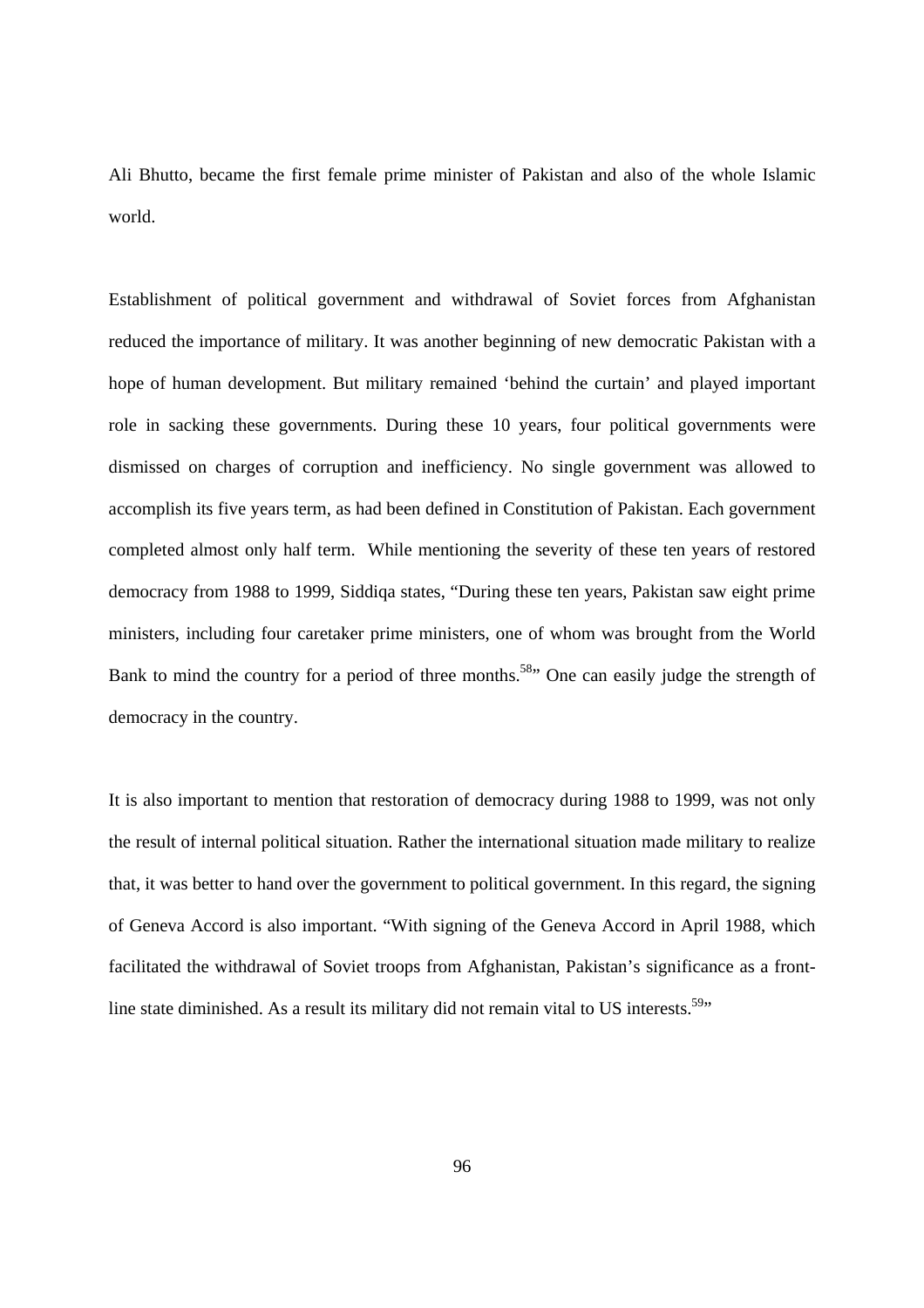Ali Bhutto, became the first female prime minister of Pakistan and also of the whole Islamic world.

Establishment of political government and withdrawal of Soviet forces from Afghanistan reduced the importance of military. It was another beginning of new democratic Pakistan with a hope of human development. But military remained 'behind the curtain' and played important role in sacking these governments. During these 10 years, four political governments were dismissed on charges of corruption and inefficiency. No single government was allowed to accomplish its five years term, as had been defined in Constitution of Pakistan. Each government completed almost only half term. While mentioning the severity of these ten years of restored democracy from 1988 to 1999, Siddiqa states, "During these ten years, Pakistan saw eight prime ministers, including four caretaker prime ministers, one of whom was brought from the World Bank to mind the country for a period of three months.[58]" One can easily judge the strength of democracy in the country.

It is also important to mention that restoration of democracy during 1988 to 1999, was not only the result of internal political situation. Rather the international situation made military to realize that, it was better to hand over the government to political government. In this regard, the signing of Geneva Accord is also important. "With signing of the Geneva Accord in April 1988, which facilitated the withdrawal of Soviet troops from Afghanistan, Pakistan's significance as a front-line state diminished. As a result its military did not remain vital to US interests.[59]"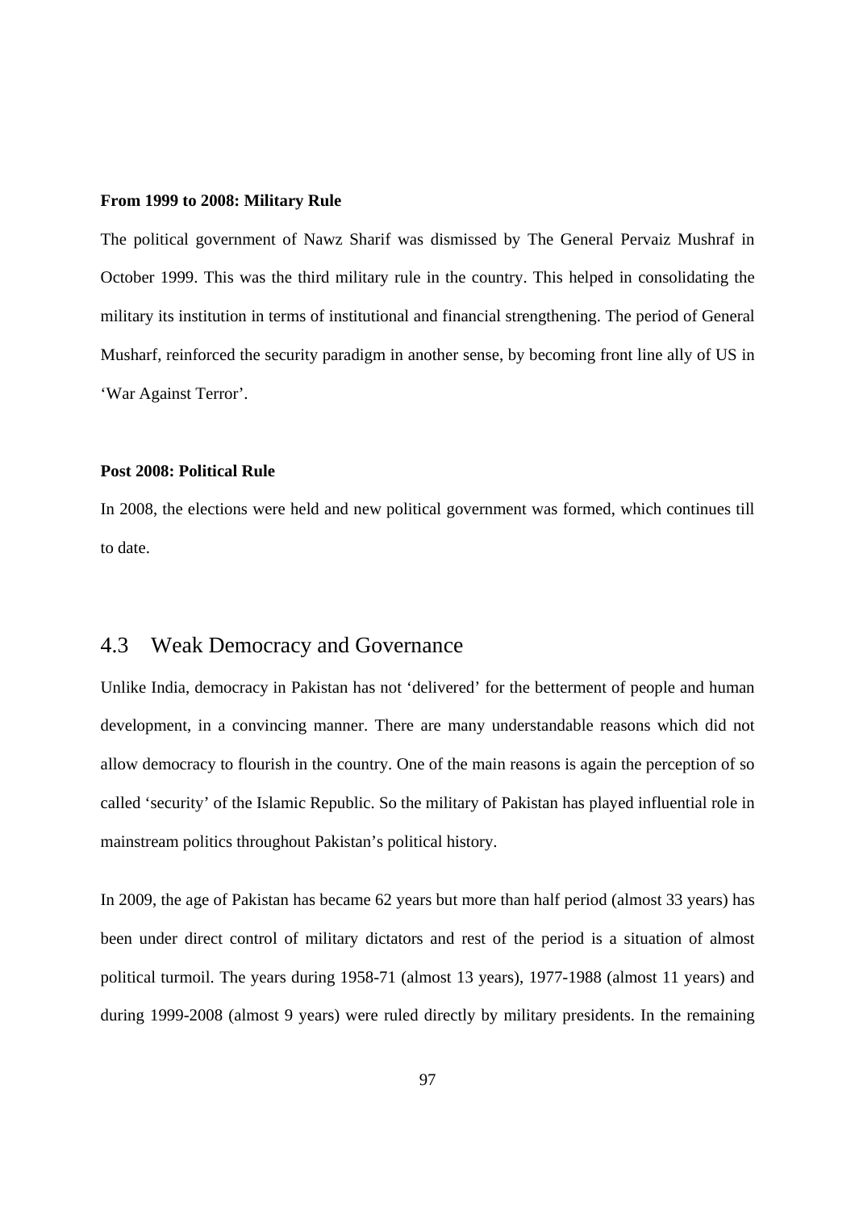**From 1999 to 2008: Military Rule**

The political government of Nawz Sharif was dismissed by The General Pervaiz Mushraf in October 1999. This was the third military rule in the country. This helped in consolidating the military its institution in terms of institutional and financial strengthening. The period of General Musharf, reinforced the security paradigm in another sense, by becoming front line ally of US in 'War Against Terror'.

**Post 2008: Political Rule**

In 2008, the elections were held and new political government was formed, which continues till to date.

## 4.3 Weak Democracy and Governance

Unlike India, democracy in Pakistan has not 'delivered' for the betterment of people and human development, in a convincing manner. There are many understandable reasons which did not allow democracy to flourish in the country. One of the main reasons is again the perception of so called 'security' of the Islamic Republic. So the military of Pakistan has played influential role in mainstream politics throughout Pakistan's political history.

In 2009, the age of Pakistan has became 62 years but more than half period (almost 33 years) has been under direct control of military dictators and rest of the period is a situation of almost political turmoil. The years during 1958-71 (almost 13 years), 1977-1988 (almost 11 years) and during 1999-2008 (almost 9 years) were ruled directly by military presidents. In the remaining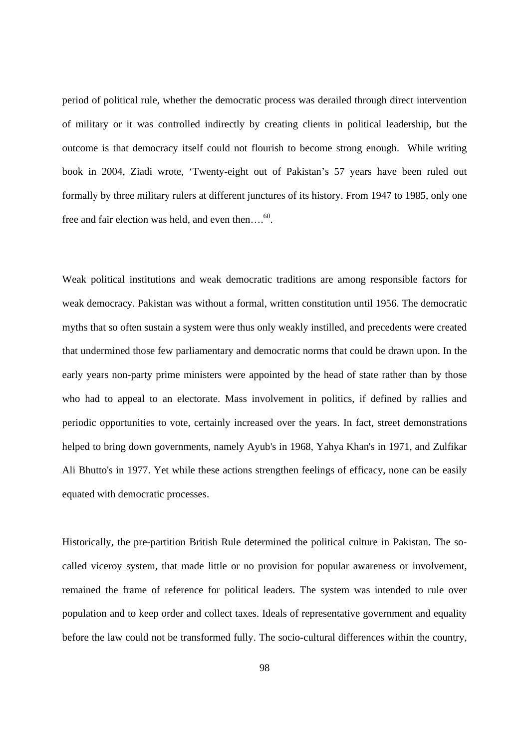period of political rule, whether the democratic process was derailed through direct intervention of military or it was controlled indirectly by creating clients in political leadership, but the outcome is that democracy itself could not flourish to become strong enough. While writing book in 2004, Ziadi wrote, 'Twenty-eight out of Pakistan's 57 years have been ruled out formally by three military rulers at different junctures of its history. From 1947 to 1985, only one free and fair election was held, and even then….[60].

Weak political institutions and weak democratic traditions are among responsible factors for weak democracy. Pakistan was without a formal, written constitution until 1956. The democratic myths that so often sustain a system were thus only weakly instilled, and precedents were created that undermined those few parliamentary and democratic norms that could be drawn upon. In the early years non-party prime ministers were appointed by the head of state rather than by those who had to appeal to an electorate. Mass involvement in politics, if defined by rallies and periodic opportunities to vote, certainly increased over the years. In fact, street demonstrations helped to bring down governments, namely Ayub's in 1968, Yahya Khan's in 1971, and Zulfikar Ali Bhutto's in 1977. Yet while these actions strengthen feelings of efficacy, none can be easily equated with democratic processes.

Historically, the pre-partition British Rule determined the political culture in Pakistan. The so-called viceroy system, that made little or no provision for popular awareness or involvement, remained the frame of reference for political leaders. The system was intended to rule over population and to keep order and collect taxes. Ideals of representative government and equality before the law could not be transformed fully. The socio-cultural differences within the country,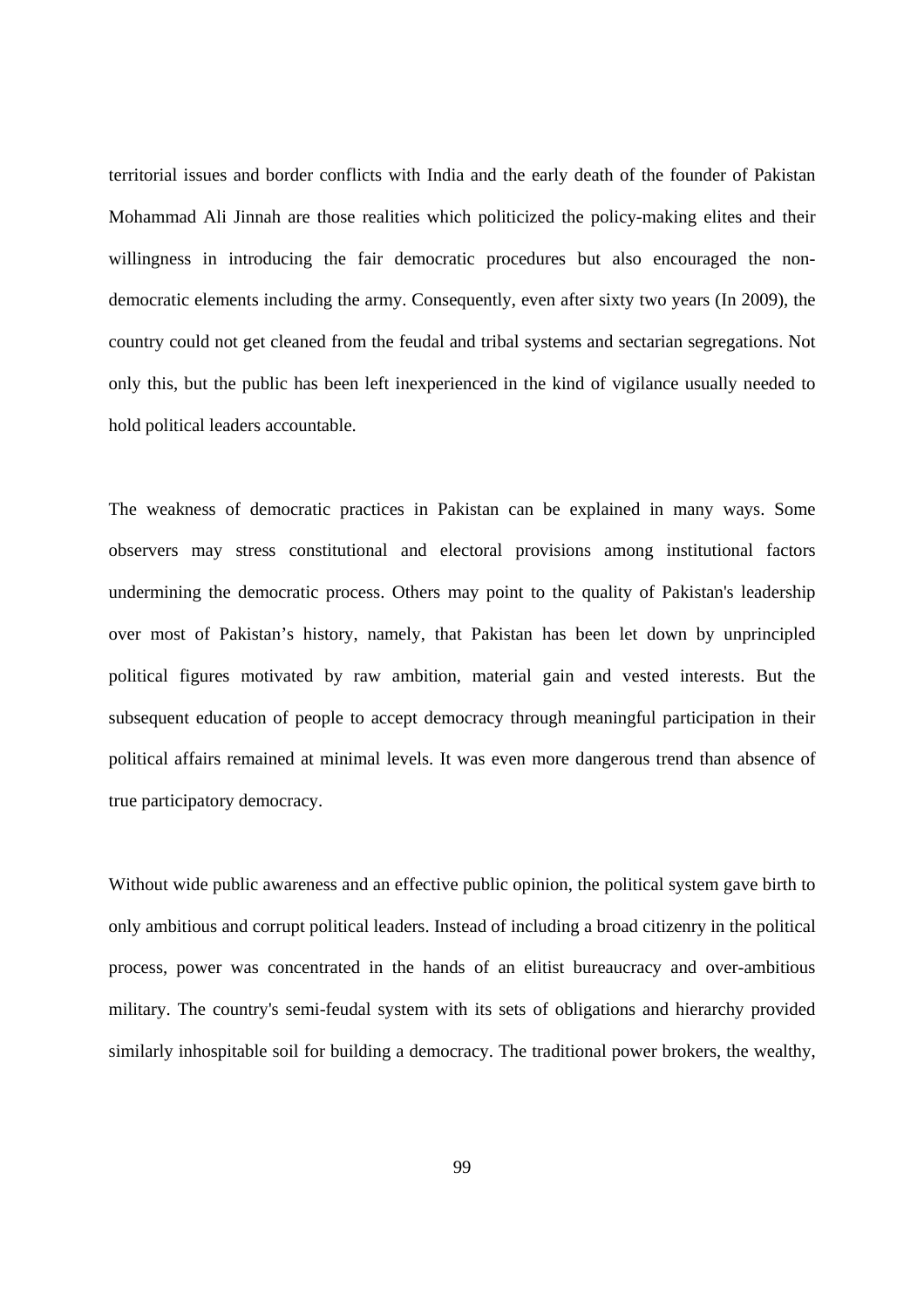territorial issues and border conflicts with India and the early death of the founder of Pakistan Mohammad Ali Jinnah are those realities which politicized the policy-making elites and their willingness in introducing the fair democratic procedures but also encouraged the non-democratic elements including the army. Consequently, even after sixty two years (In 2009), the country could not get cleaned from the feudal and tribal systems and sectarian segregations. Not only this, but the public has been left inexperienced in the kind of vigilance usually needed to hold political leaders accountable.

The weakness of democratic practices in Pakistan can be explained in many ways. Some observers may stress constitutional and electoral provisions among institutional factors undermining the democratic process. Others may point to the quality of Pakistan's leadership over most of Pakistan's history, namely, that Pakistan has been let down by unprincipled political figures motivated by raw ambition, material gain and vested interests. But the subsequent education of people to accept democracy through meaningful participation in their political affairs remained at minimal levels. It was even more dangerous trend than absence of true participatory democracy.

Without wide public awareness and an effective public opinion, the political system gave birth to only ambitious and corrupt political leaders. Instead of including a broad citizenry in the political process, power was concentrated in the hands of an elitist bureaucracy and over-ambitious military. The country's semi-feudal system with its sets of obligations and hierarchy provided similarly inhospitable soil for building a democracy. The traditional power brokers, the wealthy,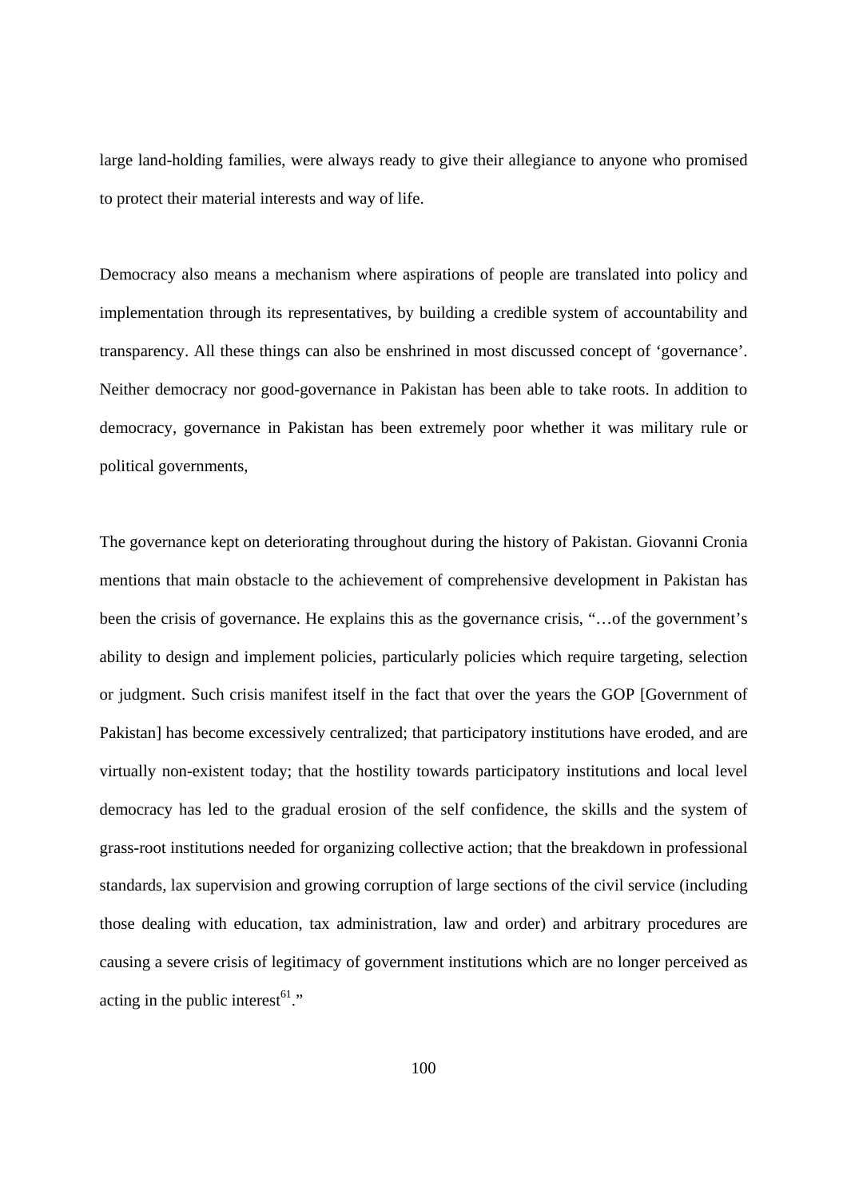large land-holding families, were always ready to give their allegiance to anyone who promised to protect their material interests and way of life.

Democracy also means a mechanism where aspirations of people are translated into policy and implementation through its representatives, by building a credible system of accountability and transparency. All these things can also be enshrined in most discussed concept of 'governance'. Neither democracy nor good-governance in Pakistan has been able to take roots. In addition to democracy, governance in Pakistan has been extremely poor whether it was military rule or political governments,

The governance kept on deteriorating throughout during the history of Pakistan. Giovanni Cronia mentions that main obstacle to the achievement of comprehensive development in Pakistan has been the crisis of governance. He explains this as the governance crisis, "…of the government's ability to design and implement policies, particularly policies which require targeting, selection or judgment. Such crisis manifest itself in the fact that over the years the GOP [Government of Pakistan] has become excessively centralized; that participatory institutions have eroded, and are virtually non-existent today; that the hostility towards participatory institutions and local level democracy has led to the gradual erosion of the self confidence, the skills and the system of grass-root institutions needed for organizing collective action; that the breakdown in professional standards, lax supervision and growing corruption of large sections of the civil service (including those dealing with education, tax administration, law and order) and arbitrary procedures are causing a severe crisis of legitimacy of government institutions which are no longer perceived as acting in the public interest[61]."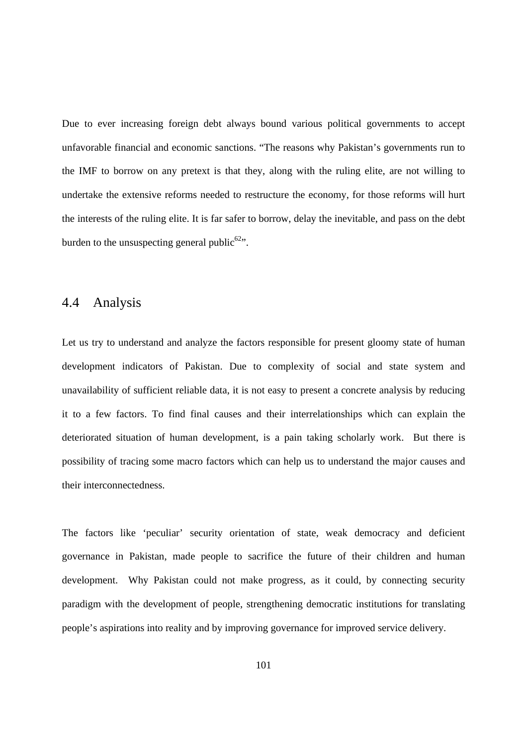Due to ever increasing foreign debt always bound various political governments to accept unfavorable financial and economic sanctions. "The reasons why Pakistan's governments run to the IMF to borrow on any pretext is that they, along with the ruling elite, are not willing to undertake the extensive reforms needed to restructure the economy, for those reforms will hurt the interests of the ruling elite. It is far safer to borrow, delay the inevitable, and pass on the debt burden to the unsuspecting general public[62]".

## 4.4 Analysis

Let us try to understand and analyze the factors responsible for present gloomy state of human development indicators of Pakistan. Due to complexity of social and state system and unavailability of sufficient reliable data, it is not easy to present a concrete analysis by reducing it to a few factors. To find final causes and their interrelationships which can explain the deteriorated situation of human development, is a pain taking scholarly work. But there is possibility of tracing some macro factors which can help us to understand the major causes and their interconnectedness.

The factors like 'peculiar' security orientation of state, weak democracy and deficient governance in Pakistan, made people to sacrifice the future of their children and human development. Why Pakistan could not make progress, as it could, by connecting security paradigm with the development of people, strengthening democratic institutions for translating people's aspirations into reality and by improving governance for improved service delivery.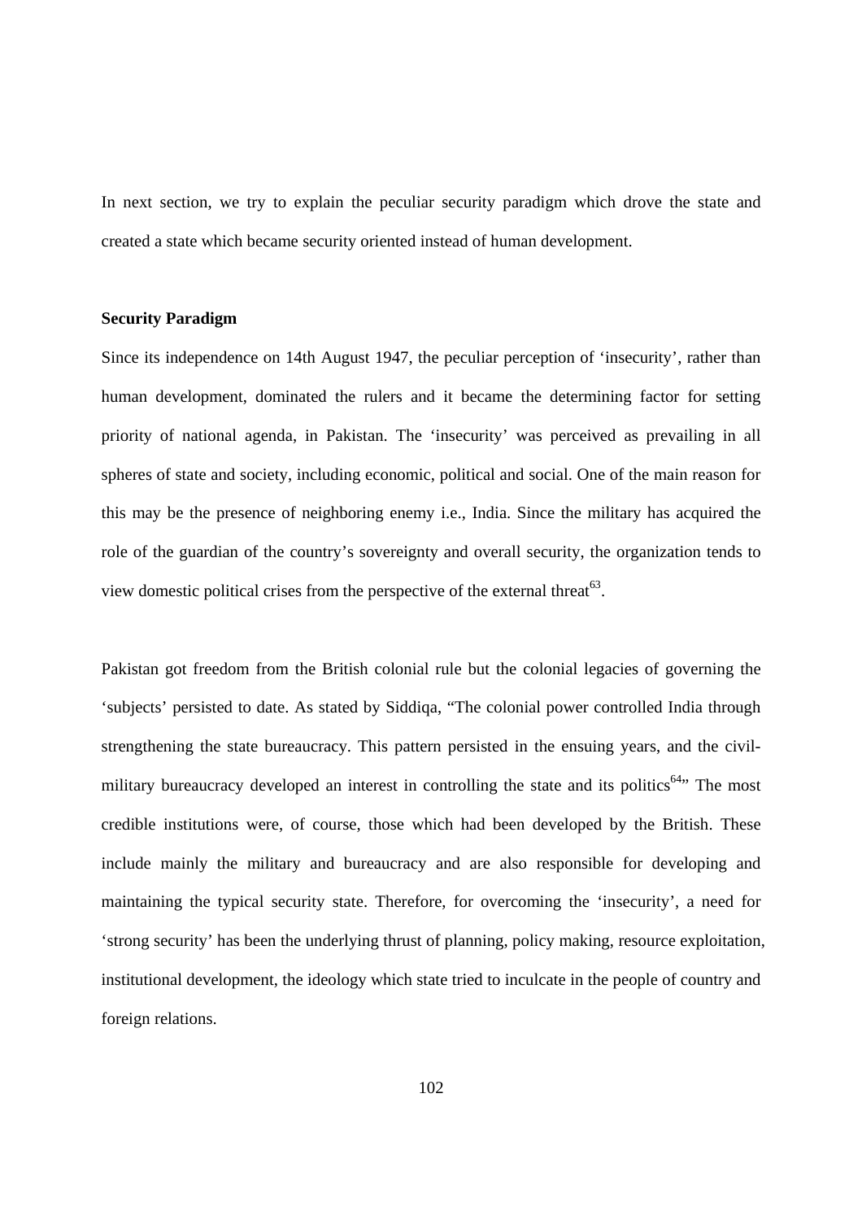In next section, we try to explain the peculiar security paradigm which drove the state and created a state which became security oriented instead of human development.

**Security Paradigm**

Since its independence on 14th August 1947, the peculiar perception of 'insecurity', rather than human development, dominated the rulers and it became the determining factor for setting priority of national agenda, in Pakistan. The 'insecurity' was perceived as prevailing in all spheres of state and society, including economic, political and social. One of the main reason for this may be the presence of neighboring enemy i.e., India. Since the military has acquired the role of the guardian of the country's sovereignty and overall security, the organization tends to view domestic political crises from the perspective of the external threat[63].

Pakistan got freedom from the British colonial rule but the colonial legacies of governing the 'subjects' persisted to date. As stated by Siddiqa, "The colonial power controlled India through strengthening the state bureaucracy. This pattern persisted in the ensuing years, and the civil-military bureaucracy developed an interest in controlling the state and its politics[64]" The most credible institutions were, of course, those which had been developed by the British. These include mainly the military and bureaucracy and are also responsible for developing and maintaining the typical security state. Therefore, for overcoming the 'insecurity', a need for 'strong security' has been the underlying thrust of planning, policy making, resource exploitation, institutional development, the ideology which state tried to inculcate in the people of country and foreign relations.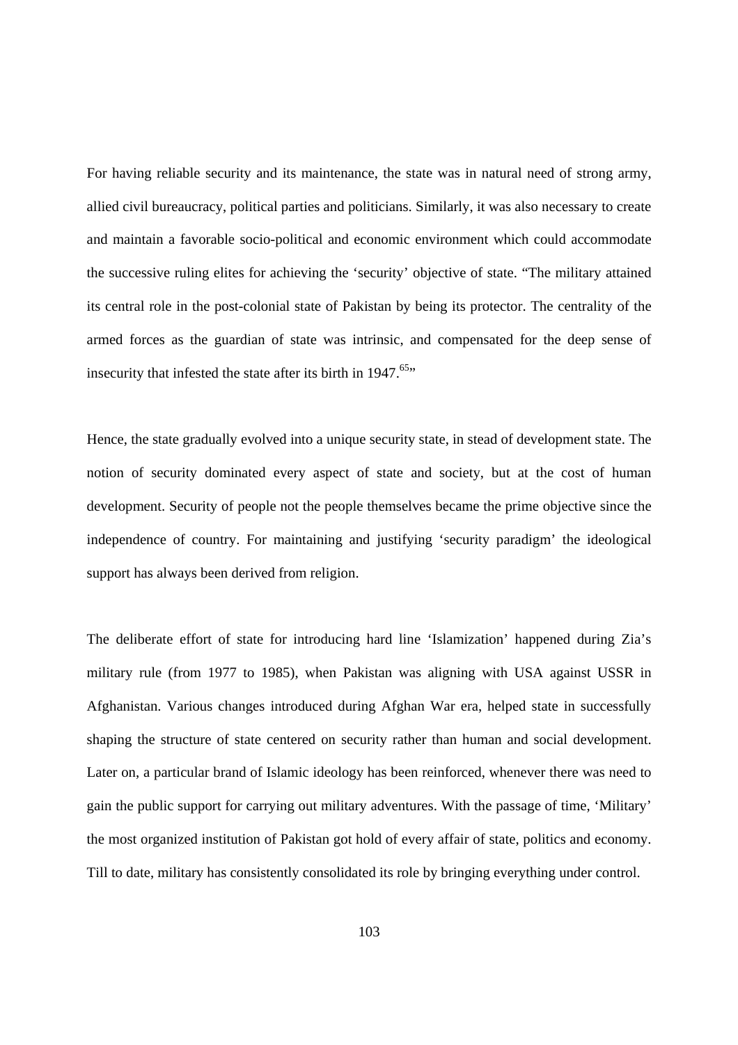For having reliable security and its maintenance, the state was in natural need of strong army, allied civil bureaucracy, political parties and politicians. Similarly, it was also necessary to create and maintain a favorable socio-political and economic environment which could accommodate the successive ruling elites for achieving the 'security' objective of state. "The military attained its central role in the post-colonial state of Pakistan by being its protector. The centrality of the armed forces as the guardian of state was intrinsic, and compensated for the deep sense of insecurity that infested the state after its birth in 1947.[65]"

Hence, the state gradually evolved into a unique security state, in stead of development state. The notion of security dominated every aspect of state and society, but at the cost of human development. Security of people not the people themselves became the prime objective since the independence of country. For maintaining and justifying 'security paradigm' the ideological support has always been derived from religion.

The deliberate effort of state for introducing hard line 'Islamization' happened during Zia's military rule (from 1977 to 1985), when Pakistan was aligning with USA against USSR in Afghanistan. Various changes introduced during Afghan War era, helped state in successfully shaping the structure of state centered on security rather than human and social development. Later on, a particular brand of Islamic ideology has been reinforced, whenever there was need to gain the public support for carrying out military adventures. With the passage of time, 'Military' the most organized institution of Pakistan got hold of every affair of state, politics and economy. Till to date, military has consistently consolidated its role by bringing everything under control.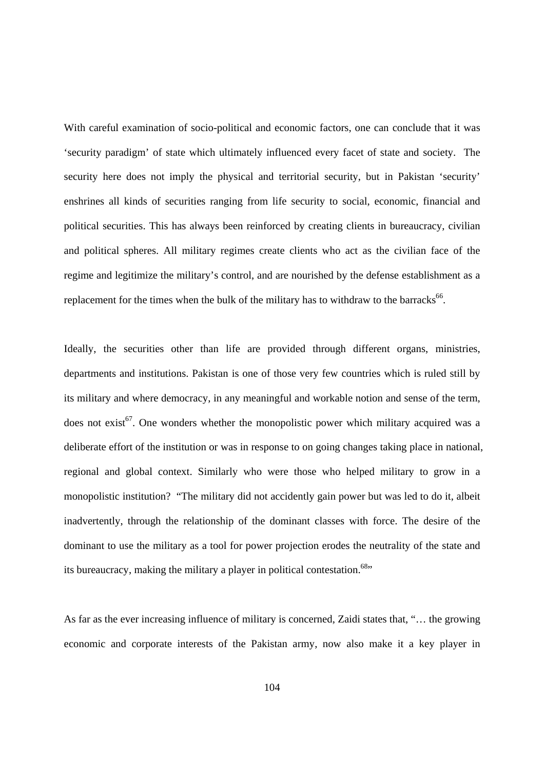With careful examination of socio-political and economic factors, one can conclude that it was 'security paradigm' of state which ultimately influenced every facet of state and society. The security here does not imply the physical and territorial security, but in Pakistan 'security' enshrines all kinds of securities ranging from life security to social, economic, financial and political securities. This has always been reinforced by creating clients in bureaucracy, civilian and political spheres. All military regimes create clients who act as the civilian face of the regime and legitimize the military's control, and are nourished by the defense establishment as a replacement for the times when the bulk of the military has to withdraw to the barracks[66].

Ideally, the securities other than life are provided through different organs, ministries, departments and institutions. Pakistan is one of those very few countries which is ruled still by its military and where democracy, in any meaningful and workable notion and sense of the term, does not exist[67]. One wonders whether the monopolistic power which military acquired was a deliberate effort of the institution or was in response to on going changes taking place in national, regional and global context. Similarly who were those who helped military to grow in a monopolistic institution? "The military did not accidently gain power but was led to do it, albeit inadvertently, through the relationship of the dominant classes with force. The desire of the dominant to use the military as a tool for power projection erodes the neutrality of the state and its bureaucracy, making the military a player in political contestation.[68]"

As far as the ever increasing influence of military is concerned, Zaidi states that, "… the growing economic and corporate interests of the Pakistan army, now also make it a key player in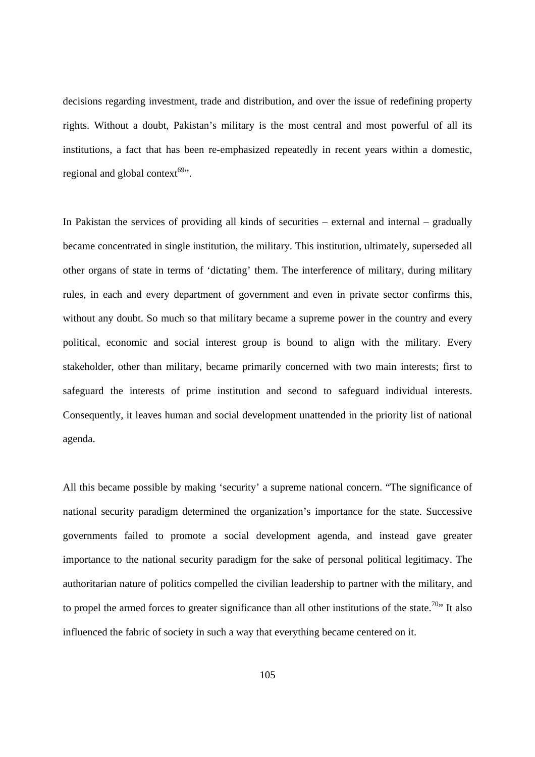decisions regarding investment, trade and distribution, and over the issue of redefining property rights. Without a doubt, Pakistan's military is the most central and most powerful of all its institutions, a fact that has been re-emphasized repeatedly in recent years within a domestic, regional and global context[69]".

In Pakistan the services of providing all kinds of securities – external and internal – gradually became concentrated in single institution, the military. This institution, ultimately, superseded all other organs of state in terms of 'dictating' them. The interference of military, during military rules, in each and every department of government and even in private sector confirms this, without any doubt. So much so that military became a supreme power in the country and every political, economic and social interest group is bound to align with the military. Every stakeholder, other than military, became primarily concerned with two main interests; first to safeguard the interests of prime institution and second to safeguard individual interests. Consequently, it leaves human and social development unattended in the priority list of national agenda.

All this became possible by making 'security' a supreme national concern. "The significance of national security paradigm determined the organization's importance for the state. Successive governments failed to promote a social development agenda, and instead gave greater importance to the national security paradigm for the sake of personal political legitimacy. The authoritarian nature of politics compelled the civilian leadership to partner with the military, and to propel the armed forces to greater significance than all other institutions of the state.[70]" It also influenced the fabric of society in such a way that everything became centered on it.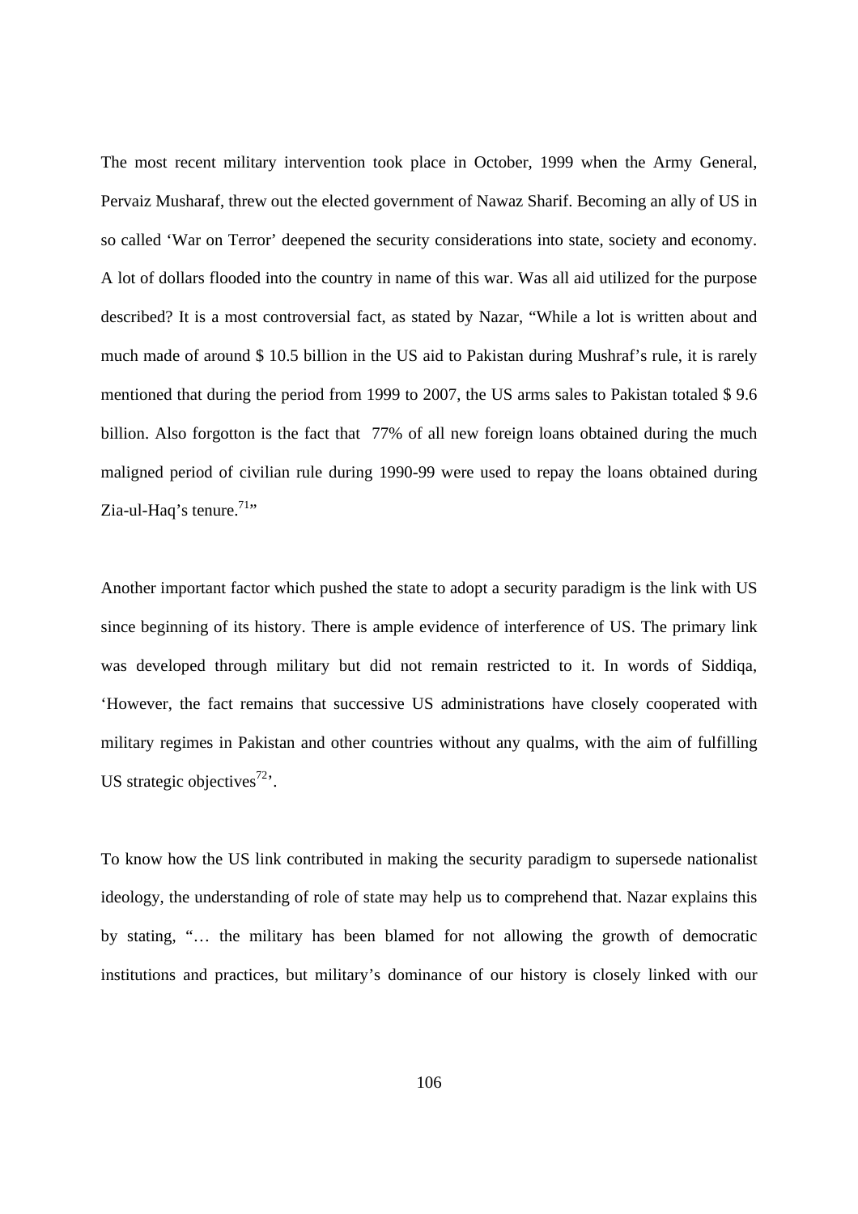The most recent military intervention took place in October, 1999 when the Army General, Pervaiz Musharaf, threw out the elected government of Nawaz Sharif. Becoming an ally of US in so called 'War on Terror' deepened the security considerations into state, society and economy. A lot of dollars flooded into the country in name of this war. Was all aid utilized for the purpose described? It is a most controversial fact, as stated by Nazar, "While a lot is written about and much made of around $ 10.5 billion in the US aid to Pakistan during Mushraf's rule, it is rarely mentioned that during the period from 1999 to 2007, the US arms sales to Pakistan totaled $ 9.6 billion. Also forgotton is the fact that 77% of all new foreign loans obtained during the much maligned period of civilian rule during 1990-99 were used to repay the loans obtained during Zia-ul-Haq's tenure.[71]"

Another important factor which pushed the state to adopt a security paradigm is the link with US since beginning of its history. There is ample evidence of interference of US. The primary link was developed through military but did not remain restricted to it. In words of Siddiqa, 'However, the fact remains that successive US administrations have closely cooperated with military regimes in Pakistan and other countries without any qualms, with the aim of fulfilling US strategic objectives[72]'.

To know how the US link contributed in making the security paradigm to supersede nationalist ideology, the understanding of role of state may help us to comprehend that. Nazar explains this by stating, "… the military has been blamed for not allowing the growth of democratic institutions and practices, but military's dominance of our history is closely linked with our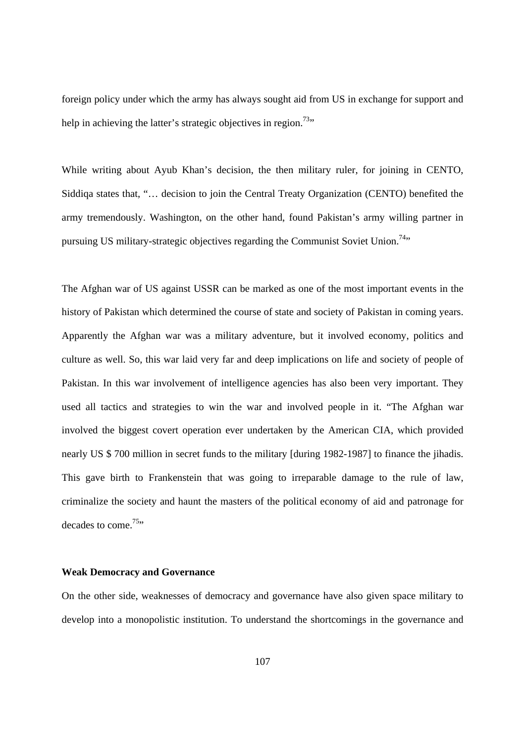foreign policy under which the army has always sought aid from US in exchange for support and help in achieving the latter's strategic objectives in region.[73]"

While writing about Ayub Khan's decision, the then military ruler, for joining in CENTO, Siddiqa states that, "… decision to join the Central Treaty Organization (CENTO) benefited the army tremendously. Washington, on the other hand, found Pakistan's army willing partner in pursuing US military-strategic objectives regarding the Communist Soviet Union.[74]"

The Afghan war of US against USSR can be marked as one of the most important events in the history of Pakistan which determined the course of state and society of Pakistan in coming years. Apparently the Afghan war was a military adventure, but it involved economy, politics and culture as well. So, this war laid very far and deep implications on life and society of people of Pakistan. In this war involvement of intelligence agencies has also been very important. They used all tactics and strategies to win the war and involved people in it. "The Afghan war involved the biggest covert operation ever undertaken by the American CIA, which provided nearly US $ 700 million in secret funds to the military [during 1982-1987] to finance the jihadis. This gave birth to Frankenstein that was going to irreparable damage to the rule of law, criminalize the society and haunt the masters of the political economy of aid and patronage for decades to come.[75]"

**Weak Democracy and Governance**

On the other side, weaknesses of democracy and governance have also given space military to develop into a monopolistic institution. To understand the shortcomings in the governance and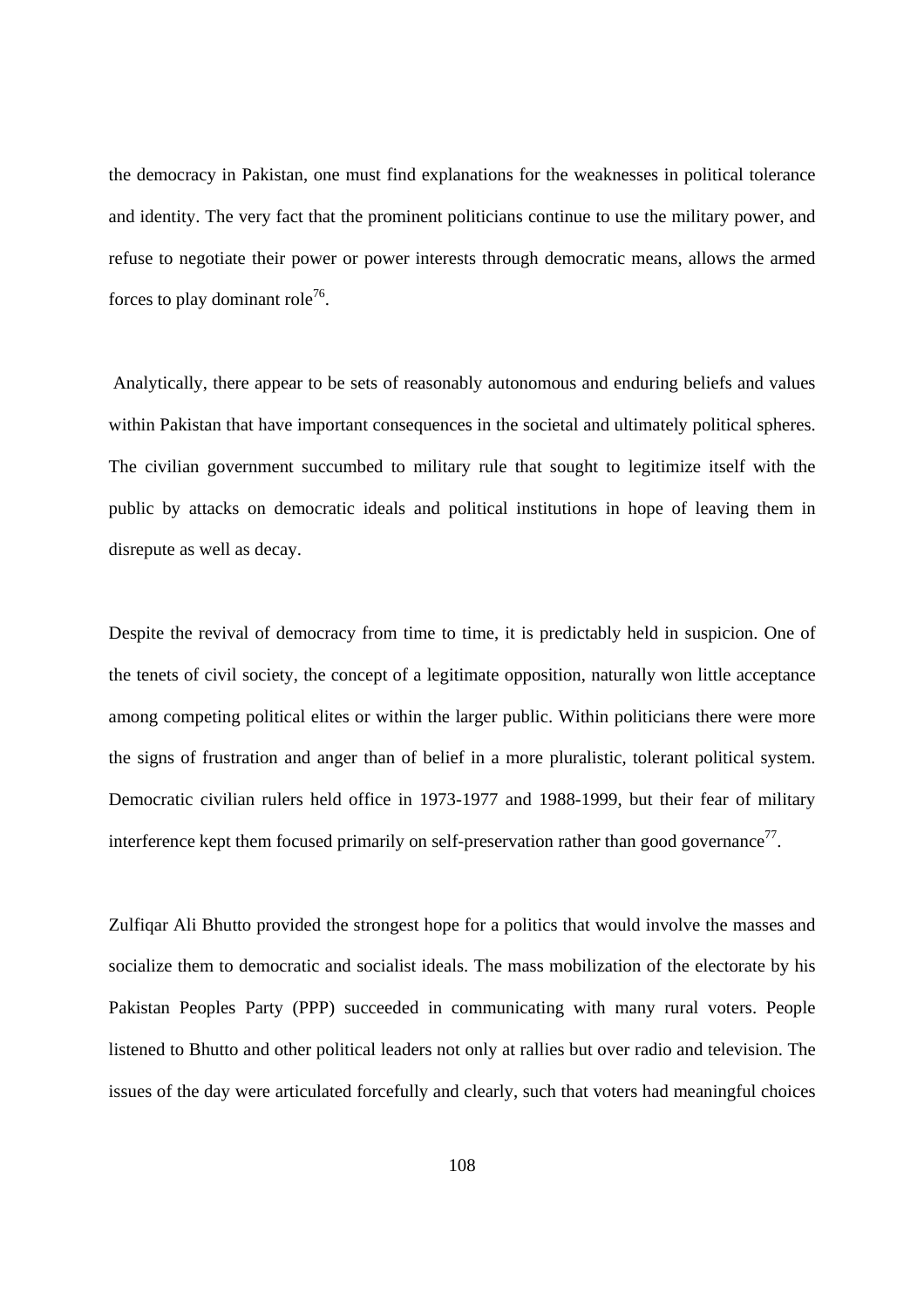the democracy in Pakistan, one must find explanations for the weaknesses in political tolerance and identity. The very fact that the prominent politicians continue to use the military power, and refuse to negotiate their power or power interests through democratic means, allows the armed forces to play dominant role[76].

Analytically, there appear to be sets of reasonably autonomous and enduring beliefs and values within Pakistan that have important consequences in the societal and ultimately political spheres. The civilian government succumbed to military rule that sought to legitimize itself with the public by attacks on democratic ideals and political institutions in hope of leaving them in disrepute as well as decay.

Despite the revival of democracy from time to time, it is predictably held in suspicion. One of the tenets of civil society, the concept of a legitimate opposition, naturally won little acceptance among competing political elites or within the larger public. Within politicians there were more the signs of frustration and anger than of belief in a more pluralistic, tolerant political system. Democratic civilian rulers held office in 1973-1977 and 1988-1999, but their fear of military interference kept them focused primarily on self-preservation rather than good governance[77].

Zulfiqar Ali Bhutto provided the strongest hope for a politics that would involve the masses and socialize them to democratic and socialist ideals. The mass mobilization of the electorate by his Pakistan Peoples Party (PPP) succeeded in communicating with many rural voters. People listened to Bhutto and other political leaders not only at rallies but over radio and television. The issues of the day were articulated forcefully and clearly, such that voters had meaningful choices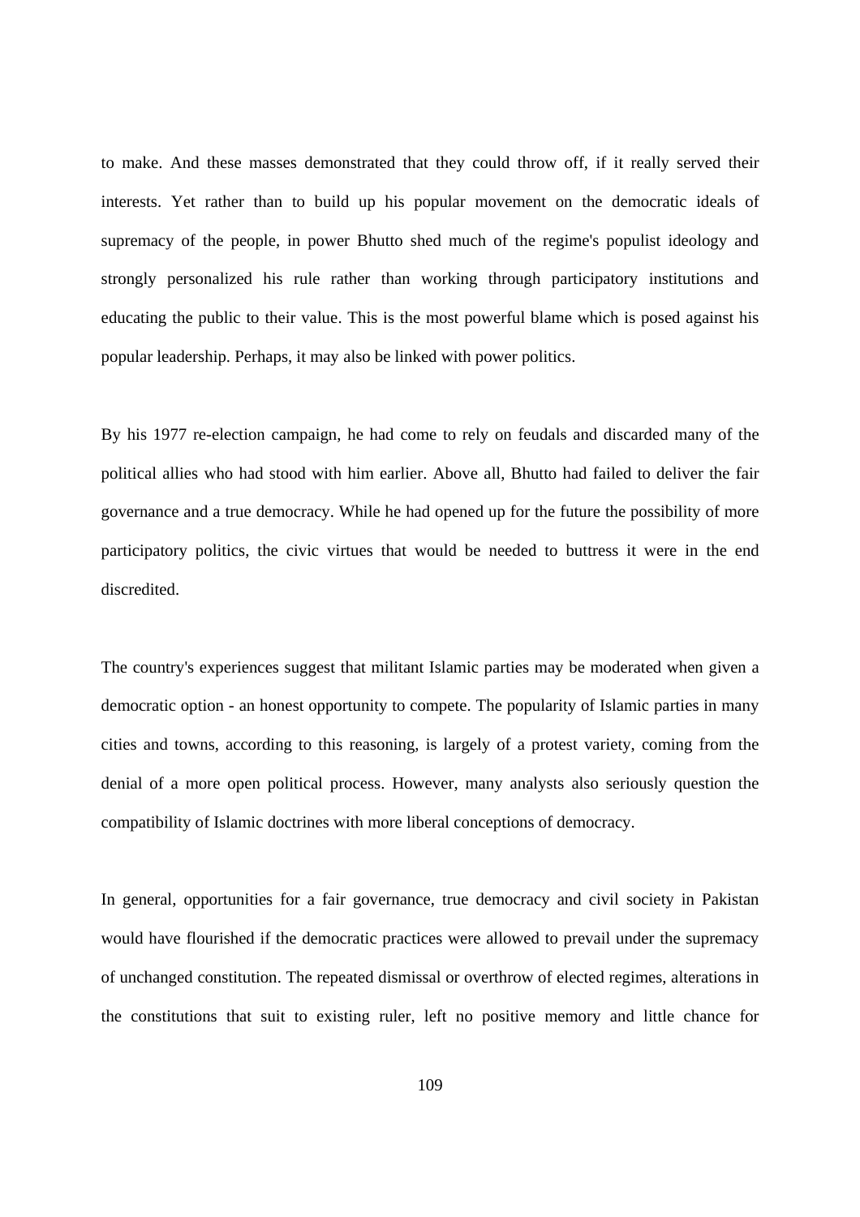to make. And these masses demonstrated that they could throw off, if it really served their interests. Yet rather than to build up his popular movement on the democratic ideals of supremacy of the people, in power Bhutto shed much of the regime's populist ideology and strongly personalized his rule rather than working through participatory institutions and educating the public to their value. This is the most powerful blame which is posed against his popular leadership. Perhaps, it may also be linked with power politics.

By his 1977 re-election campaign, he had come to rely on feudals and discarded many of the political allies who had stood with him earlier. Above all, Bhutto had failed to deliver the fair governance and a true democracy. While he had opened up for the future the possibility of more participatory politics, the civic virtues that would be needed to buttress it were in the end discredited.

The country's experiences suggest that militant Islamic parties may be moderated when given a democratic option - an honest opportunity to compete. The popularity of Islamic parties in many cities and towns, according to this reasoning, is largely of a protest variety, coming from the denial of a more open political process. However, many analysts also seriously question the compatibility of Islamic doctrines with more liberal conceptions of democracy.

In general, opportunities for a fair governance, true democracy and civil society in Pakistan would have flourished if the democratic practices were allowed to prevail under the supremacy of unchanged constitution. The repeated dismissal or overthrow of elected regimes, alterations in the constitutions that suit to existing ruler, left no positive memory and little chance for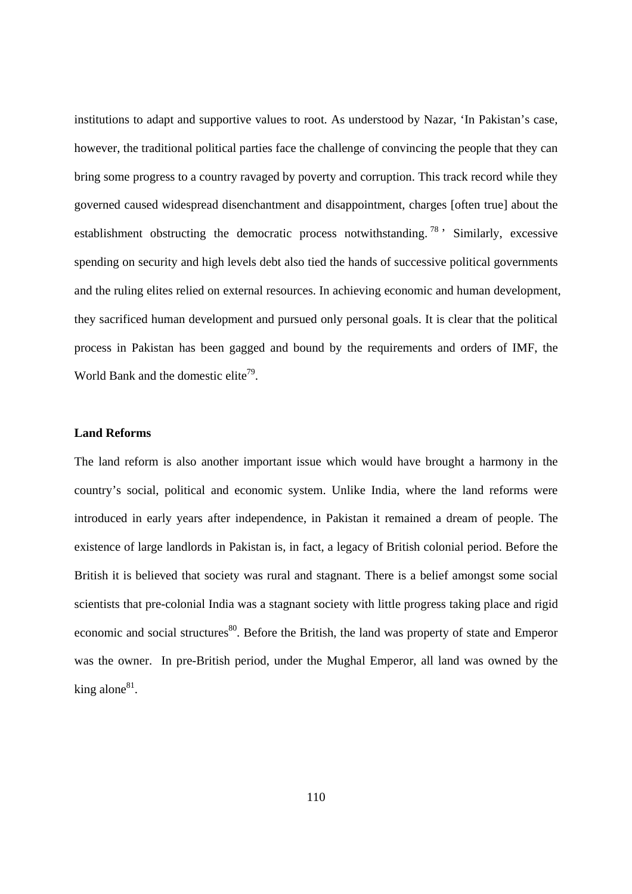institutions to adapt and supportive values to root. As understood by Nazar, 'In Pakistan's case, however, the traditional political parties face the challenge of convincing the people that they can bring some progress to a country ravaged by poverty and corruption. This track record while they governed caused widespread disenchantment and disappointment, charges [often true] about the establishment obstructing the democratic process notwithstanding.[78]' Similarly, excessive spending on security and high levels debt also tied the hands of successive political governments and the ruling elites relied on external resources. In achieving economic and human development, they sacrificed human development and pursued only personal goals. It is clear that the political process in Pakistan has been gagged and bound by the requirements and orders of IMF, the World Bank and the domestic elite[79].

**Land Reforms**

The land reform is also another important issue which would have brought a harmony in the country's social, political and economic system. Unlike India, where the land reforms were introduced in early years after independence, in Pakistan it remained a dream of people. The existence of large landlords in Pakistan is, in fact, a legacy of British colonial period. Before the British it is believed that society was rural and stagnant. There is a belief amongst some social scientists that pre-colonial India was a stagnant society with little progress taking place and rigid economic and social structures[80]. Before the British, the land was property of state and Emperor was the owner. In pre-British period, under the Mughal Emperor, all land was owned by the king alone[81].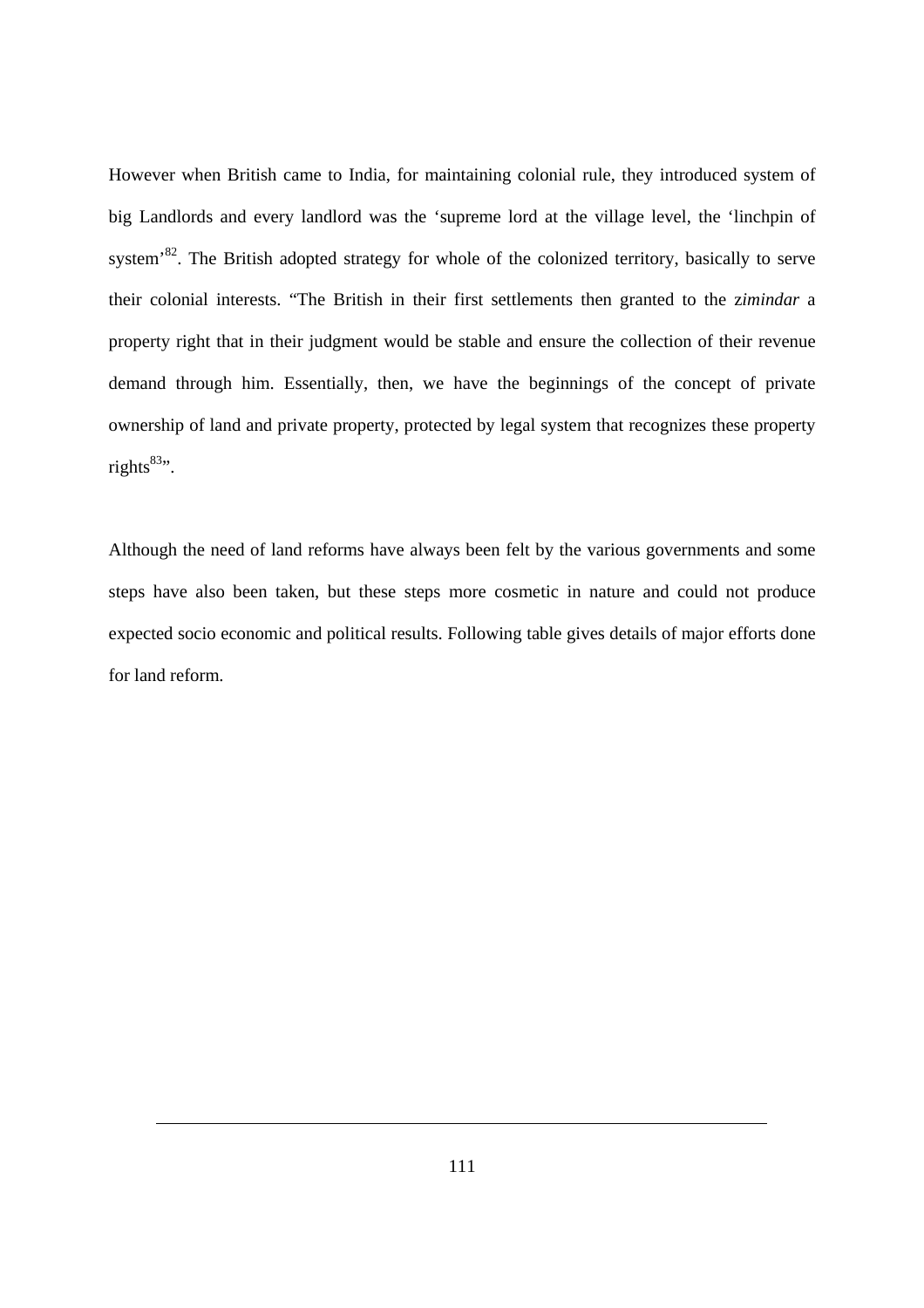However when British came to India, for maintaining colonial rule, they introduced system of big Landlords and every landlord was the 'supreme lord at the village level, the 'linchpin of system'[82]. The British adopted strategy for whole of the colonized territory, basically to serve their colonial interests. "The British in their first settlements then granted to the z*imindar* a property right that in their judgment would be stable and ensure the collection of their revenue demand through him. Essentially, then, we have the beginnings of the concept of private ownership of land and private property, protected by legal system that recognizes these property rights[83]".

Although the need of land reforms have always been felt by the various governments and some steps have also been taken, but these steps more cosmetic in nature and could not produce expected socio economic and political results. Following table gives details of major efforts done for land reform.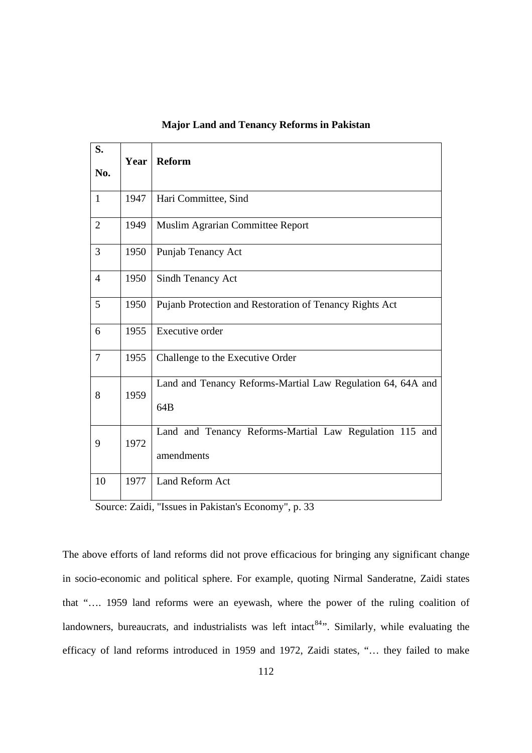**Major Land and Tenancy Reforms in Pakistan**

| S. No. | Year | Reform |
|---|---|---|
| 1 | 1947 | Hari Committee, Sind |
| 2 | 1949 | Muslim Agrarian Committee Report |
| 3 | 1950 | Punjab Tenancy Act |
| 4 | 1950 | Sindh Tenancy Act |
| 5 | 1950 | Pujanb Protection and Restoration of Tenancy Rights Act |
| 6 | 1955 | Executive order |
| 7 | 1955 | Challenge to the Executive Order |
| 8 | 1959 | Land and Tenancy Reforms-Martial Law Regulation 64, 64A and 64B |
| 9 | 1972 | Land and Tenancy Reforms-Martial Law Regulation 115 and amendments |
| 10 | 1977 | Land Reform Act |

Source: Zaidi, "Issues in Pakistan's Economy", p. 33

The above efforts of land reforms did not prove efficacious for bringing any significant change in socio-economic and political sphere. For example, quoting Nirmal Sanderatne, Zaidi states that "…. 1959 land reforms were an eyewash, where the power of the ruling coalition of landowners, bureaucrats, and industrialists was left intact[84]". Similarly, while evaluating the efficacy of land reforms introduced in 1959 and 1972, Zaidi states, "… they failed to make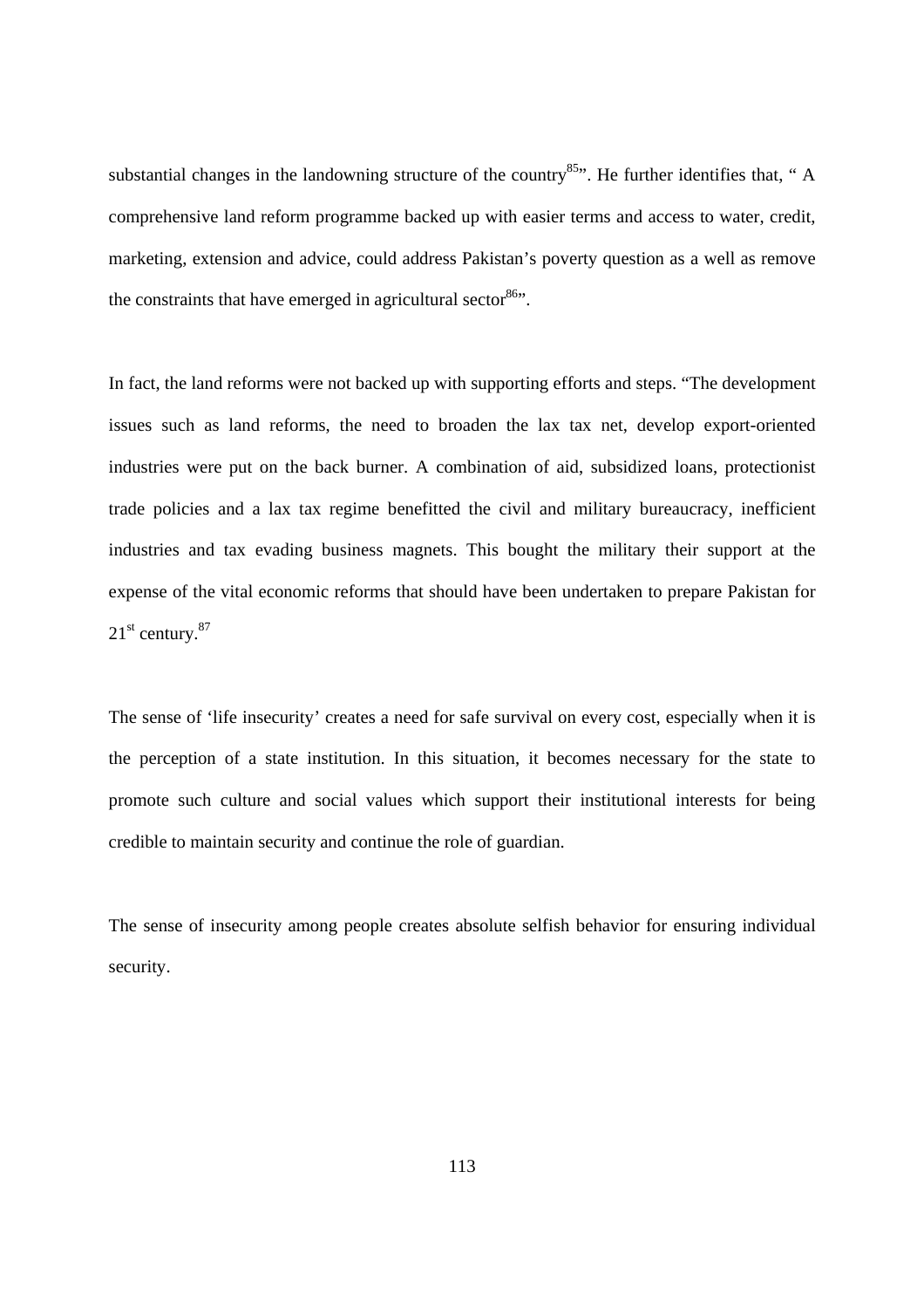substantial changes in the landowning structure of the country[85]". He further identifies that, " A comprehensive land reform programme backed up with easier terms and access to water, credit, marketing, extension and advice, could address Pakistan's poverty question as a well as remove the constraints that have emerged in agricultural sector[86]".

In fact, the land reforms were not backed up with supporting efforts and steps. "The development issues such as land reforms, the need to broaden the lax tax net, develop export-oriented industries were put on the back burner. A combination of aid, subsidized loans, protectionist trade policies and a lax tax regime benefitted the civil and military bureaucracy, inefficient industries and tax evading business magnets. This bought the military their support at the expense of the vital economic reforms that should have been undertaken to prepare Pakistan for 21st century.[87]

The sense of 'life insecurity' creates a need for safe survival on every cost, especially when it is the perception of a state institution. In this situation, it becomes necessary for the state to promote such culture and social values which support their institutional interests for being credible to maintain security and continue the role of guardian.

The sense of insecurity among people creates absolute selfish behavior for ensuring individual security.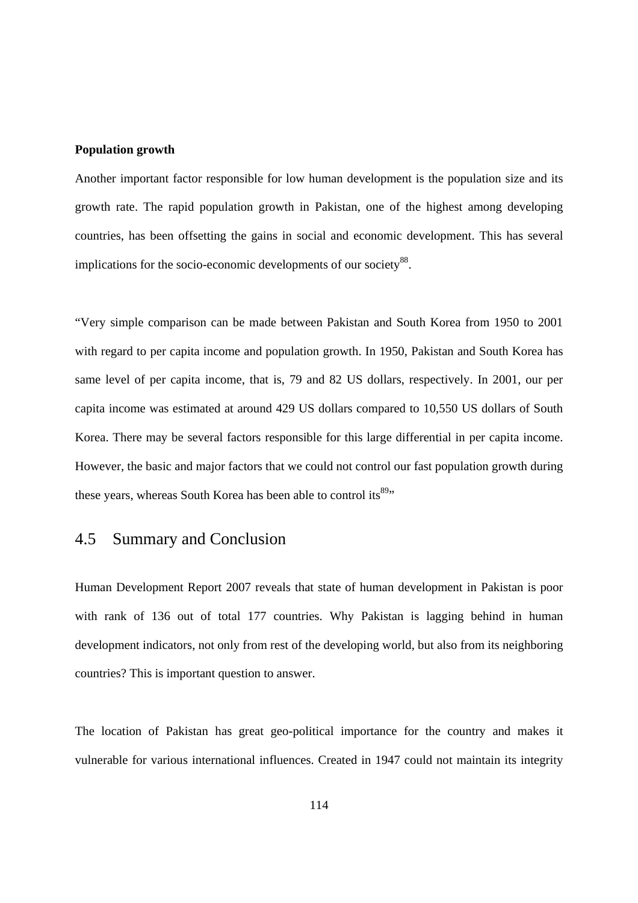**Population growth**

Another important factor responsible for low human development is the population size and its growth rate. The rapid population growth in Pakistan, one of the highest among developing countries, has been offsetting the gains in social and economic development. This has several implications for the socio-economic developments of our society[88].

"Very simple comparison can be made between Pakistan and South Korea from 1950 to 2001 with regard to per capita income and population growth. In 1950, Pakistan and South Korea has same level of per capita income, that is, 79 and 82 US dollars, respectively. In 2001, our per capita income was estimated at around 429 US dollars compared to 10,550 US dollars of South Korea. There may be several factors responsible for this large differential in per capita income. However, the basic and major factors that we could not control our fast population growth during these years, whereas South Korea has been able to control its[89]"

## 4.5 Summary and Conclusion

Human Development Report 2007 reveals that state of human development in Pakistan is poor with rank of 136 out of total 177 countries. Why Pakistan is lagging behind in human development indicators, not only from rest of the developing world, but also from its neighboring countries? This is important question to answer.

The location of Pakistan has great geo-political importance for the country and makes it vulnerable for various international influences. Created in 1947 could not maintain its integrity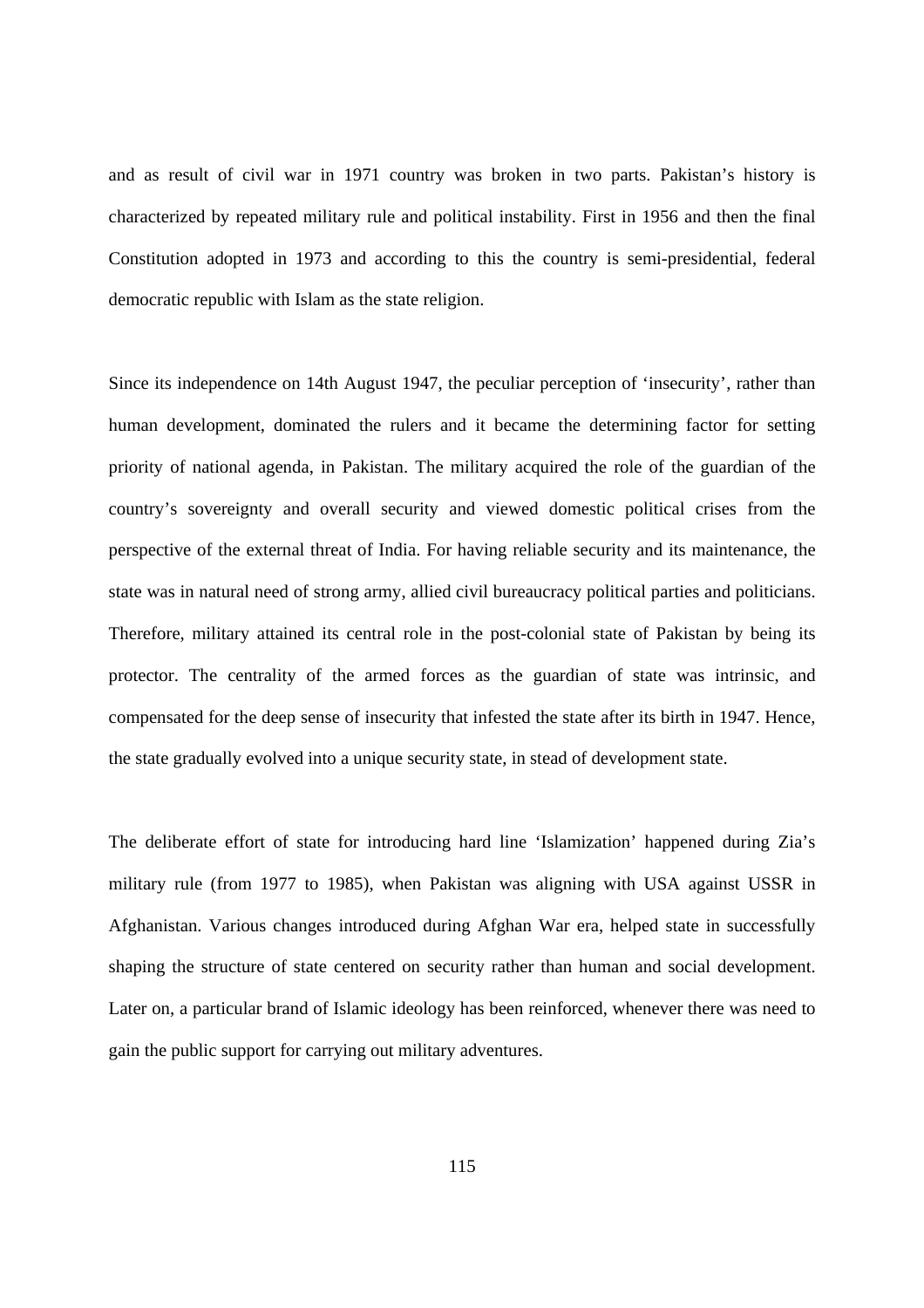and as result of civil war in 1971 country was broken in two parts. Pakistan's history is characterized by repeated military rule and political instability. First in 1956 and then the final Constitution adopted in 1973 and according to this the country is semi-presidential, federal democratic republic with Islam as the state religion.

Since its independence on 14th August 1947, the peculiar perception of 'insecurity', rather than human development, dominated the rulers and it became the determining factor for setting priority of national agenda, in Pakistan. The military acquired the role of the guardian of the country's sovereignty and overall security and viewed domestic political crises from the perspective of the external threat of India. For having reliable security and its maintenance, the state was in natural need of strong army, allied civil bureaucracy political parties and politicians. Therefore, military attained its central role in the post-colonial state of Pakistan by being its protector. The centrality of the armed forces as the guardian of state was intrinsic, and compensated for the deep sense of insecurity that infested the state after its birth in 1947. Hence, the state gradually evolved into a unique security state, in stead of development state.

The deliberate effort of state for introducing hard line 'Islamization' happened during Zia's military rule (from 1977 to 1985), when Pakistan was aligning with USA against USSR in Afghanistan. Various changes introduced during Afghan War era, helped state in successfully shaping the structure of state centered on security rather than human and social development. Later on, a particular brand of Islamic ideology has been reinforced, whenever there was need to gain the public support for carrying out military adventures.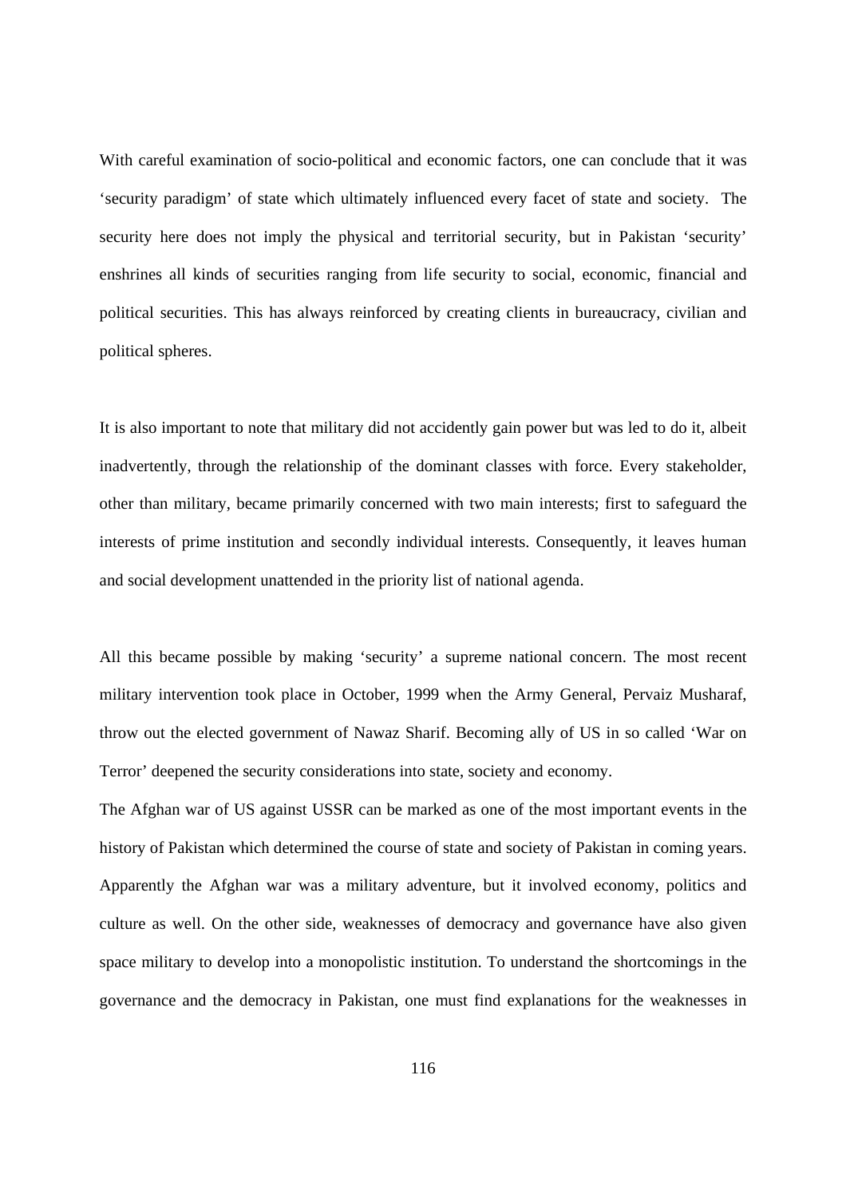With careful examination of socio-political and economic factors, one can conclude that it was 'security paradigm' of state which ultimately influenced every facet of state and society. The security here does not imply the physical and territorial security, but in Pakistan 'security' enshrines all kinds of securities ranging from life security to social, economic, financial and political securities. This has always reinforced by creating clients in bureaucracy, civilian and political spheres.

It is also important to note that military did not accidently gain power but was led to do it, albeit inadvertently, through the relationship of the dominant classes with force. Every stakeholder, other than military, became primarily concerned with two main interests; first to safeguard the interests of prime institution and secondly individual interests. Consequently, it leaves human and social development unattended in the priority list of national agenda.

All this became possible by making 'security' a supreme national concern. The most recent military intervention took place in October, 1999 when the Army General, Pervaiz Musharaf, throw out the elected government of Nawaz Sharif. Becoming ally of US in so called 'War on Terror' deepened the security considerations into state, society and economy.

The Afghan war of US against USSR can be marked as one of the most important events in the history of Pakistan which determined the course of state and society of Pakistan in coming years. Apparently the Afghan war was a military adventure, but it involved economy, politics and culture as well. On the other side, weaknesses of democracy and governance have also given space military to develop into a monopolistic institution. To understand the shortcomings in the governance and the democracy in Pakistan, one must find explanations for the weaknesses in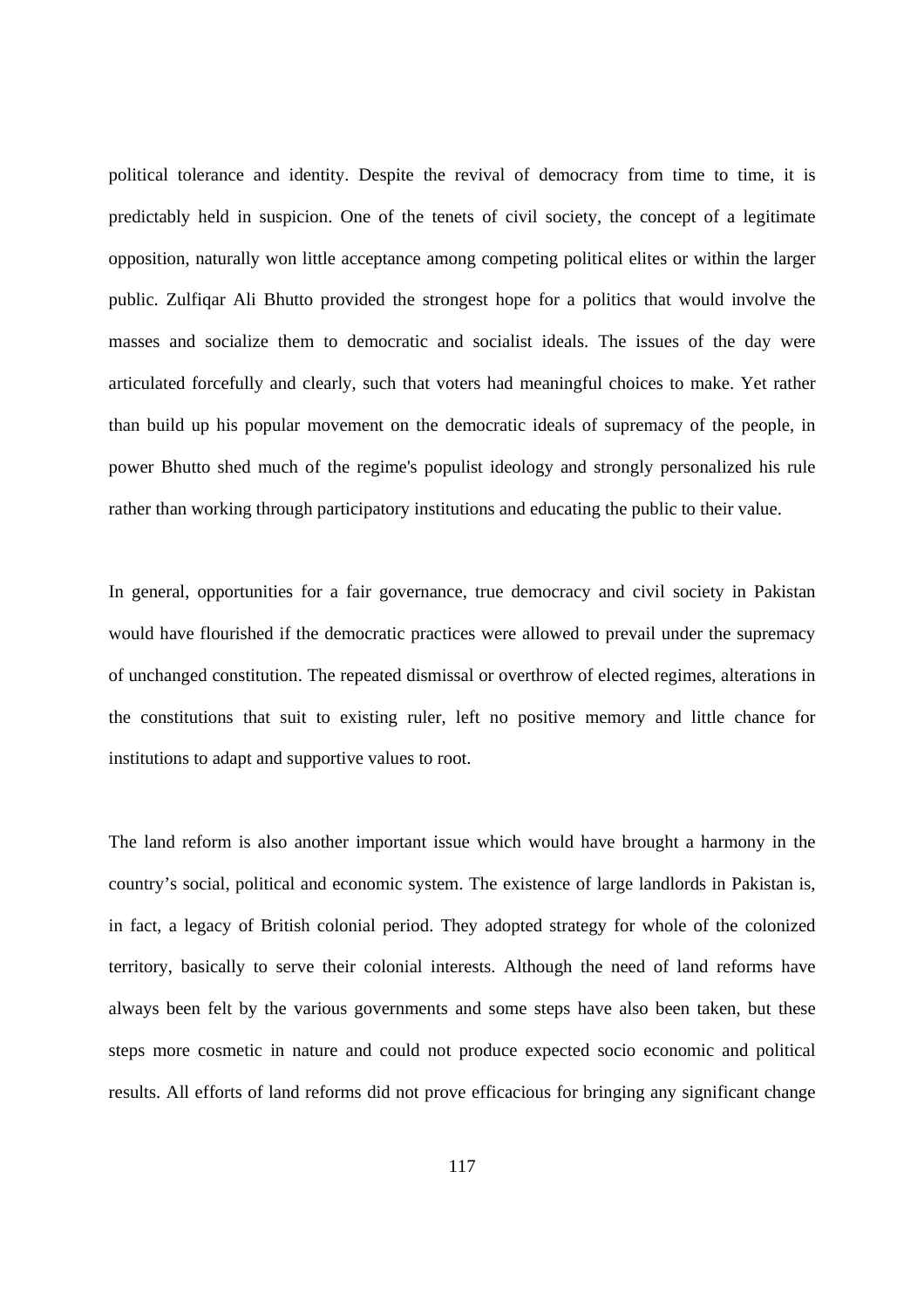political tolerance and identity. Despite the revival of democracy from time to time, it is predictably held in suspicion. One of the tenets of civil society, the concept of a legitimate opposition, naturally won little acceptance among competing political elites or within the larger public. Zulfiqar Ali Bhutto provided the strongest hope for a politics that would involve the masses and socialize them to democratic and socialist ideals. The issues of the day were articulated forcefully and clearly, such that voters had meaningful choices to make. Yet rather than build up his popular movement on the democratic ideals of supremacy of the people, in power Bhutto shed much of the regime's populist ideology and strongly personalized his rule rather than working through participatory institutions and educating the public to their value.

In general, opportunities for a fair governance, true democracy and civil society in Pakistan would have flourished if the democratic practices were allowed to prevail under the supremacy of unchanged constitution. The repeated dismissal or overthrow of elected regimes, alterations in the constitutions that suit to existing ruler, left no positive memory and little chance for institutions to adapt and supportive values to root.

The land reform is also another important issue which would have brought a harmony in the country's social, political and economic system. The existence of large landlords in Pakistan is, in fact, a legacy of British colonial period. They adopted strategy for whole of the colonized territory, basically to serve their colonial interests. Although the need of land reforms have always been felt by the various governments and some steps have also been taken, but these steps more cosmetic in nature and could not produce expected socio economic and political results. All efforts of land reforms did not prove efficacious for bringing any significant change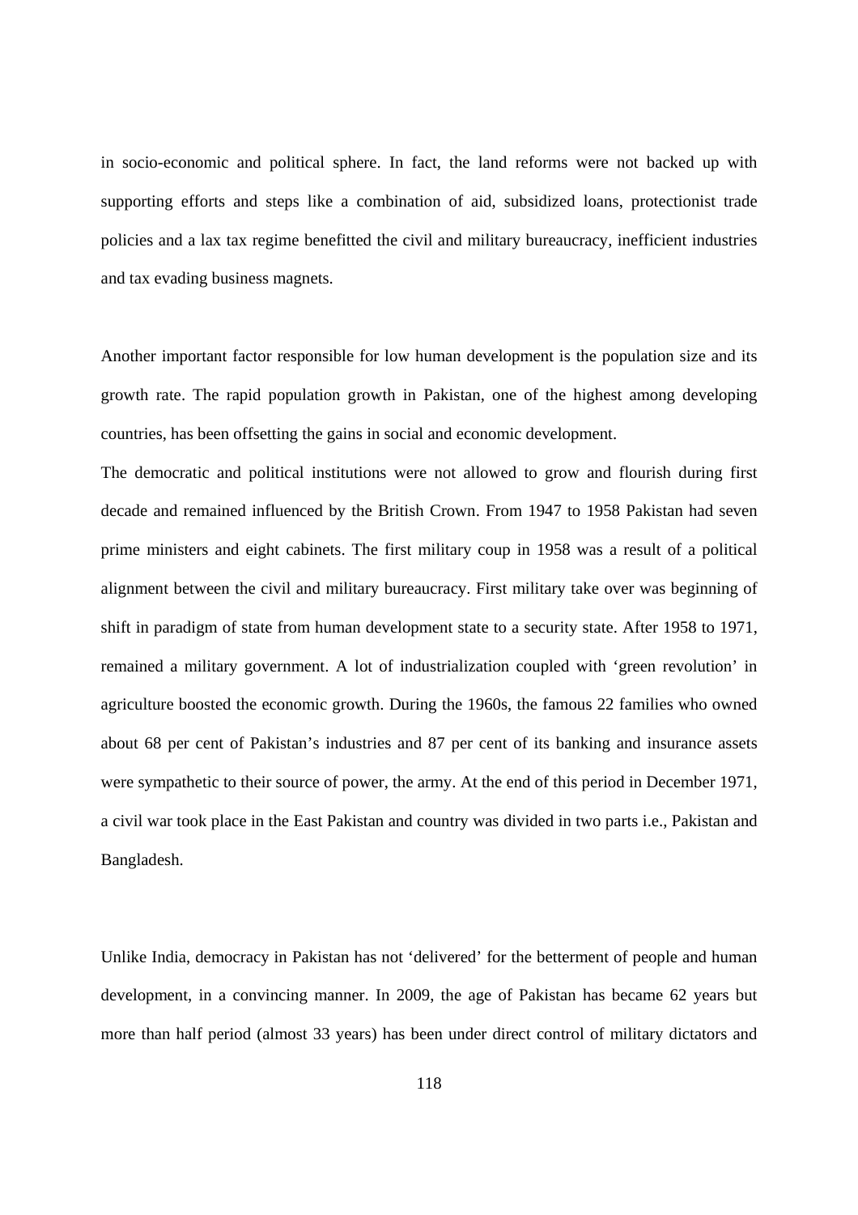in socio-economic and political sphere. In fact, the land reforms were not backed up with supporting efforts and steps like a combination of aid, subsidized loans, protectionist trade policies and a lax tax regime benefitted the civil and military bureaucracy, inefficient industries and tax evading business magnets.

Another important factor responsible for low human development is the population size and its growth rate. The rapid population growth in Pakistan, one of the highest among developing countries, has been offsetting the gains in social and economic development.

The democratic and political institutions were not allowed to grow and flourish during first decade and remained influenced by the British Crown. From 1947 to 1958 Pakistan had seven prime ministers and eight cabinets. The first military coup in 1958 was a result of a political alignment between the civil and military bureaucracy. First military take over was beginning of shift in paradigm of state from human development state to a security state. After 1958 to 1971, remained a military government. A lot of industrialization coupled with 'green revolution' in agriculture boosted the economic growth. During the 1960s, the famous 22 families who owned about 68 per cent of Pakistan's industries and 87 per cent of its banking and insurance assets were sympathetic to their source of power, the army. At the end of this period in December 1971, a civil war took place in the East Pakistan and country was divided in two parts i.e., Pakistan and Bangladesh.

Unlike India, democracy in Pakistan has not 'delivered' for the betterment of people and human development, in a convincing manner. In 2009, the age of Pakistan has became 62 years but more than half period (almost 33 years) has been under direct control of military dictators and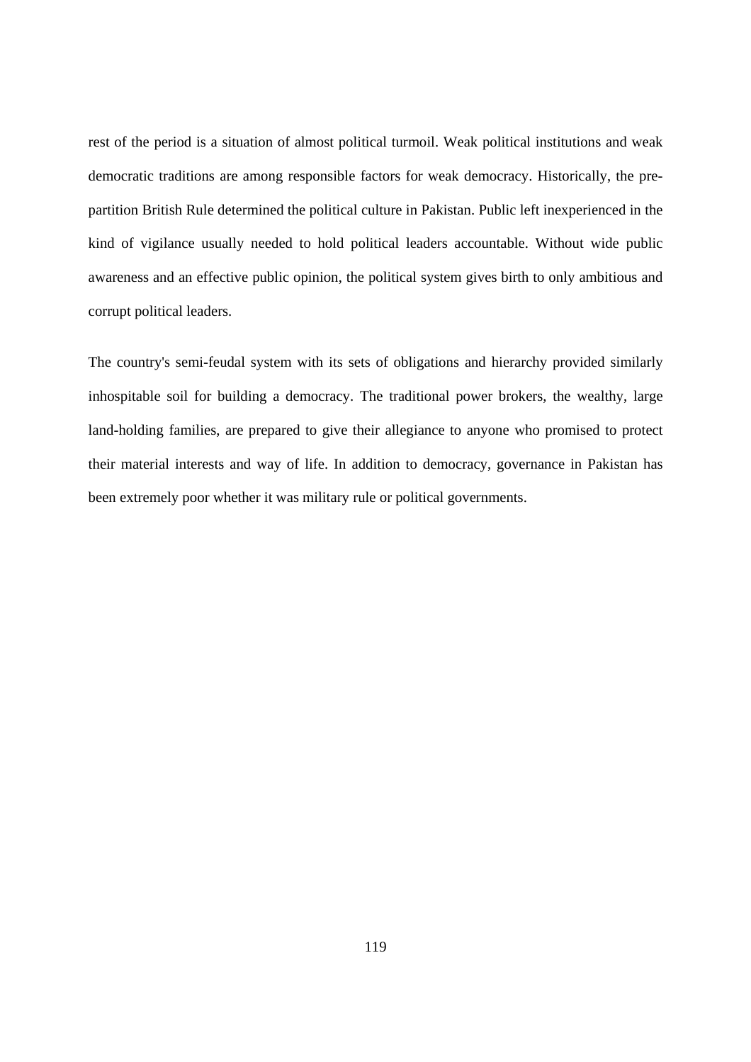rest of the period is a situation of almost political turmoil. Weak political institutions and weak democratic traditions are among responsible factors for weak democracy. Historically, the pre-partition British Rule determined the political culture in Pakistan. Public left inexperienced in the kind of vigilance usually needed to hold political leaders accountable. Without wide public awareness and an effective public opinion, the political system gives birth to only ambitious and corrupt political leaders.

The country's semi-feudal system with its sets of obligations and hierarchy provided similarly inhospitable soil for building a democracy. The traditional power brokers, the wealthy, large land-holding families, are prepared to give their allegiance to anyone who promised to protect their material interests and way of life. In addition to democracy, governance in Pakistan has been extremely poor whether it was military rule or political governments.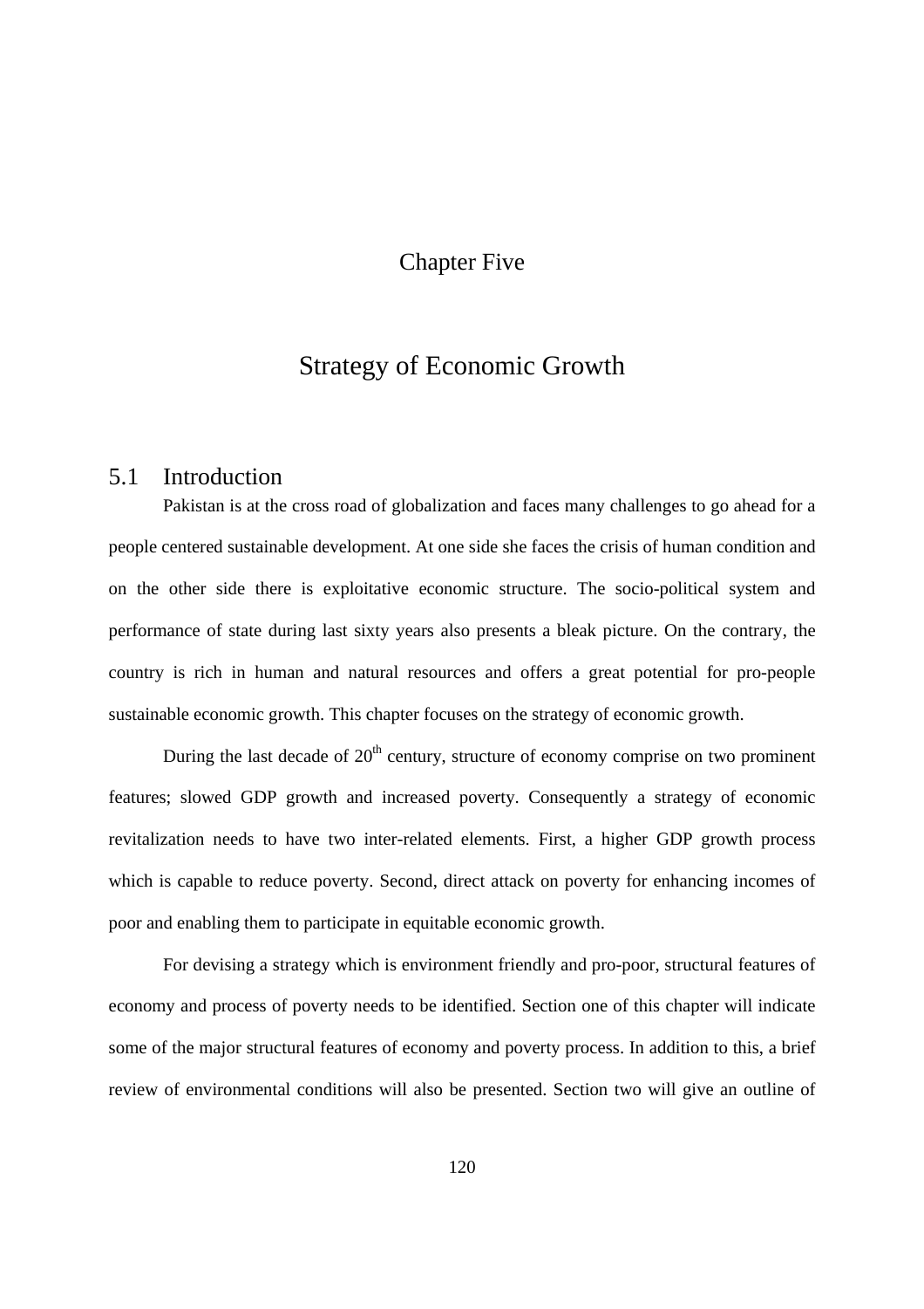# Chapter Five

# Strategy of Economic Growth

## 5.1 Introduction

Pakistan is at the cross road of globalization and faces many challenges to go ahead for a people centered sustainable development. At one side she faces the crisis of human condition and on the other side there is exploitative economic structure. The socio-political system and performance of state during last sixty years also presents a bleak picture. On the contrary, the country is rich in human and natural resources and offers a great potential for pro-people sustainable economic growth. This chapter focuses on the strategy of economic growth.

During the last decade of 20th century, structure of economy comprise on two prominent features; slowed GDP growth and increased poverty. Consequently a strategy of economic revitalization needs to have two inter-related elements. First, a higher GDP growth process which is capable to reduce poverty. Second, direct attack on poverty for enhancing incomes of poor and enabling them to participate in equitable economic growth.

For devising a strategy which is environment friendly and pro-poor, structural features of economy and process of poverty needs to be identified. Section one of this chapter will indicate some of the major structural features of economy and poverty process. In addition to this, a brief review of environmental conditions will also be presented. Section two will give an outline of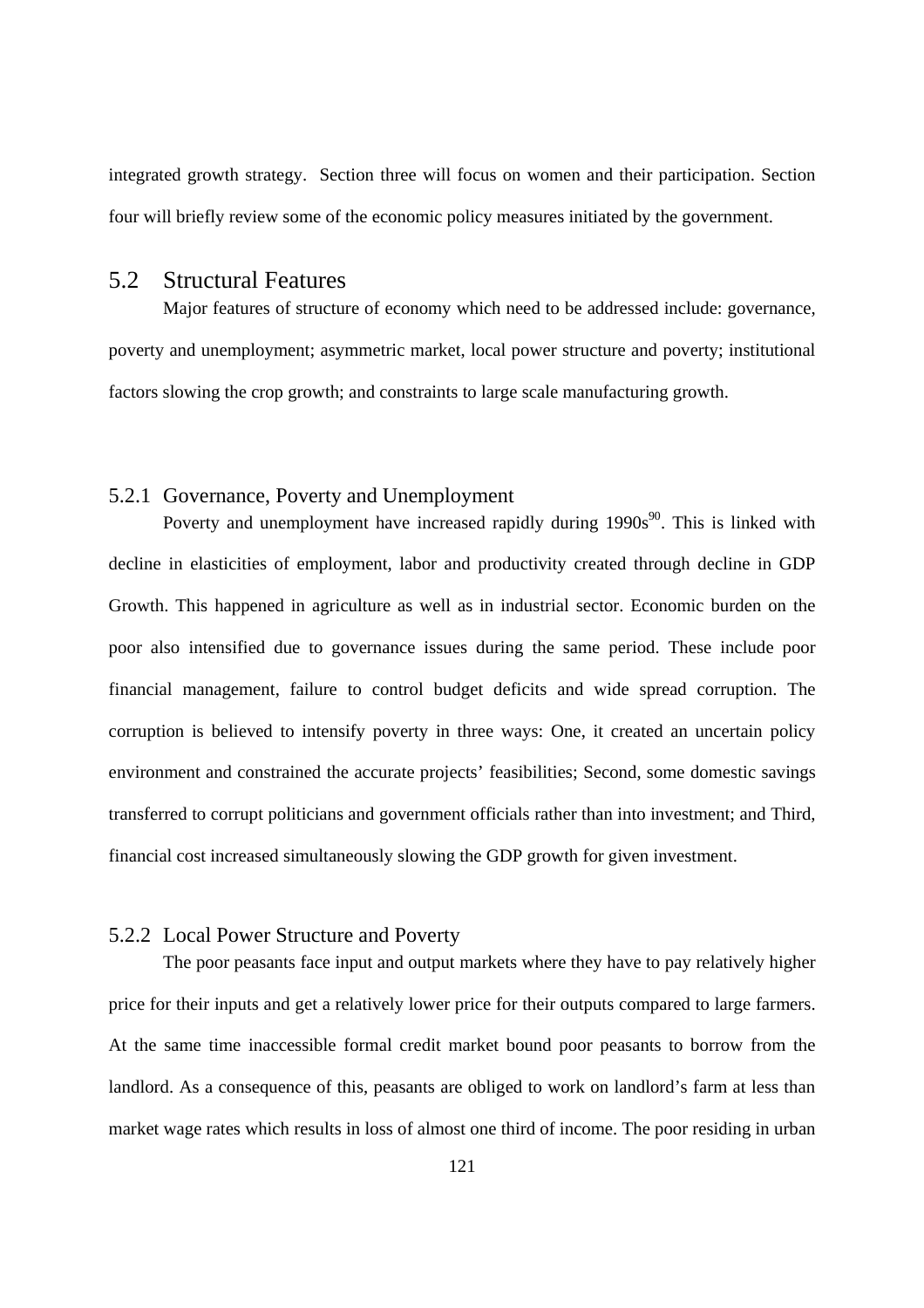integrated growth strategy. Section three will focus on women and their participation. Section four will briefly review some of the economic policy measures initiated by the government.

## 5.2 Structural Features

Major features of structure of economy which need to be addressed include: governance, poverty and unemployment; asymmetric market, local power structure and poverty; institutional factors slowing the crop growth; and constraints to large scale manufacturing growth.

### 5.2.1 Governance, Poverty and Unemployment

Poverty and unemployment have increased rapidly during 1990s[90]. This is linked with decline in elasticities of employment, labor and productivity created through decline in GDP Growth. This happened in agriculture as well as in industrial sector. Economic burden on the poor also intensified due to governance issues during the same period. These include poor financial management, failure to control budget deficits and wide spread corruption. The corruption is believed to intensify poverty in three ways: One, it created an uncertain policy environment and constrained the accurate projects' feasibilities; Second, some domestic savings transferred to corrupt politicians and government officials rather than into investment; and Third, financial cost increased simultaneously slowing the GDP growth for given investment.

### 5.2.2 Local Power Structure and Poverty

The poor peasants face input and output markets where they have to pay relatively higher price for their inputs and get a relatively lower price for their outputs compared to large farmers. At the same time inaccessible formal credit market bound poor peasants to borrow from the landlord. As a consequence of this, peasants are obliged to work on landlord's farm at less than market wage rates which results in loss of almost one third of income. The poor residing in urban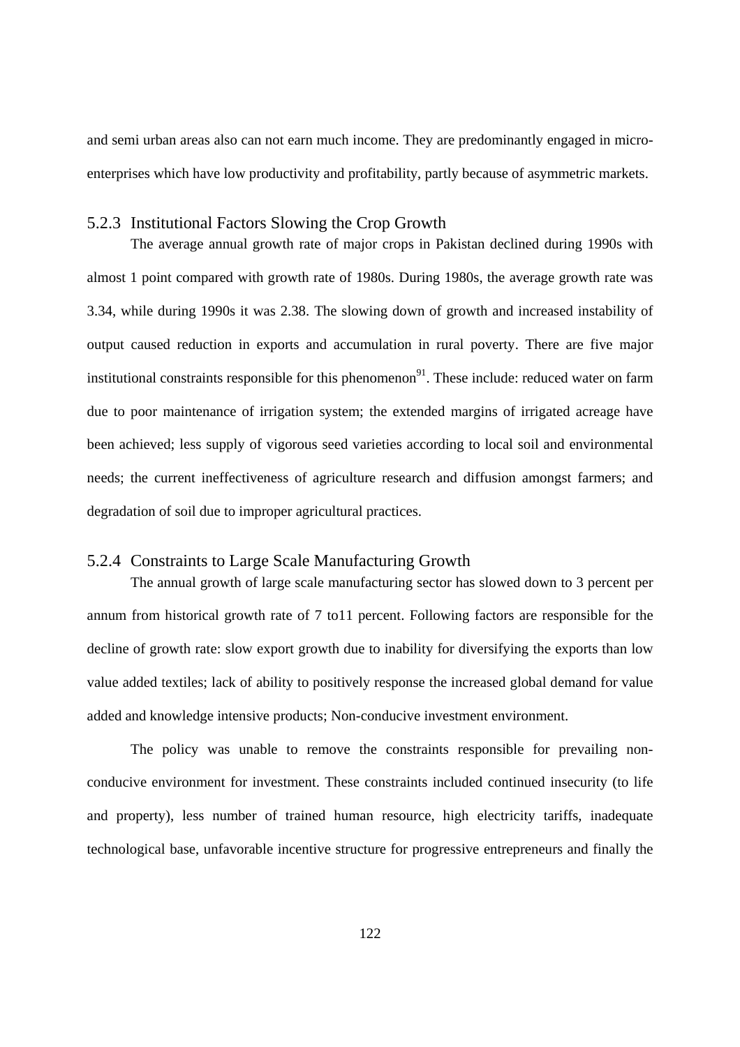and semi urban areas also can not earn much income. They are predominantly engaged in micro-enterprises which have low productivity and profitability, partly because of asymmetric markets.

### 5.2.3 Institutional Factors Slowing the Crop Growth

The average annual growth rate of major crops in Pakistan declined during 1990s with almost 1 point compared with growth rate of 1980s. During 1980s, the average growth rate was 3.34, while during 1990s it was 2.38. The slowing down of growth and increased instability of output caused reduction in exports and accumulation in rural poverty. There are five major institutional constraints responsible for this phenomenon[91]. These include: reduced water on farm due to poor maintenance of irrigation system; the extended margins of irrigated acreage have been achieved; less supply of vigorous seed varieties according to local soil and environmental needs; the current ineffectiveness of agriculture research and diffusion amongst farmers; and degradation of soil due to improper agricultural practices.

### 5.2.4 Constraints to Large Scale Manufacturing Growth

The annual growth of large scale manufacturing sector has slowed down to 3 percent per annum from historical growth rate of 7 to11 percent. Following factors are responsible for the decline of growth rate: slow export growth due to inability for diversifying the exports than low value added textiles; lack of ability to positively response the increased global demand for value added and knowledge intensive products; Non-conducive investment environment.

The policy was unable to remove the constraints responsible for prevailing non-conducive environment for investment. These constraints included continued insecurity (to life and property), less number of trained human resource, high electricity tariffs, inadequate technological base, unfavorable incentive structure for progressive entrepreneurs and finally the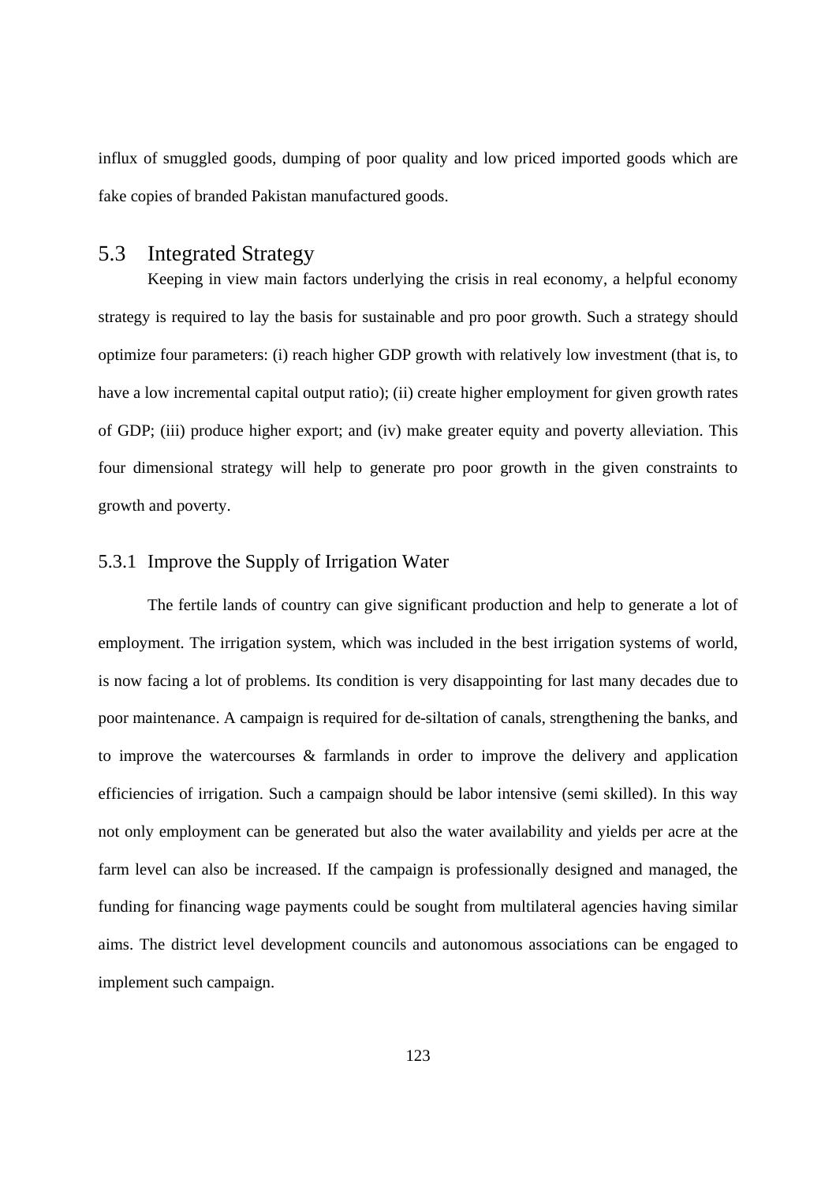influx of smuggled goods, dumping of poor quality and low priced imported goods which are fake copies of branded Pakistan manufactured goods.

## 5.3 Integrated Strategy

Keeping in view main factors underlying the crisis in real economy, a helpful economy strategy is required to lay the basis for sustainable and pro poor growth. Such a strategy should optimize four parameters: (i) reach higher GDP growth with relatively low investment (that is, to have a low incremental capital output ratio); (ii) create higher employment for given growth rates of GDP; (iii) produce higher export; and (iv) make greater equity and poverty alleviation. This four dimensional strategy will help to generate pro poor growth in the given constraints to growth and poverty.

### 5.3.1 Improve the Supply of Irrigation Water

The fertile lands of country can give significant production and help to generate a lot of employment. The irrigation system, which was included in the best irrigation systems of world, is now facing a lot of problems. Its condition is very disappointing for last many decades due to poor maintenance. A campaign is required for de-siltation of canals, strengthening the banks, and to improve the watercourses & farmlands in order to improve the delivery and application efficiencies of irrigation. Such a campaign should be labor intensive (semi skilled). In this way not only employment can be generated but also the water availability and yields per acre at the farm level can also be increased. If the campaign is professionally designed and managed, the funding for financing wage payments could be sought from multilateral agencies having similar aims. The district level development councils and autonomous associations can be engaged to implement such campaign.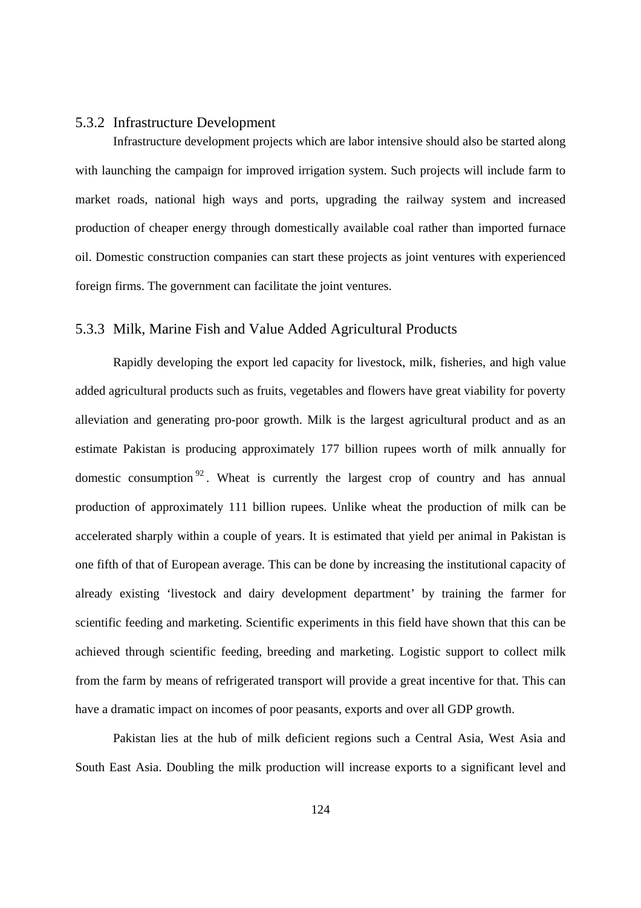### 5.3.2 Infrastructure Development

Infrastructure development projects which are labor intensive should also be started along with launching the campaign for improved irrigation system. Such projects will include farm to market roads, national high ways and ports, upgrading the railway system and increased production of cheaper energy through domestically available coal rather than imported furnace oil. Domestic construction companies can start these projects as joint ventures with experienced foreign firms. The government can facilitate the joint ventures.

### 5.3.3 Milk, Marine Fish and Value Added Agricultural Products

Rapidly developing the export led capacity for livestock, milk, fisheries, and high value added agricultural products such as fruits, vegetables and flowers have great viability for poverty alleviation and generating pro-poor growth. Milk is the largest agricultural product and as an estimate Pakistan is producing approximately 177 billion rupees worth of milk annually for domestic consumption[92]. Wheat is currently the largest crop of country and has annual production of approximately 111 billion rupees. Unlike wheat the production of milk can be accelerated sharply within a couple of years. It is estimated that yield per animal in Pakistan is one fifth of that of European average. This can be done by increasing the institutional capacity of already existing 'livestock and dairy development department' by training the farmer for scientific feeding and marketing. Scientific experiments in this field have shown that this can be achieved through scientific feeding, breeding and marketing. Logistic support to collect milk from the farm by means of refrigerated transport will provide a great incentive for that. This can have a dramatic impact on incomes of poor peasants, exports and over all GDP growth.

Pakistan lies at the hub of milk deficient regions such a Central Asia, West Asia and South East Asia. Doubling the milk production will increase exports to a significant level and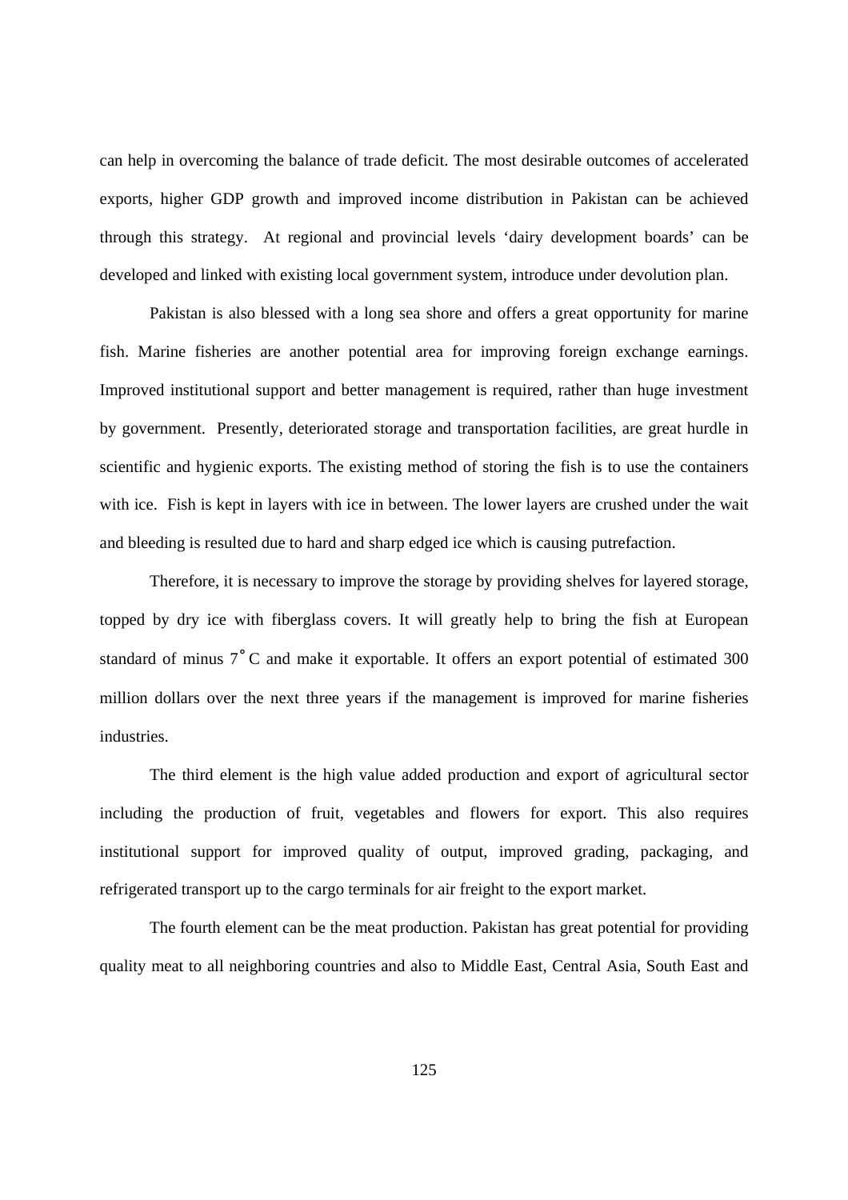can help in overcoming the balance of trade deficit. The most desirable outcomes of accelerated exports, higher GDP growth and improved income distribution in Pakistan can be achieved through this strategy. At regional and provincial levels 'dairy development boards' can be developed and linked with existing local government system, introduce under devolution plan.

Pakistan is also blessed with a long sea shore and offers a great opportunity for marine fish. Marine fisheries are another potential area for improving foreign exchange earnings. Improved institutional support and better management is required, rather than huge investment by government. Presently, deteriorated storage and transportation facilities, are great hurdle in scientific and hygienic exports. The existing method of storing the fish is to use the containers with ice. Fish is kept in layers with ice in between. The lower layers are crushed under the wait and bleeding is resulted due to hard and sharp edged ice which is causing putrefaction.

Therefore, it is necessary to improve the storage by providing shelves for layered storage, topped by dry ice with fiberglass covers. It will greatly help to bring the fish at European standard of minus 7˚C and make it exportable. It offers an export potential of estimated 300 million dollars over the next three years if the management is improved for marine fisheries industries.

The third element is the high value added production and export of agricultural sector including the production of fruit, vegetables and flowers for export. This also requires institutional support for improved quality of output, improved grading, packaging, and refrigerated transport up to the cargo terminals for air freight to the export market.

The fourth element can be the meat production. Pakistan has great potential for providing quality meat to all neighboring countries and also to Middle East, Central Asia, South East and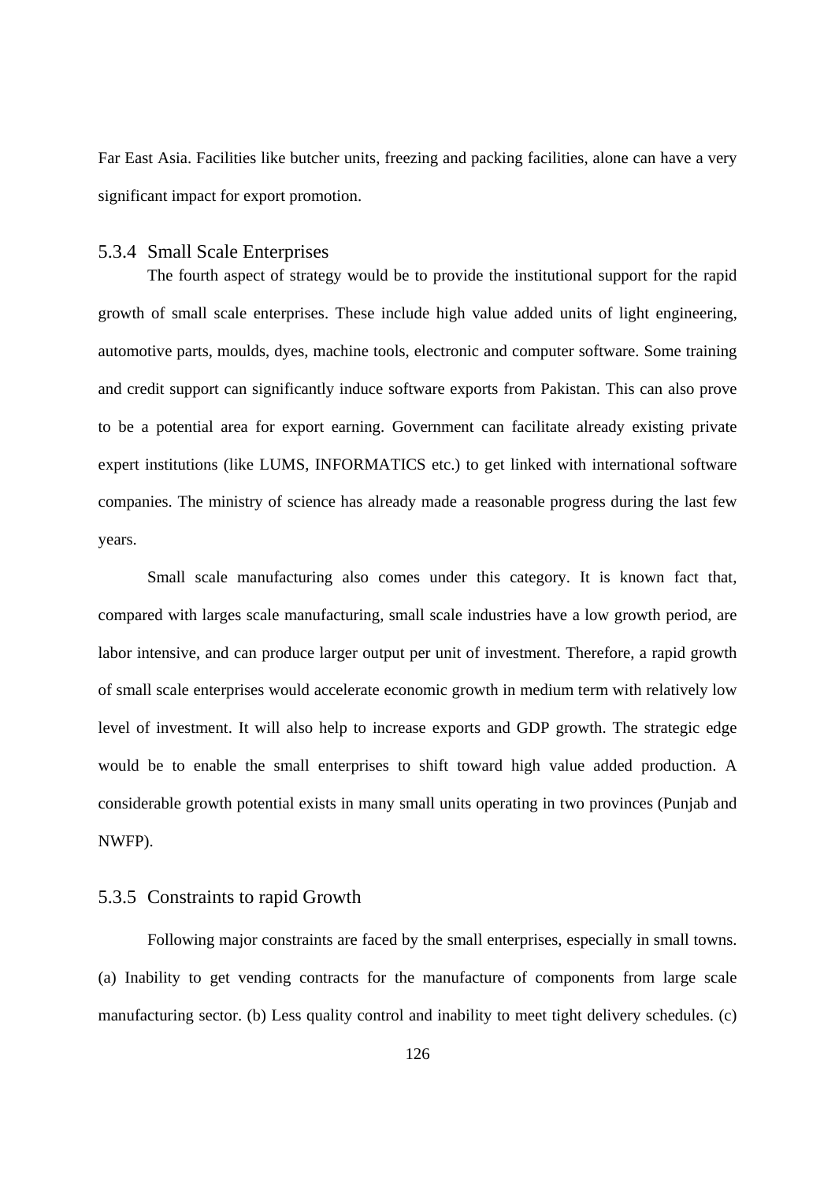Far East Asia. Facilities like butcher units, freezing and packing facilities, alone can have a very significant impact for export promotion.

### 5.3.4 Small Scale Enterprises

The fourth aspect of strategy would be to provide the institutional support for the rapid growth of small scale enterprises. These include high value added units of light engineering, automotive parts, moulds, dyes, machine tools, electronic and computer software. Some training and credit support can significantly induce software exports from Pakistan. This can also prove to be a potential area for export earning. Government can facilitate already existing private expert institutions (like LUMS, INFORMATICS etc.) to get linked with international software companies. The ministry of science has already made a reasonable progress during the last few years.

Small scale manufacturing also comes under this category. It is known fact that, compared with larges scale manufacturing, small scale industries have a low growth period, are labor intensive, and can produce larger output per unit of investment. Therefore, a rapid growth of small scale enterprises would accelerate economic growth in medium term with relatively low level of investment. It will also help to increase exports and GDP growth. The strategic edge would be to enable the small enterprises to shift toward high value added production. A considerable growth potential exists in many small units operating in two provinces (Punjab and NWFP).

### 5.3.5 Constraints to rapid Growth

Following major constraints are faced by the small enterprises, especially in small towns. (a) Inability to get vending contracts for the manufacture of components from large scale manufacturing sector. (b) Less quality control and inability to meet tight delivery schedules. (c)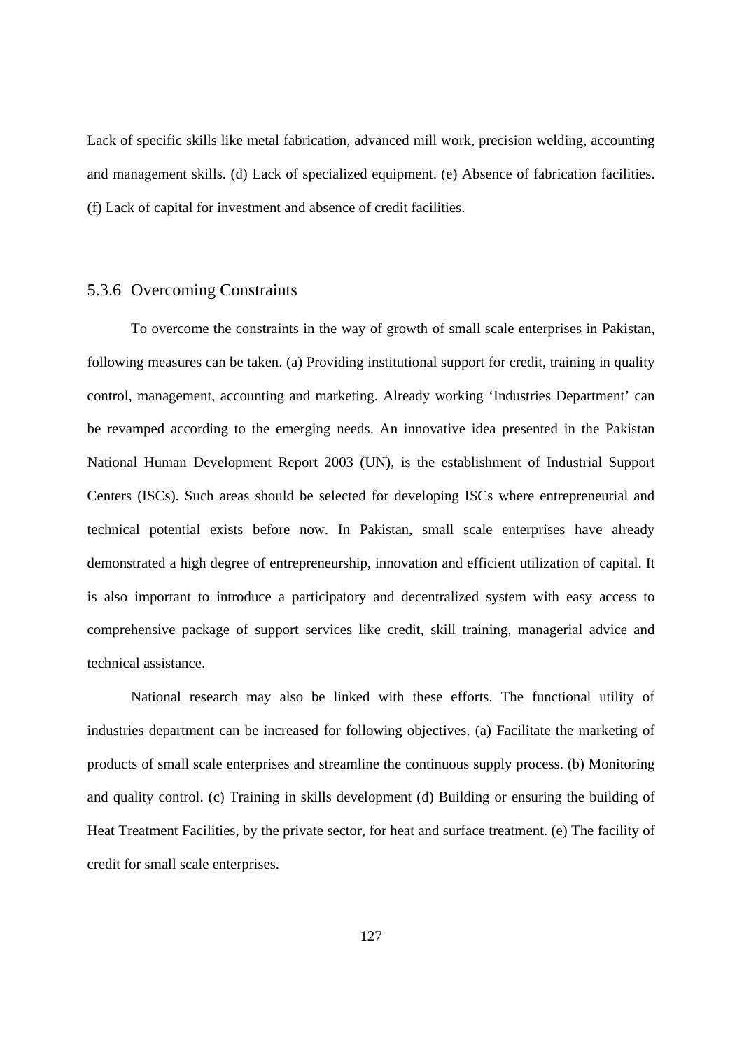Lack of specific skills like metal fabrication, advanced mill work, precision welding, accounting and management skills. (d) Lack of specialized equipment. (e) Absence of fabrication facilities. (f) Lack of capital for investment and absence of credit facilities.

### 5.3.6 Overcoming Constraints

To overcome the constraints in the way of growth of small scale enterprises in Pakistan, following measures can be taken. (a) Providing institutional support for credit, training in quality control, management, accounting and marketing. Already working 'Industries Department' can be revamped according to the emerging needs. An innovative idea presented in the Pakistan National Human Development Report 2003 (UN), is the establishment of Industrial Support Centers (ISCs). Such areas should be selected for developing ISCs where entrepreneurial and technical potential exists before now. In Pakistan, small scale enterprises have already demonstrated a high degree of entrepreneurship, innovation and efficient utilization of capital. It is also important to introduce a participatory and decentralized system with easy access to comprehensive package of support services like credit, skill training, managerial advice and technical assistance.

National research may also be linked with these efforts. The functional utility of industries department can be increased for following objectives. (a) Facilitate the marketing of products of small scale enterprises and streamline the continuous supply process. (b) Monitoring and quality control. (c) Training in skills development (d) Building or ensuring the building of Heat Treatment Facilities, by the private sector, for heat and surface treatment. (e) The facility of credit for small scale enterprises.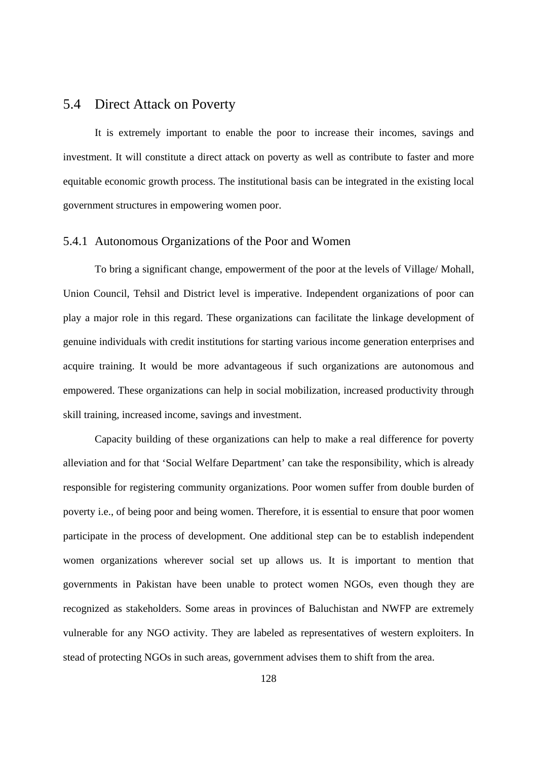## 5.4 Direct Attack on Poverty

It is extremely important to enable the poor to increase their incomes, savings and investment. It will constitute a direct attack on poverty as well as contribute to faster and more equitable economic growth process. The institutional basis can be integrated in the existing local government structures in empowering women poor.

### 5.4.1 Autonomous Organizations of the Poor and Women

To bring a significant change, empowerment of the poor at the levels of Village/ Mohall, Union Council, Tehsil and District level is imperative. Independent organizations of poor can play a major role in this regard. These organizations can facilitate the linkage development of genuine individuals with credit institutions for starting various income generation enterprises and acquire training. It would be more advantageous if such organizations are autonomous and empowered. These organizations can help in social mobilization, increased productivity through skill training, increased income, savings and investment.

Capacity building of these organizations can help to make a real difference for poverty alleviation and for that 'Social Welfare Department' can take the responsibility, which is already responsible for registering community organizations. Poor women suffer from double burden of poverty i.e., of being poor and being women. Therefore, it is essential to ensure that poor women participate in the process of development. One additional step can be to establish independent women organizations wherever social set up allows us. It is important to mention that governments in Pakistan have been unable to protect women NGOs, even though they are recognized as stakeholders. Some areas in provinces of Baluchistan and NWFP are extremely vulnerable for any NGO activity. They are labeled as representatives of western exploiters. In stead of protecting NGOs in such areas, government advises them to shift from the area.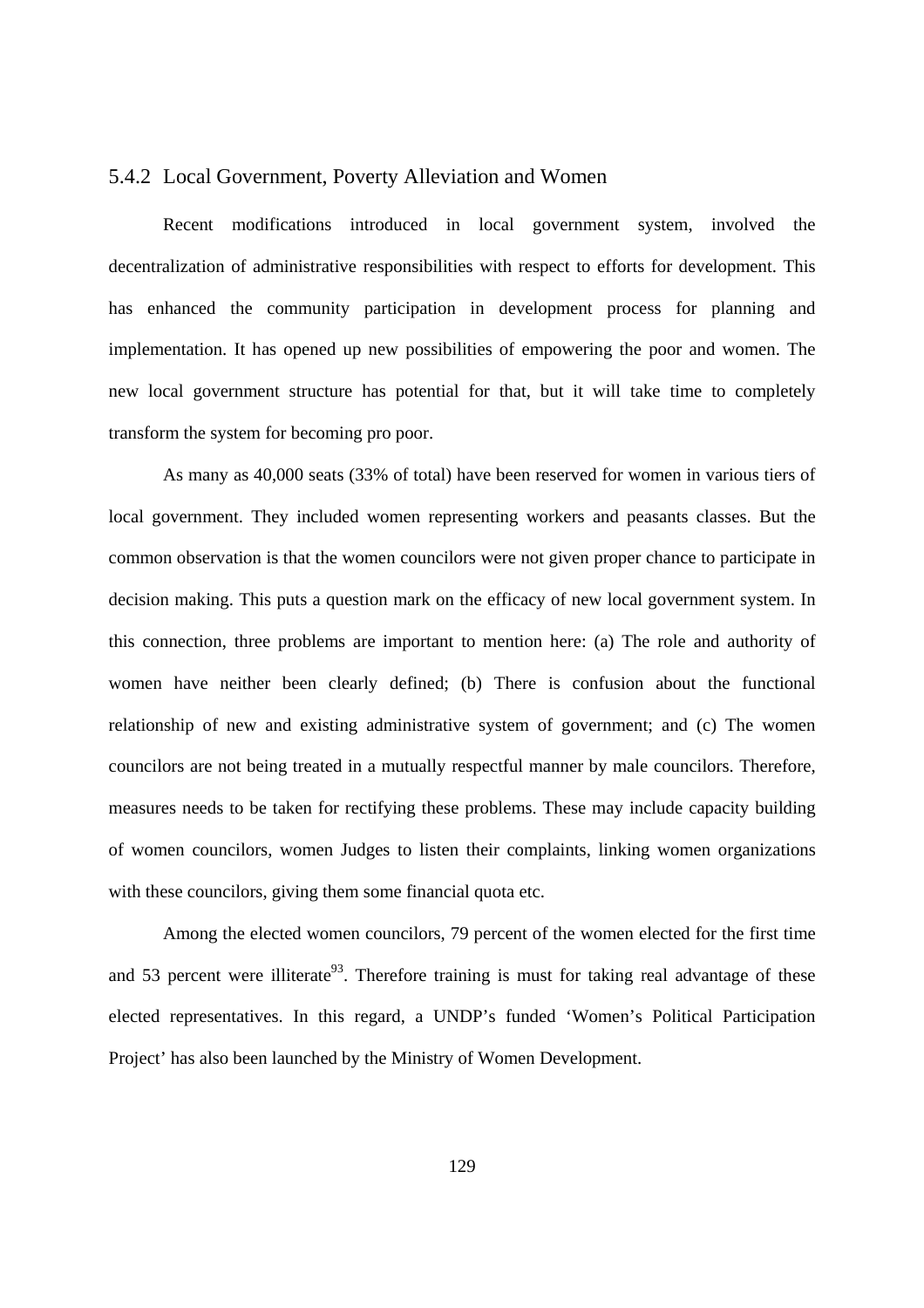### 5.4.2 Local Government, Poverty Alleviation and Women

Recent modifications introduced in local government system, involved the decentralization of administrative responsibilities with respect to efforts for development. This has enhanced the community participation in development process for planning and implementation. It has opened up new possibilities of empowering the poor and women. The new local government structure has potential for that, but it will take time to completely transform the system for becoming pro poor.

As many as 40,000 seats (33% of total) have been reserved for women in various tiers of local government. They included women representing workers and peasants classes. But the common observation is that the women councilors were not given proper chance to participate in decision making. This puts a question mark on the efficacy of new local government system. In this connection, three problems are important to mention here: (a) The role and authority of women have neither been clearly defined; (b) There is confusion about the functional relationship of new and existing administrative system of government; and (c) The women councilors are not being treated in a mutually respectful manner by male councilors. Therefore, measures needs to be taken for rectifying these problems. These may include capacity building of women councilors, women Judges to listen their complaints, linking women organizations with these councilors, giving them some financial quota etc.

Among the elected women councilors, 79 percent of the women elected for the first time and 53 percent were illiterate[93]. Therefore training is must for taking real advantage of these elected representatives. In this regard, a UNDP's funded 'Women's Political Participation Project' has also been launched by the Ministry of Women Development.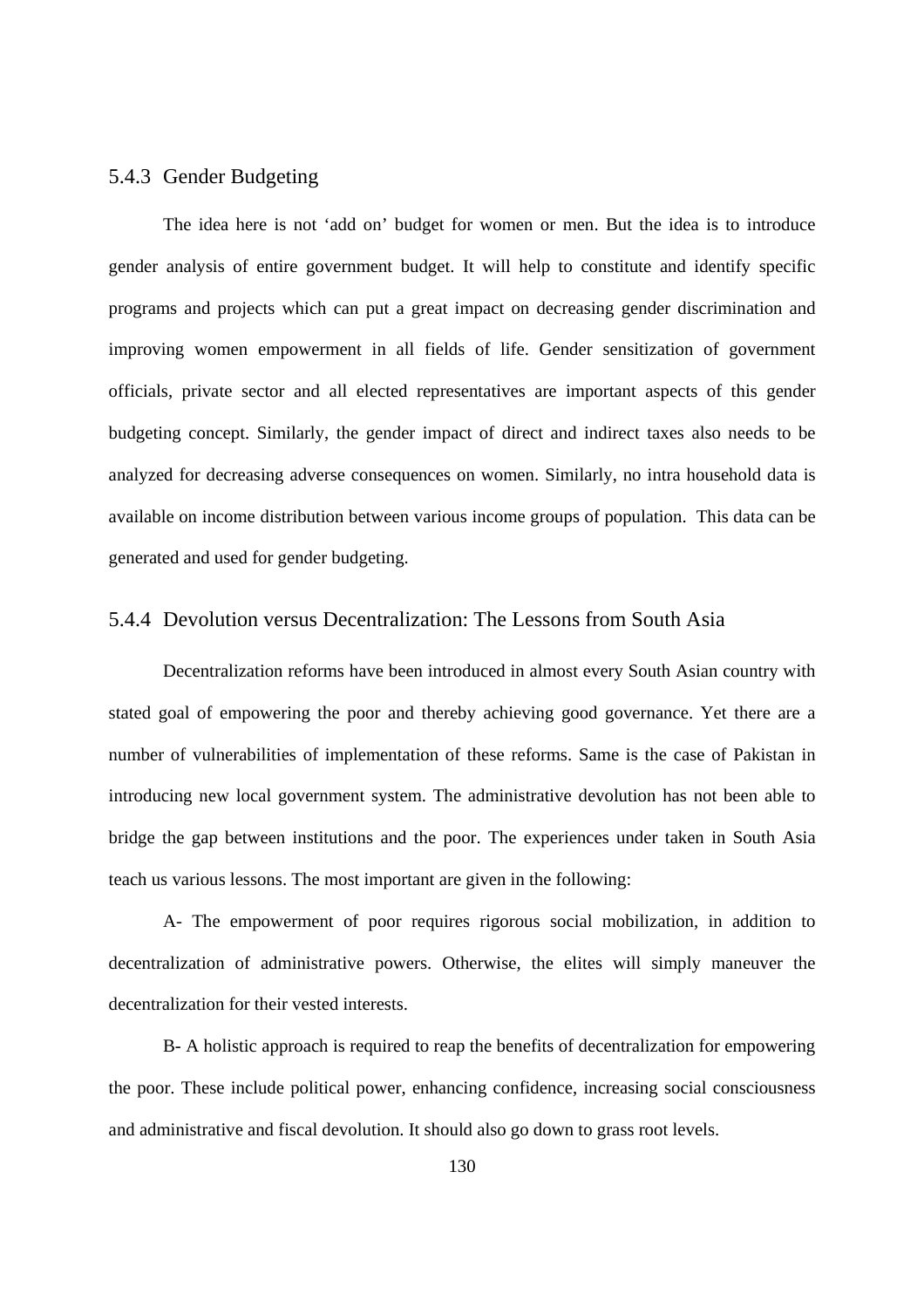### 5.4.3 Gender Budgeting

The idea here is not ‘add on’ budget for women or men. But the idea is to introduce gender analysis of entire government budget. It will help to constitute and identify specific programs and projects which can put a great impact on decreasing gender discrimination and improving women empowerment in all fields of life. Gender sensitization of government officials, private sector and all elected representatives are important aspects of this gender budgeting concept. Similarly, the gender impact of direct and indirect taxes also needs to be analyzed for decreasing adverse consequences on women. Similarly, no intra household data is available on income distribution between various income groups of population. This data can be generated and used for gender budgeting.

### 5.4.4 Devolution versus Decentralization: The Lessons from South Asia

Decentralization reforms have been introduced in almost every South Asian country with stated goal of empowering the poor and thereby achieving good governance. Yet there are a number of vulnerabilities of implementation of these reforms. Same is the case of Pakistan in introducing new local government system. The administrative devolution has not been able to bridge the gap between institutions and the poor. The experiences under taken in South Asia teach us various lessons. The most important are given in the following:

A- The empowerment of poor requires rigorous social mobilization, in addition to decentralization of administrative powers. Otherwise, the elites will simply maneuver the decentralization for their vested interests.

B- A holistic approach is required to reap the benefits of decentralization for empowering the poor. These include political power, enhancing confidence, increasing social consciousness and administrative and fiscal devolution. It should also go down to grass root levels.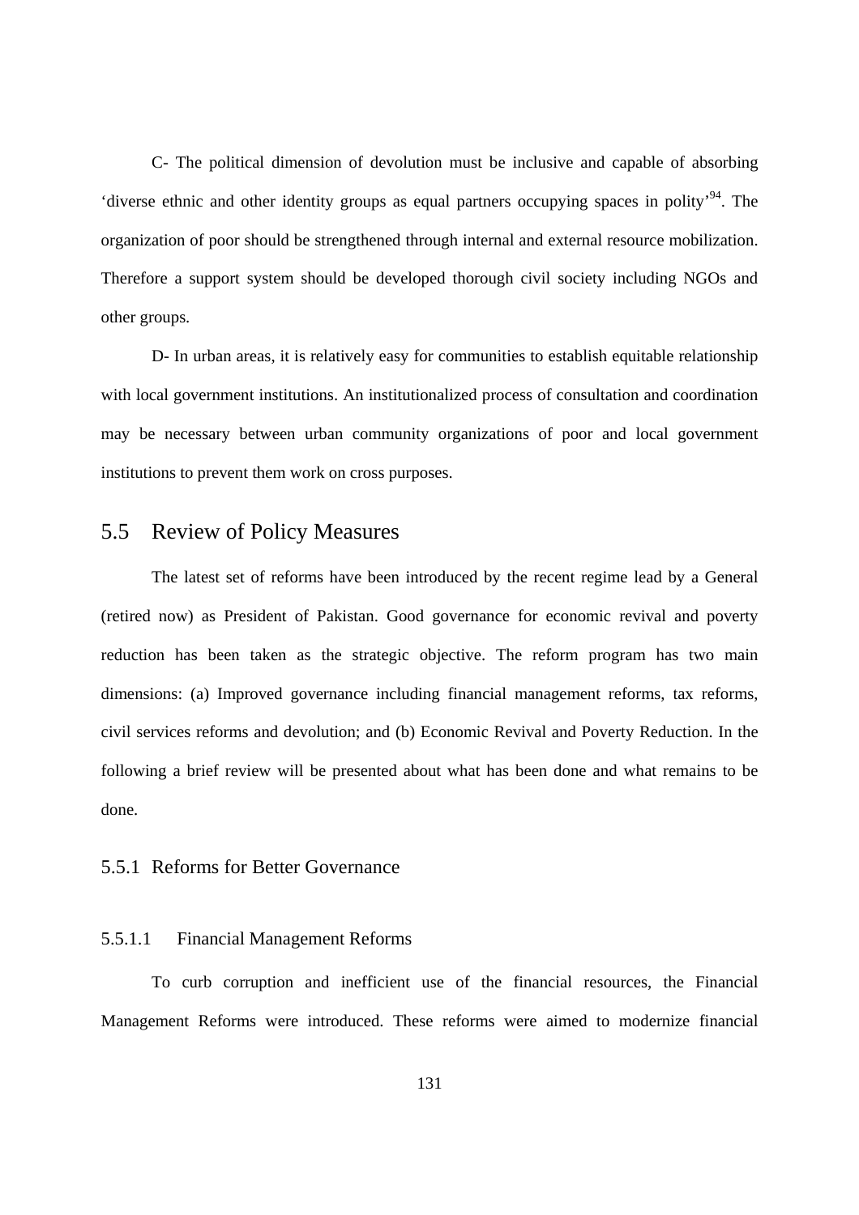C- The political dimension of devolution must be inclusive and capable of absorbing 'diverse ethnic and other identity groups as equal partners occupying spaces in polity'[94]. The organization of poor should be strengthened through internal and external resource mobilization. Therefore a support system should be developed thorough civil society including NGOs and other groups.

D- In urban areas, it is relatively easy for communities to establish equitable relationship with local government institutions. An institutionalized process of consultation and coordination may be necessary between urban community organizations of poor and local government institutions to prevent them work on cross purposes.

## 5.5 Review of Policy Measures

The latest set of reforms have been introduced by the recent regime lead by a General (retired now) as President of Pakistan. Good governance for economic revival and poverty reduction has been taken as the strategic objective. The reform program has two main dimensions: (a) Improved governance including financial management reforms, tax reforms, civil services reforms and devolution; and (b) Economic Revival and Poverty Reduction. In the following a brief review will be presented about what has been done and what remains to be done.

### 5.5.1 Reforms for Better Governance

#### 5.5.1.1 Financial Management Reforms

To curb corruption and inefficient use of the financial resources, the Financial Management Reforms were introduced. These reforms were aimed to modernize financial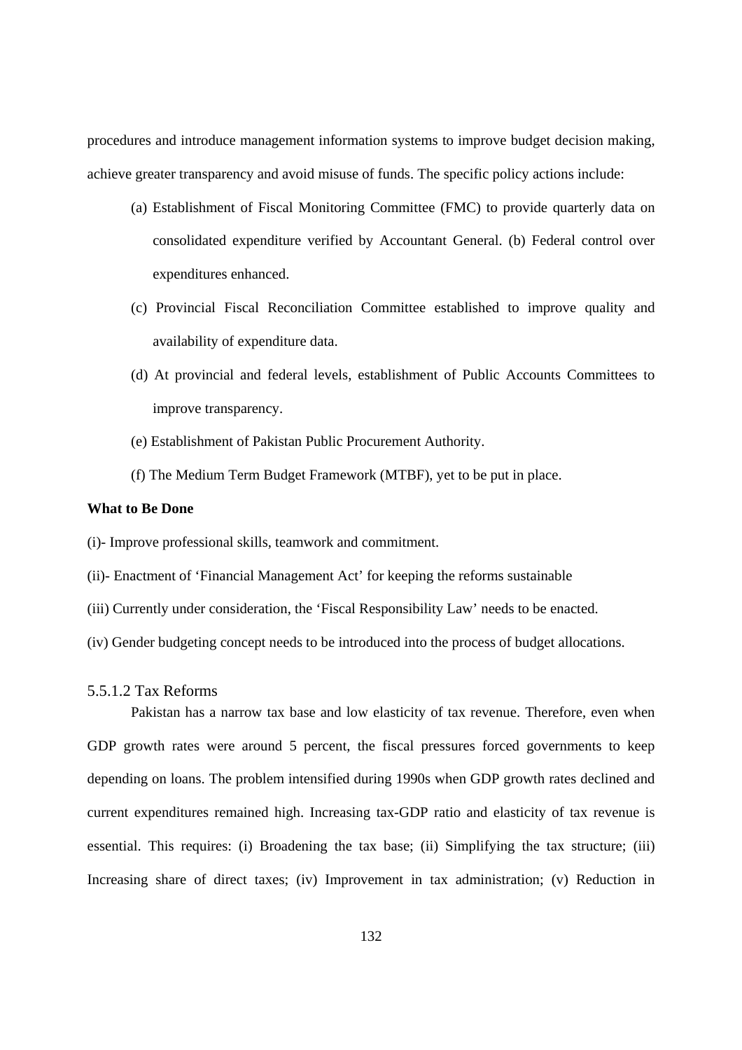procedures and introduce management information systems to improve budget decision making, achieve greater transparency and avoid misuse of funds. The specific policy actions include:

(a) Establishment of Fiscal Monitoring Committee (FMC) to provide quarterly data on consolidated expenditure verified by Accountant General. (b) Federal control over expenditures enhanced.

(c) Provincial Fiscal Reconciliation Committee established to improve quality and availability of expenditure data.

(d) At provincial and federal levels, establishment of Public Accounts Committees to improve transparency.

(e) Establishment of Pakistan Public Procurement Authority.

(f) The Medium Term Budget Framework (MTBF), yet to be put in place.

**What to Be Done**

(i)- Improve professional skills, teamwork and commitment.

(ii)- Enactment of 'Financial Management Act' for keeping the reforms sustainable

(iii) Currently under consideration, the 'Fiscal Responsibility Law' needs to be enacted.

(iv) Gender budgeting concept needs to be introduced into the process of budget allocations.

#### 5.5.1.2 Tax Reforms

Pakistan has a narrow tax base and low elasticity of tax revenue. Therefore, even when GDP growth rates were around 5 percent, the fiscal pressures forced governments to keep depending on loans. The problem intensified during 1990s when GDP growth rates declined and current expenditures remained high. Increasing tax-GDP ratio and elasticity of tax revenue is essential. This requires: (i) Broadening the tax base; (ii) Simplifying the tax structure; (iii) Increasing share of direct taxes; (iv) Improvement in tax administration; (v) Reduction in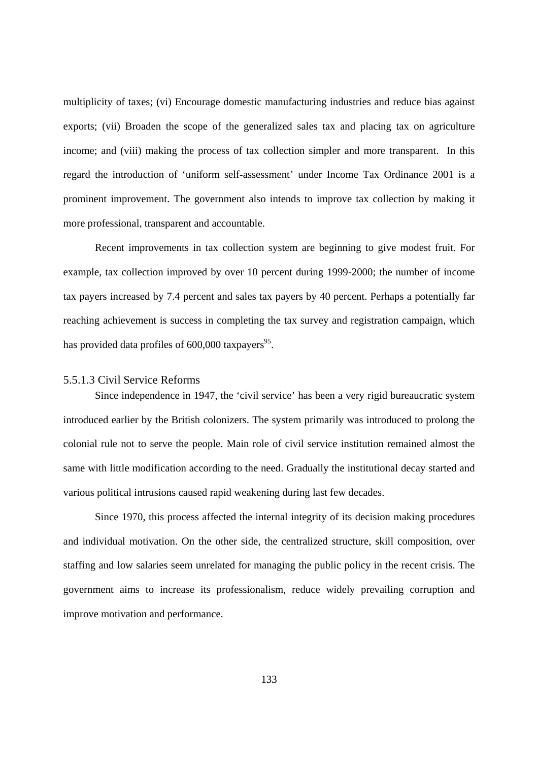multiplicity of taxes; (vi) Encourage domestic manufacturing industries and reduce bias against exports; (vii) Broaden the scope of the generalized sales tax and placing tax on agriculture income; and (viii) making the process of tax collection simpler and more transparent. In this regard the introduction of 'uniform self-assessment' under Income Tax Ordinance 2001 is a prominent improvement. The government also intends to improve tax collection by making it more professional, transparent and accountable.

Recent improvements in tax collection system are beginning to give modest fruit. For example, tax collection improved by over 10 percent during 1999-2000; the number of income tax payers increased by 7.4 percent and sales tax payers by 40 percent. Perhaps a potentially far reaching achievement is success in completing the tax survey and registration campaign, which has provided data profiles of 600,000 taxpayers[95].

#### 5.5.1.3 Civil Service Reforms

Since independence in 1947, the 'civil service' has been a very rigid bureaucratic system introduced earlier by the British colonizers. The system primarily was introduced to prolong the colonial rule not to serve the people. Main role of civil service institution remained almost the same with little modification according to the need. Gradually the institutional decay started and various political intrusions caused rapid weakening during last few decades.

Since 1970, this process affected the internal integrity of its decision making procedures and individual motivation. On the other side, the centralized structure, skill composition, over staffing and low salaries seem unrelated for managing the public policy in the recent crisis. The government aims to increase its professionalism, reduce widely prevailing corruption and improve motivation and performance.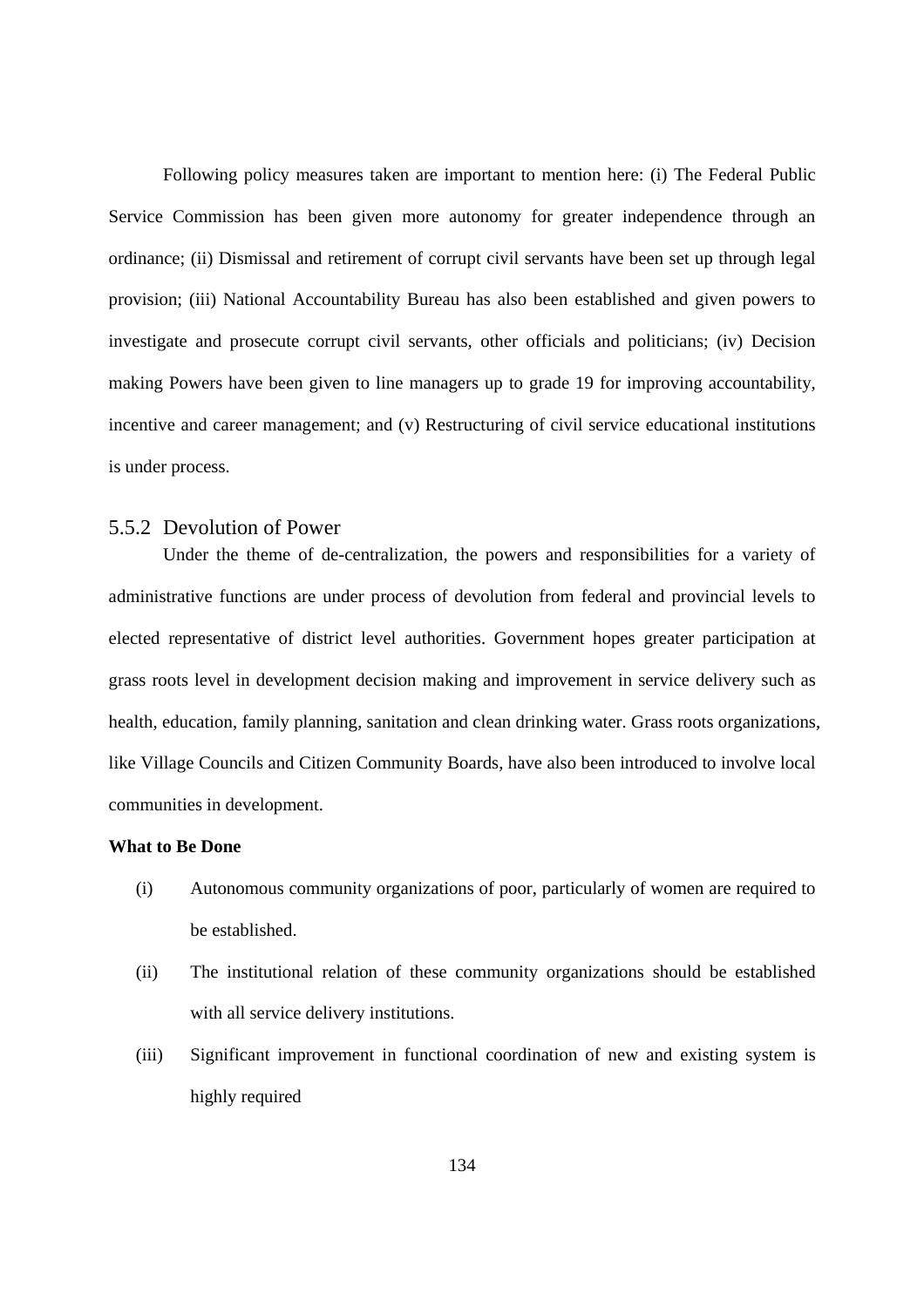Following policy measures taken are important to mention here: (i) The Federal Public Service Commission has been given more autonomy for greater independence through an ordinance; (ii) Dismissal and retirement of corrupt civil servants have been set up through legal provision; (iii) National Accountability Bureau has also been established and given powers to investigate and prosecute corrupt civil servants, other officials and politicians; (iv) Decision making Powers have been given to line managers up to grade 19 for improving accountability, incentive and career management; and (v) Restructuring of civil service educational institutions is under process.

### 5.5.2 Devolution of Power

Under the theme of de-centralization, the powers and responsibilities for a variety of administrative functions are under process of devolution from federal and provincial levels to elected representative of district level authorities. Government hopes greater participation at grass roots level in development decision making and improvement in service delivery such as health, education, family planning, sanitation and clean drinking water. Grass roots organizations, like Village Councils and Citizen Community Boards, have also been introduced to involve local communities in development.

**What to Be Done**

(i) Autonomous community organizations of poor, particularly of women are required to be established.

(ii) The institutional relation of these community organizations should be established with all service delivery institutions.

(iii) Significant improvement in functional coordination of new and existing system is highly required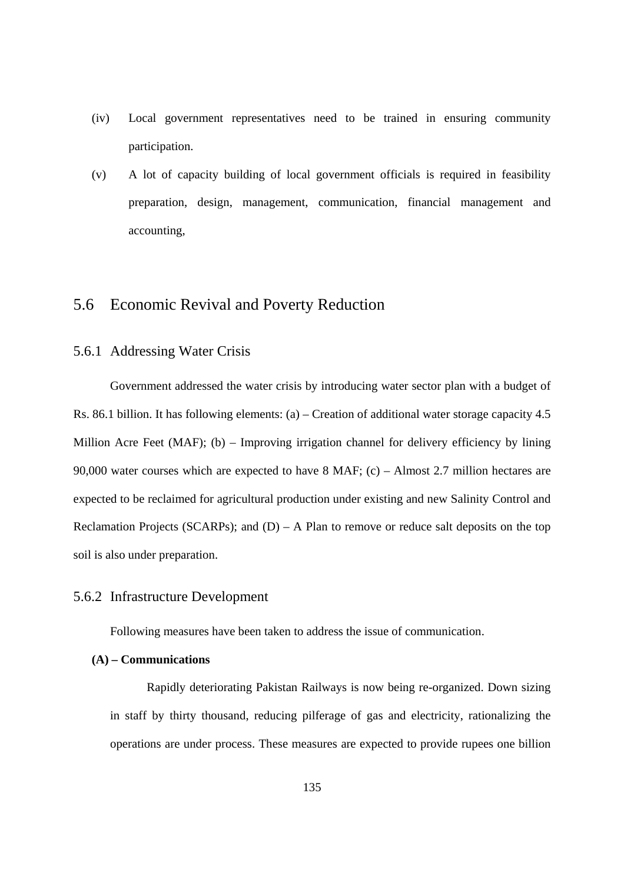(iv) Local government representatives need to be trained in ensuring community participation.

(v) A lot of capacity building of local government officials is required in feasibility preparation, design, management, communication, financial management and accounting,

## 5.6 Economic Revival and Poverty Reduction

### 5.6.1 Addressing Water Crisis

Government addressed the water crisis by introducing water sector plan with a budget of Rs. 86.1 billion. It has following elements: (a) – Creation of additional water storage capacity 4.5 Million Acre Feet (MAF); (b) – Improving irrigation channel for delivery efficiency by lining 90,000 water courses which are expected to have 8 MAF; (c) – Almost 2.7 million hectares are expected to be reclaimed for agricultural production under existing and new Salinity Control and Reclamation Projects (SCARPs); and (D) – A Plan to remove or reduce salt deposits on the top soil is also under preparation.

### 5.6.2 Infrastructure Development

Following measures have been taken to address the issue of communication.

**(A) – Communications**

Rapidly deteriorating Pakistan Railways is now being re-organized. Down sizing in staff by thirty thousand, reducing pilferage of gas and electricity, rationalizing the operations are under process. These measures are expected to provide rupees one billion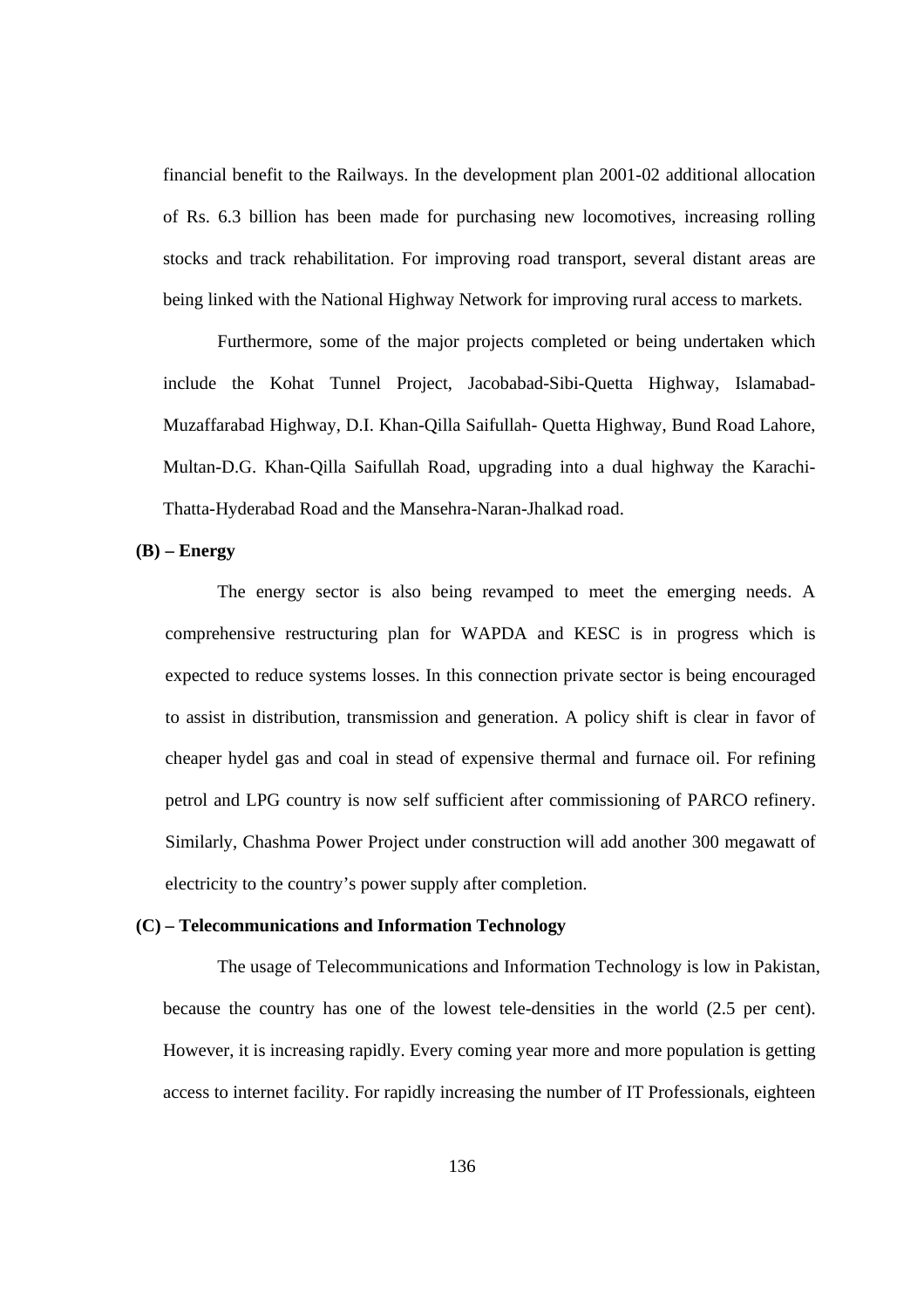financial benefit to the Railways. In the development plan 2001-02 additional allocation of Rs. 6.3 billion has been made for purchasing new locomotives, increasing rolling stocks and track rehabilitation. For improving road transport, several distant areas are being linked with the National Highway Network for improving rural access to markets.

Furthermore, some of the major projects completed or being undertaken which include the Kohat Tunnel Project, Jacobabad-Sibi-Quetta Highway, Islamabad-Muzaffarabad Highway, D.I. Khan-Qilla Saifullah- Quetta Highway, Bund Road Lahore, Multan-D.G. Khan-Qilla Saifullah Road, upgrading into a dual highway the Karachi-Thatta-Hyderabad Road and the Mansehra-Naran-Jhalkad road.

**(B) – Energy**

The energy sector is also being revamped to meet the emerging needs. A comprehensive restructuring plan for WAPDA and KESC is in progress which is expected to reduce systems losses. In this connection private sector is being encouraged to assist in distribution, transmission and generation. A policy shift is clear in favor of cheaper hydel gas and coal in stead of expensive thermal and furnace oil. For refining petrol and LPG country is now self sufficient after commissioning of PARCO refinery. Similarly, Chashma Power Project under construction will add another 300 megawatt of electricity to the country's power supply after completion.

**(C) – Telecommunications and Information Technology**

The usage of Telecommunications and Information Technology is low in Pakistan, because the country has one of the lowest tele-densities in the world (2.5 per cent). However, it is increasing rapidly. Every coming year more and more population is getting access to internet facility. For rapidly increasing the number of IT Professionals, eighteen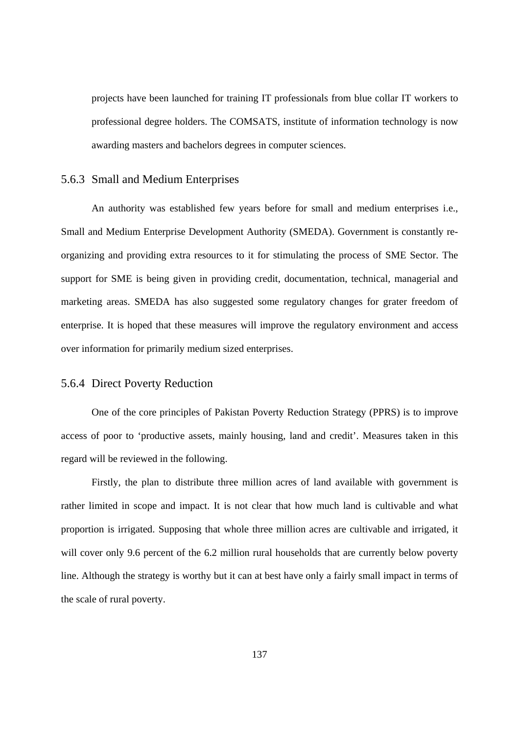projects have been launched for training IT professionals from blue collar IT workers to professional degree holders. The COMSATS, institute of information technology is now awarding masters and bachelors degrees in computer sciences.

### 5.6.3 Small and Medium Enterprises

An authority was established few years before for small and medium enterprises i.e., Small and Medium Enterprise Development Authority (SMEDA). Government is constantly re-organizing and providing extra resources to it for stimulating the process of SME Sector. The support for SME is being given in providing credit, documentation, technical, managerial and marketing areas. SMEDA has also suggested some regulatory changes for grater freedom of enterprise. It is hoped that these measures will improve the regulatory environment and access over information for primarily medium sized enterprises.

### 5.6.4 Direct Poverty Reduction

One of the core principles of Pakistan Poverty Reduction Strategy (PPRS) is to improve access of poor to 'productive assets, mainly housing, land and credit'. Measures taken in this regard will be reviewed in the following.

Firstly, the plan to distribute three million acres of land available with government is rather limited in scope and impact. It is not clear that how much land is cultivable and what proportion is irrigated. Supposing that whole three million acres are cultivable and irrigated, it will cover only 9.6 percent of the 6.2 million rural households that are currently below poverty line. Although the strategy is worthy but it can at best have only a fairly small impact in terms of the scale of rural poverty.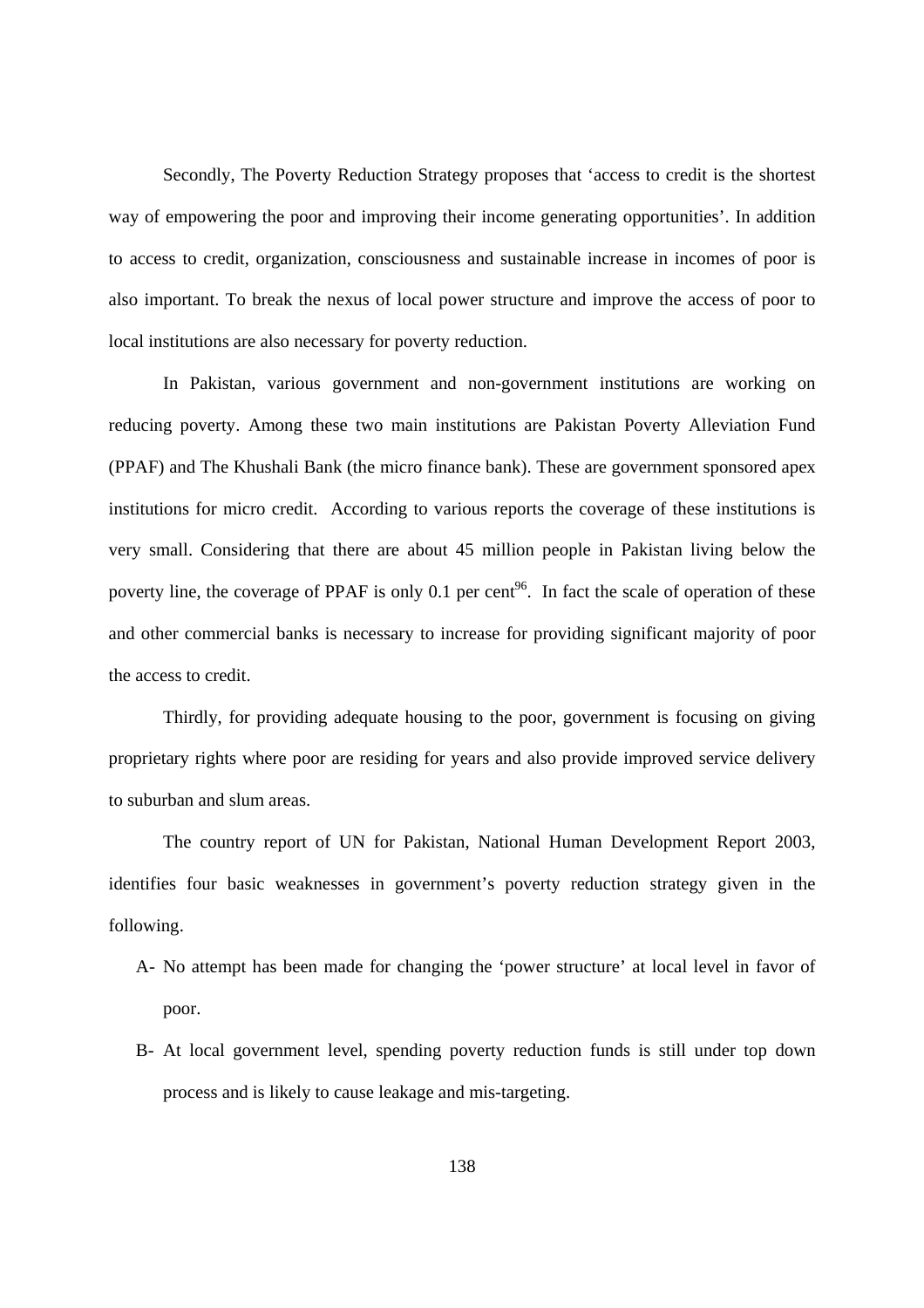Secondly, The Poverty Reduction Strategy proposes that 'access to credit is the shortest way of empowering the poor and improving their income generating opportunities'. In addition to access to credit, organization, consciousness and sustainable increase in incomes of poor is also important. To break the nexus of local power structure and improve the access of poor to local institutions are also necessary for poverty reduction.

In Pakistan, various government and non-government institutions are working on reducing poverty. Among these two main institutions are Pakistan Poverty Alleviation Fund (PPAF) and The Khushali Bank (the micro finance bank). These are government sponsored apex institutions for micro credit. According to various reports the coverage of these institutions is very small. Considering that there are about 45 million people in Pakistan living below the poverty line, the coverage of PPAF is only 0.1 per cent[96]. In fact the scale of operation of these and other commercial banks is necessary to increase for providing significant majority of poor the access to credit.

Thirdly, for providing adequate housing to the poor, government is focusing on giving proprietary rights where poor are residing for years and also provide improved service delivery to suburban and slum areas.

The country report of UN for Pakistan, National Human Development Report 2003, identifies four basic weaknesses in government's poverty reduction strategy given in the following.

A- No attempt has been made for changing the 'power structure' at local level in favor of poor.

B- At local government level, spending poverty reduction funds is still under top down process and is likely to cause leakage and mis-targeting.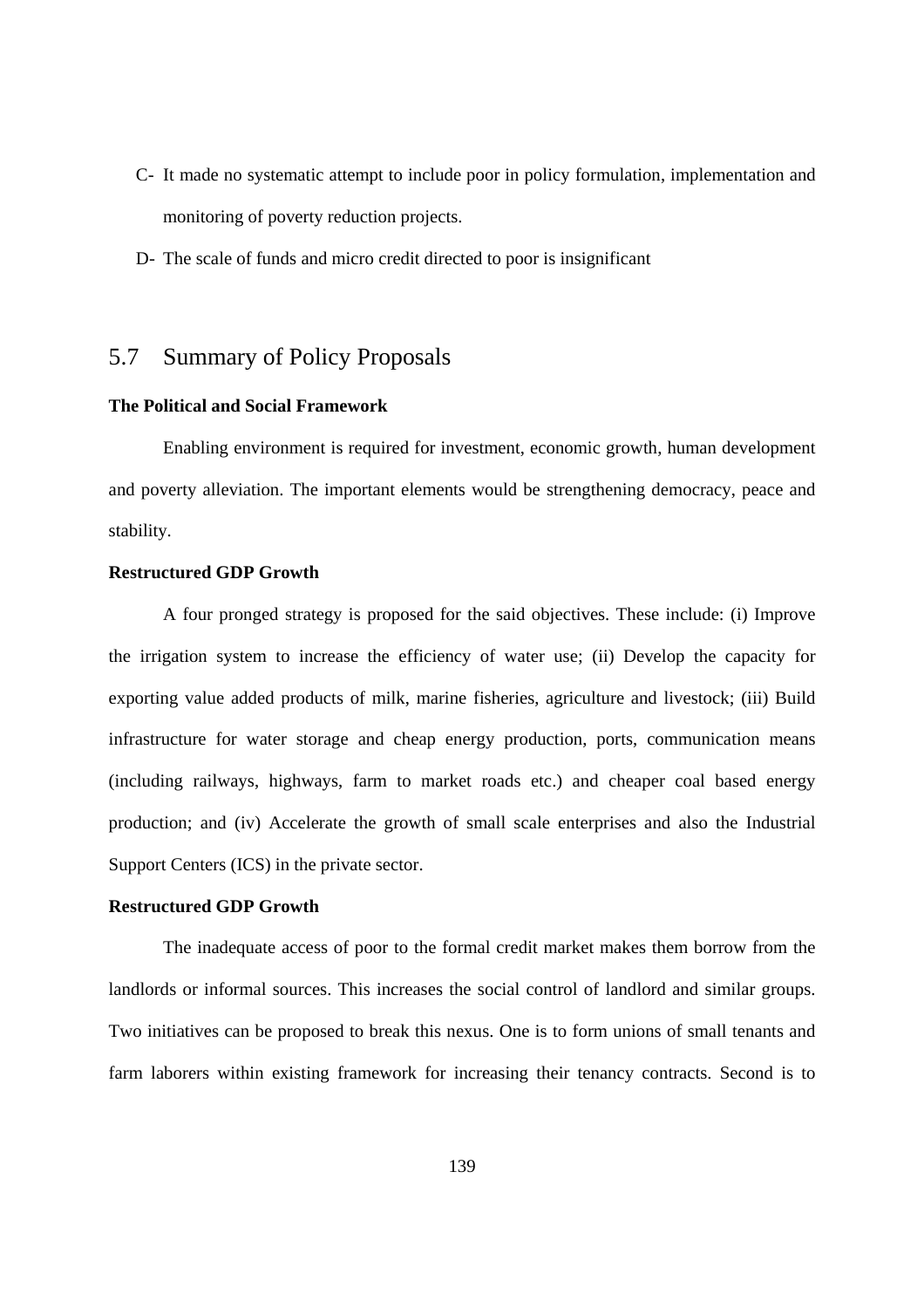C- It made no systematic attempt to include poor in policy formulation, implementation and monitoring of poverty reduction projects.

D- The scale of funds and micro credit directed to poor is insignificant

## 5.7 Summary of Policy Proposals

**The Political and Social Framework**

Enabling environment is required for investment, economic growth, human development and poverty alleviation. The important elements would be strengthening democracy, peace and stability.

**Restructured GDP Growth**

A four pronged strategy is proposed for the said objectives. These include: (i) Improve the irrigation system to increase the efficiency of water use; (ii) Develop the capacity for exporting value added products of milk, marine fisheries, agriculture and livestock; (iii) Build infrastructure for water storage and cheap energy production, ports, communication means (including railways, highways, farm to market roads etc.) and cheaper coal based energy production; and (iv) Accelerate the growth of small scale enterprises and also the Industrial Support Centers (ICS) in the private sector.

**Restructured GDP Growth**

The inadequate access of poor to the formal credit market makes them borrow from the landlords or informal sources. This increases the social control of landlord and similar groups. Two initiatives can be proposed to break this nexus. One is to form unions of small tenants and farm laborers within existing framework for increasing their tenancy contracts. Second is to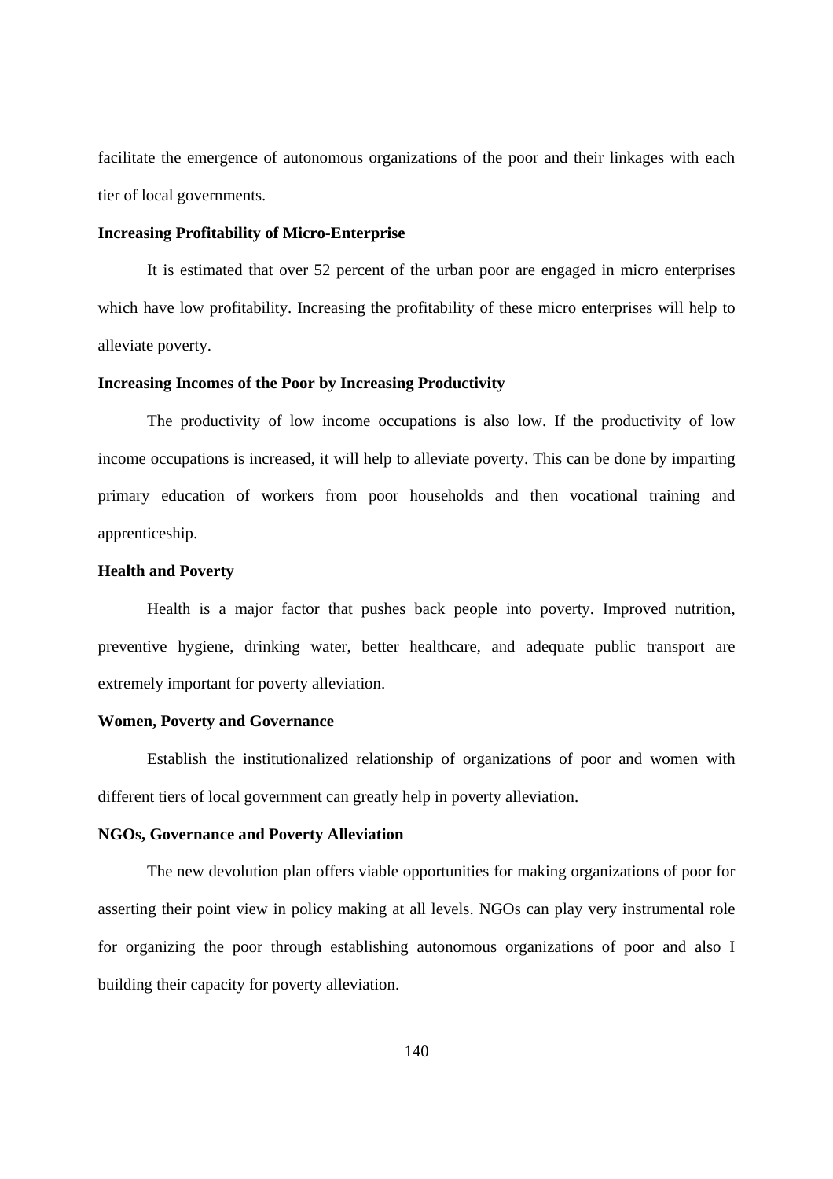facilitate the emergence of autonomous organizations of the poor and their linkages with each tier of local governments.

**Increasing Profitability of Micro-Enterprise**

It is estimated that over 52 percent of the urban poor are engaged in micro enterprises which have low profitability. Increasing the profitability of these micro enterprises will help to alleviate poverty.

**Increasing Incomes of the Poor by Increasing Productivity**

The productivity of low income occupations is also low. If the productivity of low income occupations is increased, it will help to alleviate poverty. This can be done by imparting primary education of workers from poor households and then vocational training and apprenticeship.

**Health and Poverty**

Health is a major factor that pushes back people into poverty. Improved nutrition, preventive hygiene, drinking water, better healthcare, and adequate public transport are extremely important for poverty alleviation.

**Women, Poverty and Governance**

Establish the institutionalized relationship of organizations of poor and women with different tiers of local government can greatly help in poverty alleviation.

**NGOs, Governance and Poverty Alleviation**

The new devolution plan offers viable opportunities for making organizations of poor for asserting their point view in policy making at all levels. NGOs can play very instrumental role for organizing the poor through establishing autonomous organizations of poor and also I building their capacity for poverty alleviation.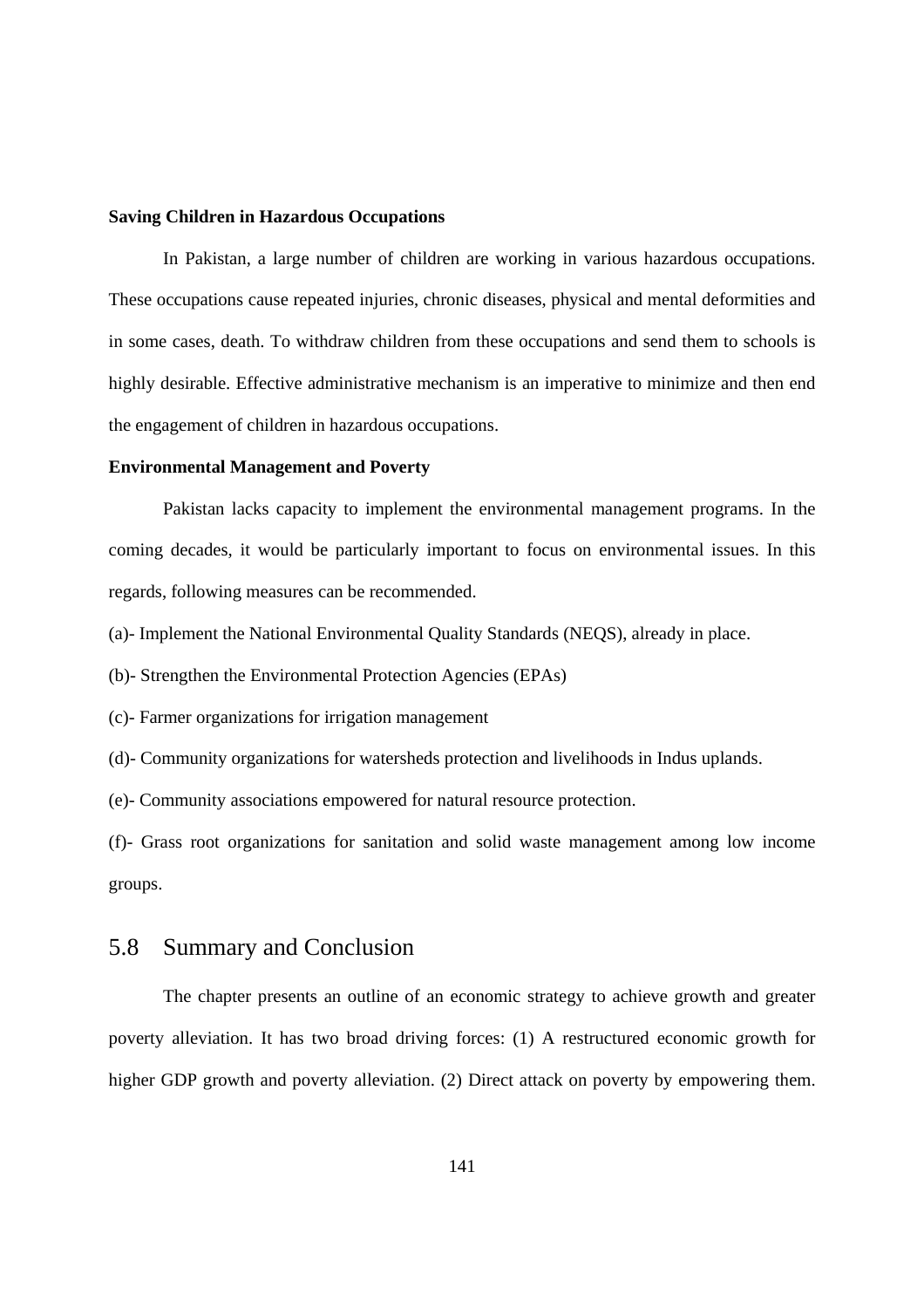**Saving Children in Hazardous Occupations**

In Pakistan, a large number of children are working in various hazardous occupations. These occupations cause repeated injuries, chronic diseases, physical and mental deformities and in some cases, death. To withdraw children from these occupations and send them to schools is highly desirable. Effective administrative mechanism is an imperative to minimize and then end the engagement of children in hazardous occupations.

**Environmental Management and Poverty**

Pakistan lacks capacity to implement the environmental management programs. In the coming decades, it would be particularly important to focus on environmental issues. In this regards, following measures can be recommended.

(a)- Implement the National Environmental Quality Standards (NEQS), already in place.

(b)- Strengthen the Environmental Protection Agencies (EPAs)

(c)- Farmer organizations for irrigation management

(d)- Community organizations for watersheds protection and livelihoods in Indus uplands.

(e)- Community associations empowered for natural resource protection.

(f)- Grass root organizations for sanitation and solid waste management among low income groups.

## 5.8 Summary and Conclusion

The chapter presents an outline of an economic strategy to achieve growth and greater poverty alleviation. It has two broad driving forces: (1) A restructured economic growth for higher GDP growth and poverty alleviation. (2) Direct attack on poverty by empowering them.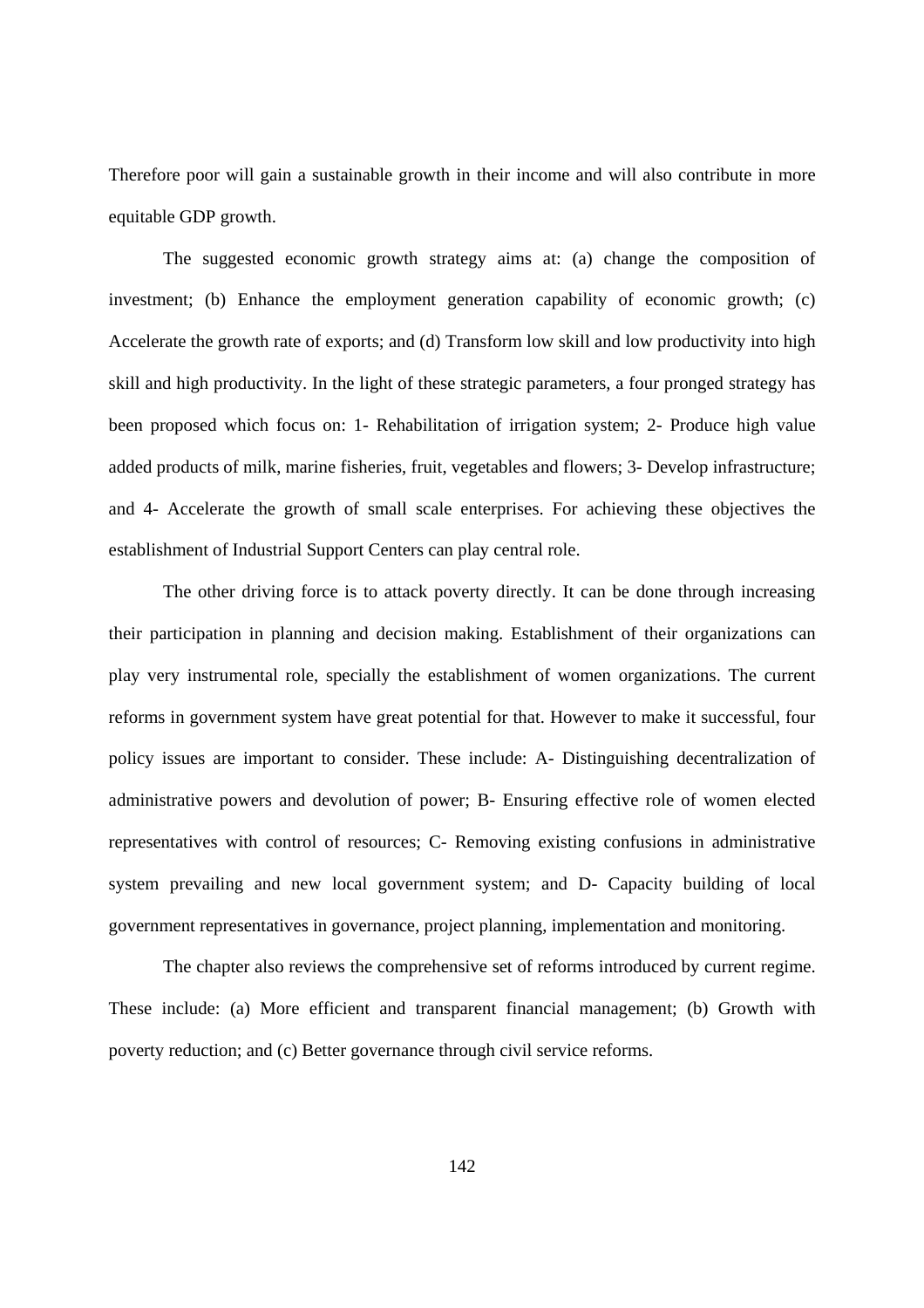Therefore poor will gain a sustainable growth in their income and will also contribute in more equitable GDP growth.

The suggested economic growth strategy aims at: (a) change the composition of investment; (b) Enhance the employment generation capability of economic growth; (c) Accelerate the growth rate of exports; and (d) Transform low skill and low productivity into high skill and high productivity. In the light of these strategic parameters, a four pronged strategy has been proposed which focus on: 1- Rehabilitation of irrigation system; 2- Produce high value added products of milk, marine fisheries, fruit, vegetables and flowers; 3- Develop infrastructure; and 4- Accelerate the growth of small scale enterprises. For achieving these objectives the establishment of Industrial Support Centers can play central role.

The other driving force is to attack poverty directly. It can be done through increasing their participation in planning and decision making. Establishment of their organizations can play very instrumental role, specially the establishment of women organizations. The current reforms in government system have great potential for that. However to make it successful, four policy issues are important to consider. These include: A- Distinguishing decentralization of administrative powers and devolution of power; B- Ensuring effective role of women elected representatives with control of resources; C- Removing existing confusions in administrative system prevailing and new local government system; and D- Capacity building of local government representatives in governance, project planning, implementation and monitoring.

The chapter also reviews the comprehensive set of reforms introduced by current regime. These include: (a) More efficient and transparent financial management; (b) Growth with poverty reduction; and (c) Better governance through civil service reforms.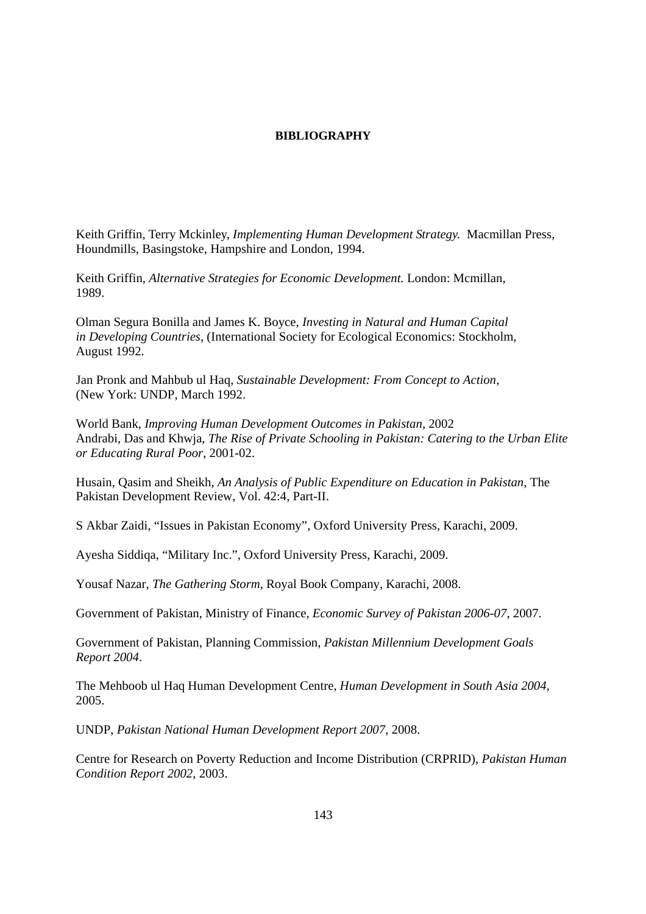# BIBLIOGRAPHY

Keith Griffin, Terry Mckinley, *Implementing Human Development Strategy.* Macmillan Press, Houndmills, Basingstoke, Hampshire and London, 1994.

Keith Griffin, *Alternative Strategies for Economic Development.* London: Mcmillan, 1989.

Olman Segura Bonilla and James K. Boyce, *Investing in Natural and Human Capital in Developing Countries*, (International Society for Ecological Economics: Stockholm, August 1992.

Jan Pronk and Mahbub ul Haq, *Sustainable Development: From Concept to Action*, (New York: UNDP, March 1992.

World Bank, *Improving Human Development Outcomes in Pakistan*, 2002
Andrabi, Das and Khwja, *The Rise of Private Schooling in Pakistan: Catering to the Urban Elite or Educating Rural Poor*, 2001-02.

Husain, Qasim and Sheikh, *An Analysis of Public Expenditure on Education in Pakistan*, The Pakistan Development Review, Vol. 42:4, Part-II.

S Akbar Zaidi, "Issues in Pakistan Economy", Oxford University Press, Karachi, 2009.

Ayesha Siddiqa, "Military Inc.", Oxford University Press, Karachi, 2009.

Yousaf Nazar, *The Gathering Storm*, Royal Book Company, Karachi, 2008.

Government of Pakistan, Ministry of Finance, *Economic Survey of Pakistan 2006-07*, 2007.

Government of Pakistan, Planning Commission, *Pakistan Millennium Development Goals Report 2004*.

The Mehboob ul Haq Human Development Centre, *Human Development in South Asia 2004*, 2005.

UNDP, *Pakistan National Human Development Report 2007*, 2008.

Centre for Research on Poverty Reduction and Income Distribution (CRPRID), *Pakistan Human Condition Report 2002*, 2003.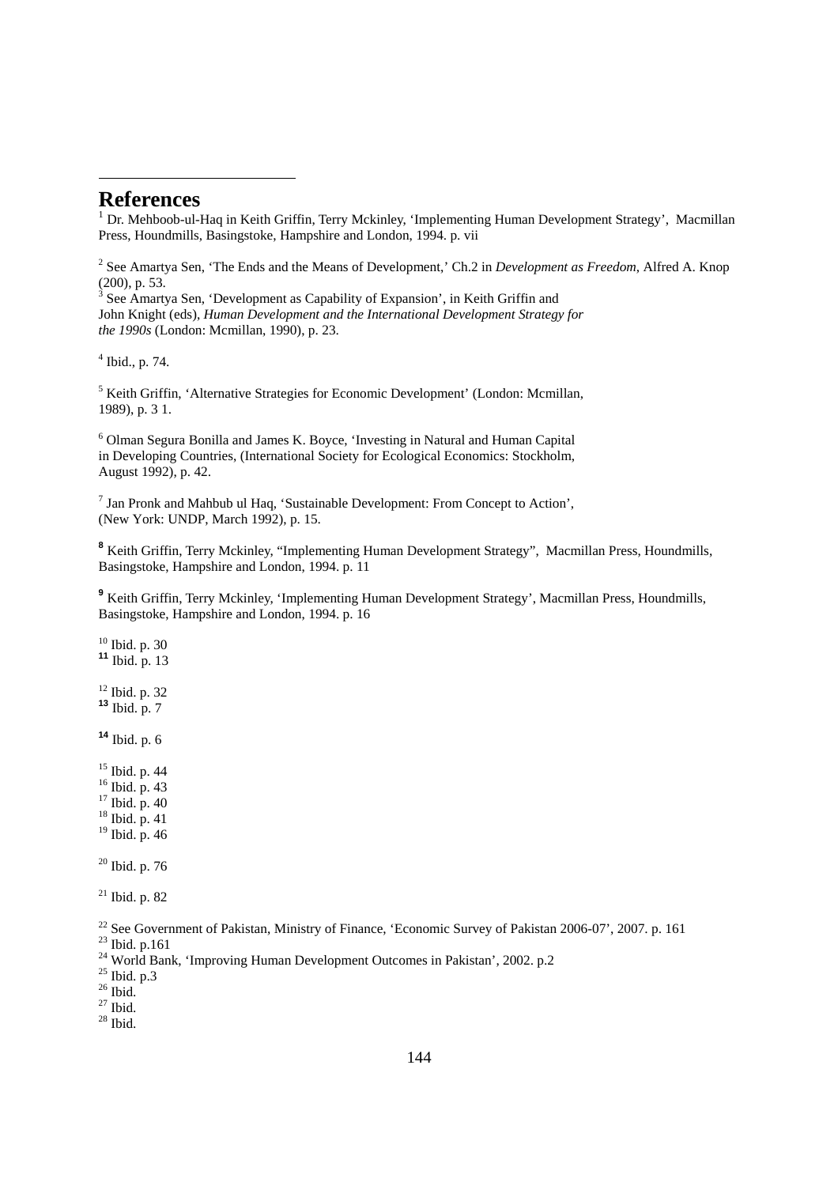# References

[1] Dr. Mehboob-ul-Haq in Keith Griffin, Terry Mckinley, 'Implementing Human Development Strategy', Macmillan Press, Houndmills, Basingstoke, Hampshire and London, 1994. p. vii

[2] See Amartya Sen, 'The Ends and the Means of Development,' Ch.2 in *Development as Freedom*, Alfred A. Knop (200), p. 53.

[3] See Amartya Sen, 'Development as Capability of Expansion', in Keith Griffin and John Knight (eds), *Human Development and the International Development Strategy for the 1990s* (London: Mcmillan, 1990), p. 23.

[4] Ibid., p. 74.

[5] Keith Griffin, 'Alternative Strategies for Economic Development' (London: Mcmillan, 1989), p. 3 1.

[6] Olman Segura Bonilla and James K. Boyce, 'Investing in Natural and Human Capital in Developing Countries, (International Society for Ecological Economics: Stockholm, August 1992), p. 42.

[7] Jan Pronk and Mahbub ul Haq, 'Sustainable Development: From Concept to Action', (New York: UNDP, March 1992), p. 15.

[8] Keith Griffin, Terry Mckinley, "Implementing Human Development Strategy", Macmillan Press, Houndmills, Basingstoke, Hampshire and London, 1994. p. 11

[9] Keith Griffin, Terry Mckinley, 'Implementing Human Development Strategy', Macmillan Press, Houndmills, Basingstoke, Hampshire and London, 1994. p. 16

[10] Ibid. p. 30

[11] Ibid. p. 13

[12] Ibid. p. 32

[13] Ibid. p. 7

[14] Ibid. p. 6

[15] Ibid. p. 44

[16] Ibid. p. 43

[17] Ibid. p. 40

[18] Ibid. p. 41

[19] Ibid. p. 46

[20] Ibid. p. 76

[21] Ibid. p. 82

[22] See Government of Pakistan, Ministry of Finance, 'Economic Survey of Pakistan 2006-07', 2007. p. 161

[23] Ibid. p.161

[24] World Bank, 'Improving Human Development Outcomes in Pakistan', 2002. p.2

[25] Ibid. p.3

[26] Ibid.

[27] Ibid.

[28] Ibid.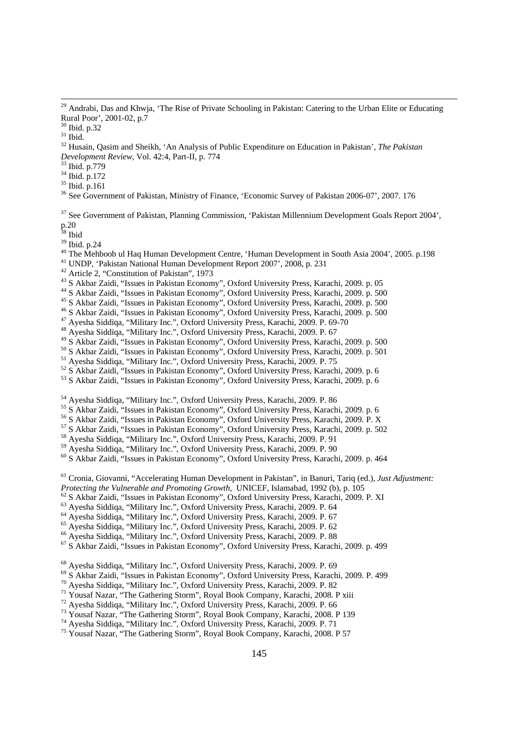[29] Andrabi, Das and Khwja, 'The Rise of Private Schooling in Pakistan: Catering to the Urban Elite or Educating Rural Poor', 2001-02, p.7

[30] Ibid. p.32

[31] Ibid.

[32] Husain, Qasim and Sheikh, 'An Analysis of Public Expenditure on Education in Pakistan', *The Pakistan Development Review*, Vol. 42:4, Part-II, p. 774

[33] Ibid. p.779

[34] Ibid. p.172

[35] Ibid. p.161

[36] See Government of Pakistan, Ministry of Finance, 'Economic Survey of Pakistan 2006-07', 2007. 176

[37] See Government of Pakistan, Planning Commission, 'Pakistan Millennium Development Goals Report 2004', p.20

[38] Ibid

[39] Ibid. p.24

[40] The Mehboob ul Haq Human Development Centre, 'Human Development in South Asia 2004', 2005. p.198

[41] UNDP, 'Pakistan National Human Development Report 2007', 2008, p. 231

[42] Article 2, "Constitution of Pakistan", 1973

[43] S Akbar Zaidi, "Issues in Pakistan Economy", Oxford University Press, Karachi, 2009. p. 05

[44] S Akbar Zaidi, "Issues in Pakistan Economy", Oxford University Press, Karachi, 2009. p. 500

[45] S Akbar Zaidi, "Issues in Pakistan Economy", Oxford University Press, Karachi, 2009. p. 500

[46] S Akbar Zaidi, "Issues in Pakistan Economy", Oxford University Press, Karachi, 2009. p. 500

[47] Ayesha Siddiqa, "Military Inc.", Oxford University Press, Karachi, 2009. P. 69-70

[48] Ayesha Siddiqa, "Military Inc.", Oxford University Press, Karachi, 2009. P. 67

[49] S Akbar Zaidi, "Issues in Pakistan Economy", Oxford University Press, Karachi, 2009. p. 500

[50] S Akbar Zaidi, "Issues in Pakistan Economy", Oxford University Press, Karachi, 2009. p. 501

[51] Ayesha Siddiqa, "Military Inc.", Oxford University Press, Karachi, 2009. P. 75

[52] S Akbar Zaidi, "Issues in Pakistan Economy", Oxford University Press, Karachi, 2009. p. 6

[53] S Akbar Zaidi, "Issues in Pakistan Economy", Oxford University Press, Karachi, 2009. p. 6

[54] Ayesha Siddiqa, "Military Inc.", Oxford University Press, Karachi, 2009. P. 86

[55] S Akbar Zaidi, "Issues in Pakistan Economy", Oxford University Press, Karachi, 2009. p. 6

[56] S Akbar Zaidi, "Issues in Pakistan Economy", Oxford University Press, Karachi, 2009. P. X

[57] S Akbar Zaidi, "Issues in Pakistan Economy", Oxford University Press, Karachi, 2009. p. 502

[58] Ayesha Siddiqa, "Military Inc.", Oxford University Press, Karachi, 2009. P. 91

[59] Ayesha Siddiqa, "Military Inc.", Oxford University Press, Karachi, 2009. P. 90

[60] S Akbar Zaidi, "Issues in Pakistan Economy", Oxford University Press, Karachi, 2009. p. 464

[61] Cronia, Giovanni, "Accelerating Human Development in Pakistan", in Banuri, Tariq (ed.), *Just Adjustment: Protecting the Vulnerable and Promoting Growth,* UNICEF, Islamabad, 1992 (b), p. 105

[62] S Akbar Zaidi, "Issues in Pakistan Economy", Oxford University Press, Karachi, 2009. P. XI

[63] Ayesha Siddiqa, "Military Inc.", Oxford University Press, Karachi, 2009. P. 64

[64] Ayesha Siddiqa, "Military Inc.", Oxford University Press, Karachi, 2009. P. 67

[65] Ayesha Siddiqa, "Military Inc.", Oxford University Press, Karachi, 2009. P. 62

[66] Ayesha Siddiqa, "Military Inc.", Oxford University Press, Karachi, 2009. P. 88

[67] S Akbar Zaidi, "Issues in Pakistan Economy", Oxford University Press, Karachi, 2009. p. 499

[68] Ayesha Siddiqa, "Military Inc.", Oxford University Press, Karachi, 2009. P. 69

[69] S Akbar Zaidi, "Issues in Pakistan Economy", Oxford University Press, Karachi, 2009. P. 499

[70] Ayesha Siddiqa, "Military Inc.", Oxford University Press, Karachi, 2009. P. 82

[71] Yousaf Nazar, "The Gathering Storm", Royal Book Company, Karachi, 2008. P xiii

[72] Ayesha Siddiqa, "Military Inc.", Oxford University Press, Karachi, 2009. P. 66

[73] Yousaf Nazar, "The Gathering Storm", Royal Book Company, Karachi, 2008. P 139

[74] Ayesha Siddiqa, "Military Inc.", Oxford University Press, Karachi, 2009. P. 71

[75] Yousaf Nazar, "The Gathering Storm", Royal Book Company, Karachi, 2008. P 57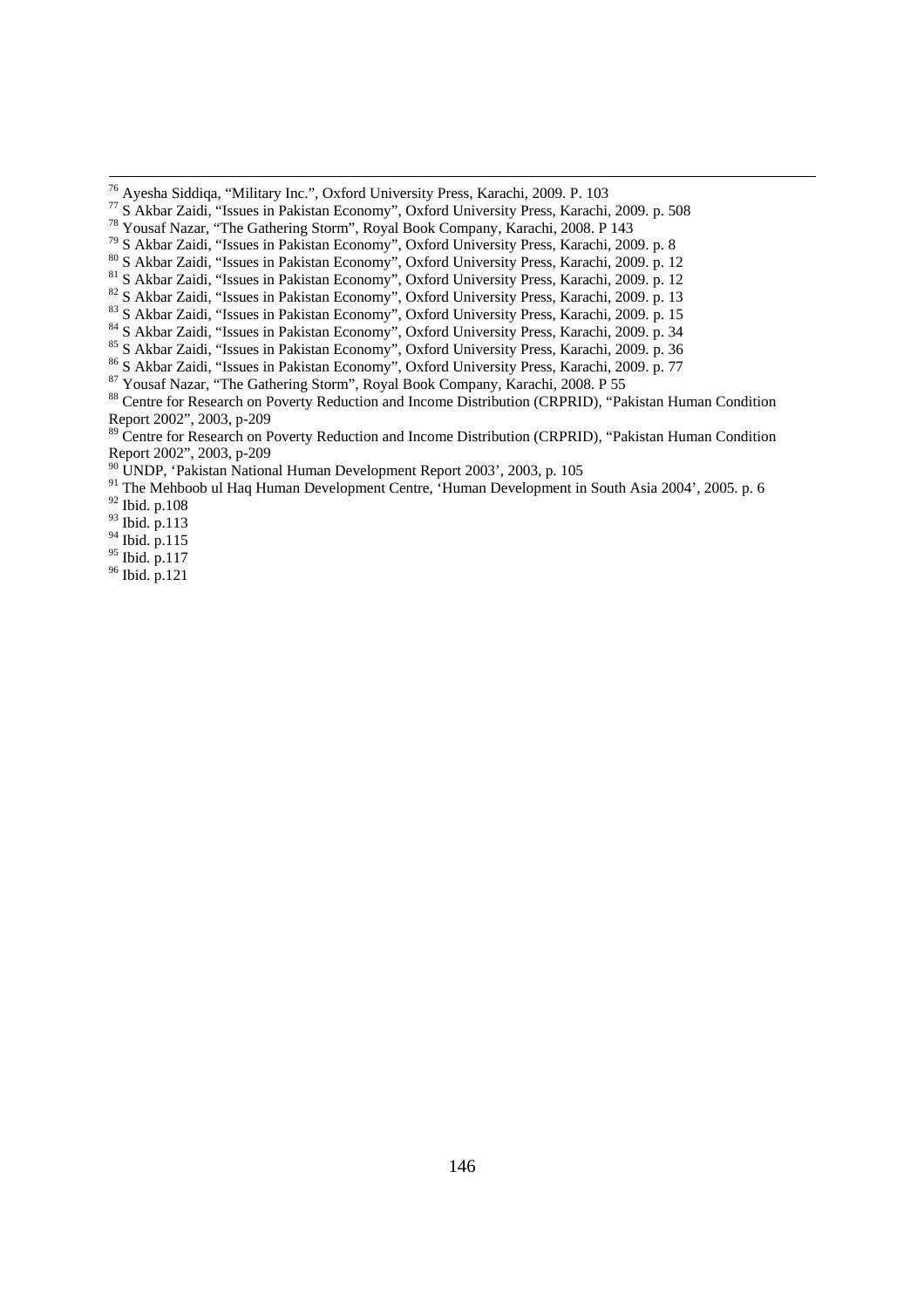[76] Ayesha Siddiqa, "Military Inc.", Oxford University Press, Karachi, 2009. P. 103

[77] S Akbar Zaidi, "Issues in Pakistan Economy", Oxford University Press, Karachi, 2009. p. 508

[78] Yousaf Nazar, "The Gathering Storm", Royal Book Company, Karachi, 2008. P 143

[79] S Akbar Zaidi, "Issues in Pakistan Economy", Oxford University Press, Karachi, 2009. p. 8

[80] S Akbar Zaidi, "Issues in Pakistan Economy", Oxford University Press, Karachi, 2009. p. 12

[81] S Akbar Zaidi, "Issues in Pakistan Economy", Oxford University Press, Karachi, 2009. p. 12

[82] S Akbar Zaidi, "Issues in Pakistan Economy", Oxford University Press, Karachi, 2009. p. 13

[83] S Akbar Zaidi, "Issues in Pakistan Economy", Oxford University Press, Karachi, 2009. p. 15

[84] S Akbar Zaidi, "Issues in Pakistan Economy", Oxford University Press, Karachi, 2009. p. 34

[85] S Akbar Zaidi, "Issues in Pakistan Economy", Oxford University Press, Karachi, 2009. p. 36

[86] S Akbar Zaidi, "Issues in Pakistan Economy", Oxford University Press, Karachi, 2009. p. 77

[87] Yousaf Nazar, "The Gathering Storm", Royal Book Company, Karachi, 2008. P 55

[88] Centre for Research on Poverty Reduction and Income Distribution (CRPRID), "Pakistan Human Condition Report 2002", 2003, p-209

[89] Centre for Research on Poverty Reduction and Income Distribution (CRPRID), "Pakistan Human Condition Report 2002", 2003, p-209

[90] UNDP, 'Pakistan National Human Development Report 2003', 2003, p. 105

[91] The Mehboob ul Haq Human Development Centre, 'Human Development in South Asia 2004', 2005. p. 6

[92] Ibid. p.108

[93] Ibid. p.113

[94] Ibid. p.115

[95] Ibid. p.117

[96] Ibid. p.121